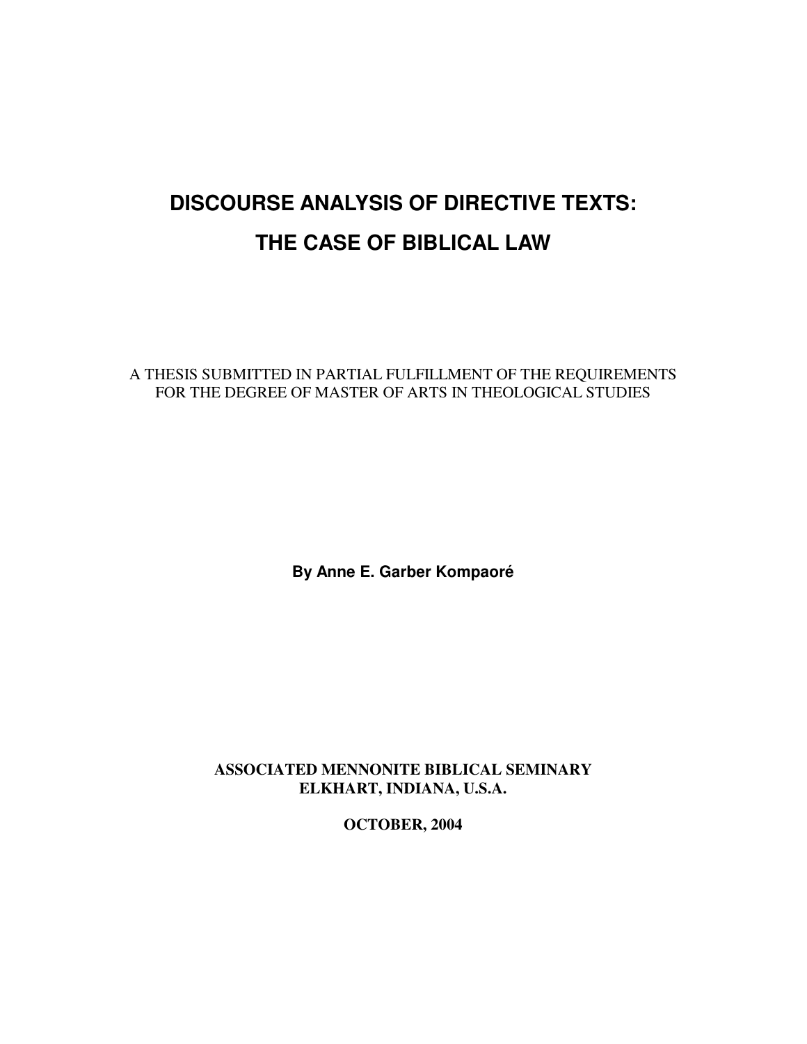# DISCOURSE ANALYSIS OF DIRECTIVE TEXTS: THE CASE OF BIBLICAL LAW

A THESIS SUBMITTED IN PARTIAL FULFILLMENT OF THE REQUIREMENTS FOR THE DEGREE OF MASTER OF ARTS IN THEOLOGICAL STUDIES

**By Anne E. Garber Kompaoré**

**ASSOCIATED MENNONITE BIBLICAL SEMINARY**
**ELKHART, INDIANA, U.S.A.**

**OCTOBER, 2004**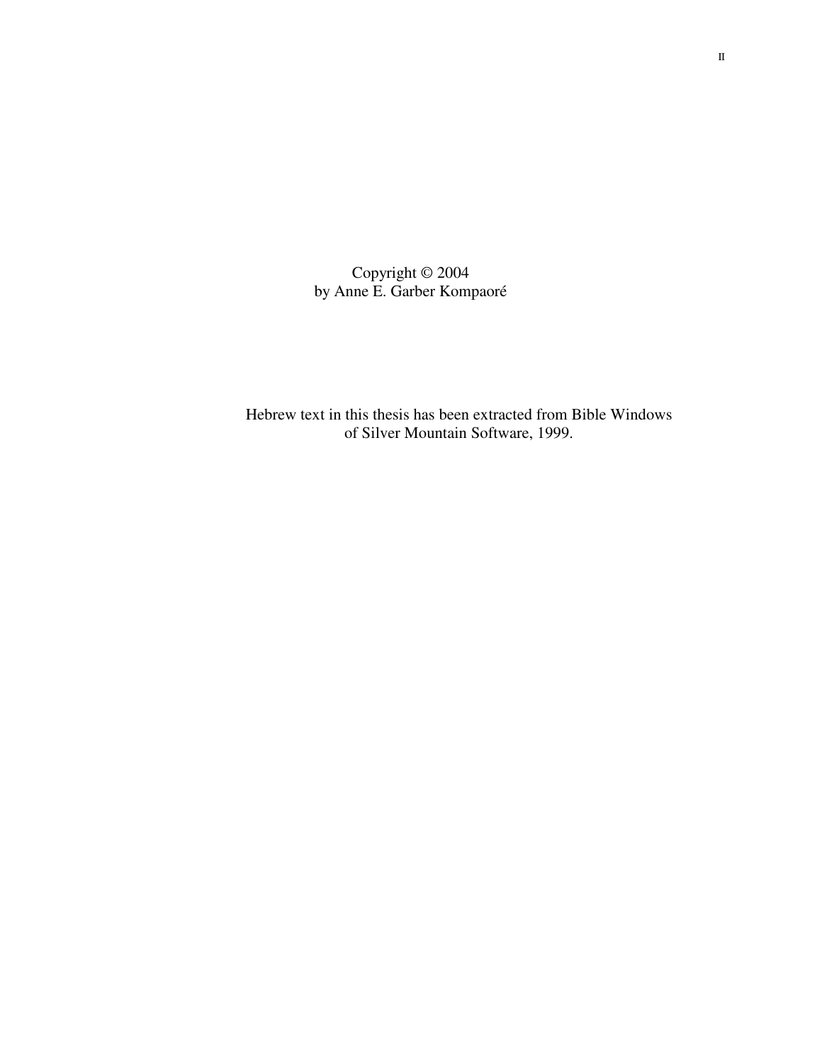Copyright © 2004
by Anne E. Garber Kompaoré

Hebrew text in this thesis has been extracted from Bible Windows of Silver Mountain Software, 1999.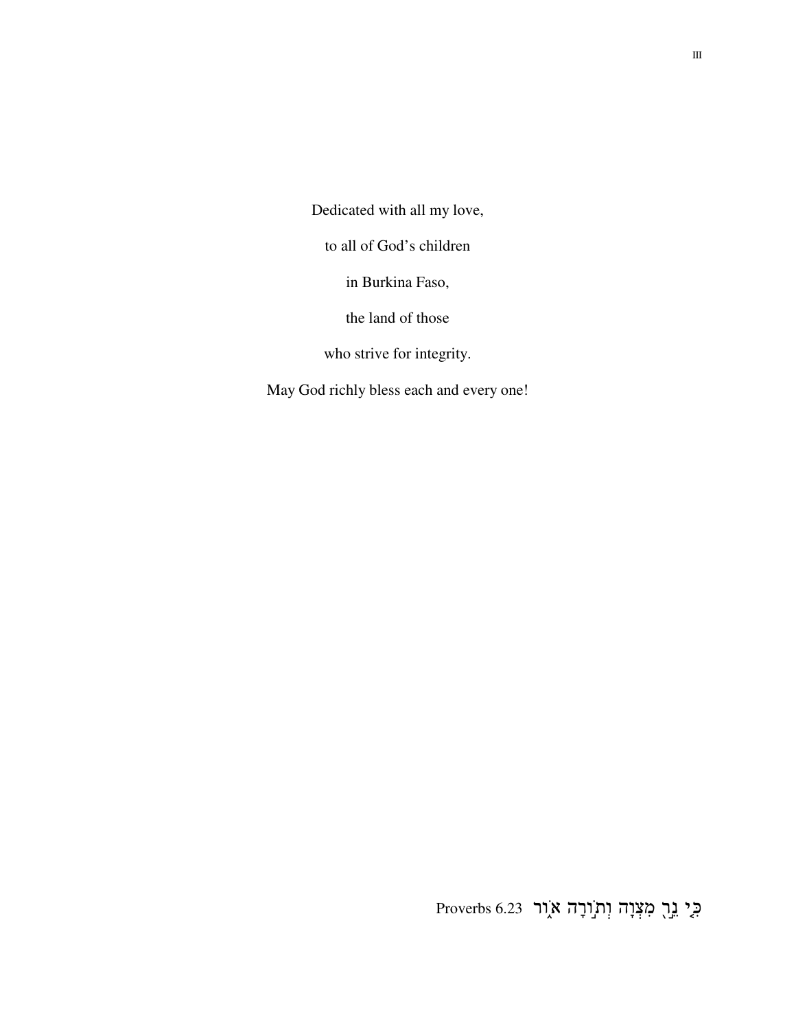Dedicated with all my love,

to all of God's children

in Burkina Faso,

the land of those

who strive for integrity.

May God richly bless each and every one!

כִּ֤י נֵ֣ר מִ֭צְוָה וְת֣וֹרָה א֑וֹר Proverbs 6.23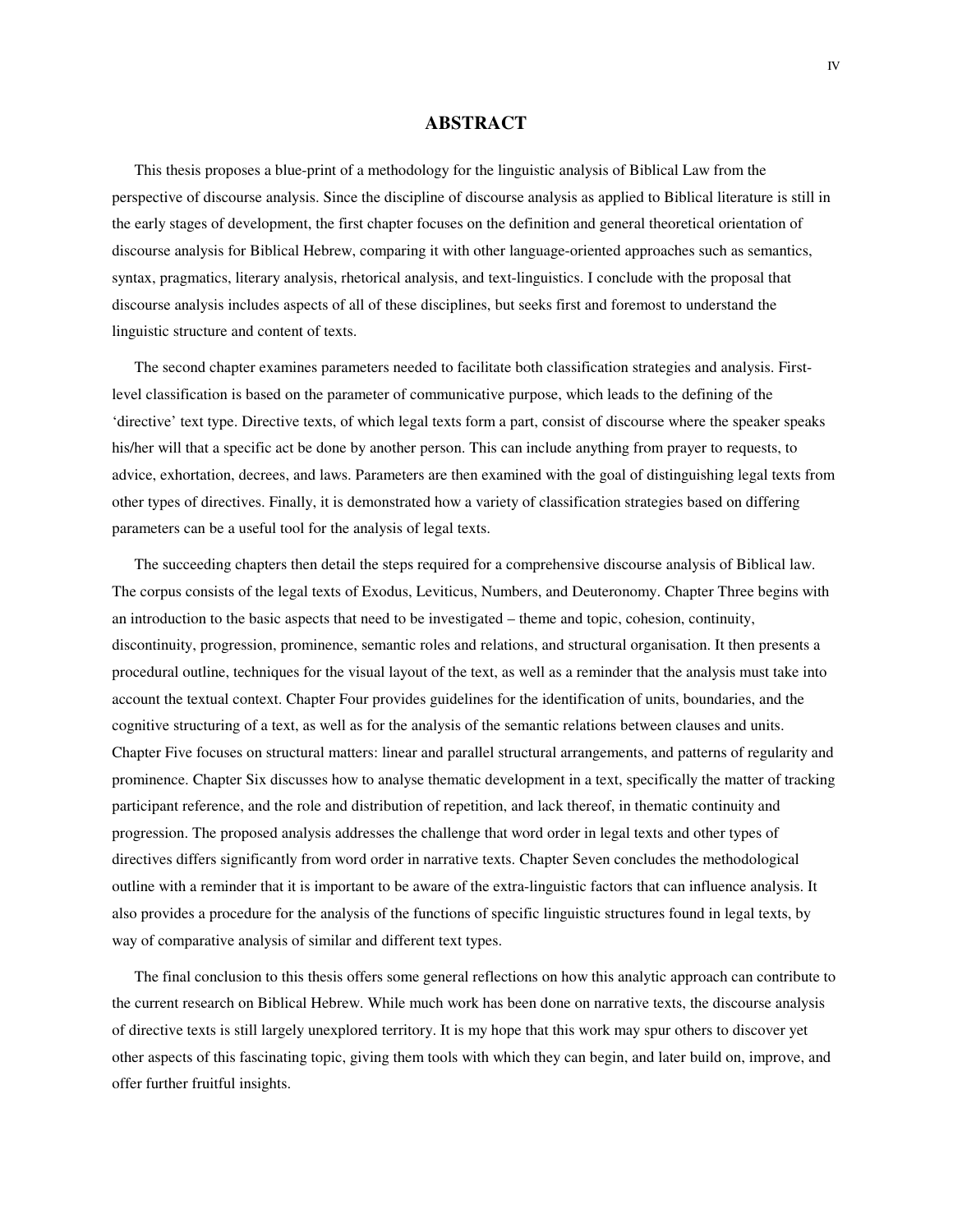# ABSTRACT

This thesis proposes a blue-print of a methodology for the linguistic analysis of Biblical Law from the perspective of discourse analysis. Since the discipline of discourse analysis as applied to Biblical literature is still in the early stages of development, the first chapter focuses on the definition and general theoretical orientation of discourse analysis for Biblical Hebrew, comparing it with other language-oriented approaches such as semantics, syntax, pragmatics, literary analysis, rhetorical analysis, and text-linguistics. I conclude with the proposal that discourse analysis includes aspects of all of these disciplines, but seeks first and foremost to understand the linguistic structure and content of texts.

The second chapter examines parameters needed to facilitate both classification strategies and analysis. First-level classification is based on the parameter of communicative purpose, which leads to the defining of the 'directive' text type. Directive texts, of which legal texts form a part, consist of discourse where the speaker speaks his/her will that a specific act be done by another person. This can include anything from prayer to requests, to advice, exhortation, decrees, and laws. Parameters are then examined with the goal of distinguishing legal texts from other types of directives. Finally, it is demonstrated how a variety of classification strategies based on differing parameters can be a useful tool for the analysis of legal texts.

The succeeding chapters then detail the steps required for a comprehensive discourse analysis of Biblical law. The corpus consists of the legal texts of Exodus, Leviticus, Numbers, and Deuteronomy. Chapter Three begins with an introduction to the basic aspects that need to be investigated – theme and topic, cohesion, continuity, discontinuity, progression, prominence, semantic roles and relations, and structural organisation. It then presents a procedural outline, techniques for the visual layout of the text, as well as a reminder that the analysis must take into account the textual context. Chapter Four provides guidelines for the identification of units, boundaries, and the cognitive structuring of a text, as well as for the analysis of the semantic relations between clauses and units. Chapter Five focuses on structural matters: linear and parallel structural arrangements, and patterns of regularity and prominence. Chapter Six discusses how to analyse thematic development in a text, specifically the matter of tracking participant reference, and the role and distribution of repetition, and lack thereof, in thematic continuity and progression. The proposed analysis addresses the challenge that word order in legal texts and other types of directives differs significantly from word order in narrative texts. Chapter Seven concludes the methodological outline with a reminder that it is important to be aware of the extra-linguistic factors that can influence analysis. It also provides a procedure for the analysis of the functions of specific linguistic structures found in legal texts, by way of comparative analysis of similar and different text types.

The final conclusion to this thesis offers some general reflections on how this analytic approach can contribute to the current research on Biblical Hebrew. While much work has been done on narrative texts, the discourse analysis of directive texts is still largely unexplored territory. It is my hope that this work may spur others to discover yet other aspects of this fascinating topic, giving them tools with which they can begin, and later build on, improve, and offer further fruitful insights.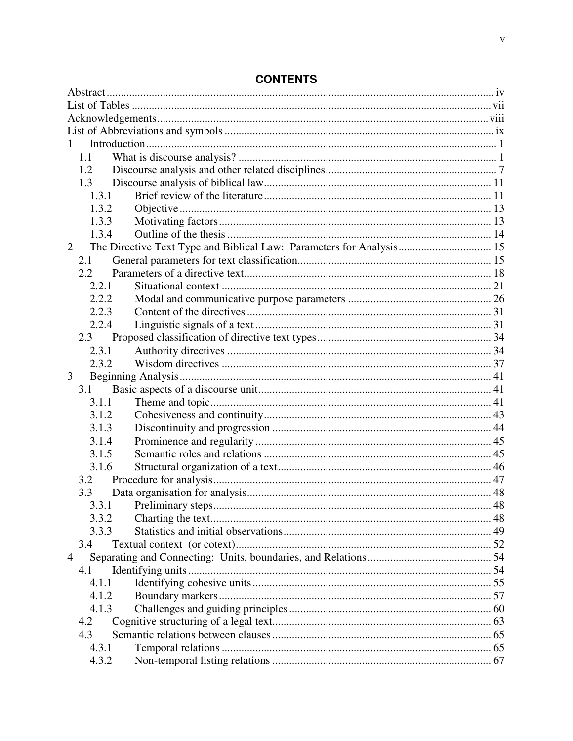# CONTENTS

Abstract ..... iv
List of Tables ..... vii
Acknowledgements ..... viii
List of Abbreviations and symbols ..... ix
1 Introduction ..... 1
  1.1 What is discourse analysis? ..... 1
  1.2 Discourse analysis and other related disciplines ..... 7
  1.3 Discourse analysis of biblical law ..... 11
    1.3.1 Brief review of the literature ..... 11
    1.3.2 Objective ..... 13
    1.3.3 Motivating factors ..... 13
    1.3.4 Outline of the thesis ..... 14
2 The Directive Text Type and Biblical Law: Parameters for Analysis ..... 15
  2.1 General parameters for text classification ..... 15
  2.2 Parameters of a directive text ..... 18
    2.2.1 Situational context ..... 21
    2.2.2 Modal and communicative purpose parameters ..... 26
    2.2.3 Content of the directives ..... 31
    2.2.4 Linguistic signals of a text ..... 31
  2.3 Proposed classification of directive text types ..... 34
    2.3.1 Authority directives ..... 34
    2.3.2 Wisdom directives ..... 37
3 Beginning Analysis ..... 41
  3.1 Basic aspects of a discourse unit ..... 41
    3.1.1 Theme and topic ..... 41
    3.1.2 Cohesiveness and continuity ..... 43
    3.1.3 Discontinuity and progression ..... 44
    3.1.4 Prominence and regularity ..... 45
    3.1.5 Semantic roles and relations ..... 45
    3.1.6 Structural organization of a text ..... 46
  3.2 Procedure for analysis ..... 47
  3.3 Data organisation for analysis ..... 48
    3.3.1 Preliminary steps ..... 48
    3.3.2 Charting the text ..... 48
    3.3.3 Statistics and initial observations ..... 49
  3.4 Textual context (or cotext) ..... 52
4 Separating and Connecting: Units, boundaries, and Relations ..... 54
  4.1 Identifying units ..... 54
    4.1.1 Identifying cohesive units ..... 55
    4.1.2 Boundary markers ..... 57
    4.1.3 Challenges and guiding principles ..... 60
  4.2 Cognitive structuring of a legal text ..... 63
  4.3 Semantic relations between clauses ..... 65
    4.3.1 Temporal relations ..... 65
    4.3.2 Non-temporal listing relations ..... 67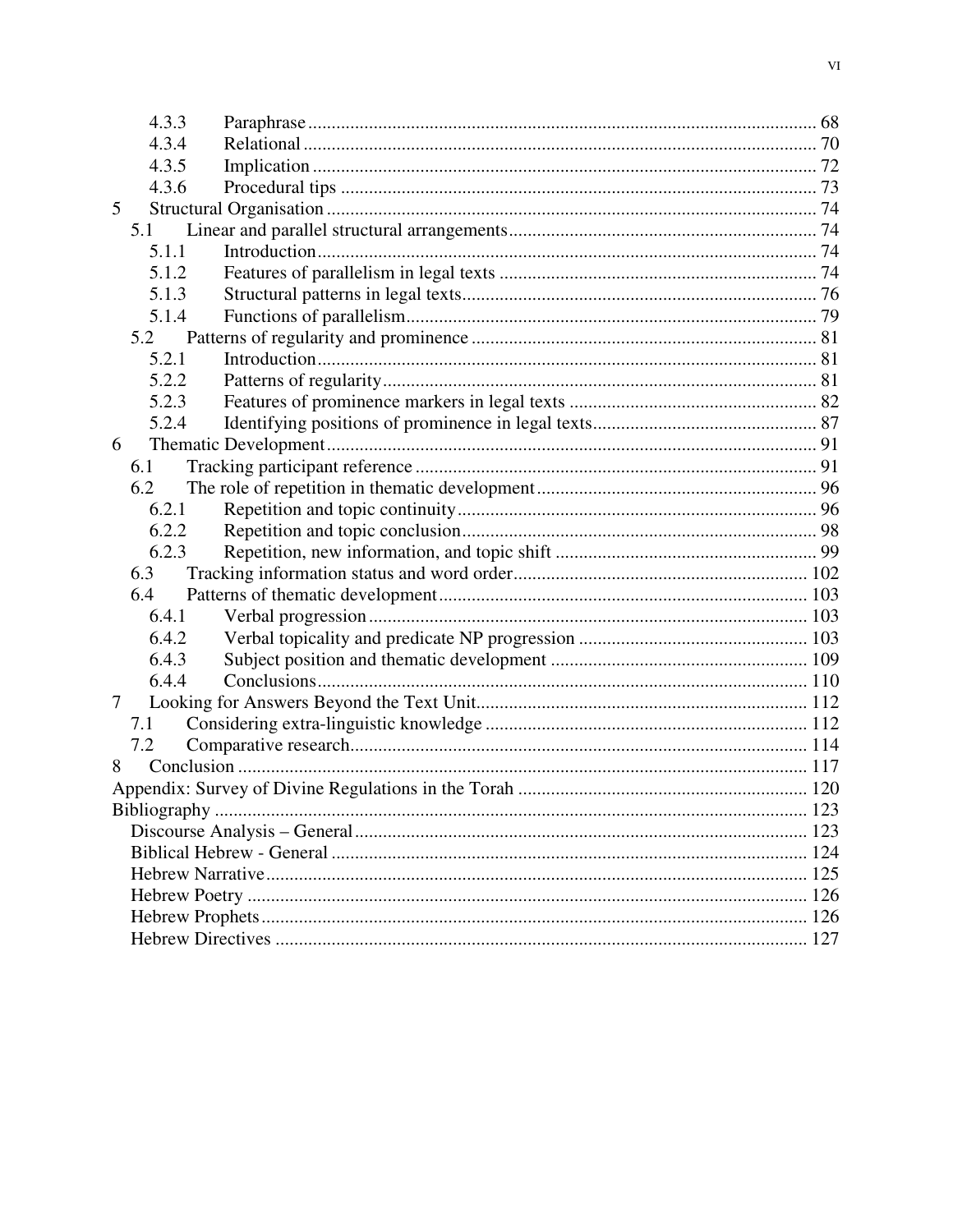4.3.3 Paraphrase ... 68
4.3.4 Relational ... 70
4.3.5 Implication ... 72
4.3.6 Procedural tips ... 73

5 Structural Organisation ... 74
- 5.1 Linear and parallel structural arrangements ... 74
  - 5.1.1 Introduction ... 74
  - 5.1.2 Features of parallelism in legal texts ... 74
  - 5.1.3 Structural patterns in legal texts ... 76
  - 5.1.4 Functions of parallelism ... 79
- 5.2 Patterns of regularity and prominence ... 81
  - 5.2.1 Introduction ... 81
  - 5.2.2 Patterns of regularity ... 81
  - 5.2.3 Features of prominence markers in legal texts ... 82
  - 5.2.4 Identifying positions of prominence in legal texts ... 87

6 Thematic Development ... 91
- 6.1 Tracking participant reference ... 91
- 6.2 The role of repetition in thematic development ... 96
  - 6.2.1 Repetition and topic continuity ... 96
  - 6.2.2 Repetition and topic conclusion ... 98
  - 6.2.3 Repetition, new information, and topic shift ... 99
- 6.3 Tracking information status and word order ... 102
- 6.4 Patterns of thematic development ... 103
  - 6.4.1 Verbal progression ... 103
  - 6.4.2 Verbal topicality and predicate NP progression ... 103
  - 6.4.3 Subject position and thematic development ... 109
  - 6.4.4 Conclusions ... 110

7 Looking for Answers Beyond the Text Unit ... 112
- 7.1 Considering extra-linguistic knowledge ... 112
- 7.2 Comparative research ... 114

8 Conclusion ... 117

Appendix: Survey of Divine Regulations in the Torah ... 120

Bibliography ... 123
- Discourse Analysis – General ... 123
- Biblical Hebrew - General ... 124
- Hebrew Narrative ... 125
- Hebrew Poetry ... 126
- Hebrew Prophets ... 126
- Hebrew Directives ... 127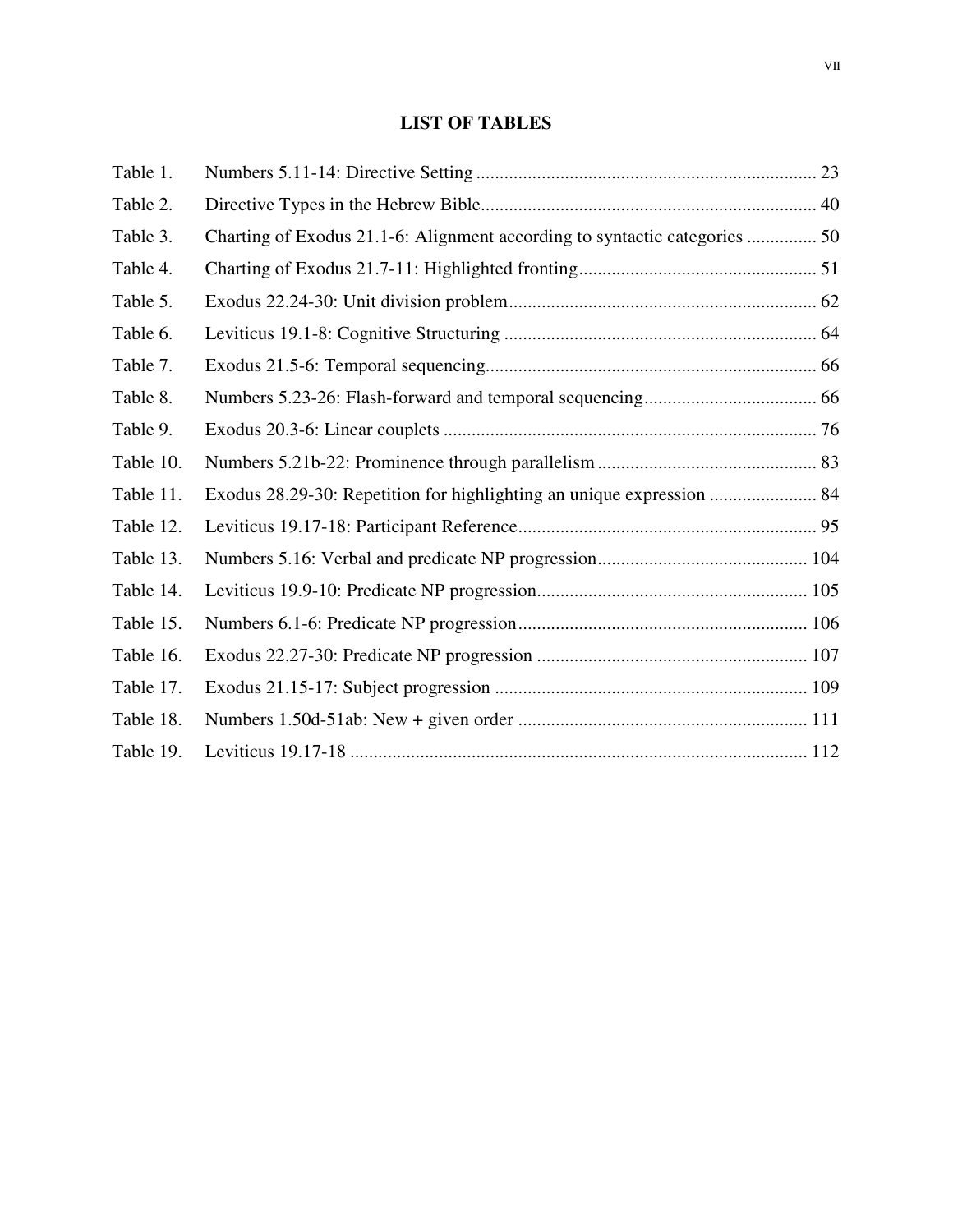# LIST OF TABLES

| | | |
|---|---|---|
| Table 1. | Numbers 5.11-14: Directive Setting | 23 |
| Table 2. | Directive Types in the Hebrew Bible | 40 |
| Table 3. | Charting of Exodus 21.1-6: Alignment according to syntactic categories | 50 |
| Table 4. | Charting of Exodus 21.7-11: Highlighted fronting | 51 |
| Table 5. | Exodus 22.24-30: Unit division problem | 62 |
| Table 6. | Leviticus 19.1-8: Cognitive Structuring | 64 |
| Table 7. | Exodus 21.5-6: Temporal sequencing | 66 |
| Table 8. | Numbers 5.23-26: Flash-forward and temporal sequencing | 66 |
| Table 9. | Exodus 20.3-6: Linear couplets | 76 |
| Table 10. | Numbers 5.21b-22: Prominence through parallelism | 83 |
| Table 11. | Exodus 28.29-30: Repetition for highlighting an unique expression | 84 |
| Table 12. | Leviticus 19.17-18: Participant Reference | 95 |
| Table 13. | Numbers 5.16: Verbal and predicate NP progression | 104 |
| Table 14. | Leviticus 19.9-10: Predicate NP progression | 105 |
| Table 15. | Numbers 6.1-6: Predicate NP progression | 106 |
| Table 16. | Exodus 22.27-30: Predicate NP progression | 107 |
| Table 17. | Exodus 21.15-17: Subject progression | 109 |
| Table 18. | Numbers 1.50d-51ab: New + given order | 111 |
| Table 19. | Leviticus 19.17-18 | 112 |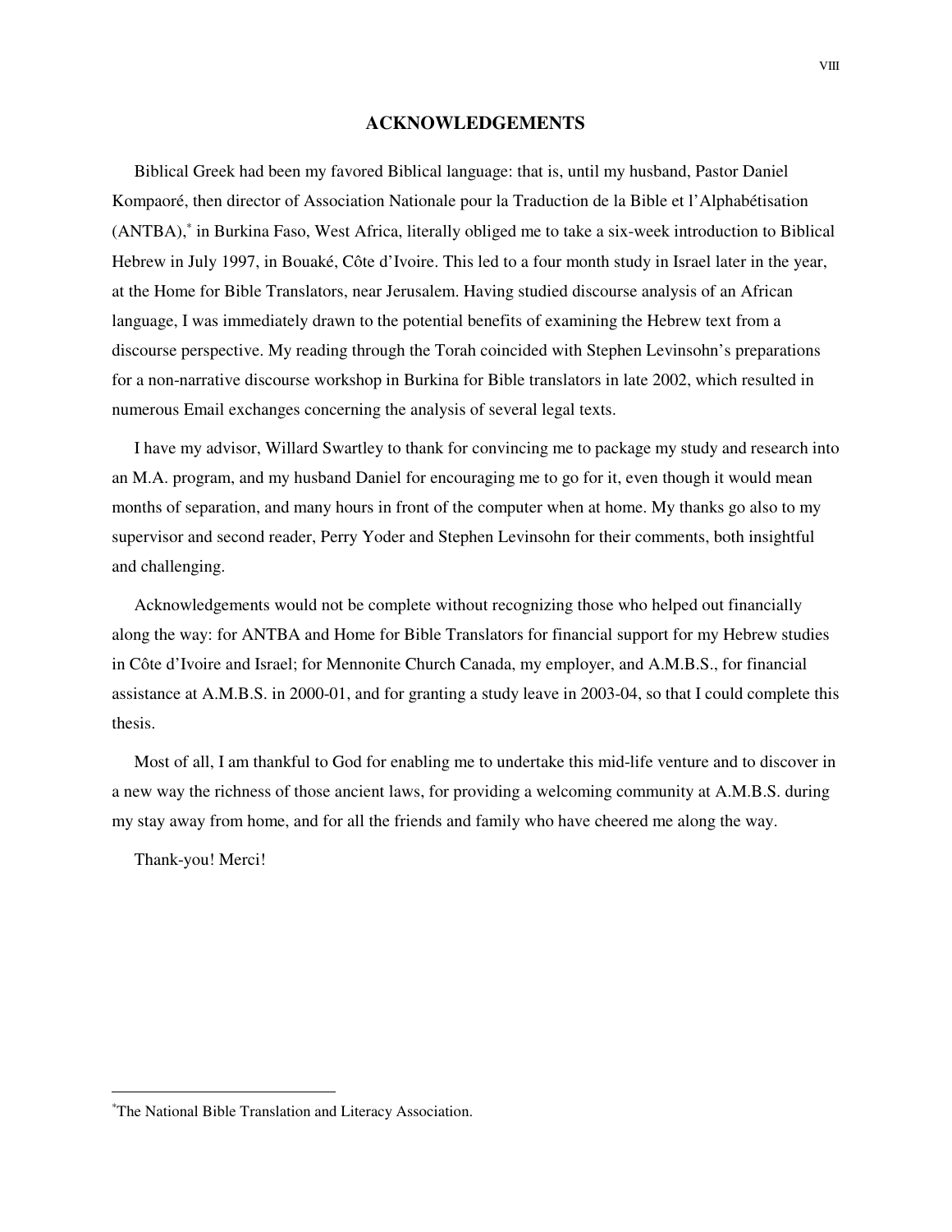# ACKNOWLEDGEMENTS

Biblical Greek had been my favored Biblical language: that is, until my husband, Pastor Daniel Kompaoré, then director of Association Nationale pour la Traduction de la Bible et l'Alphabétisation (ANTBA),[*] in Burkina Faso, West Africa, literally obliged me to take a six-week introduction to Biblical Hebrew in July 1997, in Bouaké, Côte d'Ivoire. This led to a four month study in Israel later in the year, at the Home for Bible Translators, near Jerusalem. Having studied discourse analysis of an African language, I was immediately drawn to the potential benefits of examining the Hebrew text from a discourse perspective. My reading through the Torah coincided with Stephen Levinsohn's preparations for a non-narrative discourse workshop in Burkina for Bible translators in late 2002, which resulted in numerous Email exchanges concerning the analysis of several legal texts.

I have my advisor, Willard Swartley to thank for convincing me to package my study and research into an M.A. program, and my husband Daniel for encouraging me to go for it, even though it would mean months of separation, and many hours in front of the computer when at home. My thanks go also to my supervisor and second reader, Perry Yoder and Stephen Levinsohn for their comments, both insightful and challenging.

Acknowledgements would not be complete without recognizing those who helped out financially along the way: for ANTBA and Home for Bible Translators for financial support for my Hebrew studies in Côte d'Ivoire and Israel; for Mennonite Church Canada, my employer, and A.M.B.S., for financial assistance at A.M.B.S. in 2000-01, and for granting a study leave in 2003-04, so that I could complete this thesis.

Most of all, I am thankful to God for enabling me to undertake this mid-life venture and to discover in a new way the richness of those ancient laws, for providing a welcoming community at A.M.B.S. during my stay away from home, and for all the friends and family who have cheered me along the way.

Thank-you! Merci!

---

[*] The National Bible Translation and Literacy Association.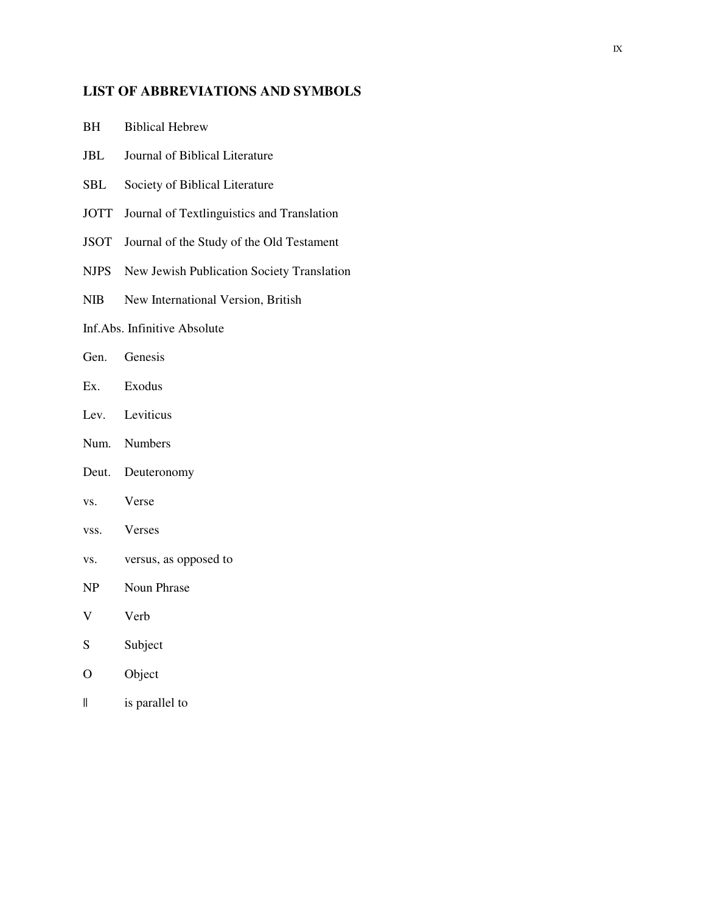## LIST OF ABBREVIATIONS AND SYMBOLS

| | |
|---|---|
| BH | Biblical Hebrew |
| JBL | Journal of Biblical Literature |
| SBL | Society of Biblical Literature |
| JOTT | Journal of Textlinguistics and Translation |
| JSOT | Journal of the Study of the Old Testament |
| NJPS | New Jewish Publication Society Translation |
| NIB | New International Version, British |
| Inf.Abs. | Infinitive Absolute |
| Gen. | Genesis |
| Ex. | Exodus |
| Lev. | Leviticus |
| Num. | Numbers |
| Deut. | Deuteronomy |
| vs. | Verse |
| vss. | Verses |
| vs. | versus, as opposed to |
| NP | Noun Phrase |
| V | Verb |
| S | Subject |
| O | Object |
| ǁ | is parallel to |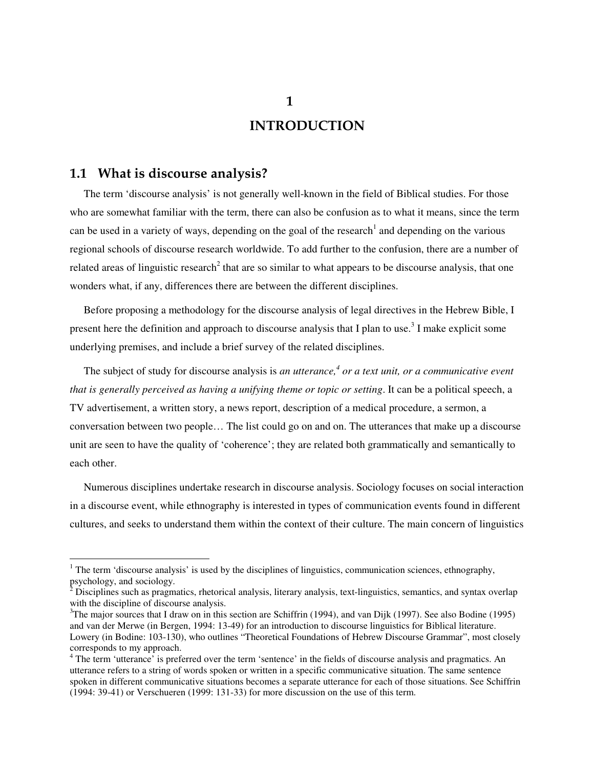# 1

# INTRODUCTION

## 1.1 What is discourse analysis?

The term 'discourse analysis' is not generally well-known in the field of Biblical studies. For those who are somewhat familiar with the term, there can also be confusion as to what it means, since the term can be used in a variety of ways, depending on the goal of the research[1] and depending on the various regional schools of discourse research worldwide. To add further to the confusion, there are a number of related areas of linguistic research[2] that are so similar to what appears to be discourse analysis, that one wonders what, if any, differences there are between the different disciplines.

Before proposing a methodology for the discourse analysis of legal directives in the Hebrew Bible, I present here the definition and approach to discourse analysis that I plan to use.[3] I make explicit some underlying premises, and include a brief survey of the related disciplines.

The subject of study for discourse analysis is *an utterance,[4] or a text unit, or a communicative event that is generally perceived as having a unifying theme or topic or setting*. It can be a political speech, a TV advertisement, a written story, a news report, description of a medical procedure, a sermon, a conversation between two people… The list could go on and on. The utterances that make up a discourse unit are seen to have the quality of 'coherence'; they are related both grammatically and semantically to each other.

Numerous disciplines undertake research in discourse analysis. Sociology focuses on social interaction in a discourse event, while ethnography is interested in types of communication events found in different cultures, and seeks to understand them within the context of their culture. The main concern of linguistics

---

[1] The term 'discourse analysis' is used by the disciplines of linguistics, communication sciences, ethnography, psychology, and sociology.

[2] Disciplines such as pragmatics, rhetorical analysis, literary analysis, text-linguistics, semantics, and syntax overlap with the discipline of discourse analysis.

[3] The major sources that I draw on in this section are Schiffrin (1994), and van Dijk (1997). See also Bodine (1995) and van der Merwe (in Bergen, 1994: 13-49) for an introduction to discourse linguistics for Biblical literature. Lowery (in Bodine: 103-130), who outlines "Theoretical Foundations of Hebrew Discourse Grammar", most closely corresponds to my approach.

[4] The term 'utterance' is preferred over the term 'sentence' in the fields of discourse analysis and pragmatics. An utterance refers to a string of words spoken or written in a specific communicative situation. The same sentence spoken in different communicative situations becomes a separate utterance for each of those situations. See Schiffrin (1994: 39-41) or Verschueren (1999: 131-33) for more discussion on the use of this term.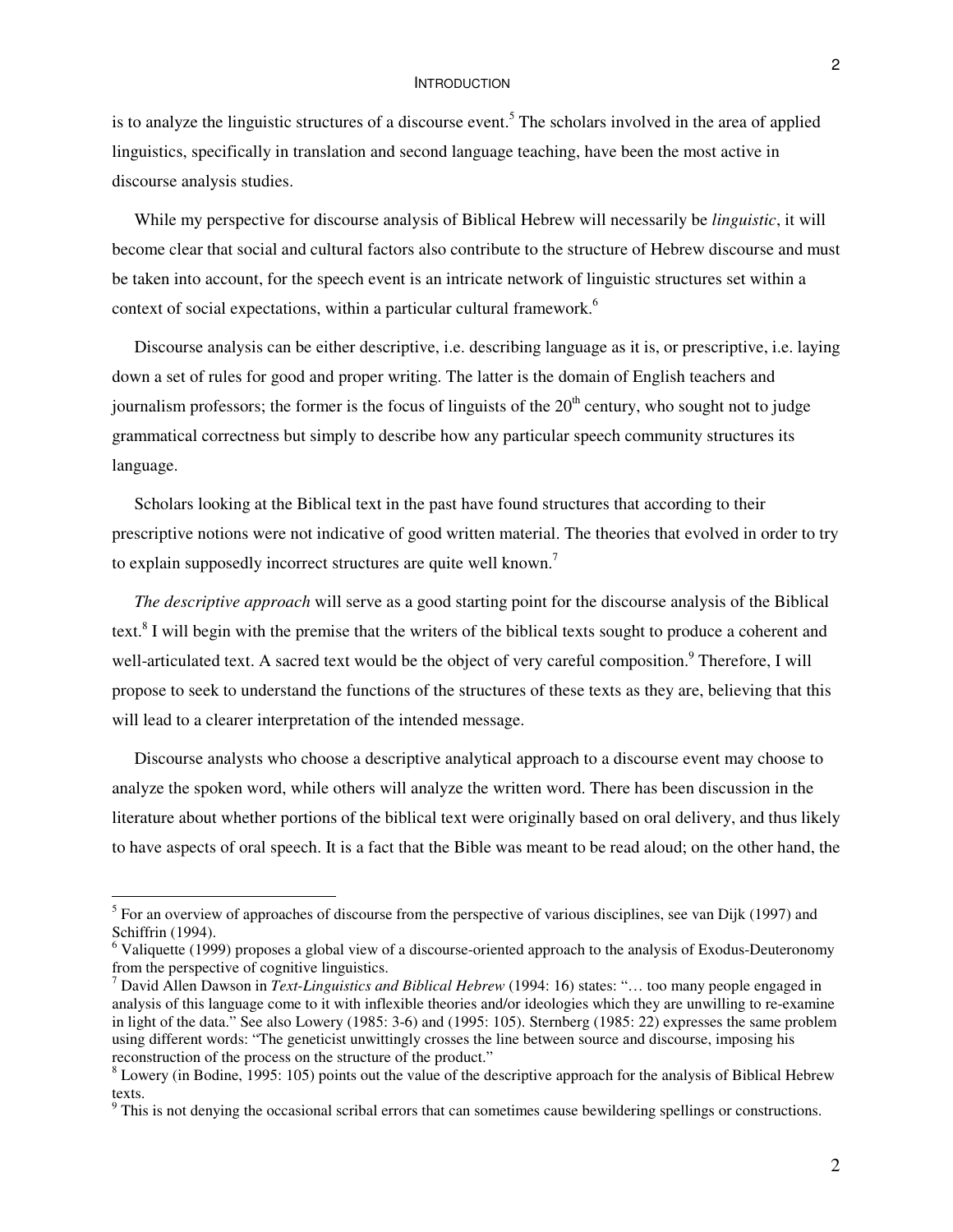is to analyze the linguistic structures of a discourse event.[5] The scholars involved in the area of applied linguistics, specifically in translation and second language teaching, have been the most active in discourse analysis studies.

While my perspective for discourse analysis of Biblical Hebrew will necessarily be *linguistic*, it will become clear that social and cultural factors also contribute to the structure of Hebrew discourse and must be taken into account, for the speech event is an intricate network of linguistic structures set within a context of social expectations, within a particular cultural framework.[6]

Discourse analysis can be either descriptive, i.e. describing language as it is, or prescriptive, i.e. laying down a set of rules for good and proper writing. The latter is the domain of English teachers and journalism professors; the former is the focus of linguists of the 20th century, who sought not to judge grammatical correctness but simply to describe how any particular speech community structures its language.

Scholars looking at the Biblical text in the past have found structures that according to their prescriptive notions were not indicative of good written material. The theories that evolved in order to try to explain supposedly incorrect structures are quite well known.[7]

*The descriptive approach* will serve as a good starting point for the discourse analysis of the Biblical text.[8] I will begin with the premise that the writers of the biblical texts sought to produce a coherent and well-articulated text. A sacred text would be the object of very careful composition.[9] Therefore, I will propose to seek to understand the functions of the structures of these texts as they are, believing that this will lead to a clearer interpretation of the intended message.

Discourse analysts who choose a descriptive analytical approach to a discourse event may choose to analyze the spoken word, while others will analyze the written word. There has been discussion in the literature about whether portions of the biblical text were originally based on oral delivery, and thus likely to have aspects of oral speech. It is a fact that the Bible was meant to be read aloud; on the other hand, the

---

[5] For an overview of approaches of discourse from the perspective of various disciplines, see van Dijk (1997) and Schiffrin (1994).

[6] Valiquette (1999) proposes a global view of a discourse-oriented approach to the analysis of Exodus-Deuteronomy from the perspective of cognitive linguistics.

[7] David Allen Dawson in *Text-Linguistics and Biblical Hebrew* (1994: 16) states: "… too many people engaged in analysis of this language come to it with inflexible theories and/or ideologies which they are unwilling to re-examine in light of the data." See also Lowery (1985: 3-6) and (1995: 105). Sternberg (1985: 22) expresses the same problem using different words: "The geneticist unwittingly crosses the line between source and discourse, imposing his reconstruction of the process on the structure of the product."

[8] Lowery (in Bodine, 1995: 105) points out the value of the descriptive approach for the analysis of Biblical Hebrew texts.

[9] This is not denying the occasional scribal errors that can sometimes cause bewildering spellings or constructions.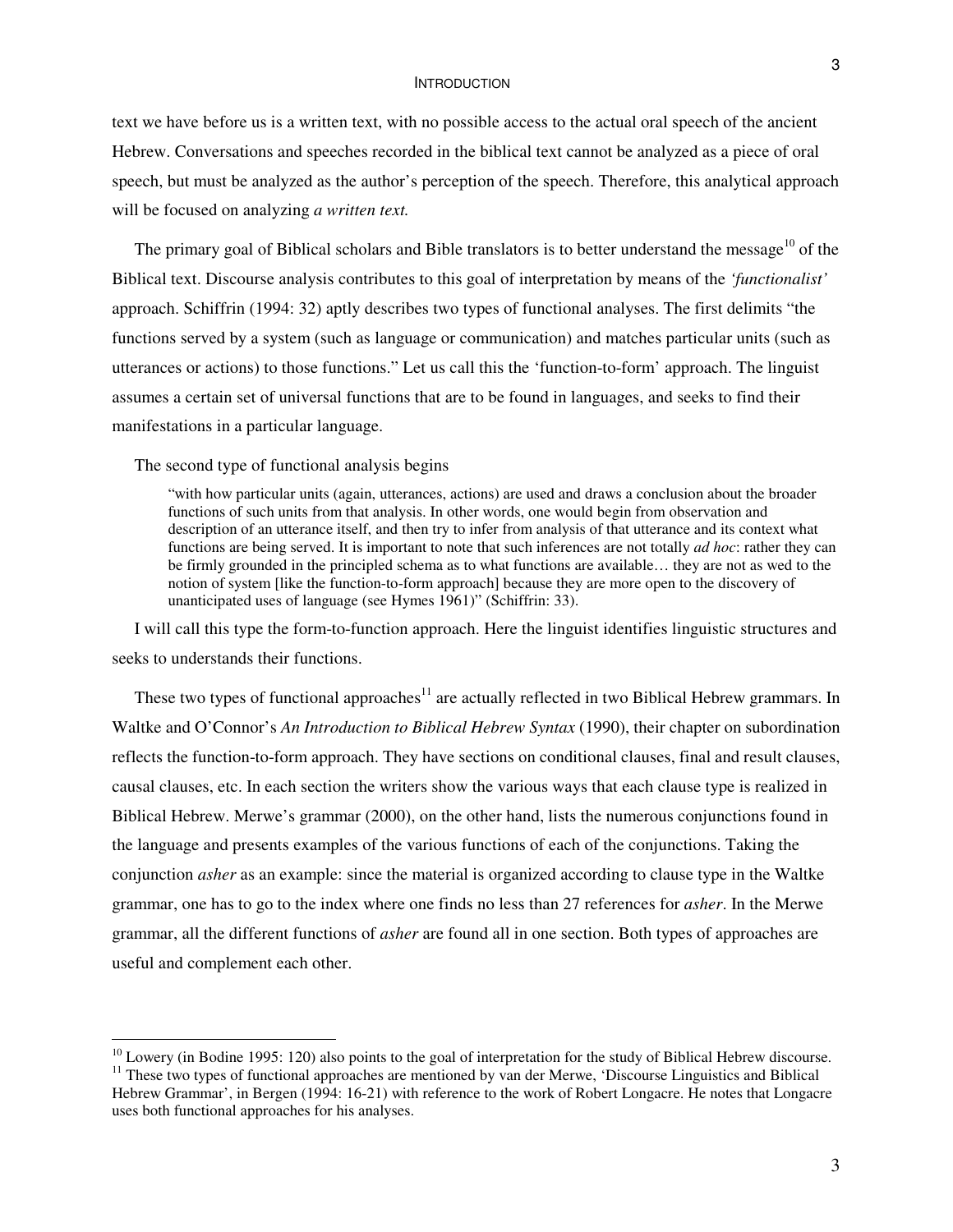text we have before us is a written text, with no possible access to the actual oral speech of the ancient Hebrew. Conversations and speeches recorded in the biblical text cannot be analyzed as a piece of oral speech, but must be analyzed as the author's perception of the speech. Therefore, this analytical approach will be focused on analyzing *a written text.*

The primary goal of Biblical scholars and Bible translators is to better understand the message[10] of the Biblical text. Discourse analysis contributes to this goal of interpretation by means of the *'functionalist'* approach. Schiffrin (1994: 32) aptly describes two types of functional analyses. The first delimits "the functions served by a system (such as language or communication) and matches particular units (such as utterances or actions) to those functions." Let us call this the 'function-to-form' approach. The linguist assumes a certain set of universal functions that are to be found in languages, and seeks to find their manifestations in a particular language.

The second type of functional analysis begins

> "with how particular units (again, utterances, actions) are used and draws a conclusion about the broader functions of such units from that analysis. In other words, one would begin from observation and description of an utterance itself, and then try to infer from analysis of that utterance and its context what functions are being served. It is important to note that such inferences are not totally *ad hoc*: rather they can be firmly grounded in the principled schema as to what functions are available… they are not as wed to the notion of system [like the function-to-form approach] because they are more open to the discovery of unanticipated uses of language (see Hymes 1961)" (Schiffrin: 33).

I will call this type the form-to-function approach. Here the linguist identifies linguistic structures and seeks to understands their functions.

These two types of functional approaches[11] are actually reflected in two Biblical Hebrew grammars. In Waltke and O'Connor's *An Introduction to Biblical Hebrew Syntax* (1990), their chapter on subordination reflects the function-to-form approach. They have sections on conditional clauses, final and result clauses, causal clauses, etc. In each section the writers show the various ways that each clause type is realized in Biblical Hebrew. Merwe's grammar (2000), on the other hand, lists the numerous conjunctions found in the language and presents examples of the various functions of each of the conjunctions. Taking the conjunction *asher* as an example: since the material is organized according to clause type in the Waltke grammar, one has to go to the index where one finds no less than 27 references for *asher*. In the Merwe grammar, all the different functions of *asher* are found all in one section. Both types of approaches are useful and complement each other.

---

[10] Lowery (in Bodine 1995: 120) also points to the goal of interpretation for the study of Biblical Hebrew discourse.

[11] These two types of functional approaches are mentioned by van der Merwe, 'Discourse Linguistics and Biblical Hebrew Grammar', in Bergen (1994: 16-21) with reference to the work of Robert Longacre. He notes that Longacre uses both functional approaches for his analyses.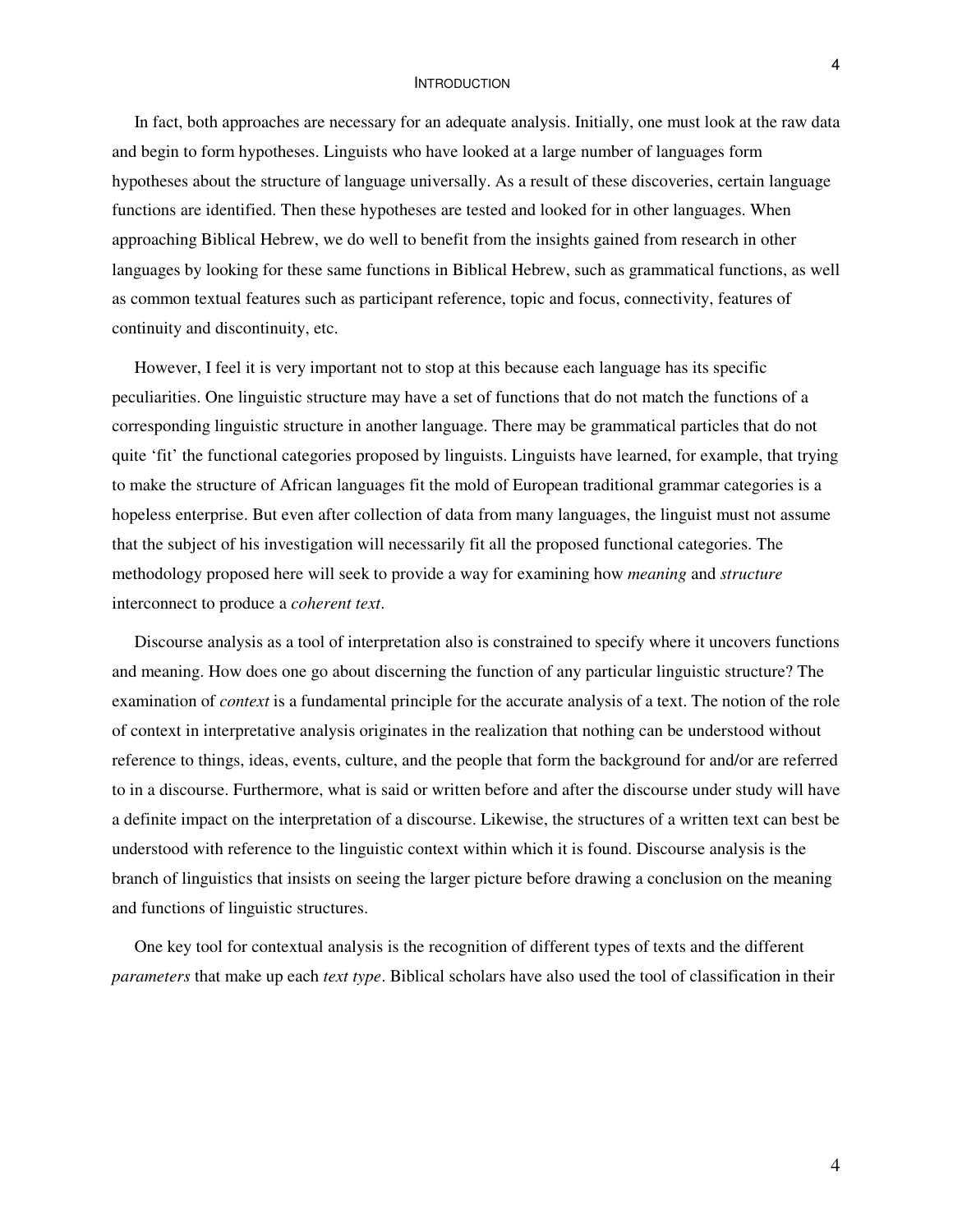In fact, both approaches are necessary for an adequate analysis. Initially, one must look at the raw data and begin to form hypotheses. Linguists who have looked at a large number of languages form hypotheses about the structure of language universally. As a result of these discoveries, certain language functions are identified. Then these hypotheses are tested and looked for in other languages. When approaching Biblical Hebrew, we do well to benefit from the insights gained from research in other languages by looking for these same functions in Biblical Hebrew, such as grammatical functions, as well as common textual features such as participant reference, topic and focus, connectivity, features of continuity and discontinuity, etc.

However, I feel it is very important not to stop at this because each language has its specific peculiarities. One linguistic structure may have a set of functions that do not match the functions of a corresponding linguistic structure in another language. There may be grammatical particles that do not quite 'fit' the functional categories proposed by linguists. Linguists have learned, for example, that trying to make the structure of African languages fit the mold of European traditional grammar categories is a hopeless enterprise. But even after collection of data from many languages, the linguist must not assume that the subject of his investigation will necessarily fit all the proposed functional categories. The methodology proposed here will seek to provide a way for examining how *meaning* and *structure* interconnect to produce a *coherent text*.

Discourse analysis as a tool of interpretation also is constrained to specify where it uncovers functions and meaning. How does one go about discerning the function of any particular linguistic structure? The examination of *context* is a fundamental principle for the accurate analysis of a text. The notion of the role of context in interpretative analysis originates in the realization that nothing can be understood without reference to things, ideas, events, culture, and the people that form the background for and/or are referred to in a discourse. Furthermore, what is said or written before and after the discourse under study will have a definite impact on the interpretation of a discourse. Likewise, the structures of a written text can best be understood with reference to the linguistic context within which it is found. Discourse analysis is the branch of linguistics that insists on seeing the larger picture before drawing a conclusion on the meaning and functions of linguistic structures.

One key tool for contextual analysis is the recognition of different types of texts and the different *parameters* that make up each *text type*. Biblical scholars have also used the tool of classification in their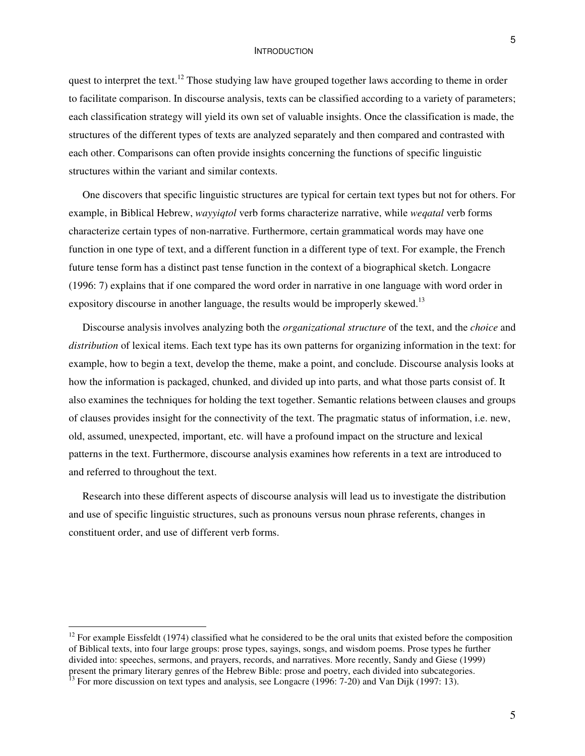quest to interpret the text.[12] Those studying law have grouped together laws according to theme in order to facilitate comparison. In discourse analysis, texts can be classified according to a variety of parameters; each classification strategy will yield its own set of valuable insights. Once the classification is made, the structures of the different types of texts are analyzed separately and then compared and contrasted with each other. Comparisons can often provide insights concerning the functions of specific linguistic structures within the variant and similar contexts.

One discovers that specific linguistic structures are typical for certain text types but not for others. For example, in Biblical Hebrew, *wayyiqtol* verb forms characterize narrative, while *weqatal* verb forms characterize certain types of non-narrative. Furthermore, certain grammatical words may have one function in one type of text, and a different function in a different type of text. For example, the French future tense form has a distinct past tense function in the context of a biographical sketch. Longacre (1996: 7) explains that if one compared the word order in narrative in one language with word order in expository discourse in another language, the results would be improperly skewed.[13]

Discourse analysis involves analyzing both the *organizational structure* of the text, and the *choice* and *distribution* of lexical items. Each text type has its own patterns for organizing information in the text: for example, how to begin a text, develop the theme, make a point, and conclude. Discourse analysis looks at how the information is packaged, chunked, and divided up into parts, and what those parts consist of. It also examines the techniques for holding the text together. Semantic relations between clauses and groups of clauses provides insight for the connectivity of the text. The pragmatic status of information, i.e. new, old, assumed, unexpected, important, etc. will have a profound impact on the structure and lexical patterns in the text. Furthermore, discourse analysis examines how referents in a text are introduced to and referred to throughout the text.

Research into these different aspects of discourse analysis will lead us to investigate the distribution and use of specific linguistic structures, such as pronouns versus noun phrase referents, changes in constituent order, and use of different verb forms.

---

[12] For example Eissfeldt (1974) classified what he considered to be the oral units that existed before the composition of Biblical texts, into four large groups: prose types, sayings, songs, and wisdom poems. Prose types he further divided into: speeches, sermons, and prayers, records, and narratives. More recently, Sandy and Giese (1999) present the primary literary genres of the Hebrew Bible: prose and poetry, each divided into subcategories.

[13] For more discussion on text types and analysis, see Longacre (1996: 7-20) and Van Dijk (1997: 13).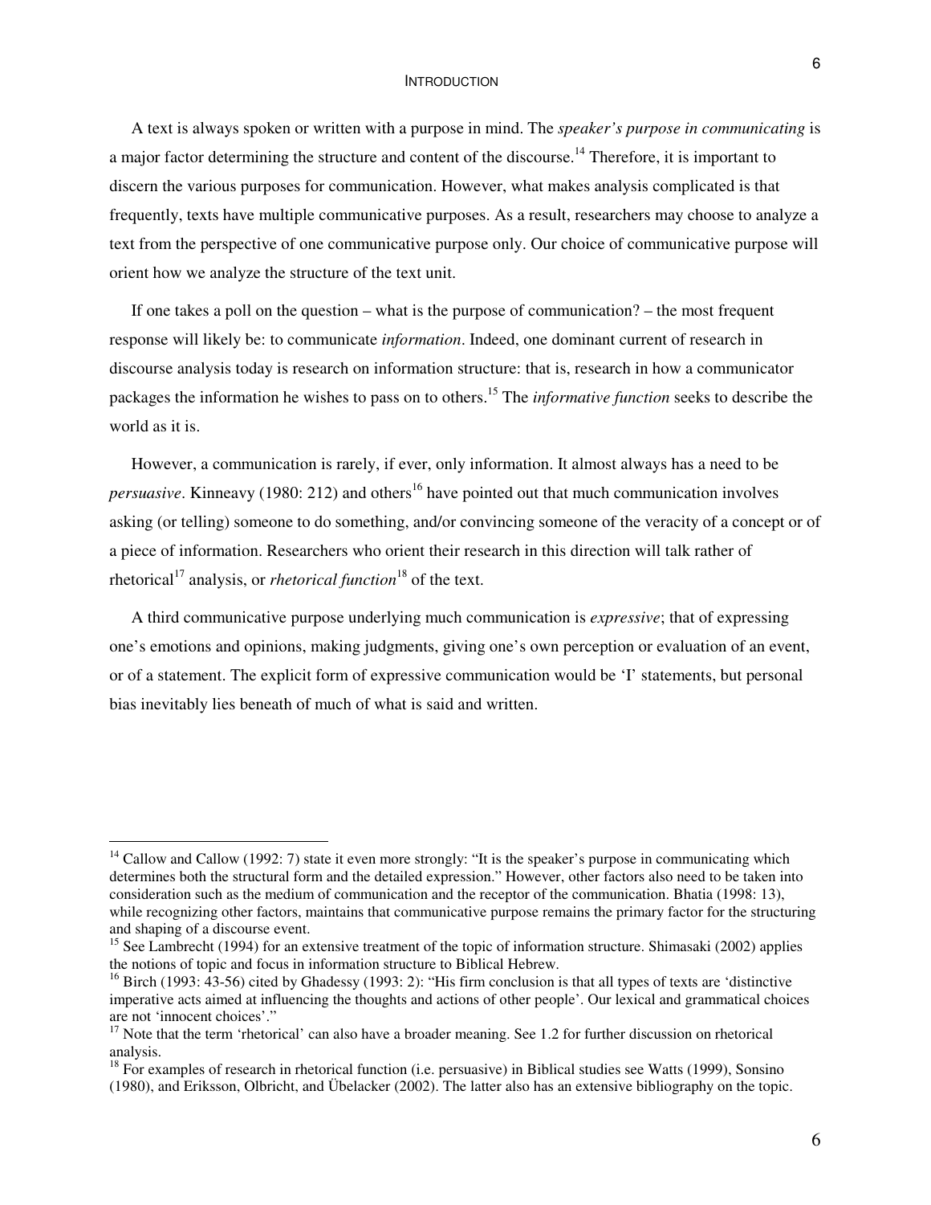A text is always spoken or written with a purpose in mind. The *speaker's purpose in communicating* is a major factor determining the structure and content of the discourse.[14] Therefore, it is important to discern the various purposes for communication. However, what makes analysis complicated is that frequently, texts have multiple communicative purposes. As a result, researchers may choose to analyze a text from the perspective of one communicative purpose only. Our choice of communicative purpose will orient how we analyze the structure of the text unit.

If one takes a poll on the question – what is the purpose of communication? – the most frequent response will likely be: to communicate *information*. Indeed, one dominant current of research in discourse analysis today is research on information structure: that is, research in how a communicator packages the information he wishes to pass on to others.[15] The *informative function* seeks to describe the world as it is.

However, a communication is rarely, if ever, only information. It almost always has a need to be *persuasive*. Kinneavy (1980: 212) and others[16] have pointed out that much communication involves asking (or telling) someone to do something, and/or convincing someone of the veracity of a concept or of a piece of information. Researchers who orient their research in this direction will talk rather of rhetorical[17] analysis, or *rhetorical function*[18] of the text.

A third communicative purpose underlying much communication is *expressive*; that of expressing one's emotions and opinions, making judgments, giving one's own perception or evaluation of an event, or of a statement. The explicit form of expressive communication would be 'I' statements, but personal bias inevitably lies beneath of much of what is said and written.

---

[14] Callow and Callow (1992: 7) state it even more strongly: "It is the speaker's purpose in communicating which determines both the structural form and the detailed expression." However, other factors also need to be taken into consideration such as the medium of communication and the receptor of the communication. Bhatia (1998: 13), while recognizing other factors, maintains that communicative purpose remains the primary factor for the structuring and shaping of a discourse event.

[15] See Lambrecht (1994) for an extensive treatment of the topic of information structure. Shimasaki (2002) applies the notions of topic and focus in information structure to Biblical Hebrew.

[16] Birch (1993: 43-56) cited by Ghadessy (1993: 2): "His firm conclusion is that all types of texts are 'distinctive imperative acts aimed at influencing the thoughts and actions of other people'. Our lexical and grammatical choices are not 'innocent choices'."

[17] Note that the term 'rhetorical' can also have a broader meaning. See 1.2 for further discussion on rhetorical analysis.

[18] For examples of research in rhetorical function (i.e. persuasive) in Biblical studies see Watts (1999), Sonsino (1980), and Eriksson, Olbricht, and Übelacker (2002). The latter also has an extensive bibliography on the topic.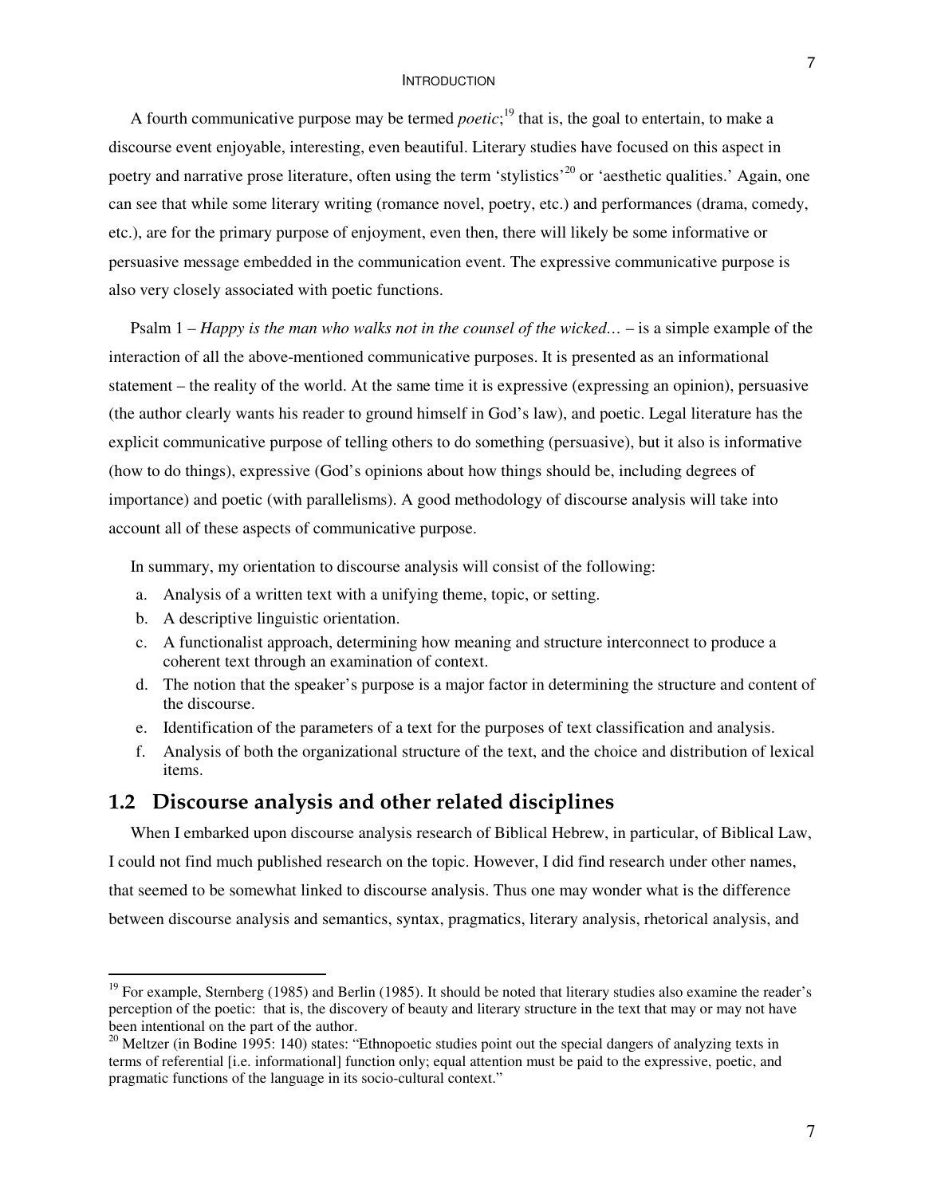A fourth communicative purpose may be termed *poetic*;[19] that is, the goal to entertain, to make a discourse event enjoyable, interesting, even beautiful. Literary studies have focused on this aspect in poetry and narrative prose literature, often using the term 'stylistics'[20] or 'aesthetic qualities.' Again, one can see that while some literary writing (romance novel, poetry, etc.) and performances (drama, comedy, etc.), are for the primary purpose of enjoyment, even then, there will likely be some informative or persuasive message embedded in the communication event. The expressive communicative purpose is also very closely associated with poetic functions.

Psalm 1 – *Happy is the man who walks not in the counsel of the wicked…* – is a simple example of the interaction of all the above-mentioned communicative purposes. It is presented as an informational statement – the reality of the world. At the same time it is expressive (expressing an opinion), persuasive (the author clearly wants his reader to ground himself in God's law), and poetic. Legal literature has the explicit communicative purpose of telling others to do something (persuasive), but it also is informative (how to do things), expressive (God's opinions about how things should be, including degrees of importance) and poetic (with parallelisms). A good methodology of discourse analysis will take into account all of these aspects of communicative purpose.

In summary, my orientation to discourse analysis will consist of the following:

a. Analysis of a written text with a unifying theme, topic, or setting.
b. A descriptive linguistic orientation.
c. A functionalist approach, determining how meaning and structure interconnect to produce a coherent text through an examination of context.
d. The notion that the speaker's purpose is a major factor in determining the structure and content of the discourse.
e. Identification of the parameters of a text for the purposes of text classification and analysis.
f. Analysis of both the organizational structure of the text, and the choice and distribution of lexical items.

## 1.2 Discourse analysis and other related disciplines

When I embarked upon discourse analysis research of Biblical Hebrew, in particular, of Biblical Law, I could not find much published research on the topic. However, I did find research under other names, that seemed to be somewhat linked to discourse analysis. Thus one may wonder what is the difference between discourse analysis and semantics, syntax, pragmatics, literary analysis, rhetorical analysis, and

---

[19] For example, Sternberg (1985) and Berlin (1985). It should be noted that literary studies also examine the reader's perception of the poetic: that is, the discovery of beauty and literary structure in the text that may or may not have been intentional on the part of the author.

[20] Meltzer (in Bodine 1995: 140) states: "Ethnopoetic studies point out the special dangers of analyzing texts in terms of referential [i.e. informational] function only; equal attention must be paid to the expressive, poetic, and pragmatic functions of the language in its socio-cultural context."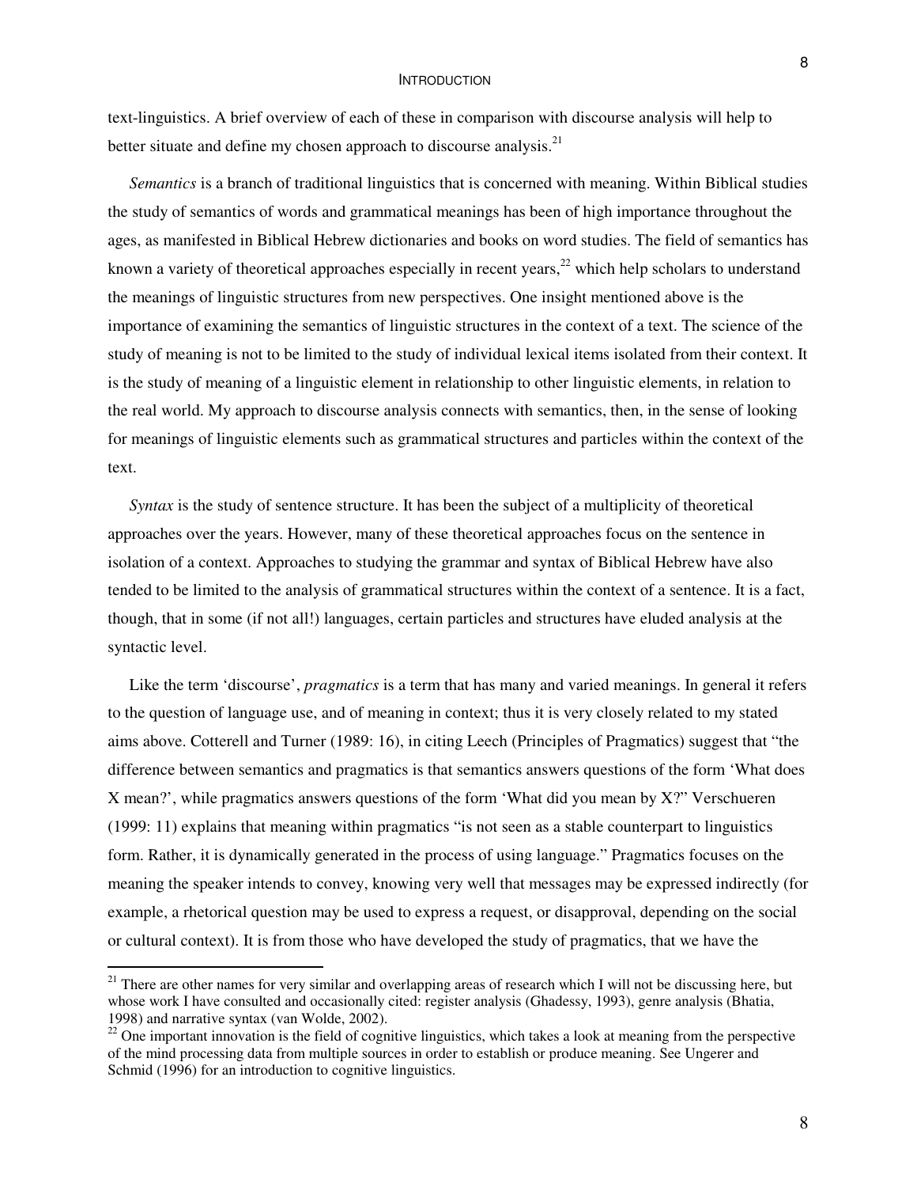text-linguistics. A brief overview of each of these in comparison with discourse analysis will help to better situate and define my chosen approach to discourse analysis.[21]

*Semantics* is a branch of traditional linguistics that is concerned with meaning. Within Biblical studies the study of semantics of words and grammatical meanings has been of high importance throughout the ages, as manifested in Biblical Hebrew dictionaries and books on word studies. The field of semantics has known a variety of theoretical approaches especially in recent years,[22] which help scholars to understand the meanings of linguistic structures from new perspectives. One insight mentioned above is the importance of examining the semantics of linguistic structures in the context of a text. The science of the study of meaning is not to be limited to the study of individual lexical items isolated from their context. It is the study of meaning of a linguistic element in relationship to other linguistic elements, in relation to the real world. My approach to discourse analysis connects with semantics, then, in the sense of looking for meanings of linguistic elements such as grammatical structures and particles within the context of the text.

*Syntax* is the study of sentence structure. It has been the subject of a multiplicity of theoretical approaches over the years. However, many of these theoretical approaches focus on the sentence in isolation of a context. Approaches to studying the grammar and syntax of Biblical Hebrew have also tended to be limited to the analysis of grammatical structures within the context of a sentence. It is a fact, though, that in some (if not all!) languages, certain particles and structures have eluded analysis at the syntactic level.

Like the term 'discourse', *pragmatics* is a term that has many and varied meanings. In general it refers to the question of language use, and of meaning in context; thus it is very closely related to my stated aims above. Cotterell and Turner (1989: 16), in citing Leech (Principles of Pragmatics) suggest that "the difference between semantics and pragmatics is that semantics answers questions of the form 'What does X mean?', while pragmatics answers questions of the form 'What did you mean by X?" Verschueren (1999: 11) explains that meaning within pragmatics "is not seen as a stable counterpart to linguistics form. Rather, it is dynamically generated in the process of using language." Pragmatics focuses on the meaning the speaker intends to convey, knowing very well that messages may be expressed indirectly (for example, a rhetorical question may be used to express a request, or disapproval, depending on the social or cultural context). It is from those who have developed the study of pragmatics, that we have the

---

[21] There are other names for very similar and overlapping areas of research which I will not be discussing here, but whose work I have consulted and occasionally cited: register analysis (Ghadessy, 1993), genre analysis (Bhatia, 1998) and narrative syntax (van Wolde, 2002).

[22] One important innovation is the field of cognitive linguistics, which takes a look at meaning from the perspective of the mind processing data from multiple sources in order to establish or produce meaning. See Ungerer and Schmid (1996) for an introduction to cognitive linguistics.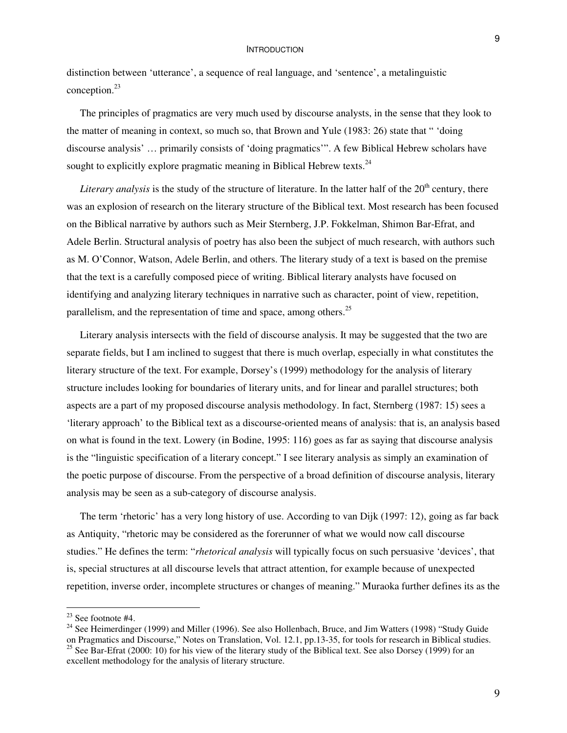distinction between 'utterance', a sequence of real language, and 'sentence', a metalinguistic conception.[23]

The principles of pragmatics are very much used by discourse analysts, in the sense that they look to the matter of meaning in context, so much so, that Brown and Yule (1983: 26) state that " 'doing discourse analysis' … primarily consists of 'doing pragmatics'". A few Biblical Hebrew scholars have sought to explicitly explore pragmatic meaning in Biblical Hebrew texts.[24]

*Literary analysis* is the study of the structure of literature. In the latter half of the 20th century, there was an explosion of research on the literary structure of the Biblical text. Most research has been focused on the Biblical narrative by authors such as Meir Sternberg, J.P. Fokkelman, Shimon Bar-Efrat, and Adele Berlin. Structural analysis of poetry has also been the subject of much research, with authors such as M. O'Connor, Watson, Adele Berlin, and others. The literary study of a text is based on the premise that the text is a carefully composed piece of writing. Biblical literary analysts have focused on identifying and analyzing literary techniques in narrative such as character, point of view, repetition, parallelism, and the representation of time and space, among others.[25]

Literary analysis intersects with the field of discourse analysis. It may be suggested that the two are separate fields, but I am inclined to suggest that there is much overlap, especially in what constitutes the literary structure of the text. For example, Dorsey's (1999) methodology for the analysis of literary structure includes looking for boundaries of literary units, and for linear and parallel structures; both aspects are a part of my proposed discourse analysis methodology. In fact, Sternberg (1987: 15) sees a 'literary approach' to the Biblical text as a discourse-oriented means of analysis: that is, an analysis based on what is found in the text. Lowery (in Bodine, 1995: 116) goes as far as saying that discourse analysis is the "linguistic specification of a literary concept." I see literary analysis as simply an examination of the poetic purpose of discourse. From the perspective of a broad definition of discourse analysis, literary analysis may be seen as a sub-category of discourse analysis.

The term 'rhetoric' has a very long history of use. According to van Dijk (1997: 12), going as far back as Antiquity, "rhetoric may be considered as the forerunner of what we would now call discourse studies." He defines the term: "*rhetorical analysis* will typically focus on such persuasive 'devices', that is, special structures at all discourse levels that attract attention, for example because of unexpected repetition, inverse order, incomplete structures or changes of meaning." Muraoka further defines its as the

---

[23] See footnote #4.

[24] See Heimerdinger (1999) and Miller (1996). See also Hollenbach, Bruce, and Jim Watters (1998) "Study Guide on Pragmatics and Discourse," Notes on Translation, Vol. 12.1, pp.13-35, for tools for research in Biblical studies.

[25] See Bar-Efrat (2000: 10) for his view of the literary study of the Biblical text. See also Dorsey (1999) for an excellent methodology for the analysis of literary structure.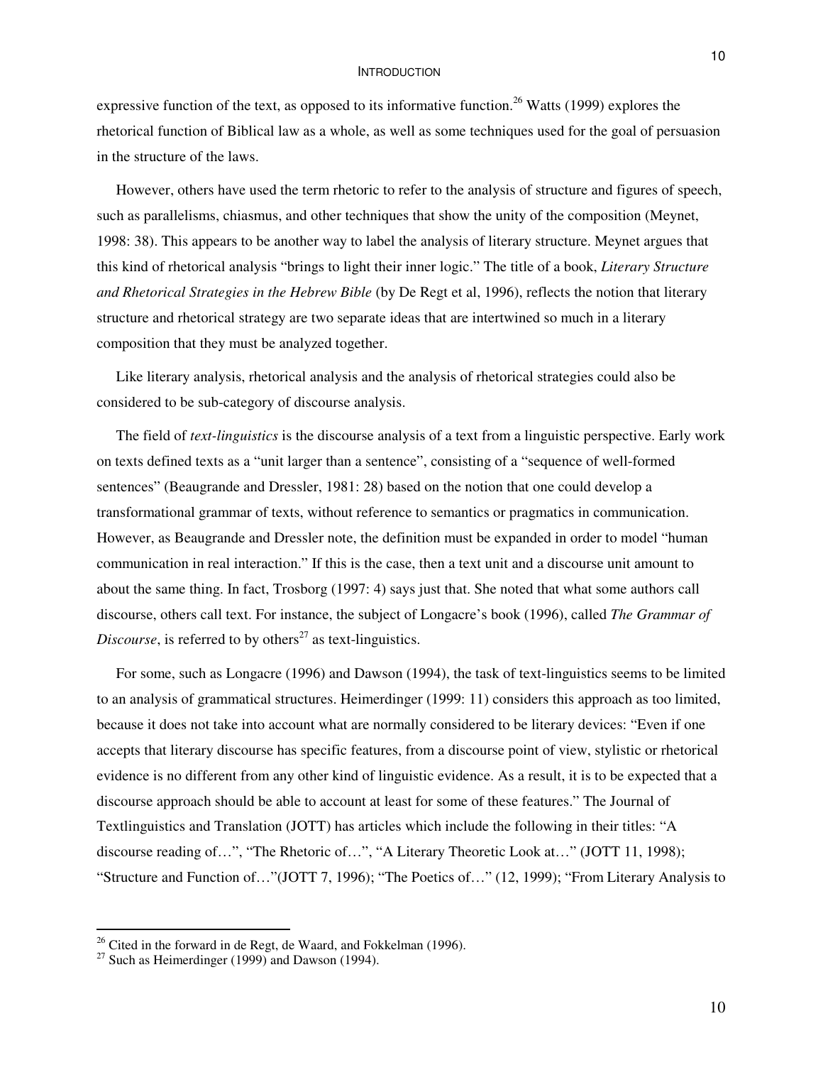expressive function of the text, as opposed to its informative function.[26] Watts (1999) explores the rhetorical function of Biblical law as a whole, as well as some techniques used for the goal of persuasion in the structure of the laws.

However, others have used the term rhetoric to refer to the analysis of structure and figures of speech, such as parallelisms, chiasmus, and other techniques that show the unity of the composition (Meynet, 1998: 38). This appears to be another way to label the analysis of literary structure. Meynet argues that this kind of rhetorical analysis "brings to light their inner logic." The title of a book, *Literary Structure and Rhetorical Strategies in the Hebrew Bible* (by De Regt et al, 1996), reflects the notion that literary structure and rhetorical strategy are two separate ideas that are intertwined so much in a literary composition that they must be analyzed together.

Like literary analysis, rhetorical analysis and the analysis of rhetorical strategies could also be considered to be sub-category of discourse analysis.

The field of *text-linguistics* is the discourse analysis of a text from a linguistic perspective. Early work on texts defined texts as a "unit larger than a sentence", consisting of a "sequence of well-formed sentences" (Beaugrande and Dressler, 1981: 28) based on the notion that one could develop a transformational grammar of texts, without reference to semantics or pragmatics in communication. However, as Beaugrande and Dressler note, the definition must be expanded in order to model "human communication in real interaction." If this is the case, then a text unit and a discourse unit amount to about the same thing. In fact, Trosborg (1997: 4) says just that. She noted that what some authors call discourse, others call text. For instance, the subject of Longacre's book (1996), called *The Grammar of Discourse*, is referred to by others[27] as text-linguistics.

For some, such as Longacre (1996) and Dawson (1994), the task of text-linguistics seems to be limited to an analysis of grammatical structures. Heimerdinger (1999: 11) considers this approach as too limited, because it does not take into account what are normally considered to be literary devices: "Even if one accepts that literary discourse has specific features, from a discourse point of view, stylistic or rhetorical evidence is no different from any other kind of linguistic evidence. As a result, it is to be expected that a discourse approach should be able to account at least for some of these features." The Journal of Textlinguistics and Translation (JOTT) has articles which include the following in their titles: "A discourse reading of…", "The Rhetoric of…", "A Literary Theoretic Look at…" (JOTT 11, 1998); "Structure and Function of…"(JOTT 7, 1996); "The Poetics of…" (12, 1999); "From Literary Analysis to

---

[26] Cited in the forward in de Regt, de Waard, and Fokkelman (1996).

[27] Such as Heimerdinger (1999) and Dawson (1994).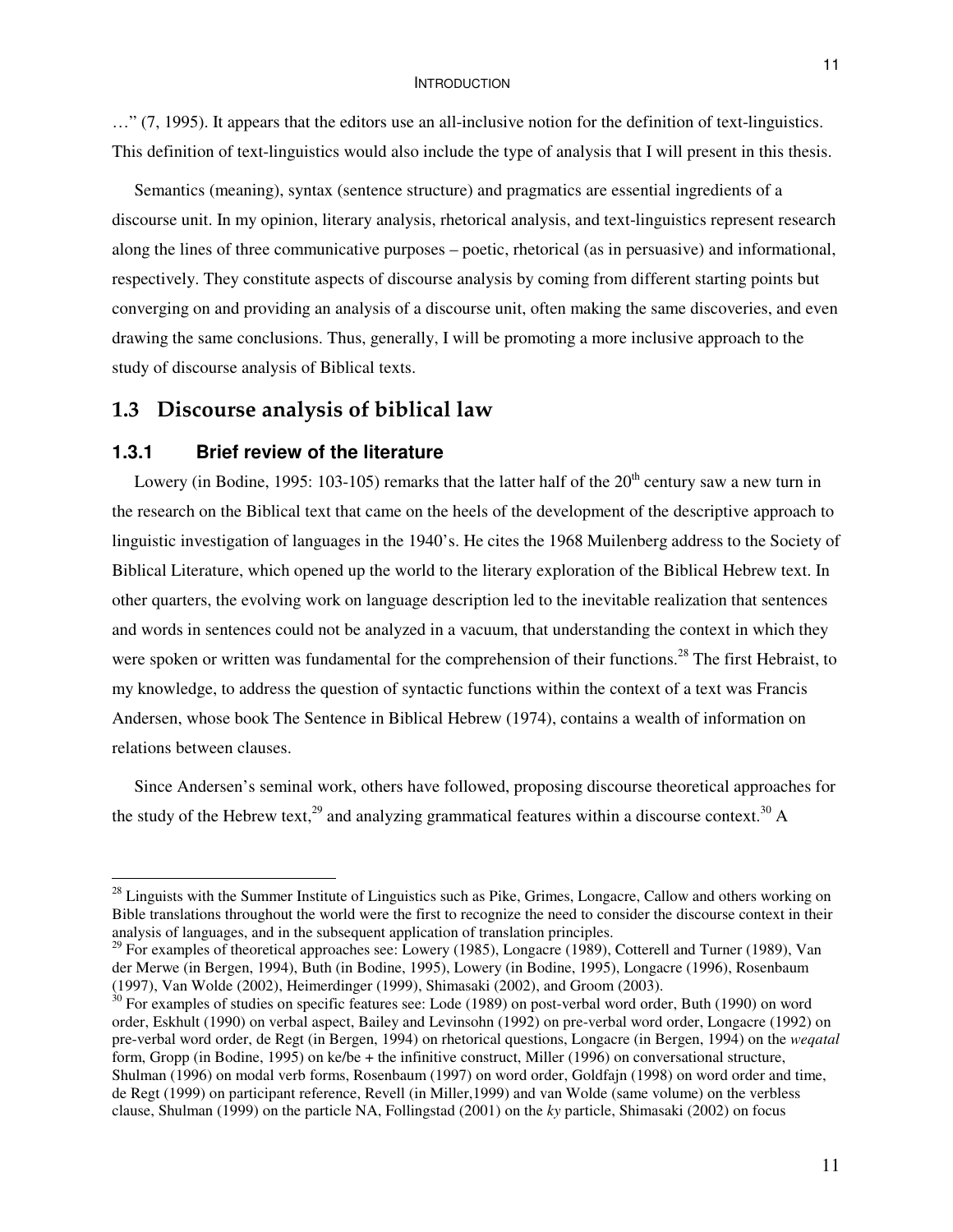…" (7, 1995). It appears that the editors use an all-inclusive notion for the definition of text-linguistics. This definition of text-linguistics would also include the type of analysis that I will present in this thesis.

Semantics (meaning), syntax (sentence structure) and pragmatics are essential ingredients of a discourse unit. In my opinion, literary analysis, rhetorical analysis, and text-linguistics represent research along the lines of three communicative purposes – poetic, rhetorical (as in persuasive) and informational, respectively. They constitute aspects of discourse analysis by coming from different starting points but converging on and providing an analysis of a discourse unit, often making the same discoveries, and even drawing the same conclusions. Thus, generally, I will be promoting a more inclusive approach to the study of discourse analysis of Biblical texts.

## 1.3 Discourse analysis of biblical law

### 1.3.1 Brief review of the literature

Lowery (in Bodine, 1995: 103-105) remarks that the latter half of the 20th century saw a new turn in the research on the Biblical text that came on the heels of the development of the descriptive approach to linguistic investigation of languages in the 1940's. He cites the 1968 Muilenberg address to the Society of Biblical Literature, which opened up the world to the literary exploration of the Biblical Hebrew text. In other quarters, the evolving work on language description led to the inevitable realization that sentences and words in sentences could not be analyzed in a vacuum, that understanding the context in which they were spoken or written was fundamental for the comprehension of their functions.[28] The first Hebraist, to my knowledge, to address the question of syntactic functions within the context of a text was Francis Andersen, whose book The Sentence in Biblical Hebrew (1974), contains a wealth of information on relations between clauses.

Since Andersen's seminal work, others have followed, proposing discourse theoretical approaches for the study of the Hebrew text,[29] and analyzing grammatical features within a discourse context.[30] A

---

[28] Linguists with the Summer Institute of Linguistics such as Pike, Grimes, Longacre, Callow and others working on Bible translations throughout the world were the first to recognize the need to consider the discourse context in their analysis of languages, and in the subsequent application of translation principles.

[29] For examples of theoretical approaches see: Lowery (1985), Longacre (1989), Cotterell and Turner (1989), Van der Merwe (in Bergen, 1994), Buth (in Bodine, 1995), Lowery (in Bodine, 1995), Longacre (1996), Rosenbaum (1997), Van Wolde (2002), Heimerdinger (1999), Shimasaki (2002), and Groom (2003).

[30] For examples of studies on specific features see: Lode (1989) on post-verbal word order, Buth (1990) on word order, Eskhult (1990) on verbal aspect, Bailey and Levinsohn (1992) on pre-verbal word order, Longacre (1992) on pre-verbal word order, de Regt (in Bergen, 1994) on rhetorical questions, Longacre (in Bergen, 1994) on the *weqatal* form, Gropp (in Bodine, 1995) on ke/be + the infinitive construct, Miller (1996) on conversational structure, Shulman (1996) on modal verb forms, Rosenbaum (1997) on word order, Goldfajn (1998) on word order and time, de Regt (1999) on participant reference, Revell (in Miller,1999) and van Wolde (same volume) on the verbless clause, Shulman (1999) on the particle NA, Follingstad (2001) on the *ky* particle, Shimasaki (2002) on focus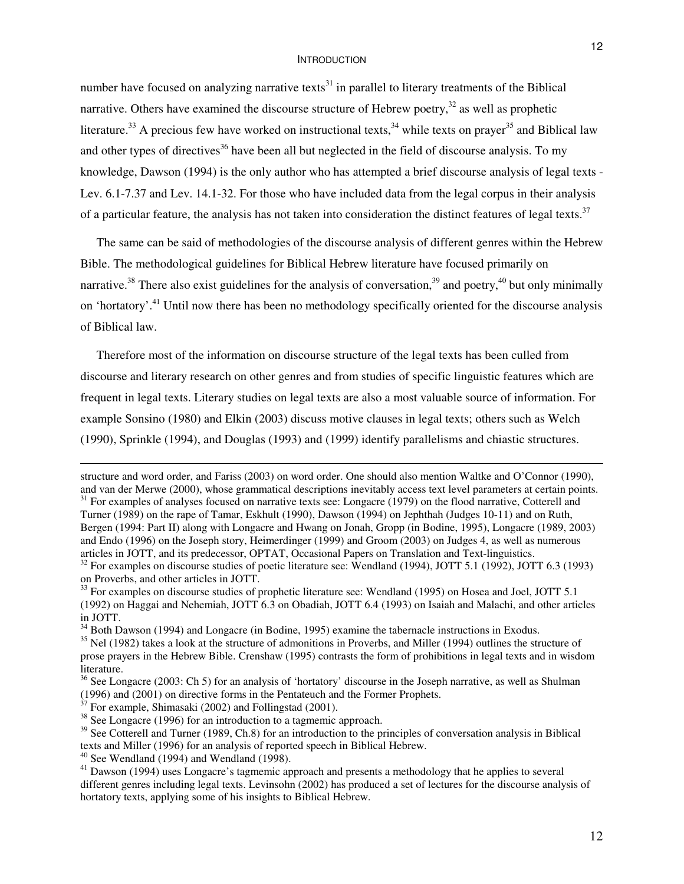number have focused on analyzing narrative texts[31] in parallel to literary treatments of the Biblical narrative. Others have examined the discourse structure of Hebrew poetry,[32] as well as prophetic literature.[33] A precious few have worked on instructional texts,[34] while texts on prayer[35] and Biblical law and other types of directives[36] have been all but neglected in the field of discourse analysis. To my knowledge, Dawson (1994) is the only author who has attempted a brief discourse analysis of legal texts - Lev. 6.1-7.37 and Lev. 14.1-32. For those who have included data from the legal corpus in their analysis of a particular feature, the analysis has not taken into consideration the distinct features of legal texts.[37]

The same can be said of methodologies of the discourse analysis of different genres within the Hebrew Bible. The methodological guidelines for Biblical Hebrew literature have focused primarily on narrative.[38] There also exist guidelines for the analysis of conversation,[39] and poetry,[40] but only minimally on 'hortatory'.[41] Until now there has been no methodology specifically oriented for the discourse analysis of Biblical law.

Therefore most of the information on discourse structure of the legal texts has been culled from discourse and literary research on other genres and from studies of specific linguistic features which are frequent in legal texts. Literary studies on legal texts are also a most valuable source of information. For example Sonsino (1980) and Elkin (2003) discuss motive clauses in legal texts; others such as Welch (1990), Sprinkle (1994), and Douglas (1993) and (1999) identify parallelisms and chiastic structures.

---

structure and word order, and Fariss (2003) on word order. One should also mention Waltke and O'Connor (1990), and van der Merwe (2000), whose grammatical descriptions inevitably access text level parameters at certain points.

[31] For examples of analyses focused on narrative texts see: Longacre (1979) on the flood narrative, Cotterell and Turner (1989) on the rape of Tamar, Eskhult (1990), Dawson (1994) on Jephthah (Judges 10-11) and on Ruth, Bergen (1994: Part II) along with Longacre and Hwang on Jonah, Gropp (in Bodine, 1995), Longacre (1989, 2003) and Endo (1996) on the Joseph story, Heimerdinger (1999) and Groom (2003) on Judges 4, as well as numerous articles in JOTT, and its predecessor, OPTAT, Occasional Papers on Translation and Text-linguistics.

[32] For examples on discourse studies of poetic literature see: Wendland (1994), JOTT 5.1 (1992), JOTT 6.3 (1993) on Proverbs, and other articles in JOTT.

[33] For examples on discourse studies of prophetic literature see: Wendland (1995) on Hosea and Joel, JOTT 5.1 (1992) on Haggai and Nehemiah, JOTT 6.3 on Obadiah, JOTT 6.4 (1993) on Isaiah and Malachi, and other articles in JOTT.

[34] Both Dawson (1994) and Longacre (in Bodine, 1995) examine the tabernacle instructions in Exodus.

[35] Nel (1982) takes a look at the structure of admonitions in Proverbs, and Miller (1994) outlines the structure of prose prayers in the Hebrew Bible. Crenshaw (1995) contrasts the form of prohibitions in legal texts and in wisdom literature.

[36] See Longacre (2003: Ch 5) for an analysis of 'hortatory' discourse in the Joseph narrative, as well as Shulman (1996) and (2001) on directive forms in the Pentateuch and the Former Prophets.

[37] For example, Shimasaki (2002) and Follingstad (2001).

[38] See Longacre (1996) for an introduction to a tagmemic approach.

[39] See Cotterell and Turner (1989, Ch.8) for an introduction to the principles of conversation analysis in Biblical texts and Miller (1996) for an analysis of reported speech in Biblical Hebrew.

[40] See Wendland (1994) and Wendland (1998).

[41] Dawson (1994) uses Longacre's tagmemic approach and presents a methodology that he applies to several different genres including legal texts. Levinsohn (2002) has produced a set of lectures for the discourse analysis of hortatory texts, applying some of his insights to Biblical Hebrew.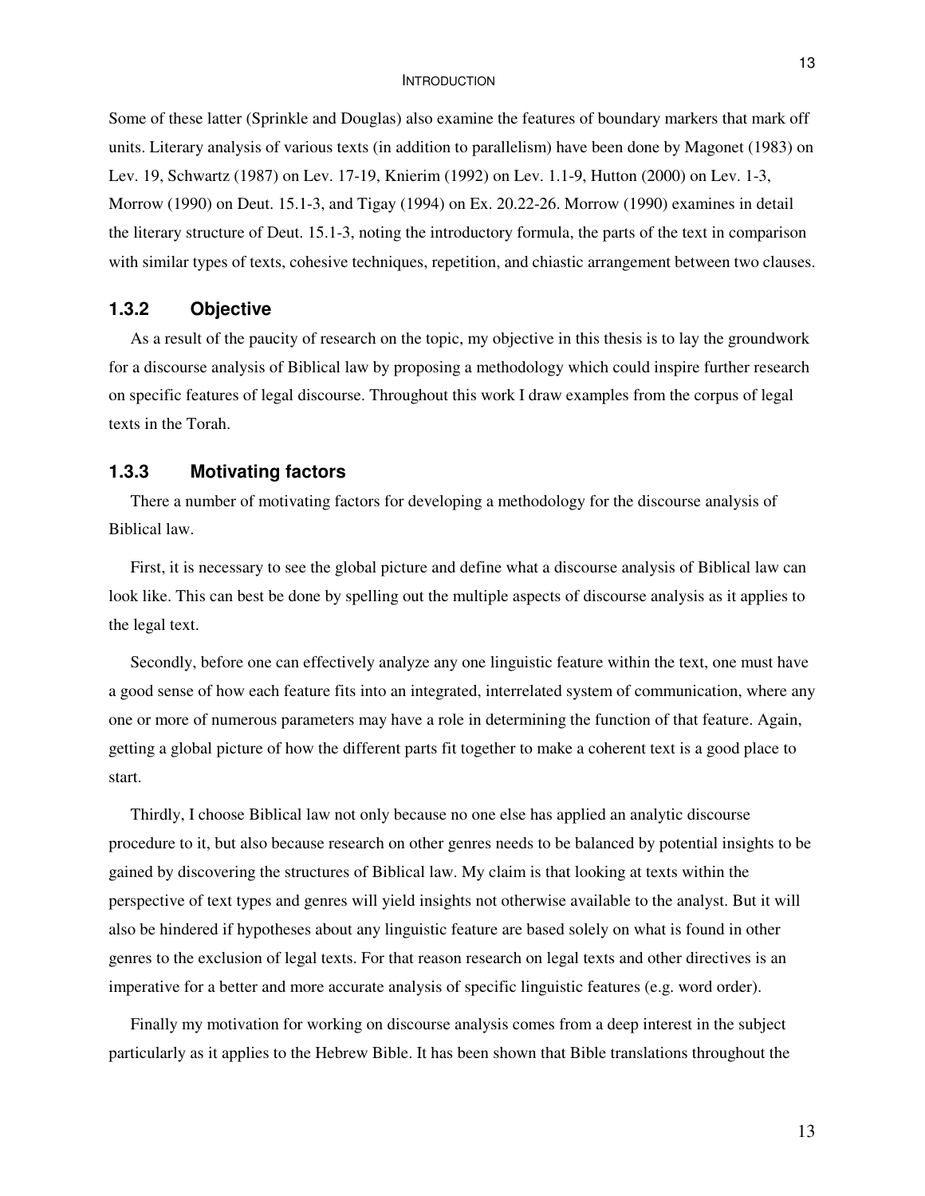Some of these latter (Sprinkle and Douglas) also examine the features of boundary markers that mark off units. Literary analysis of various texts (in addition to parallelism) have been done by Magonet (1983) on Lev. 19, Schwartz (1987) on Lev. 17-19, Knierim (1992) on Lev. 1.1-9, Hutton (2000) on Lev. 1-3, Morrow (1990) on Deut. 15.1-3, and Tigay (1994) on Ex. 20.22-26. Morrow (1990) examines in detail the literary structure of Deut. 15.1-3, noting the introductory formula, the parts of the text in comparison with similar types of texts, cohesive techniques, repetition, and chiastic arrangement between two clauses.

### 1.3.2 Objective

As a result of the paucity of research on the topic, my objective in this thesis is to lay the groundwork for a discourse analysis of Biblical law by proposing a methodology which could inspire further research on specific features of legal discourse. Throughout this work I draw examples from the corpus of legal texts in the Torah.

### 1.3.3 Motivating factors

There a number of motivating factors for developing a methodology for the discourse analysis of Biblical law.

First, it is necessary to see the global picture and define what a discourse analysis of Biblical law can look like. This can best be done by spelling out the multiple aspects of discourse analysis as it applies to the legal text.

Secondly, before one can effectively analyze any one linguistic feature within the text, one must have a good sense of how each feature fits into an integrated, interrelated system of communication, where any one or more of numerous parameters may have a role in determining the function of that feature. Again, getting a global picture of how the different parts fit together to make a coherent text is a good place to start.

Thirdly, I choose Biblical law not only because no one else has applied an analytic discourse procedure to it, but also because research on other genres needs to be balanced by potential insights to be gained by discovering the structures of Biblical law. My claim is that looking at texts within the perspective of text types and genres will yield insights not otherwise available to the analyst. But it will also be hindered if hypotheses about any linguistic feature are based solely on what is found in other genres to the exclusion of legal texts. For that reason research on legal texts and other directives is an imperative for a better and more accurate analysis of specific linguistic features (e.g. word order).

Finally my motivation for working on discourse analysis comes from a deep interest in the subject particularly as it applies to the Hebrew Bible. It has been shown that Bible translations throughout the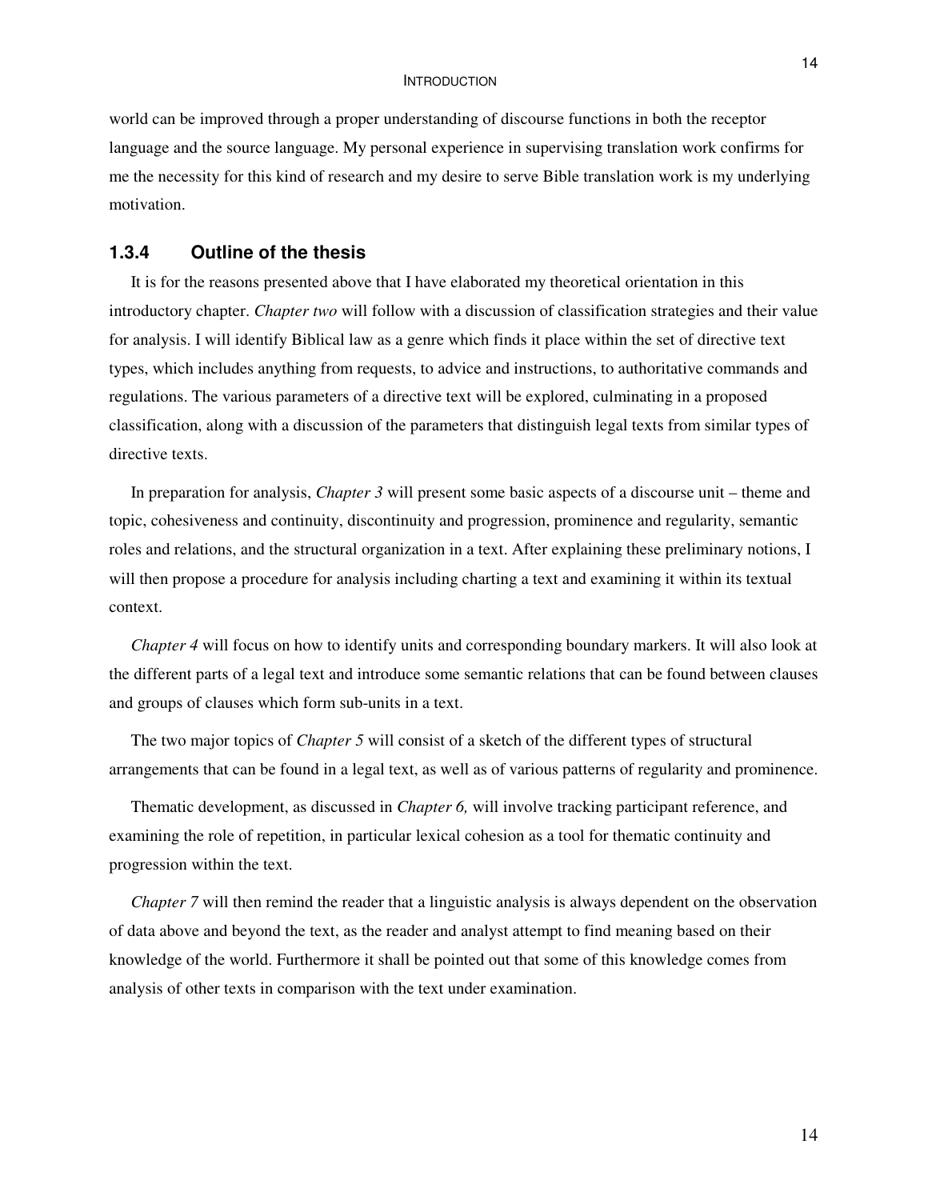world can be improved through a proper understanding of discourse functions in both the receptor language and the source language. My personal experience in supervising translation work confirms for me the necessity for this kind of research and my desire to serve Bible translation work is my underlying motivation.

### 1.3.4 Outline of the thesis

It is for the reasons presented above that I have elaborated my theoretical orientation in this introductory chapter. *Chapter two* will follow with a discussion of classification strategies and their value for analysis. I will identify Biblical law as a genre which finds it place within the set of directive text types, which includes anything from requests, to advice and instructions, to authoritative commands and regulations. The various parameters of a directive text will be explored, culminating in a proposed classification, along with a discussion of the parameters that distinguish legal texts from similar types of directive texts.

In preparation for analysis, *Chapter 3* will present some basic aspects of a discourse unit – theme and topic, cohesiveness and continuity, discontinuity and progression, prominence and regularity, semantic roles and relations, and the structural organization in a text. After explaining these preliminary notions, I will then propose a procedure for analysis including charting a text and examining it within its textual context.

*Chapter 4* will focus on how to identify units and corresponding boundary markers. It will also look at the different parts of a legal text and introduce some semantic relations that can be found between clauses and groups of clauses which form sub-units in a text.

The two major topics of *Chapter 5* will consist of a sketch of the different types of structural arrangements that can be found in a legal text, as well as of various patterns of regularity and prominence.

Thematic development, as discussed in *Chapter 6,* will involve tracking participant reference, and examining the role of repetition, in particular lexical cohesion as a tool for thematic continuity and progression within the text.

*Chapter 7* will then remind the reader that a linguistic analysis is always dependent on the observation of data above and beyond the text, as the reader and analyst attempt to find meaning based on their knowledge of the world. Furthermore it shall be pointed out that some of this knowledge comes from analysis of other texts in comparison with the text under examination.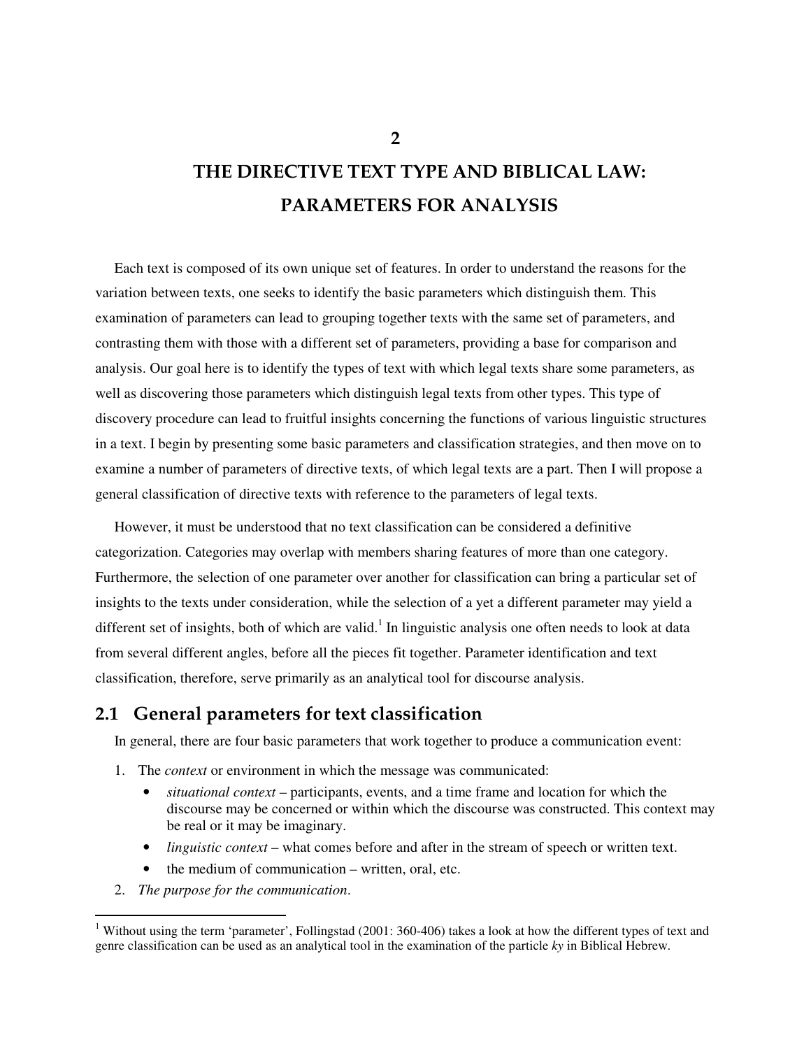# 2

# THE DIRECTIVE TEXT TYPE AND BIBLICAL LAW: PARAMETERS FOR ANALYSIS

Each text is composed of its own unique set of features. In order to understand the reasons for the variation between texts, one seeks to identify the basic parameters which distinguish them. This examination of parameters can lead to grouping together texts with the same set of parameters, and contrasting them with those with a different set of parameters, providing a base for comparison and analysis. Our goal here is to identify the types of text with which legal texts share some parameters, as well as discovering those parameters which distinguish legal texts from other types. This type of discovery procedure can lead to fruitful insights concerning the functions of various linguistic structures in a text. I begin by presenting some basic parameters and classification strategies, and then move on to examine a number of parameters of directive texts, of which legal texts are a part. Then I will propose a general classification of directive texts with reference to the parameters of legal texts.

However, it must be understood that no text classification can be considered a definitive categorization. Categories may overlap with members sharing features of more than one category. Furthermore, the selection of one parameter over another for classification can bring a particular set of insights to the texts under consideration, while the selection of a yet a different parameter may yield a different set of insights, both of which are valid.[1] In linguistic analysis one often needs to look at data from several different angles, before all the pieces fit together. Parameter identification and text classification, therefore, serve primarily as an analytical tool for discourse analysis.

## 2.1 General parameters for text classification

In general, there are four basic parameters that work together to produce a communication event:

1. The *context* or environment in which the message was communicated:
   - *situational context* – participants, events, and a time frame and location for which the discourse may be concerned or within which the discourse was constructed. This context may be real or it may be imaginary.
   - *linguistic context* – what comes before and after in the stream of speech or written text.
   - the medium of communication – written, oral, etc.
2. *The purpose for the communication*.

---

[1] Without using the term 'parameter', Follingstad (2001: 360-406) takes a look at how the different types of text and genre classification can be used as an analytical tool in the examination of the particle *ky* in Biblical Hebrew.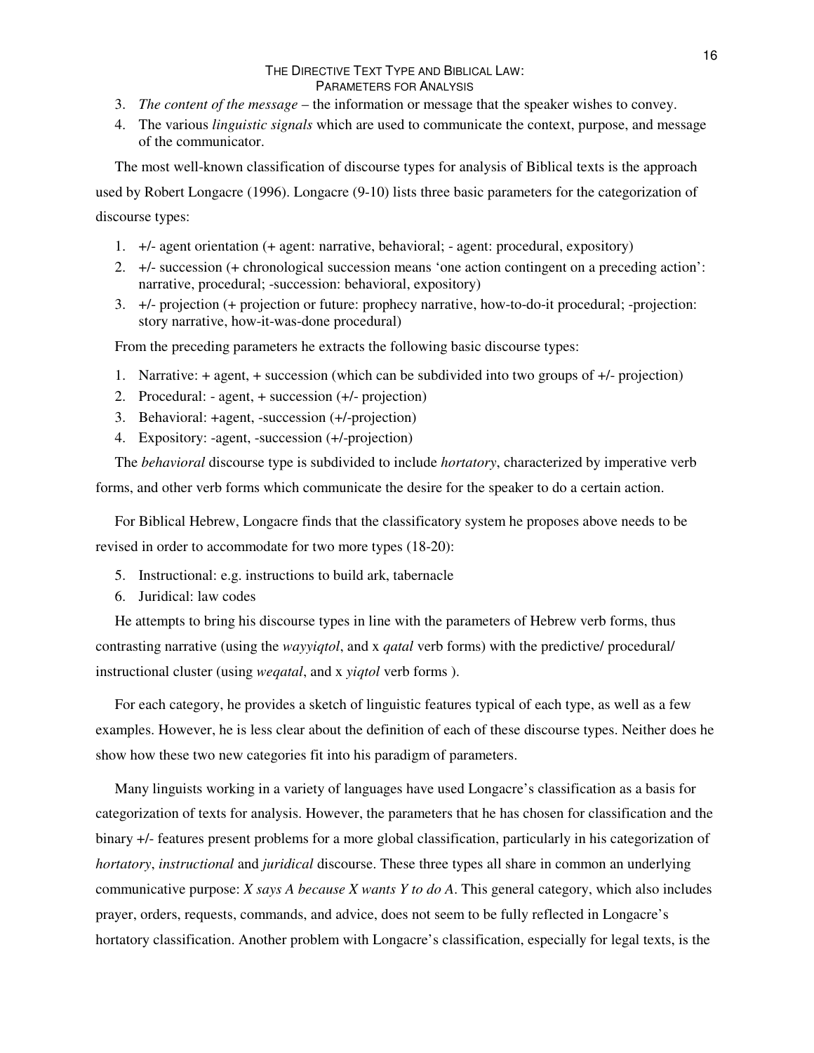3. *The content of the message* – the information or message that the speaker wishes to convey.
4. The various *linguistic signals* which are used to communicate the context, purpose, and message of the communicator.

The most well-known classification of discourse types for analysis of Biblical texts is the approach used by Robert Longacre (1996). Longacre (9-10) lists three basic parameters for the categorization of discourse types:

1. +/- agent orientation (+ agent: narrative, behavioral; - agent: procedural, expository)
2. +/- succession (+ chronological succession means 'one action contingent on a preceding action': narrative, procedural; -succession: behavioral, expository)
3. +/- projection (+ projection or future: prophecy narrative, how-to-do-it procedural; -projection: story narrative, how-it-was-done procedural)

From the preceding parameters he extracts the following basic discourse types:

1. Narrative: + agent, + succession (which can be subdivided into two groups of +/- projection)
2. Procedural: - agent, + succession (+/- projection)
3. Behavioral: +agent, -succession (+/-projection)
4. Expository: -agent, -succession (+/-projection)

The *behavioral* discourse type is subdivided to include *hortatory*, characterized by imperative verb forms, and other verb forms which communicate the desire for the speaker to do a certain action.

For Biblical Hebrew, Longacre finds that the classificatory system he proposes above needs to be revised in order to accommodate for two more types (18-20):

5. Instructional: e.g. instructions to build ark, tabernacle
6. Juridical: law codes

He attempts to bring his discourse types in line with the parameters of Hebrew verb forms, thus contrasting narrative (using the *wayyiqtol*, and x *qatal* verb forms) with the predictive/ procedural/ instructional cluster (using *weqatal*, and x *yiqtol* verb forms ).

For each category, he provides a sketch of linguistic features typical of each type, as well as a few examples. However, he is less clear about the definition of each of these discourse types. Neither does he show how these two new categories fit into his paradigm of parameters.

Many linguists working in a variety of languages have used Longacre's classification as a basis for categorization of texts for analysis. However, the parameters that he has chosen for classification and the binary +/- features present problems for a more global classification, particularly in his categorization of *hortatory*, *instructional* and *juridical* discourse. These three types all share in common an underlying communicative purpose: *X says A because X wants Y to do A*. This general category, which also includes prayer, orders, requests, commands, and advice, does not seem to be fully reflected in Longacre's hortatory classification. Another problem with Longacre's classification, especially for legal texts, is the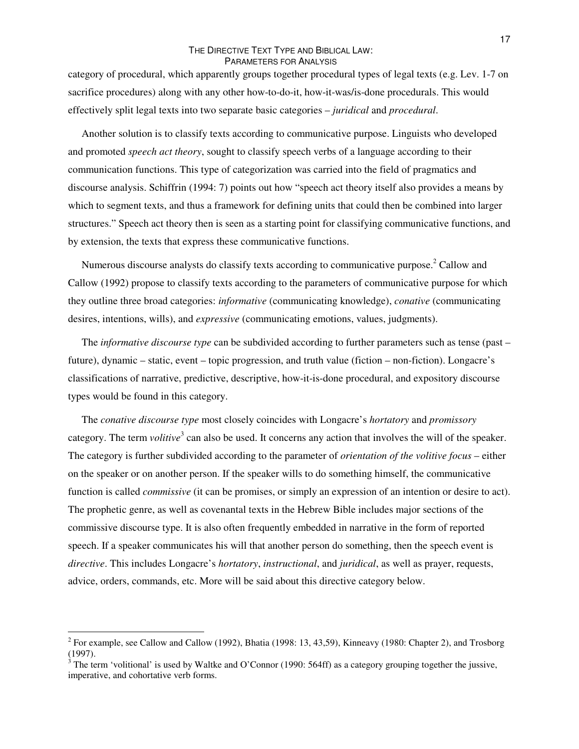category of procedural, which apparently groups together procedural types of legal texts (e.g. Lev. 1-7 on sacrifice procedures) along with any other how-to-do-it, how-it-was/is-done procedurals. This would effectively split legal texts into two separate basic categories – *juridical* and *procedural*.

Another solution is to classify texts according to communicative purpose. Linguists who developed and promoted *speech act theory*, sought to classify speech verbs of a language according to their communication functions. This type of categorization was carried into the field of pragmatics and discourse analysis. Schiffrin (1994: 7) points out how "speech act theory itself also provides a means by which to segment texts, and thus a framework for defining units that could then be combined into larger structures." Speech act theory then is seen as a starting point for classifying communicative functions, and by extension, the texts that express these communicative functions.

Numerous discourse analysts do classify texts according to communicative purpose.[2] Callow and Callow (1992) propose to classify texts according to the parameters of communicative purpose for which they outline three broad categories: *informative* (communicating knowledge), *conative* (communicating desires, intentions, wills), and *expressive* (communicating emotions, values, judgments).

The *informative discourse type* can be subdivided according to further parameters such as tense (past – future), dynamic – static, event – topic progression, and truth value (fiction – non-fiction). Longacre's classifications of narrative, predictive, descriptive, how-it-is-done procedural, and expository discourse types would be found in this category.

The *conative discourse type* most closely coincides with Longacre's *hortatory* and *promissory* category. The term *volitive*[3] can also be used. It concerns any action that involves the will of the speaker. The category is further subdivided according to the parameter of *orientation of the volitive focus* – either on the speaker or on another person. If the speaker wills to do something himself, the communicative function is called *commissive* (it can be promises, or simply an expression of an intention or desire to act). The prophetic genre, as well as covenantal texts in the Hebrew Bible includes major sections of the commissive discourse type. It is also often frequently embedded in narrative in the form of reported speech. If a speaker communicates his will that another person do something, then the speech event is *directive*. This includes Longacre's *hortatory*, *instructional*, and *juridical*, as well as prayer, requests, advice, orders, commands, etc. More will be said about this directive category below.

---

[2] For example, see Callow and Callow (1992), Bhatia (1998: 13, 43,59), Kinneavy (1980: Chapter 2), and Trosborg (1997).

[3] The term 'volitional' is used by Waltke and O'Connor (1990: 564ff) as a category grouping together the jussive, imperative, and cohortative verb forms.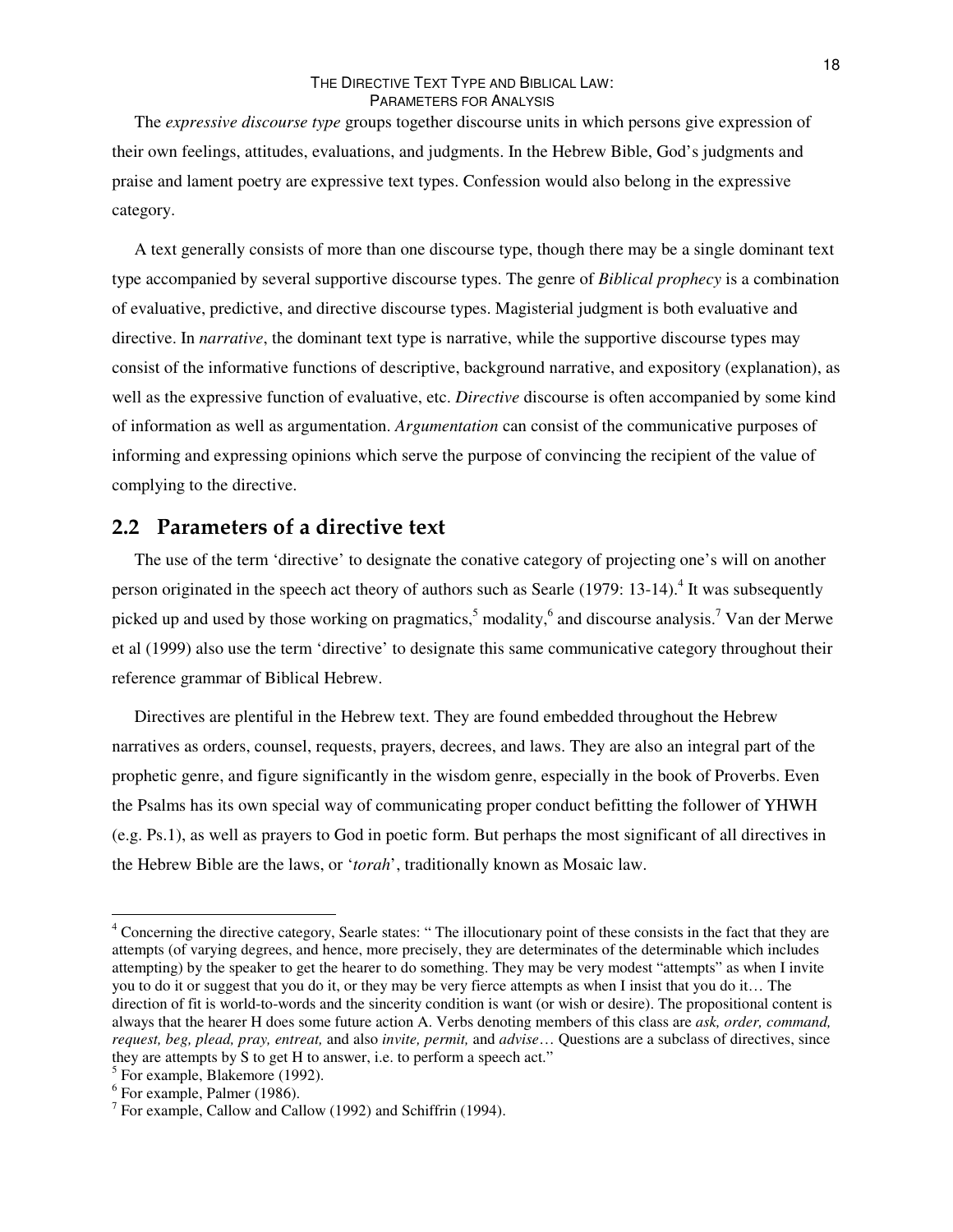The *expressive discourse type* groups together discourse units in which persons give expression of their own feelings, attitudes, evaluations, and judgments. In the Hebrew Bible, God's judgments and praise and lament poetry are expressive text types. Confession would also belong in the expressive category.

A text generally consists of more than one discourse type, though there may be a single dominant text type accompanied by several supportive discourse types. The genre of *Biblical prophecy* is a combination of evaluative, predictive, and directive discourse types. Magisterial judgment is both evaluative and directive. In *narrative*, the dominant text type is narrative, while the supportive discourse types may consist of the informative functions of descriptive, background narrative, and expository (explanation), as well as the expressive function of evaluative, etc. *Directive* discourse is often accompanied by some kind of information as well as argumentation. *Argumentation* can consist of the communicative purposes of informing and expressing opinions which serve the purpose of convincing the recipient of the value of complying to the directive.

## 2.2 Parameters of a directive text

The use of the term 'directive' to designate the conative category of projecting one's will on another person originated in the speech act theory of authors such as Searle (1979: 13-14).[4] It was subsequently picked up and used by those working on pragmatics,[5] modality,[6] and discourse analysis.[7] Van der Merwe et al (1999) also use the term 'directive' to designate this same communicative category throughout their reference grammar of Biblical Hebrew.

Directives are plentiful in the Hebrew text. They are found embedded throughout the Hebrew narratives as orders, counsel, requests, prayers, decrees, and laws. They are also an integral part of the prophetic genre, and figure significantly in the wisdom genre, especially in the book of Proverbs. Even the Psalms has its own special way of communicating proper conduct befitting the follower of YHWH (e.g. Ps.1), as well as prayers to God in poetic form. But perhaps the most significant of all directives in the Hebrew Bible are the laws, or '*torah*', traditionally known as Mosaic law.

---

[4] Concerning the directive category, Searle states: " The illocutionary point of these consists in the fact that they are attempts (of varying degrees, and hence, more precisely, they are determinates of the determinable which includes attempting) by the speaker to get the hearer to do something. They may be very modest "attempts" as when I invite you to do it or suggest that you do it, or they may be very fierce attempts as when I insist that you do it… The direction of fit is world-to-words and the sincerity condition is want (or wish or desire). The propositional content is always that the hearer H does some future action A. Verbs denoting members of this class are *ask, order, command, request, beg, plead, pray, entreat,* and also *invite, permit,* and *advise*… Questions are a subclass of directives, since they are attempts by S to get H to answer, i.e. to perform a speech act."

[5] For example, Blakemore (1992).

[6] For example, Palmer (1986).

[7] For example, Callow and Callow (1992) and Schiffrin (1994).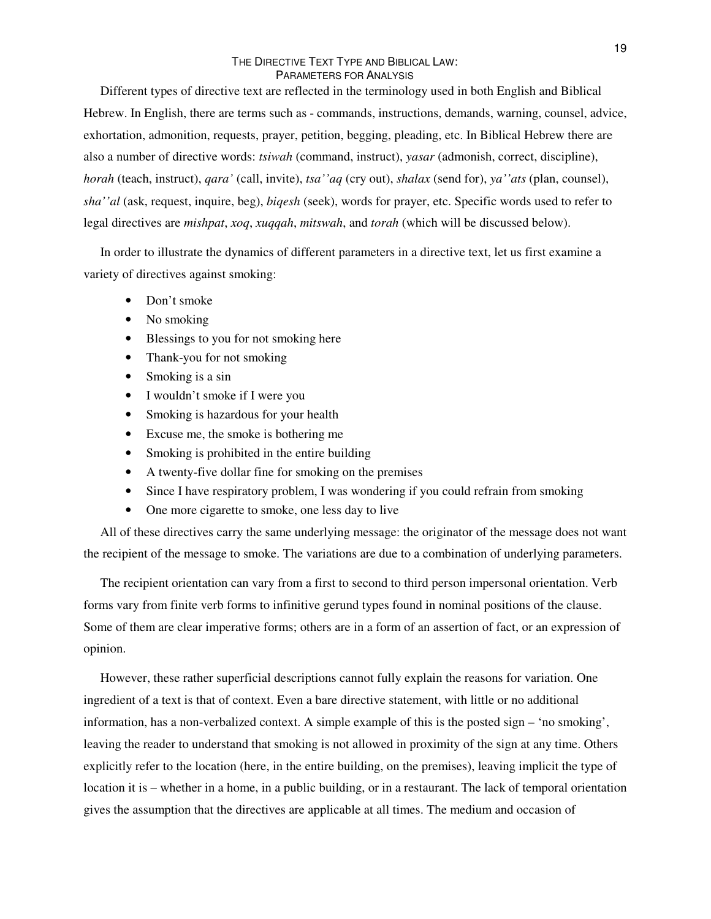Different types of directive text are reflected in the terminology used in both English and Biblical Hebrew. In English, there are terms such as - commands, instructions, demands, warning, counsel, advice, exhortation, admonition, requests, prayer, petition, begging, pleading, etc. In Biblical Hebrew there are also a number of directive words: *tsiwah* (command, instruct), *yasar* (admonish, correct, discipline), *horah* (teach, instruct), *qara'* (call, invite), *tsa''aq* (cry out), *shalax* (send for), *ya''ats* (plan, counsel), *sha''al* (ask, request, inquire, beg), *biqesh* (seek), words for prayer, etc. Specific words used to refer to legal directives are *mishpat*, *xoq*, *xuqqah*, *mitswah*, and *torah* (which will be discussed below).

In order to illustrate the dynamics of different parameters in a directive text, let us first examine a variety of directives against smoking:

- Don't smoke
- No smoking
- Blessings to you for not smoking here
- Thank-you for not smoking
- Smoking is a sin
- I wouldn't smoke if I were you
- Smoking is hazardous for your health
- Excuse me, the smoke is bothering me
- Smoking is prohibited in the entire building
- A twenty-five dollar fine for smoking on the premises
- Since I have respiratory problem, I was wondering if you could refrain from smoking
- One more cigarette to smoke, one less day to live

All of these directives carry the same underlying message: the originator of the message does not want the recipient of the message to smoke. The variations are due to a combination of underlying parameters.

The recipient orientation can vary from a first to second to third person impersonal orientation. Verb forms vary from finite verb forms to infinitive gerund types found in nominal positions of the clause. Some of them are clear imperative forms; others are in a form of an assertion of fact, or an expression of opinion.

However, these rather superficial descriptions cannot fully explain the reasons for variation. One ingredient of a text is that of context. Even a bare directive statement, with little or no additional information, has a non-verbalized context. A simple example of this is the posted sign – 'no smoking', leaving the reader to understand that smoking is not allowed in proximity of the sign at any time. Others explicitly refer to the location (here, in the entire building, on the premises), leaving implicit the type of location it is – whether in a home, in a public building, or in a restaurant. The lack of temporal orientation gives the assumption that the directives are applicable at all times. The medium and occasion of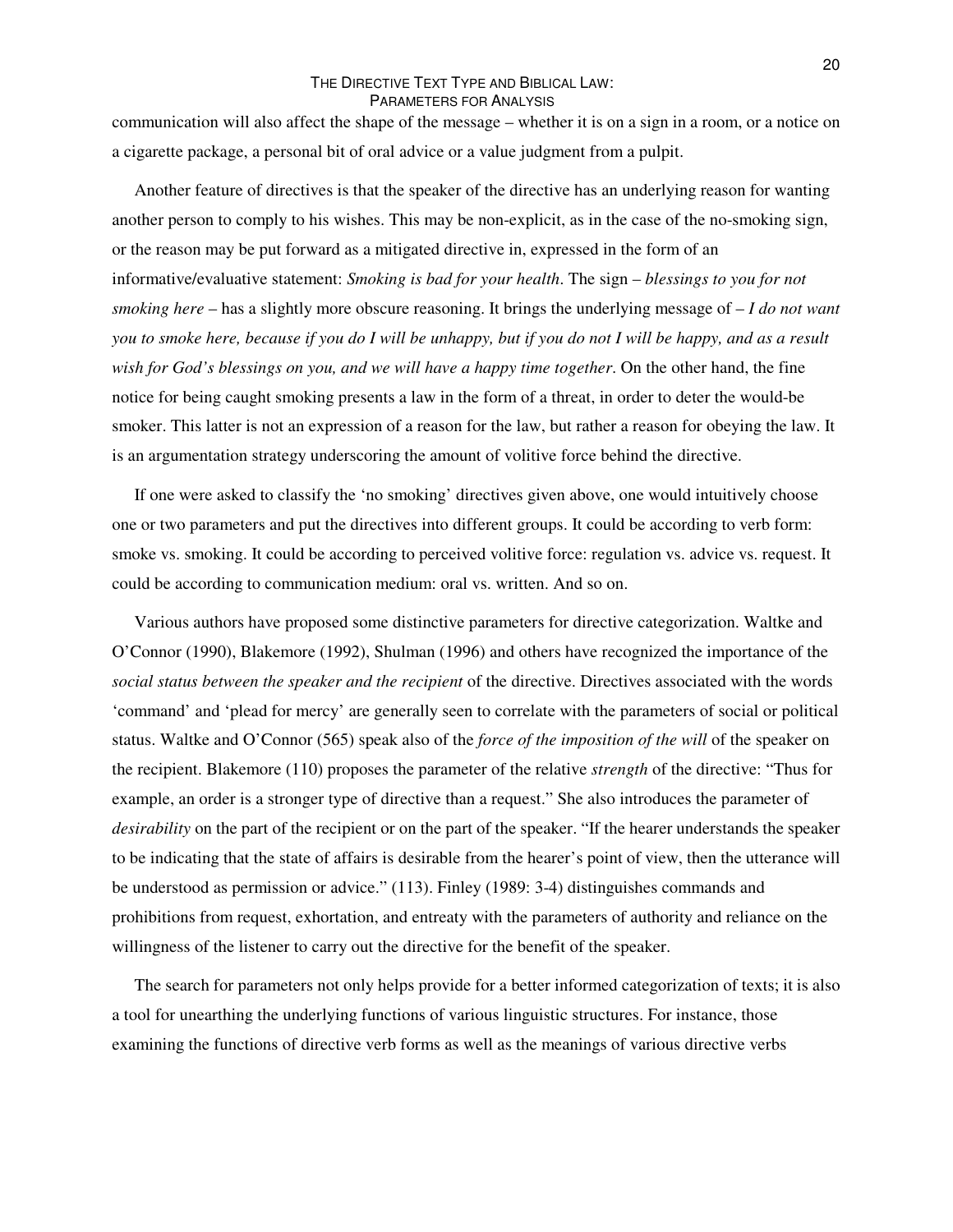communication will also affect the shape of the message – whether it is on a sign in a room, or a notice on a cigarette package, a personal bit of oral advice or a value judgment from a pulpit.

Another feature of directives is that the speaker of the directive has an underlying reason for wanting another person to comply to his wishes. This may be non-explicit, as in the case of the no-smoking sign, or the reason may be put forward as a mitigated directive in, expressed in the form of an informative/evaluative statement: *Smoking is bad for your health*. The sign – *blessings to you for not smoking here* – has a slightly more obscure reasoning. It brings the underlying message of – *I do not want you to smoke here, because if you do I will be unhappy, but if you do not I will be happy, and as a result wish for God's blessings on you, and we will have a happy time together*. On the other hand, the fine notice for being caught smoking presents a law in the form of a threat, in order to deter the would-be smoker. This latter is not an expression of a reason for the law, but rather a reason for obeying the law. It is an argumentation strategy underscoring the amount of volitive force behind the directive.

If one were asked to classify the 'no smoking' directives given above, one would intuitively choose one or two parameters and put the directives into different groups. It could be according to verb form: smoke vs. smoking. It could be according to perceived volitive force: regulation vs. advice vs. request. It could be according to communication medium: oral vs. written. And so on.

Various authors have proposed some distinctive parameters for directive categorization. Waltke and O'Connor (1990), Blakemore (1992), Shulman (1996) and others have recognized the importance of the *social status between the speaker and the recipient* of the directive. Directives associated with the words 'command' and 'plead for mercy' are generally seen to correlate with the parameters of social or political status. Waltke and O'Connor (565) speak also of the *force of the imposition of the will* of the speaker on the recipient. Blakemore (110) proposes the parameter of the relative *strength* of the directive: "Thus for example, an order is a stronger type of directive than a request." She also introduces the parameter of *desirability* on the part of the recipient or on the part of the speaker. "If the hearer understands the speaker to be indicating that the state of affairs is desirable from the hearer's point of view, then the utterance will be understood as permission or advice." (113). Finley (1989: 3-4) distinguishes commands and prohibitions from request, exhortation, and entreaty with the parameters of authority and reliance on the willingness of the listener to carry out the directive for the benefit of the speaker.

The search for parameters not only helps provide for a better informed categorization of texts; it is also a tool for unearthing the underlying functions of various linguistic structures. For instance, those examining the functions of directive verb forms as well as the meanings of various directive verbs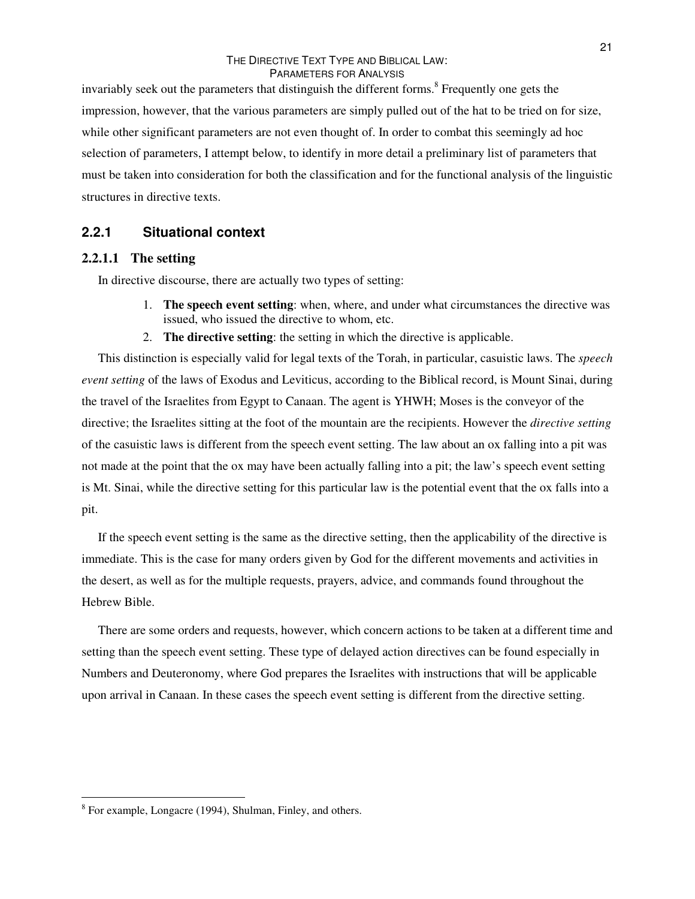invariably seek out the parameters that distinguish the different forms.[8] Frequently one gets the impression, however, that the various parameters are simply pulled out of the hat to be tried on for size, while other significant parameters are not even thought of. In order to combat this seemingly ad hoc selection of parameters, I attempt below, to identify in more detail a preliminary list of parameters that must be taken into consideration for both the classification and for the functional analysis of the linguistic structures in directive texts.

### 2.2.1 Situational context

#### 2.2.1.1 The setting

In directive discourse, there are actually two types of setting:

1. **The speech event setting**: when, where, and under what circumstances the directive was issued, who issued the directive to whom, etc.
2. **The directive setting**: the setting in which the directive is applicable.

This distinction is especially valid for legal texts of the Torah, in particular, casuistic laws. The *speech event setting* of the laws of Exodus and Leviticus, according to the Biblical record, is Mount Sinai, during the travel of the Israelites from Egypt to Canaan. The agent is YHWH; Moses is the conveyor of the directive; the Israelites sitting at the foot of the mountain are the recipients. However the *directive setting* of the casuistic laws is different from the speech event setting. The law about an ox falling into a pit was not made at the point that the ox may have been actually falling into a pit; the law's speech event setting is Mt. Sinai, while the directive setting for this particular law is the potential event that the ox falls into a pit.

If the speech event setting is the same as the directive setting, then the applicability of the directive is immediate. This is the case for many orders given by God for the different movements and activities in the desert, as well as for the multiple requests, prayers, advice, and commands found throughout the Hebrew Bible.

There are some orders and requests, however, which concern actions to be taken at a different time and setting than the speech event setting. These type of delayed action directives can be found especially in Numbers and Deuteronomy, where God prepares the Israelites with instructions that will be applicable upon arrival in Canaan. In these cases the speech event setting is different from the directive setting.

---

[8] For example, Longacre (1994), Shulman, Finley, and others.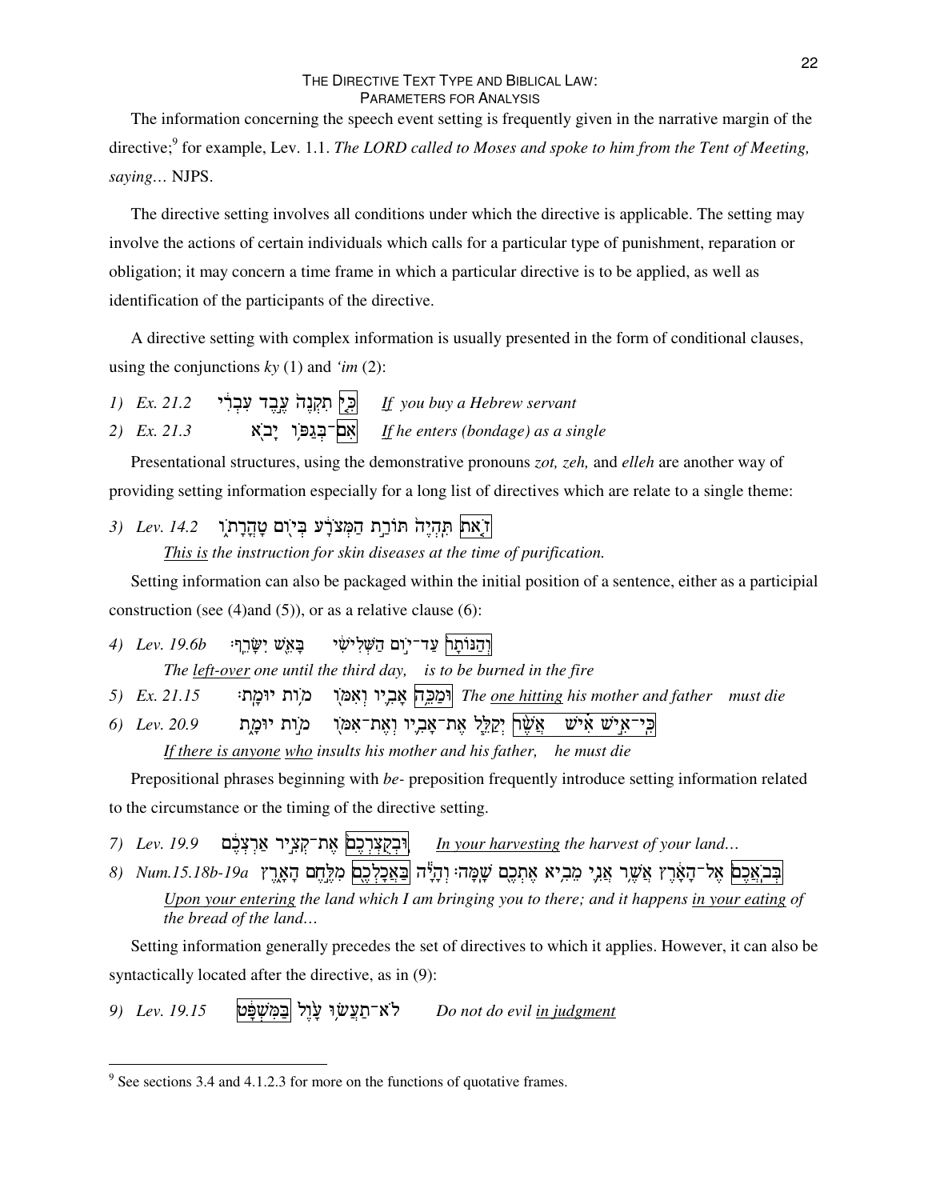The information concerning the speech event setting is frequently given in the narrative margin of the directive;[9] for example, Lev. 1.1. *The LORD called to Moses and spoke to him from the Tent of Meeting, saying…* NJPS.

The directive setting involves all conditions under which the directive is applicable. The setting may involve the actions of certain individuals which calls for a particular type of punishment, reparation or obligation; it may concern a time frame in which a particular directive is to be applied, as well as identification of the participants of the directive.

A directive setting with complex information is usually presented in the form of conditional clauses, using the conjunctions *ky* (1) and *'im* (2):

1) *Ex. 21.2* כִּ֤י תִקְנֶה֙ עֶ֣בֶד עִבְרִ֔י *If you buy a Hebrew servant*

2) *Ex. 21.3* אִם־בְּגַפּ֥וֹ יָבֹ֖א *If he enters (bondage) as a single*

Presentational structures, using the demonstrative pronouns *zot, zeh,* and *elleh* are another way of providing setting information especially for a long list of directives which are relate to a single theme:

3) *Lev. 14.2* זֹ֤את תִּֽהְיֶה֙ תּוֹרַ֣ת הַמְּצֹרָ֔ע בְּי֖וֹם טָהֳרָת֑וֹ

*This is the instruction for skin diseases at the time of purification.*

Setting information can also be packaged within the initial position of a sentence, either as a participial construction (see (4)and (5)), or as a relative clause (6):

4) *Lev. 19.6b* וְהַנּוֹתָר֙ עַד־י֣וֹם הַשְּׁלִישִׁ֔י בָּאֵ֖שׁ יִשָּׂרֵֽף׃

*The left-over one until the third day, is to be burned in the fire*

5) *Ex. 21.15* וּמַכֵּ֥ה אָבִ֛יו וְאִמּ֖וֹ מ֥וֹת יוּמָֽת׃ *The one hitting his mother and father must die*

6) *Lev. 20.9* כִּֽי־אִ֣ישׁ אִ֗ישׁ אֲשֶׁ֨ר יְקַלֵּ֧ל אֶת־אָבִ֛יו וְאֶת־אִמּ֖וֹ מ֣וֹת יוּמָ֑ת

*If there is anyone who insults his mother and his father, he must die*

Prepositional phrases beginning with *be-* preposition frequently introduce setting information related to the circumstance or the timing of the directive setting.

7) *Lev. 19.9* וּֽבְקֻצְרְכֶם֙ אֶת־קְצִ֣יר אַרְצְכֶ֔ם *In your harvesting the harvest of your land…*

8) *Num.15.18b-19a* בְּבֹֽאֲכֶם֙ אֶל־הָאָ֔רֶץ אֲשֶׁ֛ר אֲנִ֥י מֵבִ֛יא אֶתְכֶ֖ם שָֽׁמָּה׃ וְהָיָ֕ה בַּאֲכָלְכֶ֖ם מִלֶּ֣חֶם הָאָ֑רֶץ

*Upon your entering the land which I am bringing you to there; and it happens in your eating of the bread of the land…*

Setting information generally precedes the set of directives to which it applies. However, it can also be syntactically located after the directive, as in (9):

9) *Lev. 19.15* לֹא־תַעֲשׂ֥וּ עָ֙וֶל֙ בַּמִּשְׁפָּ֔ט *Do not do evil in judgment*

---

[9] See sections 3.4 and 4.1.2.3 for more on the functions of quotative frames.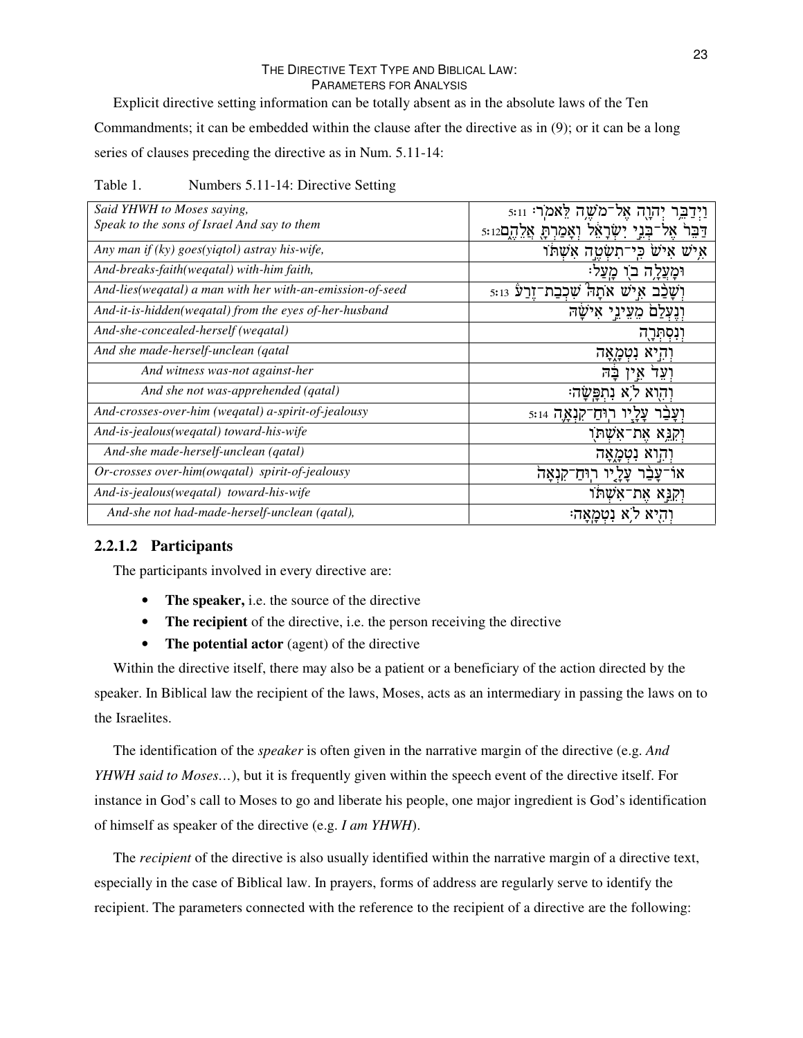Explicit directive setting information can be totally absent as in the absolute laws of the Ten Commandments; it can be embedded within the clause after the directive as in (9); or it can be a long series of clauses preceding the directive as in Num. 5.11-14:

Table 1. Numbers 5.11-14: Directive Setting

| | |
|---|---|
| *Said YHWH to Moses saying,* *Speak to the sons of Israel And say to them* | 5:11 וַיְדַבֵּ֥ר יְהוָ֖ה אֶל־מֹשֶׁ֥ה לֵּאמֹֽר׃ 5:12 דַּבֵּר֙ אֶל־בְּנֵ֣י יִשְׂרָאֵ֔ל וְאָמַרְתָּ֖ אֲלֵהֶ֑ם |
| *Any man if (ky) goes(yiqtol) astray his-wife,* | אִ֥ישׁ אִישׁ֙ כִּֽי־תִשְׂטֶ֣ה אִשְׁתּ֔וֹ |
| *And-breaks-faith(weqatal) with-him faith,* | וּמָעֲלָ֥ה ב֖וֹ מָֽעַל׃ |
| *And-lies(weqatal) a man with her with-an-emission-of-seed* | 5:13 וְשָׁכַ֨ב אִ֣ישׁ אֹתָהּ֮ שִׁכְבַת־זֶ֒רַע֒ |
| *And-it-is-hidden(weqatal) from the eyes of-her-husband* | וְנֶעְלַם֙ מֵעֵינֵ֣י אִישָׁ֔הּ |
| *And-she-concealed-herself (weqatal)* | וְנִסְתְּרָ֖ה |
| *And she made-herself-unclean (qatal* | וְהִ֣יא נִטְמָ֑אָה |
| *And witness was-not against-her* | וְעֵד֙ אֵ֣ין בָּ֔הּ |
| *And she not was-apprehended (qatal)* | וְהִ֖וא לֹ֥א נִתְפָּֽשָׂה׃ |
| *And-crosses-over-him (weqatal) a-spirit-of-jealousy* | 5:14 וְעָבַ֨ר עָלָ֧יו רֽוּחַ־קִנְאָ֛ה |
| *And-is-jealous(weqatal) toward-his-wife* | וְקִנֵּ֥א אֶת־אִשְׁתּ֖וֹ |
| *And-she made-herself-unclean (qatal)* | וְהִ֣וא נִטְמָ֑אָה |
| *Or-crosses over-him(owqatal) spirit-of-jealousy* | אוֹ־עָבַ֨ר עָלָ֤יו רֽוּחַ־קִנְאָה֙ |
| *And-is-jealous(weqatal) toward-his-wife* | וְקִנֵּ֣א אֶת־אִשְׁתּ֔וֹ |
| *And-she not had-made-herself-unclean (qatal),* | וְהִ֖יא לֹ֥א נִטְמָֽאָה׃ |

### 2.2.1.2 Participants

The participants involved in every directive are:

- **The speaker,** i.e. the source of the directive
- **The recipient** of the directive, i.e. the person receiving the directive
- **The potential actor** (agent) of the directive

Within the directive itself, there may also be a patient or a beneficiary of the action directed by the speaker. In Biblical law the recipient of the laws, Moses, acts as an intermediary in passing the laws on to the Israelites.

The identification of the *speaker* is often given in the narrative margin of the directive (e.g. *And YHWH said to Moses…*), but it is frequently given within the speech event of the directive itself. For instance in God's call to Moses to go and liberate his people, one major ingredient is God's identification of himself as speaker of the directive (e.g. *I am YHWH*).

The *recipient* of the directive is also usually identified within the narrative margin of a directive text, especially in the case of Biblical law. In prayers, forms of address are regularly serve to identify the recipient. The parameters connected with the reference to the recipient of a directive are the following: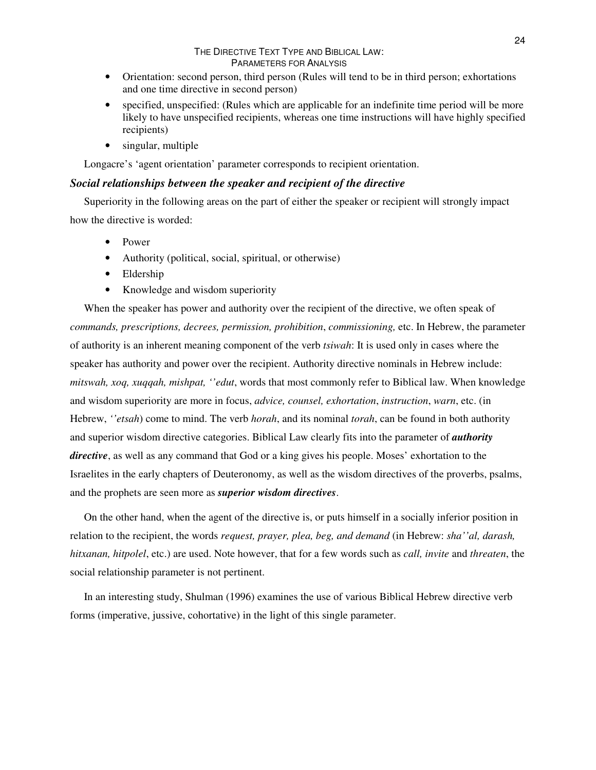- Orientation: second person, third person (Rules will tend to be in third person; exhortations and one time directive in second person)
- specified, unspecified: (Rules which are applicable for an indefinite time period will be more likely to have unspecified recipients, whereas one time instructions will have highly specified recipients)
- singular, multiple

Longacre's 'agent orientation' parameter corresponds to recipient orientation.

### *Social relationships between the speaker and recipient of the directive*

Superiority in the following areas on the part of either the speaker or recipient will strongly impact how the directive is worded:

- Power
- Authority (political, social, spiritual, or otherwise)
- Eldership
- Knowledge and wisdom superiority

When the speaker has power and authority over the recipient of the directive, we often speak of *commands, prescriptions, decrees, permission, prohibition*, *commissioning,* etc. In Hebrew, the parameter of authority is an inherent meaning component of the verb *tsiwah*: It is used only in cases where the speaker has authority and power over the recipient. Authority directive nominals in Hebrew include: *mitswah, xoq, xuqqah, mishpat, ''edut*, words that most commonly refer to Biblical law. When knowledge and wisdom superiority are more in focus, *advice, counsel, exhortation*, *instruction*, *warn*, etc. (in Hebrew, *''etsah*) come to mind. The verb *horah*, and its nominal *torah*, can be found in both authority and superior wisdom directive categories. Biblical Law clearly fits into the parameter of ***authority directive***, as well as any command that God or a king gives his people. Moses' exhortation to the Israelites in the early chapters of Deuteronomy, as well as the wisdom directives of the proverbs, psalms, and the prophets are seen more as ***superior wisdom directives***.

On the other hand, when the agent of the directive is, or puts himself in a socially inferior position in relation to the recipient, the words *request, prayer, plea, beg, and demand* (in Hebrew: *sha''al, darash, hitxanan, hitpolel*, etc.) are used. Note however, that for a few words such as *call, invite* and *threaten*, the social relationship parameter is not pertinent.

In an interesting study, Shulman (1996) examines the use of various Biblical Hebrew directive verb forms (imperative, jussive, cohortative) in the light of this single parameter.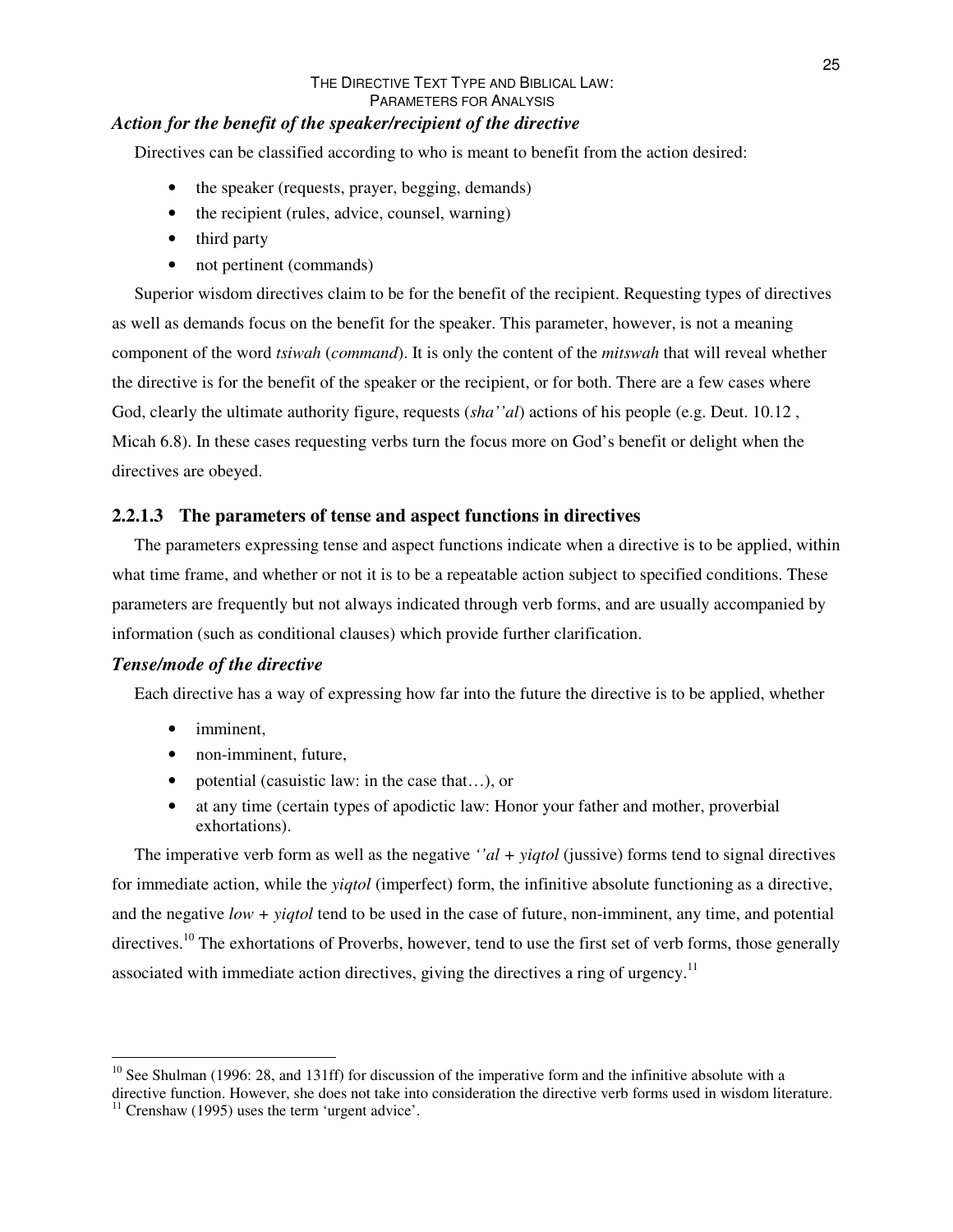### *Action for the benefit of the speaker/recipient of the directive*

Directives can be classified according to who is meant to benefit from the action desired:

- the speaker (requests, prayer, begging, demands)
- the recipient (rules, advice, counsel, warning)
- third party
- not pertinent (commands)

Superior wisdom directives claim to be for the benefit of the recipient. Requesting types of directives as well as demands focus on the benefit for the speaker. This parameter, however, is not a meaning component of the word *tsiwah* (*command*). It is only the content of the *mitswah* that will reveal whether the directive is for the benefit of the speaker or the recipient, or for both. There are a few cases where God, clearly the ultimate authority figure, requests (*sha''al*) actions of his people (e.g. Deut. 10.12 , Micah 6.8). In these cases requesting verbs turn the focus more on God's benefit or delight when the directives are obeyed.

## 2.2.1.3 The parameters of tense and aspect functions in directives

The parameters expressing tense and aspect functions indicate when a directive is to be applied, within what time frame, and whether or not it is to be a repeatable action subject to specified conditions. These parameters are frequently but not always indicated through verb forms, and are usually accompanied by information (such as conditional clauses) which provide further clarification.

### *Tense/mode of the directive*

Each directive has a way of expressing how far into the future the directive is to be applied, whether

- imminent,
- non-imminent, future,
- potential (casuistic law: in the case that…), or
- at any time (certain types of apodictic law: Honor your father and mother, proverbial exhortations).

The imperative verb form as well as the negative *''al + yiqtol* (jussive) forms tend to signal directives for immediate action, while the *yiqtol* (imperfect) form, the infinitive absolute functioning as a directive, and the negative *low + yiqtol* tend to be used in the case of future, non-imminent, any time, and potential directives.[10] The exhortations of Proverbs, however, tend to use the first set of verb forms, those generally associated with immediate action directives, giving the directives a ring of urgency.[11]

---

[10] See Shulman (1996: 28, and 131ff) for discussion of the imperative form and the infinitive absolute with a directive function. However, she does not take into consideration the directive verb forms used in wisdom literature.

[11] Crenshaw (1995) uses the term 'urgent advice'.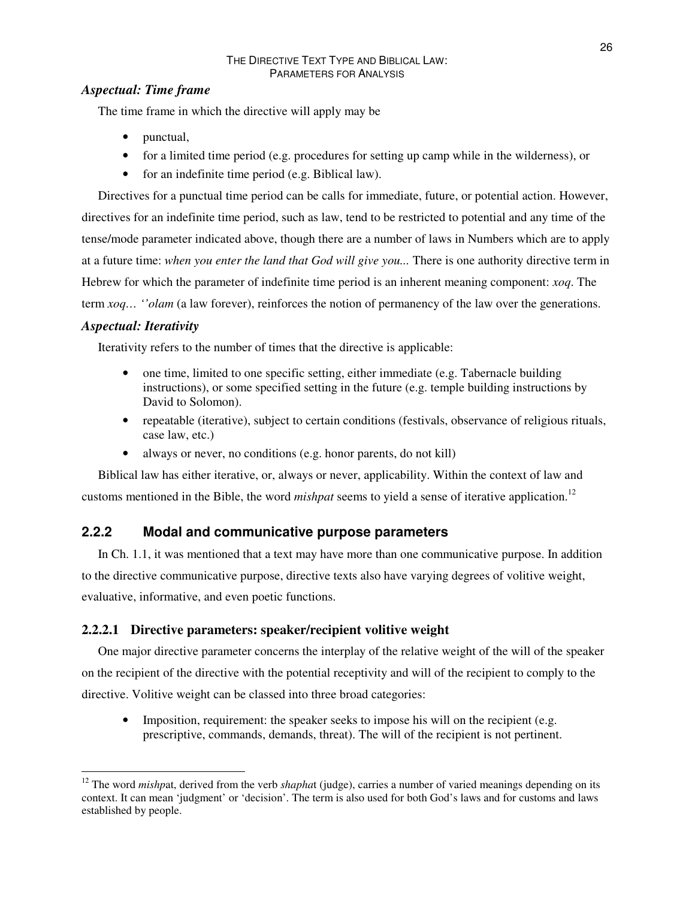### *Aspectual: Time frame*

The time frame in which the directive will apply may be

- punctual,
- for a limited time period (e.g. procedures for setting up camp while in the wilderness), or
- for an indefinite time period (e.g. Biblical law).

Directives for a punctual time period can be calls for immediate, future, or potential action. However, directives for an indefinite time period, such as law, tend to be restricted to potential and any time of the tense/mode parameter indicated above, though there are a number of laws in Numbers which are to apply at a future time: *when you enter the land that God will give you...* There is one authority directive term in Hebrew for which the parameter of indefinite time period is an inherent meaning component: *xoq*. The term *xoq… ''olam* (a law forever), reinforces the notion of permanency of the law over the generations.

### *Aspectual: Iterativity*

Iterativity refers to the number of times that the directive is applicable:

- one time, limited to one specific setting, either immediate (e.g. Tabernacle building instructions), or some specified setting in the future (e.g. temple building instructions by David to Solomon).
- repeatable (iterative), subject to certain conditions (festivals, observance of religious rituals, case law, etc.)
- always or never, no conditions (e.g. honor parents, do not kill)

Biblical law has either iterative, or, always or never, applicability. Within the context of law and customs mentioned in the Bible, the word *mishpat* seems to yield a sense of iterative application.[12]

## 2.2.2 Modal and communicative purpose parameters

In Ch. 1.1, it was mentioned that a text may have more than one communicative purpose. In addition to the directive communicative purpose, directive texts also have varying degrees of volitive weight, evaluative, informative, and even poetic functions.

### 2.2.2.1 Directive parameters: speaker/recipient volitive weight

One major directive parameter concerns the interplay of the relative weight of the will of the speaker on the recipient of the directive with the potential receptivity and will of the recipient to comply to the directive. Volitive weight can be classed into three broad categories:

- Imposition, requirement: the speaker seeks to impose his will on the recipient (e.g. prescriptive, commands, demands, threat). The will of the recipient is not pertinent.

---

[12] The word *mishp*at, derived from the verb *shapha*t (judge), carries a number of varied meanings depending on its context. It can mean 'judgment' or 'decision'. The term is also used for both God's laws and for customs and laws established by people.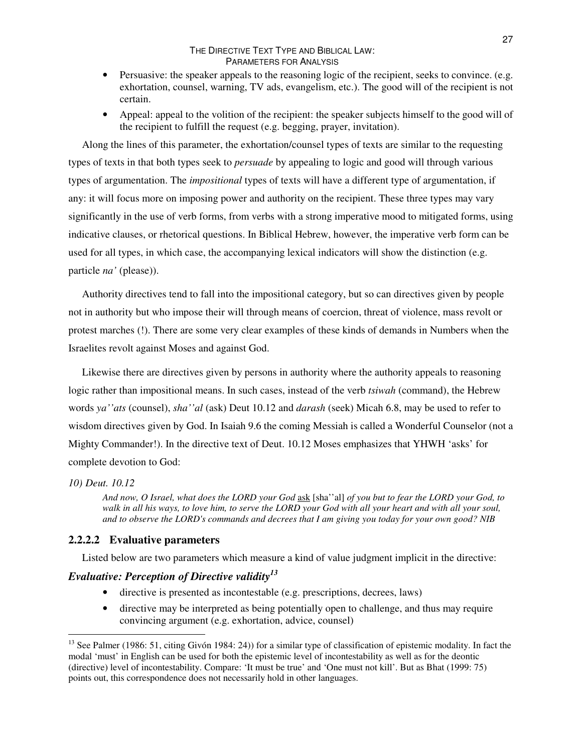- Persuasive: the speaker appeals to the reasoning logic of the recipient, seeks to convince. (e.g. exhortation, counsel, warning, TV ads, evangelism, etc.). The good will of the recipient is not certain.
- Appeal: appeal to the volition of the recipient: the speaker subjects himself to the good will of the recipient to fulfill the request (e.g. begging, prayer, invitation).

Along the lines of this parameter, the exhortation/counsel types of texts are similar to the requesting types of texts in that both types seek to *persuade* by appealing to logic and good will through various types of argumentation. The *impositional* types of texts will have a different type of argumentation, if any: it will focus more on imposing power and authority on the recipient. These three types may vary significantly in the use of verb forms, from verbs with a strong imperative mood to mitigated forms, using indicative clauses, or rhetorical questions. In Biblical Hebrew, however, the imperative verb form can be used for all types, in which case, the accompanying lexical indicators will show the distinction (e.g. particle *na'* (please)).

Authority directives tend to fall into the impositional category, but so can directives given by people not in authority but who impose their will through means of coercion, threat of violence, mass revolt or protest marches (!). There are some very clear examples of these kinds of demands in Numbers when the Israelites revolt against Moses and against God.

Likewise there are directives given by persons in authority where the authority appeals to reasoning logic rather than impositional means. In such cases, instead of the verb *tsiwah* (command), the Hebrew words *ya''ats* (counsel), *sha''al* (ask) Deut 10.12 and *darash* (seek) Micah 6.8, may be used to refer to wisdom directives given by God. In Isaiah 9.6 the coming Messiah is called a Wonderful Counselor (not a Mighty Commander!). In the directive text of Deut. 10.12 Moses emphasizes that YHWH 'asks' for complete devotion to God:

*10) Deut. 10.12*

> *And now, O Israel, what does the LORD your God* <u>ask</u> [sha''al] *of you but to fear the LORD your God, to walk in all his ways, to love him, to serve the LORD your God with all your heart and with all your soul, and to observe the LORD's commands and decrees that I am giving you today for your own good? NIB*

### 2.2.2.2 Evaluative parameters

Listed below are two parameters which measure a kind of value judgment implicit in the directive:

#### *Evaluative: Perception of Directive validity*[13]

- directive is presented as incontestable (e.g. prescriptions, decrees, laws)
- directive may be interpreted as being potentially open to challenge, and thus may require convincing argument (e.g. exhortation, advice, counsel)

[13] See Palmer (1986: 51, citing Givón 1984: 24)) for a similar type of classification of epistemic modality. In fact the modal 'must' in English can be used for both the epistemic level of incontestability as well as for the deontic (directive) level of incontestability. Compare: 'It must be true' and 'One must not kill'. But as Bhat (1999: 75) points out, this correspondence does not necessarily hold in other languages.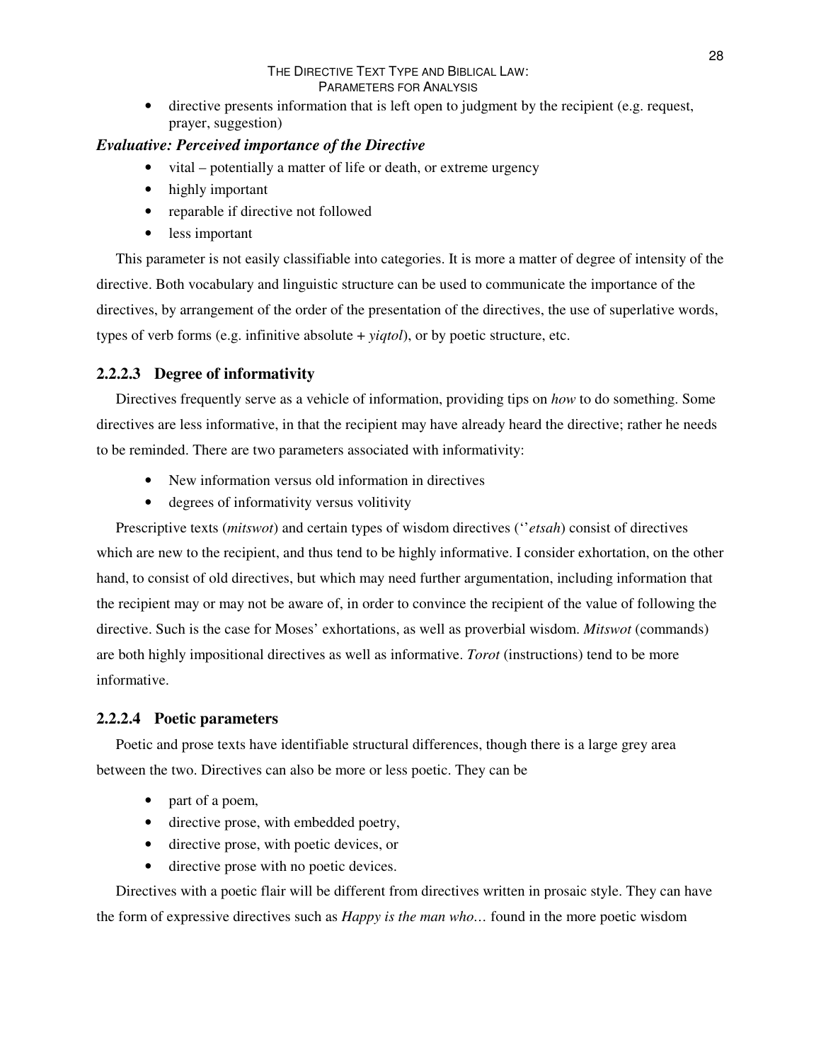- directive presents information that is left open to judgment by the recipient (e.g. request, prayer, suggestion)

***Evaluative: Perceived importance of the Directive***

- vital – potentially a matter of life or death, or extreme urgency
- highly important
- reparable if directive not followed
- less important

This parameter is not easily classifiable into categories. It is more a matter of degree of intensity of the directive. Both vocabulary and linguistic structure can be used to communicate the importance of the directives, by arrangement of the order of the presentation of the directives, the use of superlative words, types of verb forms (e.g. infinitive absolute + *yiqtol*), or by poetic structure, etc.

### 2.2.2.3 Degree of informativity

Directives frequently serve as a vehicle of information, providing tips on *how* to do something. Some directives are less informative, in that the recipient may have already heard the directive; rather he needs to be reminded. There are two parameters associated with informativity:

- New information versus old information in directives
- degrees of informativity versus volitivity

Prescriptive texts (*mitswot*) and certain types of wisdom directives (*''etsah*) consist of directives which are new to the recipient, and thus tend to be highly informative. I consider exhortation, on the other hand, to consist of old directives, but which may need further argumentation, including information that the recipient may or may not be aware of, in order to convince the recipient of the value of following the directive. Such is the case for Moses' exhortations, as well as proverbial wisdom. *Mitswot* (commands) are both highly impositional directives as well as informative. *Torot* (instructions) tend to be more informative.

### 2.2.2.4 Poetic parameters

Poetic and prose texts have identifiable structural differences, though there is a large grey area between the two. Directives can also be more or less poetic. They can be

- part of a poem,
- directive prose, with embedded poetry,
- directive prose, with poetic devices, or
- directive prose with no poetic devices.

Directives with a poetic flair will be different from directives written in prosaic style. They can have the form of expressive directives such as *Happy is the man who…* found in the more poetic wisdom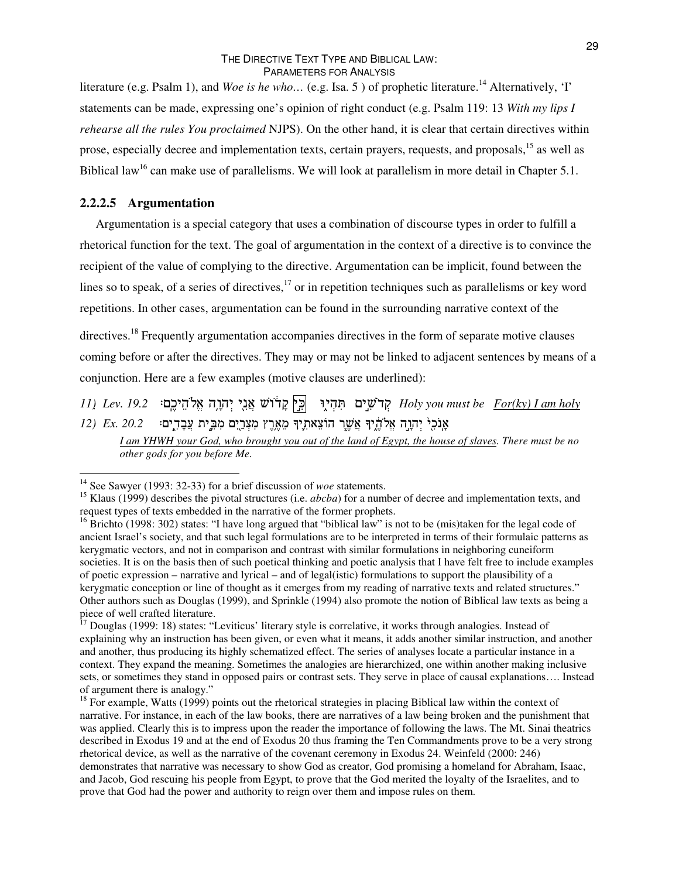literature (e.g. Psalm 1), and *Woe is he who…* (e.g. Isa. 5 ) of prophetic literature.[14] Alternatively, 'I' statements can be made, expressing one's opinion of right conduct (e.g. Psalm 119: 13 *With my lips I rehearse all the rules You proclaimed* NJPS). On the other hand, it is clear that certain directives within prose, especially decree and implementation texts, certain prayers, requests, and proposals,[15] as well as Biblical law[16] can make use of parallelisms. We will look at parallelism in more detail in Chapter 5.1.

### 2.2.2.5 Argumentation

Argumentation is a special category that uses a combination of discourse types in order to fulfill a rhetorical function for the text. The goal of argumentation in the context of a directive is to convince the recipient of the value of complying to the directive. Argumentation can be implicit, found between the lines so to speak, of a series of directives,[17] or in repetition techniques such as parallelisms or key word repetitions. In other cases, argumentation can be found in the surrounding narrative context of the directives.[18] Frequently argumentation accompanies directives in the form of separate motive clauses coming before or after the directives. They may or may not be linked to adjacent sentences by means of a conjunction. Here are a few examples (motive clauses are underlined):

*11) Lev. 19.2* קְדֹשִׁ֣ים תִּהְי֑וּ כִּ֣י קָד֔וֹשׁ אֲנִ֖י יְהוָ֥ה אֱלֹהֵיכֶֽם׃ *Holy you must be* <u>*For(ky) I am holy*</u>

*12) Ex. 20.2* אָנֹכִ֖י יְהוָ֣ה אֱלֹהֶ֑יךָ אֲשֶׁ֧ר הוֹצֵאתִ֛יךָ מֵאֶ֥רֶץ מִצְרַ֖יִם מִבֵּ֥ית עֲבָדִֽים׃

<u>*I am YHWH your God, who brought you out of the land of Egypt, the house of slaves.*</u> *There must be no other gods for you before Me.*

---

[14] See Sawyer (1993: 32-33) for a brief discussion of *woe* statements.

[15] Klaus (1999) describes the pivotal structures (i.e. *abcba*) for a number of decree and implementation texts, and request types of texts embedded in the narrative of the former prophets.

[16] Brichto (1998: 302) states: "I have long argued that "biblical law" is not to be (mis)taken for the legal code of ancient Israel's society, and that such legal formulations are to be interpreted in terms of their formulaic patterns as kerygmatic vectors, and not in comparison and contrast with similar formulations in neighboring cuneiform societies. It is on the basis then of such poetical thinking and poetic analysis that I have felt free to include examples of poetic expression – narrative and lyrical – and of legal(istic) formulations to support the plausibility of a kerygmatic conception or line of thought as it emerges from my reading of narrative texts and related structures." Other authors such as Douglas (1999), and Sprinkle (1994) also promote the notion of Biblical law texts as being a piece of well crafted literature.

[17] Douglas (1999: 18) states: "Leviticus' literary style is correlative, it works through analogies. Instead of explaining why an instruction has been given, or even what it means, it adds another similar instruction, and another and another, thus producing its highly schematized effect. The series of analyses locate a particular instance in a context. They expand the meaning. Sometimes the analogies are hierarchized, one within another making inclusive sets, or sometimes they stand in opposed pairs or contrast sets. They serve in place of causal explanations…. Instead of argument there is analogy."

[18] For example, Watts (1999) points out the rhetorical strategies in placing Biblical law within the context of narrative. For instance, in each of the law books, there are narratives of a law being broken and the punishment that was applied. Clearly this is to impress upon the reader the importance of following the laws. The Mt. Sinai theatrics described in Exodus 19 and at the end of Exodus 20 thus framing the Ten Commandments prove to be a very strong rhetorical device, as well as the narrative of the covenant ceremony in Exodus 24. Weinfeld (2000: 246) demonstrates that narrative was necessary to show God as creator, God promising a homeland for Abraham, Isaac, and Jacob, God rescuing his people from Egypt, to prove that the God merited the loyalty of the Israelites, and to prove that God had the power and authority to reign over them and impose rules on them.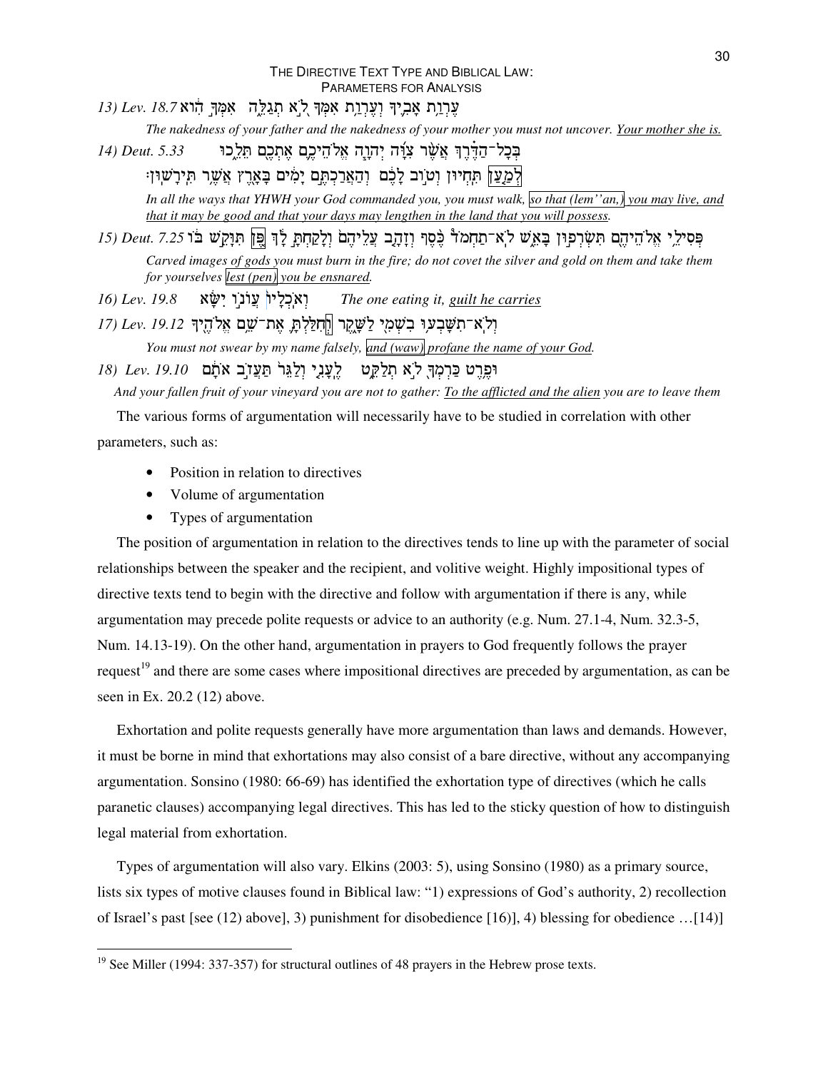13) Lev. 18.7 עֶרְוַת אָבִיךָ וְעֶרְוַת אִמְּךָ לֹא תְגַלֵּה אִמְּךָ הִוא

*The nakedness of your father and the nakedness of your mother you must not uncover. Your mother she is.*

14) Deut. 5.33 בְּכָל־הַדֶּרֶךְ אֲשֶׁר צִוָּה יְהוָה אֱלֹהֵיכֶם אֶתְכֶם תֵּלֵכוּ

לְמַעַן תִּחְיוּן וְטוֹב לָכֶם וְהַאֲרַכְתֶּם יָמִים בָּאָרֶץ אֲשֶׁר תִּירָשׁוּן׃

*In all the ways that YHWH your God commanded you, you must walk, so that (lem''an,) you may live, and that it may be good and that your days may lengthen in the land that you will possess.*

15) Deut. 7.25 פְּסִילֵי אֱלֹהֵיהֶם תִּשְׂרְפוּן בָּאֵשׁ לֹא־תַחְמֹד כֶּסֶף וְזָהָב עֲלֵיהֶם וְלָקַחְתָּ לָךְ פֶּן תִּוָּקֵשׁ בּוֹ

*Carved images of gods you must burn in the fire; do not covet the silver and gold on them and take them for yourselves lest (pen) you be ensnared.*

16) Lev. 19.8 וְאֹכְלָיו עֲוֹנוֹ יִשָּׂא *The one eating it, guilt he carries*

17) Lev. 19.12 וְלֹא־תִשָּׁבְעוּ בִשְׁמִי לַשָּׁקֶר וְחִלַּלְתָּ אֶת־שֵׁם אֱלֹהֶיךָ

*You must not swear by my name falsely, and (waw) profane the name of your God.*

18) Lev. 19.10 וּפֶרֶט כַּרְמְךָ לֹא תְלַקֵּט לֶעָנִי וְלַגֵּר תַּעֲזֹב אֹתָם

*And your fallen fruit of your vineyard you are not to gather: To the afflicted and the alien you are to leave them*

The various forms of argumentation will necessarily have to be studied in correlation with other parameters, such as:

- Position in relation to directives
- Volume of argumentation
- Types of argumentation

The position of argumentation in relation to the directives tends to line up with the parameter of social relationships between the speaker and the recipient, and volitive weight. Highly impositional types of directive texts tend to begin with the directive and follow with argumentation if there is any, while argumentation may precede polite requests or advice to an authority (e.g. Num. 27.1-4, Num. 32.3-5, Num. 14.13-19). On the other hand, argumentation in prayers to God frequently follows the prayer request[19] and there are some cases where impositional directives are preceded by argumentation, as can be seen in Ex. 20.2 (12) above.

Exhortation and polite requests generally have more argumentation than laws and demands. However, it must be borne in mind that exhortations may also consist of a bare directive, without any accompanying argumentation. Sonsino (1980: 66-69) has identified the exhortation type of directives (which he calls paranetic clauses) accompanying legal directives. This has led to the sticky question of how to distinguish legal material from exhortation.

Types of argumentation will also vary. Elkins (2003: 5), using Sonsino (1980) as a primary source, lists six types of motive clauses found in Biblical law: "1) expressions of God's authority, 2) recollection of Israel's past [see (12) above], 3) punishment for disobedience [16)], 4) blessing for obedience …[14)]

[19] See Miller (1994: 337-357) for structural outlines of 48 prayers in the Hebrew prose texts.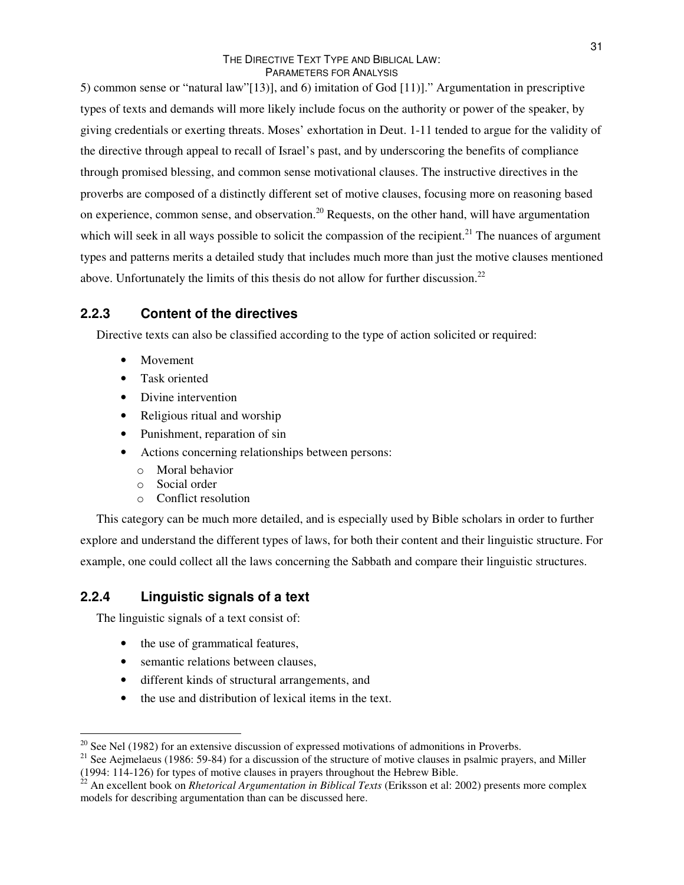5) common sense or "natural law"[13)], and 6) imitation of God [11)]." Argumentation in prescriptive types of texts and demands will more likely include focus on the authority or power of the speaker, by giving credentials or exerting threats. Moses' exhortation in Deut. 1-11 tended to argue for the validity of the directive through appeal to recall of Israel's past, and by underscoring the benefits of compliance through promised blessing, and common sense motivational clauses. The instructive directives in the proverbs are composed of a distinctly different set of motive clauses, focusing more on reasoning based on experience, common sense, and observation.[20] Requests, on the other hand, will have argumentation which will seek in all ways possible to solicit the compassion of the recipient.[21] The nuances of argument types and patterns merits a detailed study that includes much more than just the motive clauses mentioned above. Unfortunately the limits of this thesis do not allow for further discussion.[22]

### 2.2.3 Content of the directives

Directive texts can also be classified according to the type of action solicited or required:

- Movement
- Task oriented
- Divine intervention
- Religious ritual and worship
- Punishment, reparation of sin
- Actions concerning relationships between persons:
    - Moral behavior
    - Social order
    - Conflict resolution

This category can be much more detailed, and is especially used by Bible scholars in order to further explore and understand the different types of laws, for both their content and their linguistic structure. For example, one could collect all the laws concerning the Sabbath and compare their linguistic structures.

### 2.2.4 Linguistic signals of a text

The linguistic signals of a text consist of:

- the use of grammatical features,
- semantic relations between clauses,
- different kinds of structural arrangements, and
- the use and distribution of lexical items in the text.

---

[20] See Nel (1982) for an extensive discussion of expressed motivations of admonitions in Proverbs.

[21] See Aejmelaeus (1986: 59-84) for a discussion of the structure of motive clauses in psalmic prayers, and Miller (1994: 114-126) for types of motive clauses in prayers throughout the Hebrew Bible.

[22] An excellent book on *Rhetorical Argumentation in Biblical Texts* (Eriksson et al: 2002) presents more complex models for describing argumentation than can be discussed here.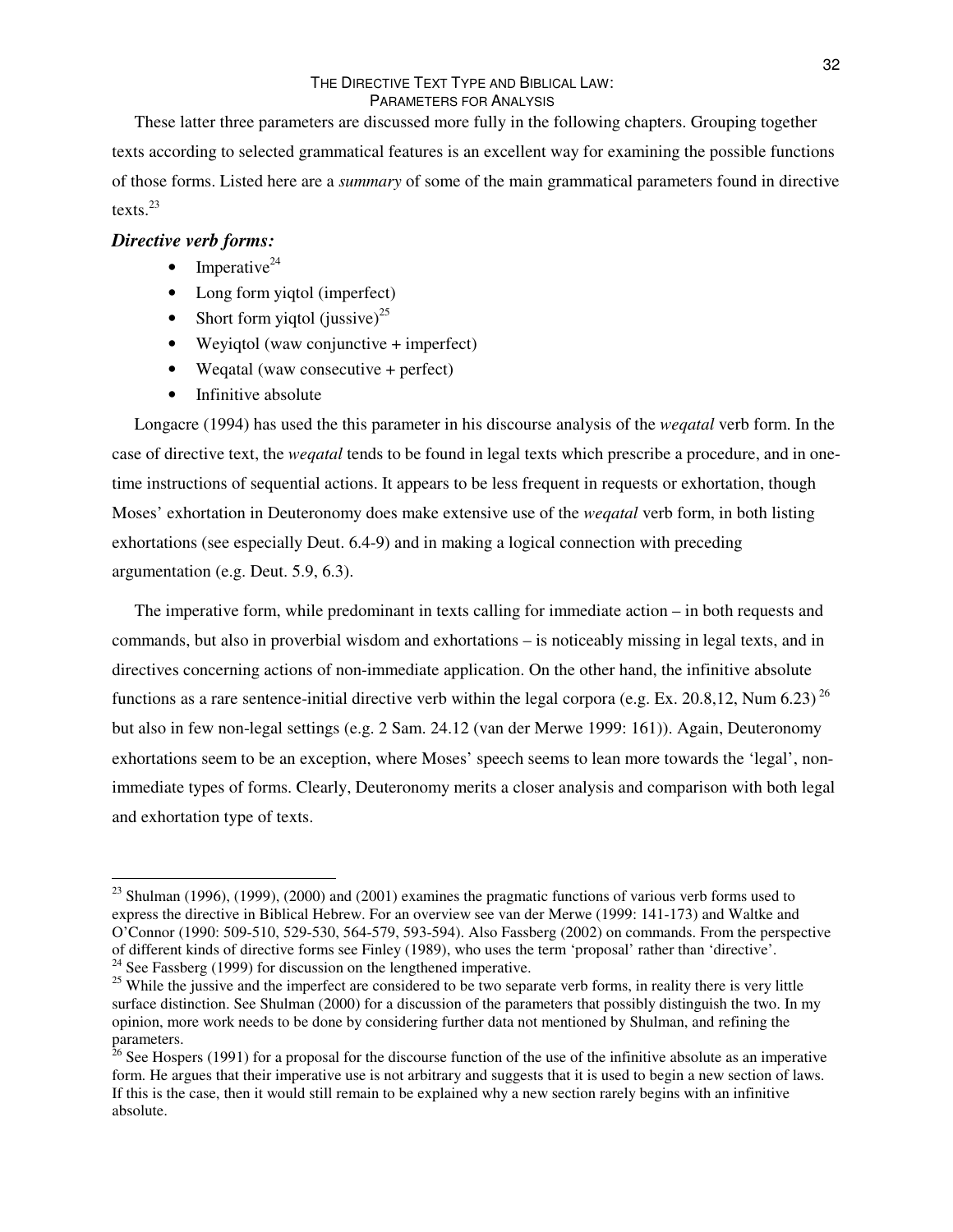These latter three parameters are discussed more fully in the following chapters. Grouping together texts according to selected grammatical features is an excellent way for examining the possible functions of those forms. Listed here are a *summary* of some of the main grammatical parameters found in directive texts.[23]

### *Directive verb forms:*

- Imperative[24]
- Long form yiqtol (imperfect)
- Short form yiqtol (jussive)[25]
- Weyiqtol (waw conjunctive + imperfect)
- Weqatal (waw consecutive + perfect)
- Infinitive absolute

Longacre (1994) has used the this parameter in his discourse analysis of the *weqatal* verb form. In the case of directive text, the *weqatal* tends to be found in legal texts which prescribe a procedure, and in one-time instructions of sequential actions. It appears to be less frequent in requests or exhortation, though Moses' exhortation in Deuteronomy does make extensive use of the *weqatal* verb form, in both listing exhortations (see especially Deut. 6.4-9) and in making a logical connection with preceding argumentation (e.g. Deut. 5.9, 6.3).

The imperative form, while predominant in texts calling for immediate action – in both requests and commands, but also in proverbial wisdom and exhortations – is noticeably missing in legal texts, and in directives concerning actions of non-immediate application. On the other hand, the infinitive absolute functions as a rare sentence-initial directive verb within the legal corpora (e.g. Ex. 20.8,12, Num 6.23) [26] but also in few non-legal settings (e.g. 2 Sam. 24.12 (van der Merwe 1999: 161)). Again, Deuteronomy exhortations seem to be an exception, where Moses' speech seems to lean more towards the 'legal', non-immediate types of forms. Clearly, Deuteronomy merits a closer analysis and comparison with both legal and exhortation type of texts.

---

[23] Shulman (1996), (1999), (2000) and (2001) examines the pragmatic functions of various verb forms used to express the directive in Biblical Hebrew. For an overview see van der Merwe (1999: 141-173) and Waltke and O'Connor (1990: 509-510, 529-530, 564-579, 593-594). Also Fassberg (2002) on commands. From the perspective of different kinds of directive forms see Finley (1989), who uses the term 'proposal' rather than 'directive'.

[24] See Fassberg (1999) for discussion on the lengthened imperative.

[25] While the jussive and the imperfect are considered to be two separate verb forms, in reality there is very little surface distinction. See Shulman (2000) for a discussion of the parameters that possibly distinguish the two. In my opinion, more work needs to be done by considering further data not mentioned by Shulman, and refining the parameters.

[26] See Hospers (1991) for a proposal for the discourse function of the use of the infinitive absolute as an imperative form. He argues that their imperative use is not arbitrary and suggests that it is used to begin a new section of laws. If this is the case, then it would still remain to be explained why a new section rarely begins with an infinitive absolute.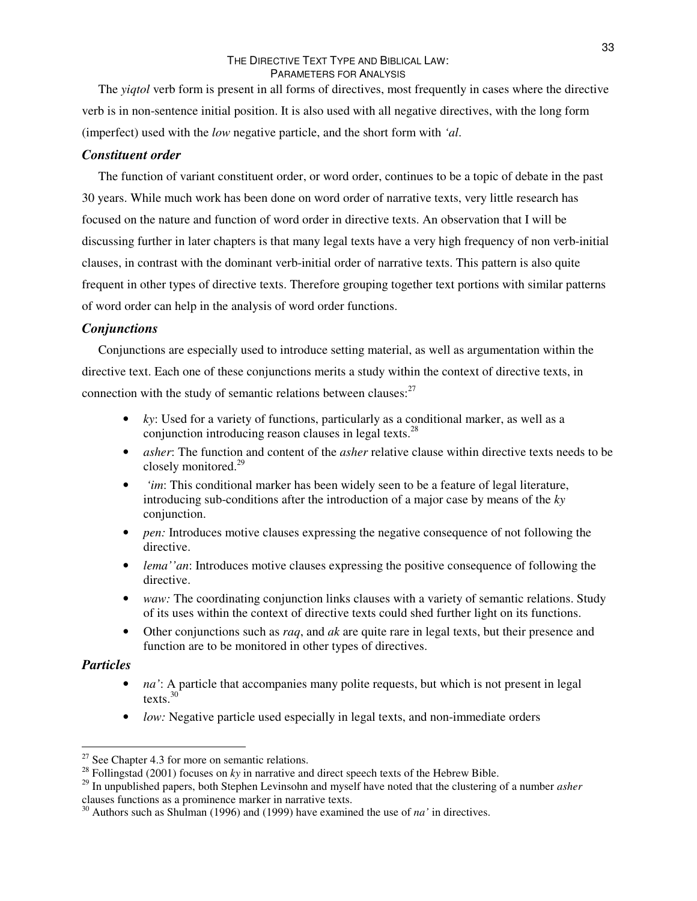The *yiqtol* verb form is present in all forms of directives, most frequently in cases where the directive verb is in non-sentence initial position. It is also used with all negative directives, with the long form (imperfect) used with the *low* negative particle, and the short form with *'al*.

### *Constituent order*

The function of variant constituent order, or word order, continues to be a topic of debate in the past 30 years. While much work has been done on word order of narrative texts, very little research has focused on the nature and function of word order in directive texts. An observation that I will be discussing further in later chapters is that many legal texts have a very high frequency of non verb-initial clauses, in contrast with the dominant verb-initial order of narrative texts. This pattern is also quite frequent in other types of directive texts. Therefore grouping together text portions with similar patterns of word order can help in the analysis of word order functions.

### *Conjunctions*

Conjunctions are especially used to introduce setting material, as well as argumentation within the directive text. Each one of these conjunctions merits a study within the context of directive texts, in connection with the study of semantic relations between clauses:[27]

- *ky*: Used for a variety of functions, particularly as a conditional marker, as well as a conjunction introducing reason clauses in legal texts.[28]
- *asher*: The function and content of the *asher* relative clause within directive texts needs to be closely monitored.[29]
- *'im*: This conditional marker has been widely seen to be a feature of legal literature, introducing sub-conditions after the introduction of a major case by means of the *ky* conjunction.
- *pen:* Introduces motive clauses expressing the negative consequence of not following the directive.
- *lema''an*: Introduces motive clauses expressing the positive consequence of following the directive.
- *waw:* The coordinating conjunction links clauses with a variety of semantic relations. Study of its uses within the context of directive texts could shed further light on its functions.
- Other conjunctions such as *raq*, and *ak* are quite rare in legal texts, but their presence and function are to be monitored in other types of directives.

### *Particles*

- *na'*: A particle that accompanies many polite requests, but which is not present in legal texts.[30]
- *low:* Negative particle used especially in legal texts, and non-immediate orders

---

[27] See Chapter 4.3 for more on semantic relations.

[28] Follingstad (2001) focuses on *ky* in narrative and direct speech texts of the Hebrew Bible.

[29] In unpublished papers, both Stephen Levinsohn and myself have noted that the clustering of a number *asher* clauses functions as a prominence marker in narrative texts.

[30] Authors such as Shulman (1996) and (1999) have examined the use of *na'* in directives.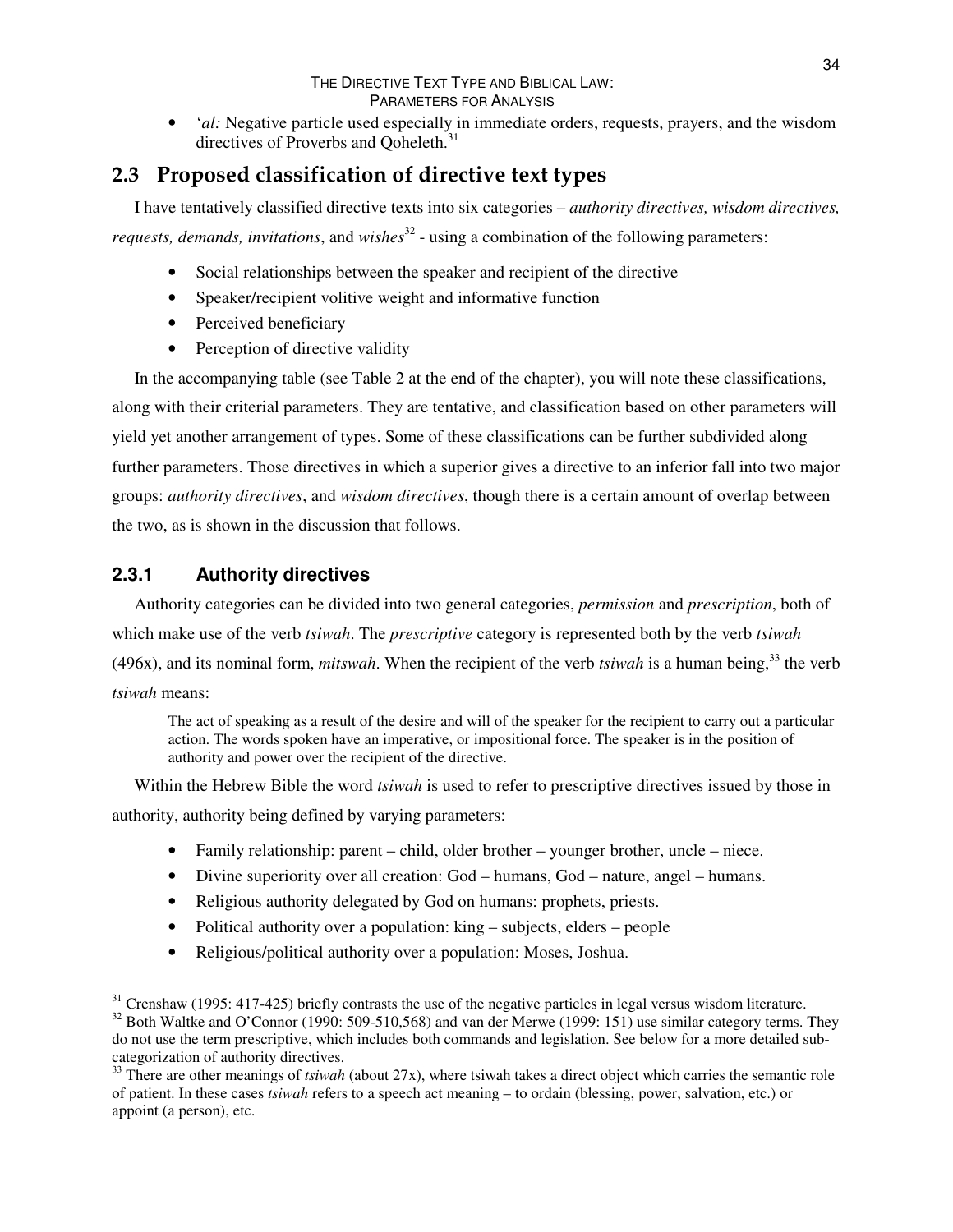- *'al:* Negative particle used especially in immediate orders, requests, prayers, and the wisdom directives of Proverbs and Qoheleth.[31]

## 2.3 Proposed classification of directive text types

I have tentatively classified directive texts into six categories – *authority directives, wisdom directives, requests, demands, invitations*, and *wishes*[32] - using a combination of the following parameters:

- Social relationships between the speaker and recipient of the directive
- Speaker/recipient volitive weight and informative function
- Perceived beneficiary
- Perception of directive validity

In the accompanying table (see Table 2 at the end of the chapter), you will note these classifications, along with their criterial parameters. They are tentative, and classification based on other parameters will yield yet another arrangement of types. Some of these classifications can be further subdivided along further parameters. Those directives in which a superior gives a directive to an inferior fall into two major groups: *authority directives*, and *wisdom directives*, though there is a certain amount of overlap between the two, as is shown in the discussion that follows.

### 2.3.1 Authority directives

Authority categories can be divided into two general categories, *permission* and *prescription*, both of which make use of the verb *tsiwah*. The *prescriptive* category is represented both by the verb *tsiwah* (496x), and its nominal form, *mitswah*. When the recipient of the verb *tsiwah* is a human being,[33] the verb *tsiwah* means:

> The act of speaking as a result of the desire and will of the speaker for the recipient to carry out a particular action. The words spoken have an imperative, or impositional force. The speaker is in the position of authority and power over the recipient of the directive.

Within the Hebrew Bible the word *tsiwah* is used to refer to prescriptive directives issued by those in authority, authority being defined by varying parameters:

- Family relationship: parent – child, older brother – younger brother, uncle – niece.
- Divine superiority over all creation: God – humans, God – nature, angel – humans.
- Religious authority delegated by God on humans: prophets, priests.
- Political authority over a population: king – subjects, elders – people
- Religious/political authority over a population: Moses, Joshua.

---

[31] Crenshaw (1995: 417-425) briefly contrasts the use of the negative particles in legal versus wisdom literature.

[32] Both Waltke and O'Connor (1990: 509-510,568) and van der Merwe (1999: 151) use similar category terms. They do not use the term prescriptive, which includes both commands and legislation. See below for a more detailed sub-categorization of authority directives.

[33] There are other meanings of *tsiwah* (about 27x), where tsiwah takes a direct object which carries the semantic role of patient. In these cases *tsiwah* refers to a speech act meaning – to ordain (blessing, power, salvation, etc.) or appoint (a person), etc.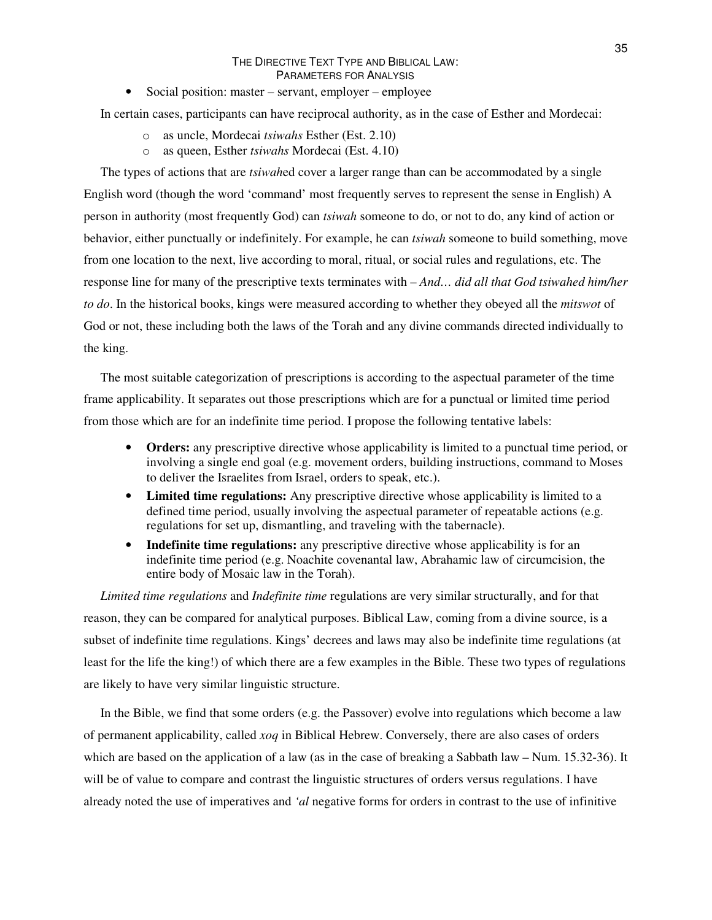- Social position: master – servant, employer – employee

In certain cases, participants can have reciprocal authority, as in the case of Esther and Mordecai:

  - as uncle, Mordecai *tsiwahs* Esther (Est. 2.10)
  - as queen, Esther *tsiwahs* Mordecai (Est. 4.10)

The types of actions that are *tsiwah*ed cover a larger range than can be accommodated by a single English word (though the word 'command' most frequently serves to represent the sense in English) A person in authority (most frequently God) can *tsiwah* someone to do, or not to do, any kind of action or behavior, either punctually or indefinitely. For example, he can *tsiwah* someone to build something, move from one location to the next, live according to moral, ritual, or social rules and regulations, etc. The response line for many of the prescriptive texts terminates with – *And… did all that God tsiwahed him/her to do*. In the historical books, kings were measured according to whether they obeyed all the *mitswot* of God or not, these including both the laws of the Torah and any divine commands directed individually to the king.

The most suitable categorization of prescriptions is according to the aspectual parameter of the time frame applicability. It separates out those prescriptions which are for a punctual or limited time period from those which are for an indefinite time period. I propose the following tentative labels:

- **Orders:** any prescriptive directive whose applicability is limited to a punctual time period, or involving a single end goal (e.g. movement orders, building instructions, command to Moses to deliver the Israelites from Israel, orders to speak, etc.).
- **Limited time regulations:** Any prescriptive directive whose applicability is limited to a defined time period, usually involving the aspectual parameter of repeatable actions (e.g. regulations for set up, dismantling, and traveling with the tabernacle).
- **Indefinite time regulations:** any prescriptive directive whose applicability is for an indefinite time period (e.g. Noachite covenantal law, Abrahamic law of circumcision, the entire body of Mosaic law in the Torah).

*Limited time regulations* and *Indefinite time* regulations are very similar structurally, and for that reason, they can be compared for analytical purposes. Biblical Law, coming from a divine source, is a subset of indefinite time regulations. Kings' decrees and laws may also be indefinite time regulations (at least for the life the king!) of which there are a few examples in the Bible. These two types of regulations are likely to have very similar linguistic structure.

In the Bible, we find that some orders (e.g. the Passover) evolve into regulations which become a law of permanent applicability, called *xoq* in Biblical Hebrew. Conversely, there are also cases of orders which are based on the application of a law (as in the case of breaking a Sabbath law – Num. 15.32-36). It will be of value to compare and contrast the linguistic structures of orders versus regulations. I have already noted the use of imperatives and *'al* negative forms for orders in contrast to the use of infinitive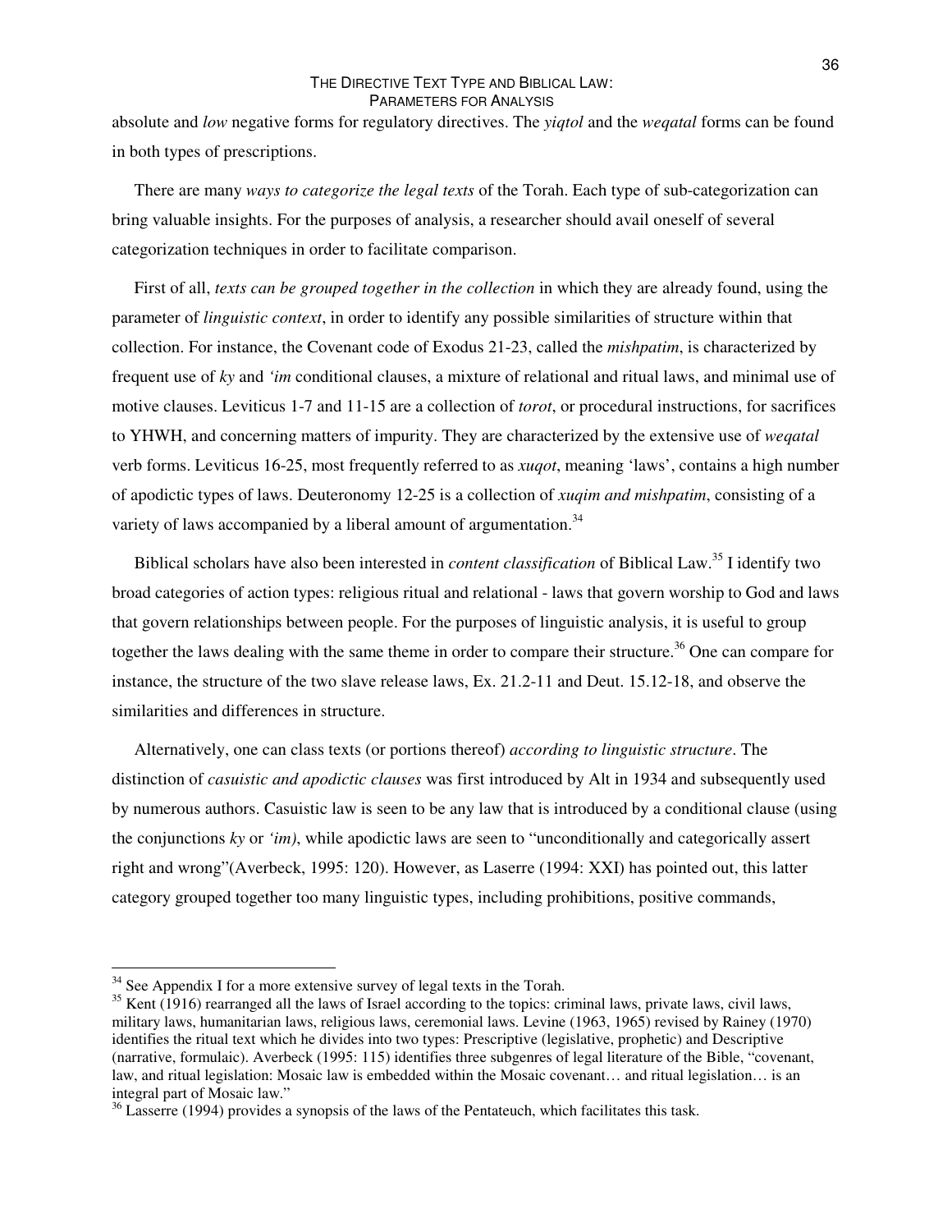absolute and *low* negative forms for regulatory directives. The *yiqtol* and the *weqatal* forms can be found in both types of prescriptions.

There are many *ways to categorize the legal texts* of the Torah. Each type of sub-categorization can bring valuable insights. For the purposes of analysis, a researcher should avail oneself of several categorization techniques in order to facilitate comparison.

First of all, *texts can be grouped together in the collection* in which they are already found, using the parameter of *linguistic context*, in order to identify any possible similarities of structure within that collection. For instance, the Covenant code of Exodus 21-23, called the *mishpatim*, is characterized by frequent use of *ky* and *'im* conditional clauses, a mixture of relational and ritual laws, and minimal use of motive clauses. Leviticus 1-7 and 11-15 are a collection of *torot*, or procedural instructions, for sacrifices to YHWH, and concerning matters of impurity. They are characterized by the extensive use of *weqatal* verb forms. Leviticus 16-25, most frequently referred to as *xuqot*, meaning 'laws', contains a high number of apodictic types of laws. Deuteronomy 12-25 is a collection of *xuqim and mishpatim*, consisting of a variety of laws accompanied by a liberal amount of argumentation.[34]

Biblical scholars have also been interested in *content classification* of Biblical Law.[35] I identify two broad categories of action types: religious ritual and relational - laws that govern worship to God and laws that govern relationships between people. For the purposes of linguistic analysis, it is useful to group together the laws dealing with the same theme in order to compare their structure.[36] One can compare for instance, the structure of the two slave release laws, Ex. 21.2-11 and Deut. 15.12-18, and observe the similarities and differences in structure.

Alternatively, one can class texts (or portions thereof) *according to linguistic structure*. The distinction of *casuistic and apodictic clauses* was first introduced by Alt in 1934 and subsequently used by numerous authors. Casuistic law is seen to be any law that is introduced by a conditional clause (using the conjunctions *ky* or *'im)*, while apodictic laws are seen to "unconditionally and categorically assert right and wrong"(Averbeck, 1995: 120). However, as Laserre (1994: XXI) has pointed out, this latter category grouped together too many linguistic types, including prohibitions, positive commands,

---

[34] See Appendix I for a more extensive survey of legal texts in the Torah.

[35] Kent (1916) rearranged all the laws of Israel according to the topics: criminal laws, private laws, civil laws, military laws, humanitarian laws, religious laws, ceremonial laws. Levine (1963, 1965) revised by Rainey (1970) identifies the ritual text which he divides into two types: Prescriptive (legislative, prophetic) and Descriptive (narrative, formulaic). Averbeck (1995: 115) identifies three subgenres of legal literature of the Bible, "covenant, law, and ritual legislation: Mosaic law is embedded within the Mosaic covenant… and ritual legislation… is an integral part of Mosaic law."

[36] Lasserre (1994) provides a synopsis of the laws of the Pentateuch, which facilitates this task.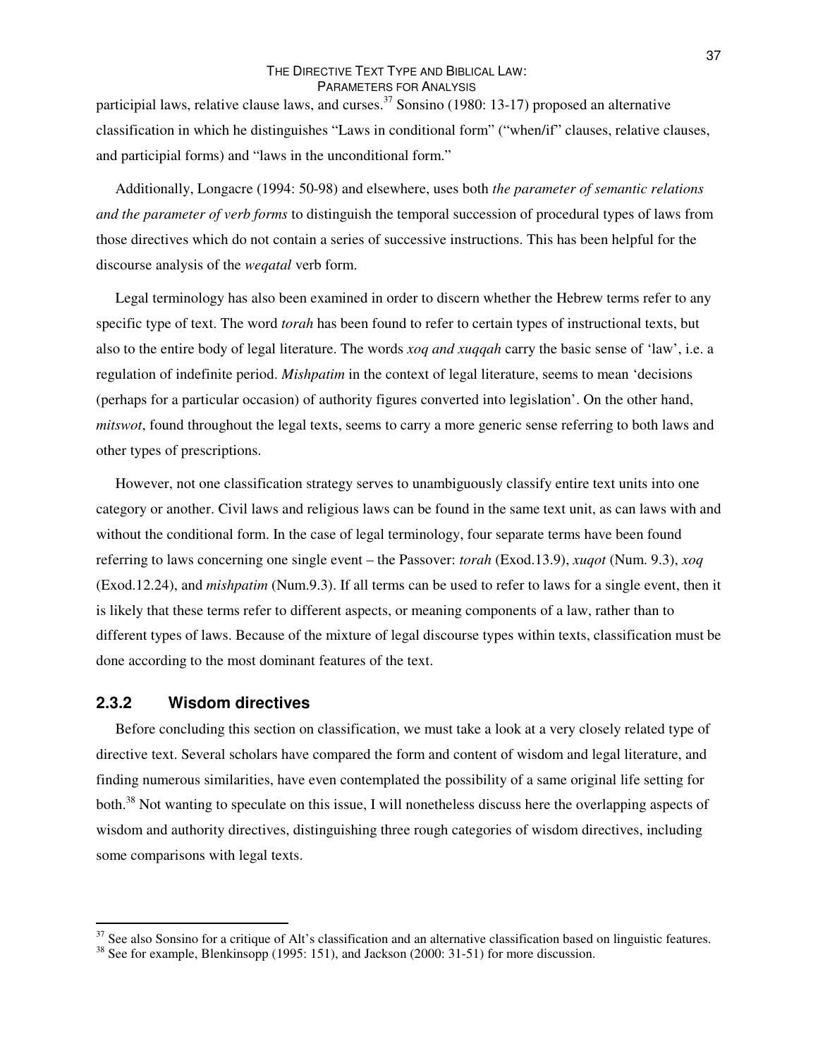participial laws, relative clause laws, and curses.[37] Sonsino (1980: 13-17) proposed an alternative classification in which he distinguishes "Laws in conditional form" ("when/if" clauses, relative clauses, and participial forms) and "laws in the unconditional form."

Additionally, Longacre (1994: 50-98) and elsewhere, uses both *the parameter of semantic relations and the parameter of verb forms* to distinguish the temporal succession of procedural types of laws from those directives which do not contain a series of successive instructions. This has been helpful for the discourse analysis of the *weqatal* verb form.

Legal terminology has also been examined in order to discern whether the Hebrew terms refer to any specific type of text. The word *torah* has been found to refer to certain types of instructional texts, but also to the entire body of legal literature. The words *xoq and xuqqah* carry the basic sense of 'law', i.e. a regulation of indefinite period. *Mishpatim* in the context of legal literature, seems to mean 'decisions (perhaps for a particular occasion) of authority figures converted into legislation'. On the other hand, *mitswot*, found throughout the legal texts, seems to carry a more generic sense referring to both laws and other types of prescriptions.

However, not one classification strategy serves to unambiguously classify entire text units into one category or another. Civil laws and religious laws can be found in the same text unit, as can laws with and without the conditional form. In the case of legal terminology, four separate terms have been found referring to laws concerning one single event – the Passover: *torah* (Exod.13.9), *xuqot* (Num. 9.3), *xoq* (Exod.12.24), and *mishpatim* (Num.9.3). If all terms can be used to refer to laws for a single event, then it is likely that these terms refer to different aspects, or meaning components of a law, rather than to different types of laws. Because of the mixture of legal discourse types within texts, classification must be done according to the most dominant features of the text.

### 2.3.2 Wisdom directives

Before concluding this section on classification, we must take a look at a very closely related type of directive text. Several scholars have compared the form and content of wisdom and legal literature, and finding numerous similarities, have even contemplated the possibility of a same original life setting for both.[38] Not wanting to speculate on this issue, I will nonetheless discuss here the overlapping aspects of wisdom and authority directives, distinguishing three rough categories of wisdom directives, including some comparisons with legal texts.

---

[37] See also Sonsino for a critique of Alt's classification and an alternative classification based on linguistic features.

[38] See for example, Blenkinsopp (1995: 151), and Jackson (2000: 31-51) for more discussion.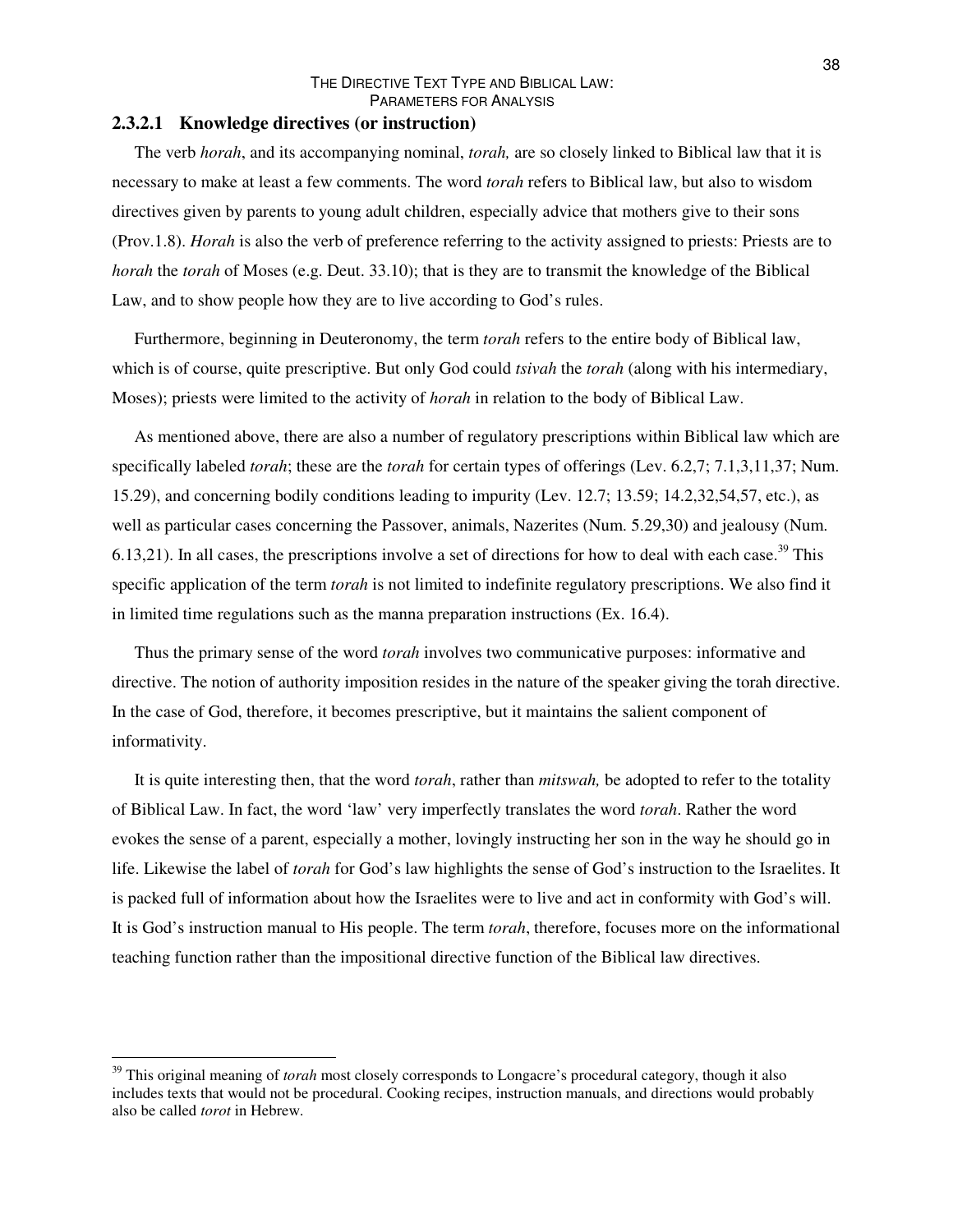### 2.3.2.1 Knowledge directives (or instruction)

The verb *horah*, and its accompanying nominal, *torah,* are so closely linked to Biblical law that it is necessary to make at least a few comments. The word *torah* refers to Biblical law, but also to wisdom directives given by parents to young adult children, especially advice that mothers give to their sons (Prov.1.8). *Horah* is also the verb of preference referring to the activity assigned to priests: Priests are to *horah* the *torah* of Moses (e.g. Deut. 33.10); that is they are to transmit the knowledge of the Biblical Law, and to show people how they are to live according to God's rules.

Furthermore, beginning in Deuteronomy, the term *torah* refers to the entire body of Biblical law, which is of course, quite prescriptive. But only God could *tsivah* the *torah* (along with his intermediary, Moses); priests were limited to the activity of *horah* in relation to the body of Biblical Law.

As mentioned above, there are also a number of regulatory prescriptions within Biblical law which are specifically labeled *torah*; these are the *torah* for certain types of offerings (Lev. 6.2,7; 7.1,3,11,37; Num. 15.29), and concerning bodily conditions leading to impurity (Lev. 12.7; 13.59; 14.2,32,54,57, etc.), as well as particular cases concerning the Passover, animals, Nazerites (Num. 5.29,30) and jealousy (Num. 6.13,21). In all cases, the prescriptions involve a set of directions for how to deal with each case.[39] This specific application of the term *torah* is not limited to indefinite regulatory prescriptions. We also find it in limited time regulations such as the manna preparation instructions (Ex. 16.4).

Thus the primary sense of the word *torah* involves two communicative purposes: informative and directive. The notion of authority imposition resides in the nature of the speaker giving the torah directive. In the case of God, therefore, it becomes prescriptive, but it maintains the salient component of informativity.

It is quite interesting then, that the word *torah*, rather than *mitswah,* be adopted to refer to the totality of Biblical Law. In fact, the word 'law' very imperfectly translates the word *torah*. Rather the word evokes the sense of a parent, especially a mother, lovingly instructing her son in the way he should go in life. Likewise the label of *torah* for God's law highlights the sense of God's instruction to the Israelites. It is packed full of information about how the Israelites were to live and act in conformity with God's will. It is God's instruction manual to His people. The term *torah*, therefore, focuses more on the informational teaching function rather than the impositional directive function of the Biblical law directives.

---

[39] This original meaning of *torah* most closely corresponds to Longacre's procedural category, though it also includes texts that would not be procedural. Cooking recipes, instruction manuals, and directions would probably also be called *torot* in Hebrew.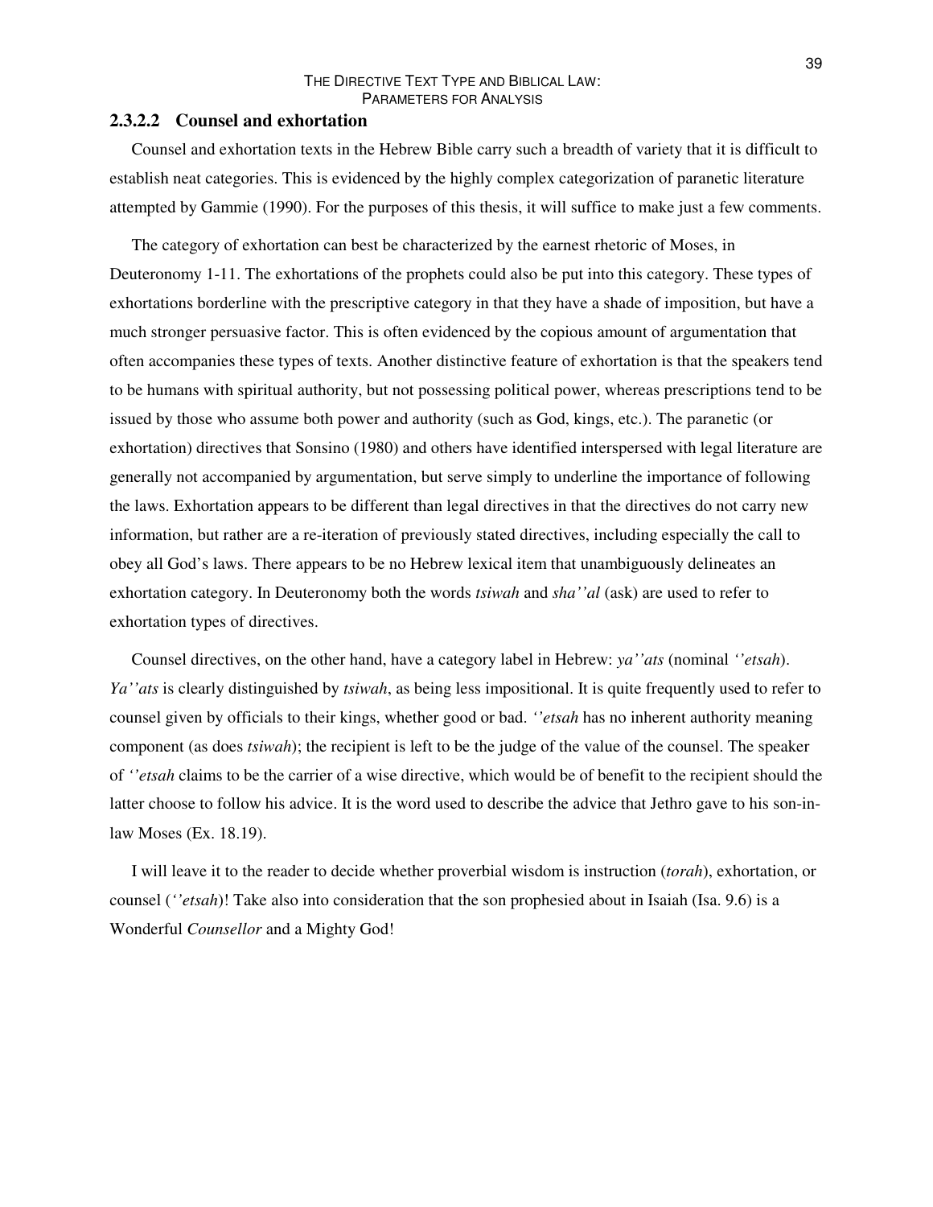#### 2.3.2.2 Counsel and exhortation

Counsel and exhortation texts in the Hebrew Bible carry such a breadth of variety that it is difficult to establish neat categories. This is evidenced by the highly complex categorization of paranetic literature attempted by Gammie (1990). For the purposes of this thesis, it will suffice to make just a few comments.

The category of exhortation can best be characterized by the earnest rhetoric of Moses, in Deuteronomy 1-11. The exhortations of the prophets could also be put into this category. These types of exhortations borderline with the prescriptive category in that they have a shade of imposition, but have a much stronger persuasive factor. This is often evidenced by the copious amount of argumentation that often accompanies these types of texts. Another distinctive feature of exhortation is that the speakers tend to be humans with spiritual authority, but not possessing political power, whereas prescriptions tend to be issued by those who assume both power and authority (such as God, kings, etc.). The paranetic (or exhortation) directives that Sonsino (1980) and others have identified interspersed with legal literature are generally not accompanied by argumentation, but serve simply to underline the importance of following the laws. Exhortation appears to be different than legal directives in that the directives do not carry new information, but rather are a re-iteration of previously stated directives, including especially the call to obey all God's laws. There appears to be no Hebrew lexical item that unambiguously delineates an exhortation category. In Deuteronomy both the words *tsiwah* and *sha''al* (ask) are used to refer to exhortation types of directives.

Counsel directives, on the other hand, have a category label in Hebrew: *ya''ats* (nominal *''etsah*). *Ya''ats* is clearly distinguished by *tsiwah*, as being less impositional. It is quite frequently used to refer to counsel given by officials to their kings, whether good or bad. *''etsah* has no inherent authority meaning component (as does *tsiwah*); the recipient is left to be the judge of the value of the counsel. The speaker of *''etsah* claims to be the carrier of a wise directive, which would be of benefit to the recipient should the latter choose to follow his advice. It is the word used to describe the advice that Jethro gave to his son-in-law Moses (Ex. 18.19).

I will leave it to the reader to decide whether proverbial wisdom is instruction (*torah*), exhortation, or counsel (*''etsah*)! Take also into consideration that the son prophesied about in Isaiah (Isa. 9.6) is a Wonderful *Counsellor* and a Mighty God!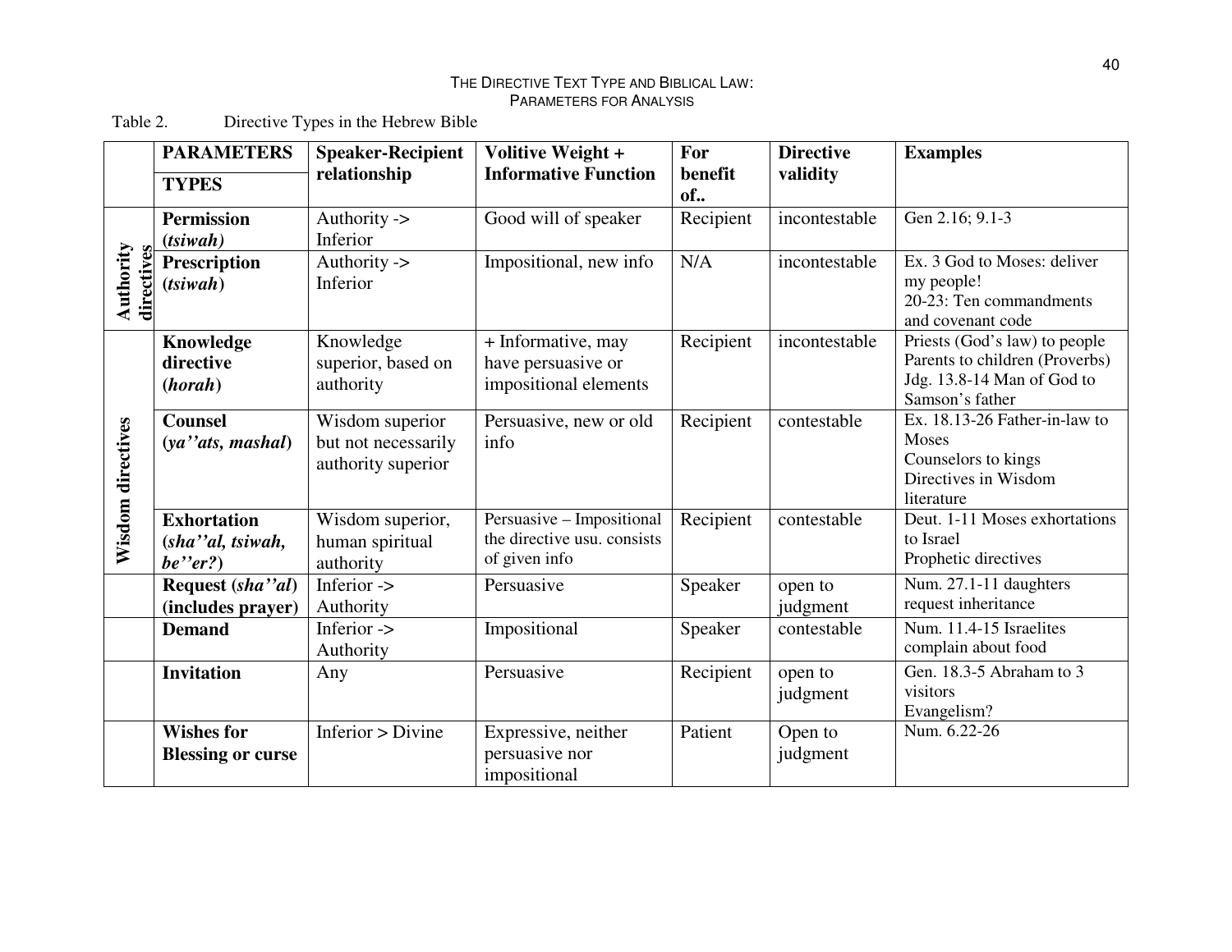Table 2. Directive Types in the Hebrew Bible

| | PARAMETERS / TYPES | Speaker-Recipient relationship | Volitive Weight + Informative Function | For benefit of.. | Directive validity | Examples |
|---|---|---|---|---|---|---|
| Authority directives | **Permission (*tsiwah*)** | Authority -> Inferior | Good will of speaker | Recipient | incontestable | Gen 2.16; 9.1-3 |
| | **Prescription (*tsiwah*)** | Authority -> Inferior | Impositional, new info | N/A | incontestable | Ex. 3 God to Moses: deliver my people!<br>20-23: Ten commandments and covenant code |
| Wisdom directives | **Knowledge directive (*horah*)** | Knowledge superior, based on authority | + Informative, may have persuasive or impositional elements | Recipient | incontestable | Priests (God's law) to people<br>Parents to children (Proverbs)<br>Jdg. 13.8-14 Man of God to Samson's father |
| | **Counsel (*ya''ats, mashal*)** | Wisdom superior but not necessarily authority superior | Persuasive, new or old info | Recipient | contestable | Ex. 18.13-26 Father-in-law to Moses<br>Counselors to kings<br>Directives in Wisdom literature |
| | **Exhortation (*sha''al, tsiwah, be''er?*)** | Wisdom superior, human spiritual authority | Persuasive – Impositional the directive usu. consists of given info | Recipient | contestable | Deut. 1-11 Moses exhortations to Israel<br>Prophetic directives |
| | **Request (*sha''al*) (includes prayer)** | Inferior -> Authority | Persuasive | Speaker | open to judgment | Num. 27.1-11 daughters request inheritance |
| | **Demand** | Inferior -> Authority | Impositional | Speaker | contestable | Num. 11.4-15 Israelites complain about food |
| | **Invitation** | Any | Persuasive | Recipient | open to judgment | Gen. 18.3-5 Abraham to 3 visitors<br>Evangelism? |
| | **Wishes for Blessing or curse** | Inferior > Divine | Expressive, neither persuasive nor impositional | Patient | Open to judgment | Num. 6.22-26 |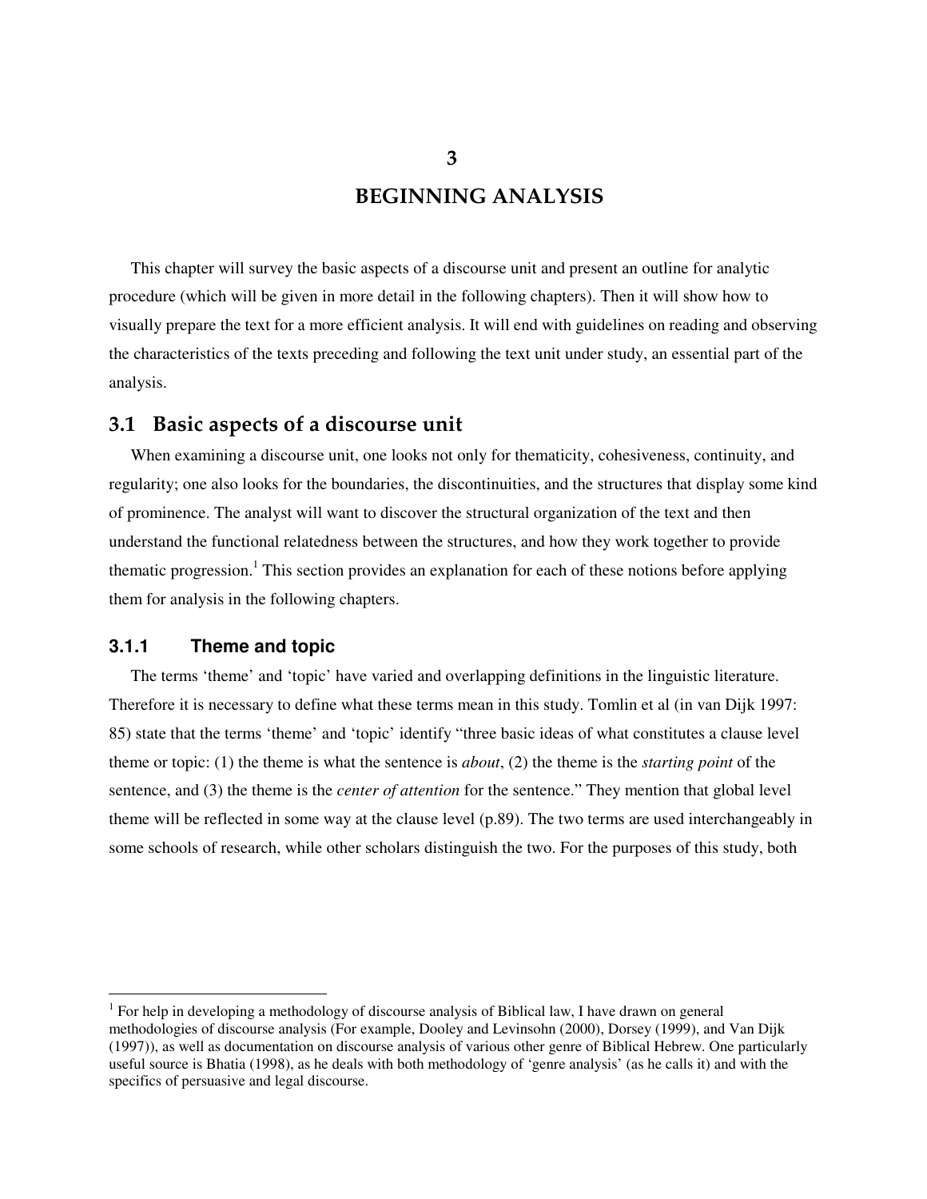# 3

# BEGINNING ANALYSIS

This chapter will survey the basic aspects of a discourse unit and present an outline for analytic procedure (which will be given in more detail in the following chapters). Then it will show how to visually prepare the text for a more efficient analysis. It will end with guidelines on reading and observing the characteristics of the texts preceding and following the text unit under study, an essential part of the analysis.

## 3.1 Basic aspects of a discourse unit

When examining a discourse unit, one looks not only for thematicity, cohesiveness, continuity, and regularity; one also looks for the boundaries, the discontinuities, and the structures that display some kind of prominence. The analyst will want to discover the structural organization of the text and then understand the functional relatedness between the structures, and how they work together to provide thematic progression.[1] This section provides an explanation for each of these notions before applying them for analysis in the following chapters.

### 3.1.1 Theme and topic

The terms 'theme' and 'topic' have varied and overlapping definitions in the linguistic literature. Therefore it is necessary to define what these terms mean in this study. Tomlin et al (in van Dijk 1997: 85) state that the terms 'theme' and 'topic' identify "three basic ideas of what constitutes a clause level theme or topic: (1) the theme is what the sentence is *about*, (2) the theme is the *starting point* of the sentence, and (3) the theme is the *center of attention* for the sentence." They mention that global level theme will be reflected in some way at the clause level (p.89). The two terms are used interchangeably in some schools of research, while other scholars distinguish the two. For the purposes of this study, both

---

[1] For help in developing a methodology of discourse analysis of Biblical law, I have drawn on general methodologies of discourse analysis (For example, Dooley and Levinsohn (2000), Dorsey (1999), and Van Dijk (1997)), as well as documentation on discourse analysis of various other genre of Biblical Hebrew. One particularly useful source is Bhatia (1998), as he deals with both methodology of 'genre analysis' (as he calls it) and with the specifics of persuasive and legal discourse.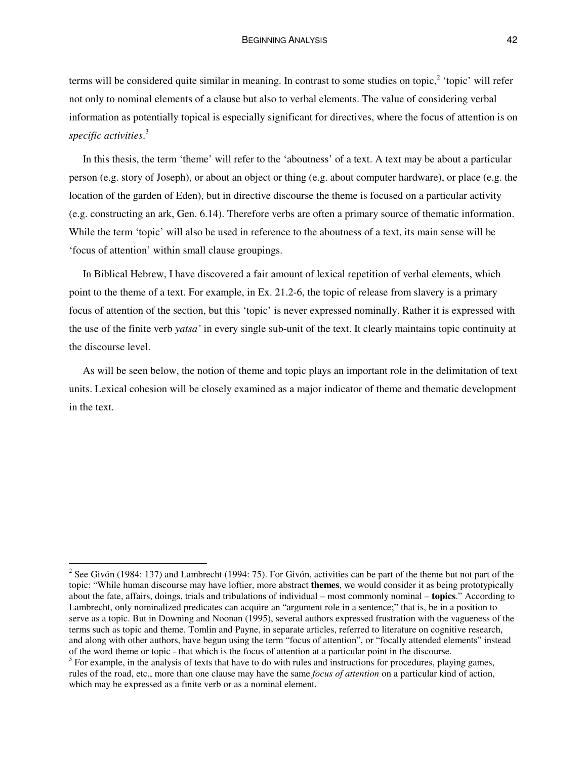terms will be considered quite similar in meaning. In contrast to some studies on topic,[2] 'topic' will refer not only to nominal elements of a clause but also to verbal elements. The value of considering verbal information as potentially topical is especially significant for directives, where the focus of attention is on *specific activities*.[3]

In this thesis, the term 'theme' will refer to the 'aboutness' of a text. A text may be about a particular person (e.g. story of Joseph), or about an object or thing (e.g. about computer hardware), or place (e.g. the location of the garden of Eden), but in directive discourse the theme is focused on a particular activity (e.g. constructing an ark, Gen. 6.14). Therefore verbs are often a primary source of thematic information. While the term 'topic' will also be used in reference to the aboutness of a text, its main sense will be 'focus of attention' within small clause groupings.

In Biblical Hebrew, I have discovered a fair amount of lexical repetition of verbal elements, which point to the theme of a text. For example, in Ex. 21.2-6, the topic of release from slavery is a primary focus of attention of the section, but this 'topic' is never expressed nominally. Rather it is expressed with the use of the finite verb *yatsa'* in every single sub-unit of the text. It clearly maintains topic continuity at the discourse level.

As will be seen below, the notion of theme and topic plays an important role in the delimitation of text units. Lexical cohesion will be closely examined as a major indicator of theme and thematic development in the text.

---

[2] See Givón (1984: 137) and Lambrecht (1994: 75). For Givón, activities can be part of the theme but not part of the topic: "While human discourse may have loftier, more abstract **themes**, we would consider it as being prototypically about the fate, affairs, doings, trials and tribulations of individual – most commonly nominal – **topics**." According to Lambrecht, only nominalized predicates can acquire an "argument role in a sentence;" that is, be in a position to serve as a topic. But in Downing and Noonan (1995), several authors expressed frustration with the vagueness of the terms such as topic and theme. Tomlin and Payne, in separate articles, referred to literature on cognitive research, and along with other authors, have begun using the term "focus of attention", or "focally attended elements" instead of the word theme or topic - that which is the focus of attention at a particular point in the discourse.

[3] For example, in the analysis of texts that have to do with rules and instructions for procedures, playing games, rules of the road, etc., more than one clause may have the same *focus of attention* on a particular kind of action, which may be expressed as a finite verb or as a nominal element.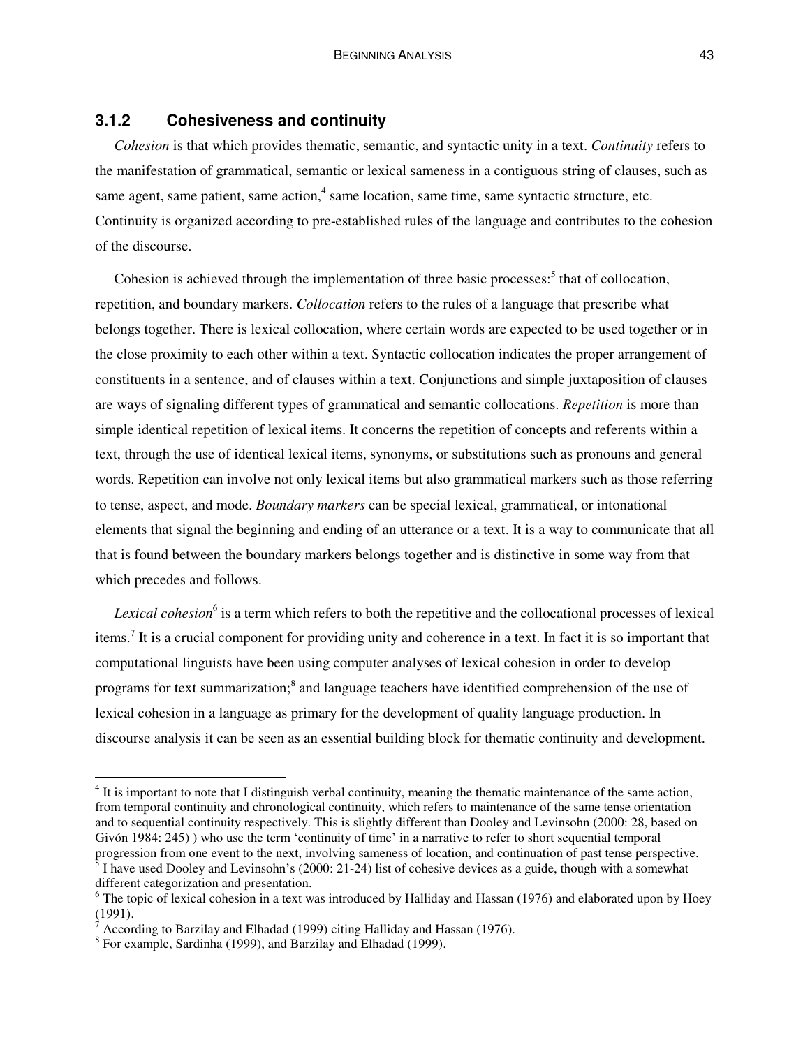### 3.1.2 Cohesiveness and continuity

*Cohesion* is that which provides thematic, semantic, and syntactic unity in a text. *Continuity* refers to the manifestation of grammatical, semantic or lexical sameness in a contiguous string of clauses, such as same agent, same patient, same action,[4] same location, same time, same syntactic structure, etc. Continuity is organized according to pre-established rules of the language and contributes to the cohesion of the discourse.

Cohesion is achieved through the implementation of three basic processes:[5] that of collocation, repetition, and boundary markers. *Collocation* refers to the rules of a language that prescribe what belongs together. There is lexical collocation, where certain words are expected to be used together or in the close proximity to each other within a text. Syntactic collocation indicates the proper arrangement of constituents in a sentence, and of clauses within a text. Conjunctions and simple juxtaposition of clauses are ways of signaling different types of grammatical and semantic collocations. *Repetition* is more than simple identical repetition of lexical items. It concerns the repetition of concepts and referents within a text, through the use of identical lexical items, synonyms, or substitutions such as pronouns and general words. Repetition can involve not only lexical items but also grammatical markers such as those referring to tense, aspect, and mode. *Boundary markers* can be special lexical, grammatical, or intonational elements that signal the beginning and ending of an utterance or a text. It is a way to communicate that all that is found between the boundary markers belongs together and is distinctive in some way from that which precedes and follows.

*Lexical cohesion*[6] is a term which refers to both the repetitive and the collocational processes of lexical items.[7] It is a crucial component for providing unity and coherence in a text. In fact it is so important that computational linguists have been using computer analyses of lexical cohesion in order to develop programs for text summarization;[8] and language teachers have identified comprehension of the use of lexical cohesion in a language as primary for the development of quality language production. In discourse analysis it can be seen as an essential building block for thematic continuity and development.

---

[4] It is important to note that I distinguish verbal continuity, meaning the thematic maintenance of the same action, from temporal continuity and chronological continuity, which refers to maintenance of the same tense orientation and to sequential continuity respectively. This is slightly different than Dooley and Levinsohn (2000: 28, based on Givón 1984: 245) ) who use the term 'continuity of time' in a narrative to refer to short sequential temporal progression from one event to the next, involving sameness of location, and continuation of past tense perspective.

[5] I have used Dooley and Levinsohn's (2000: 21-24) list of cohesive devices as a guide, though with a somewhat different categorization and presentation.

[6] The topic of lexical cohesion in a text was introduced by Halliday and Hassan (1976) and elaborated upon by Hoey (1991).

[7] According to Barzilay and Elhadad (1999) citing Halliday and Hassan (1976).

[8] For example, Sardinha (1999), and Barzilay and Elhadad (1999).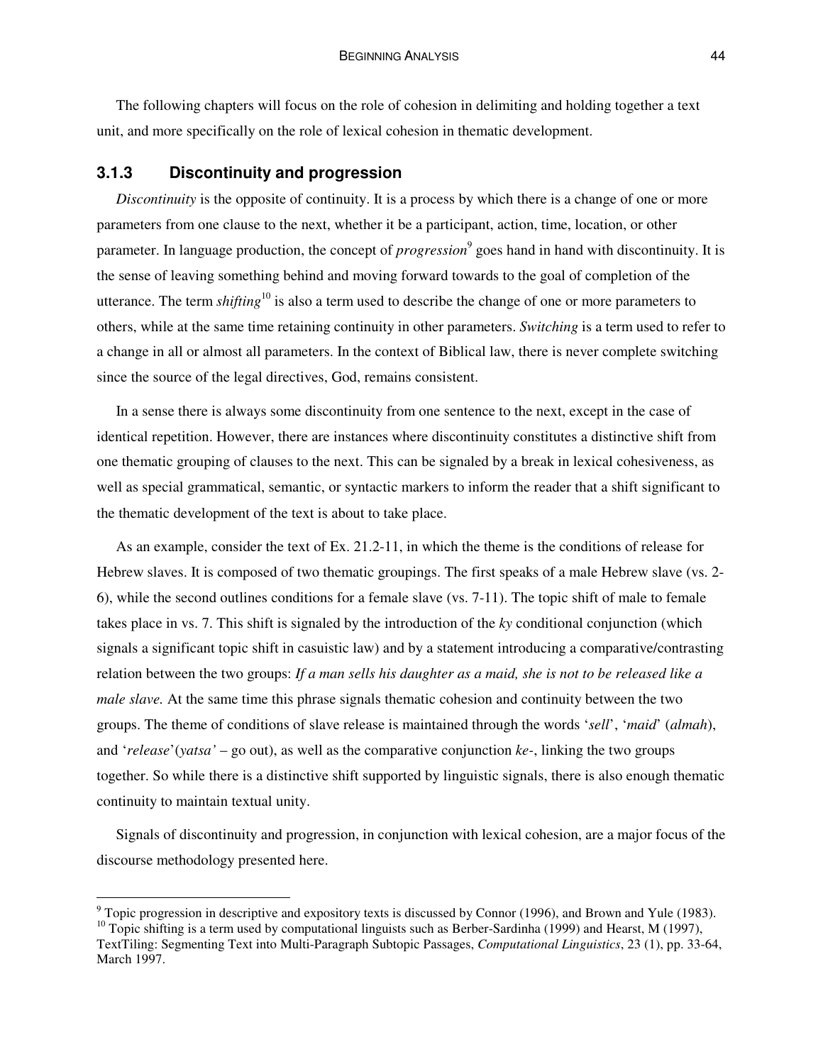The following chapters will focus on the role of cohesion in delimiting and holding together a text unit, and more specifically on the role of lexical cohesion in thematic development.

### 3.1.3 Discontinuity and progression

*Discontinuity* is the opposite of continuity. It is a process by which there is a change of one or more parameters from one clause to the next, whether it be a participant, action, time, location, or other parameter. In language production, the concept of *progression*[9] goes hand in hand with discontinuity. It is the sense of leaving something behind and moving forward towards to the goal of completion of the utterance. The term *shifting*[10] is also a term used to describe the change of one or more parameters to others, while at the same time retaining continuity in other parameters. *Switching* is a term used to refer to a change in all or almost all parameters. In the context of Biblical law, there is never complete switching since the source of the legal directives, God, remains consistent.

In a sense there is always some discontinuity from one sentence to the next, except in the case of identical repetition. However, there are instances where discontinuity constitutes a distinctive shift from one thematic grouping of clauses to the next. This can be signaled by a break in lexical cohesiveness, as well as special grammatical, semantic, or syntactic markers to inform the reader that a shift significant to the thematic development of the text is about to take place.

As an example, consider the text of Ex. 21.2-11, in which the theme is the conditions of release for Hebrew slaves. It is composed of two thematic groupings. The first speaks of a male Hebrew slave (vs. 2-6), while the second outlines conditions for a female slave (vs. 7-11). The topic shift of male to female takes place in vs. 7. This shift is signaled by the introduction of the *ky* conditional conjunction (which signals a significant topic shift in casuistic law) and by a statement introducing a comparative/contrasting relation between the two groups: *If a man sells his daughter as a maid, she is not to be released like a male slave.* At the same time this phrase signals thematic cohesion and continuity between the two groups. The theme of conditions of slave release is maintained through the words '*sell*', '*maid*' (*almah*), and '*release*'(*yatsa'* – go out), as well as the comparative conjunction *ke-*, linking the two groups together. So while there is a distinctive shift supported by linguistic signals, there is also enough thematic continuity to maintain textual unity.

Signals of discontinuity and progression, in conjunction with lexical cohesion, are a major focus of the discourse methodology presented here.

---

[9] Topic progression in descriptive and expository texts is discussed by Connor (1996), and Brown and Yule (1983).

[10] Topic shifting is a term used by computational linguists such as Berber-Sardinha (1999) and Hearst, M (1997), TextTiling: Segmenting Text into Multi-Paragraph Subtopic Passages, *Computational Linguistics*, 23 (1), pp. 33-64, March 1997.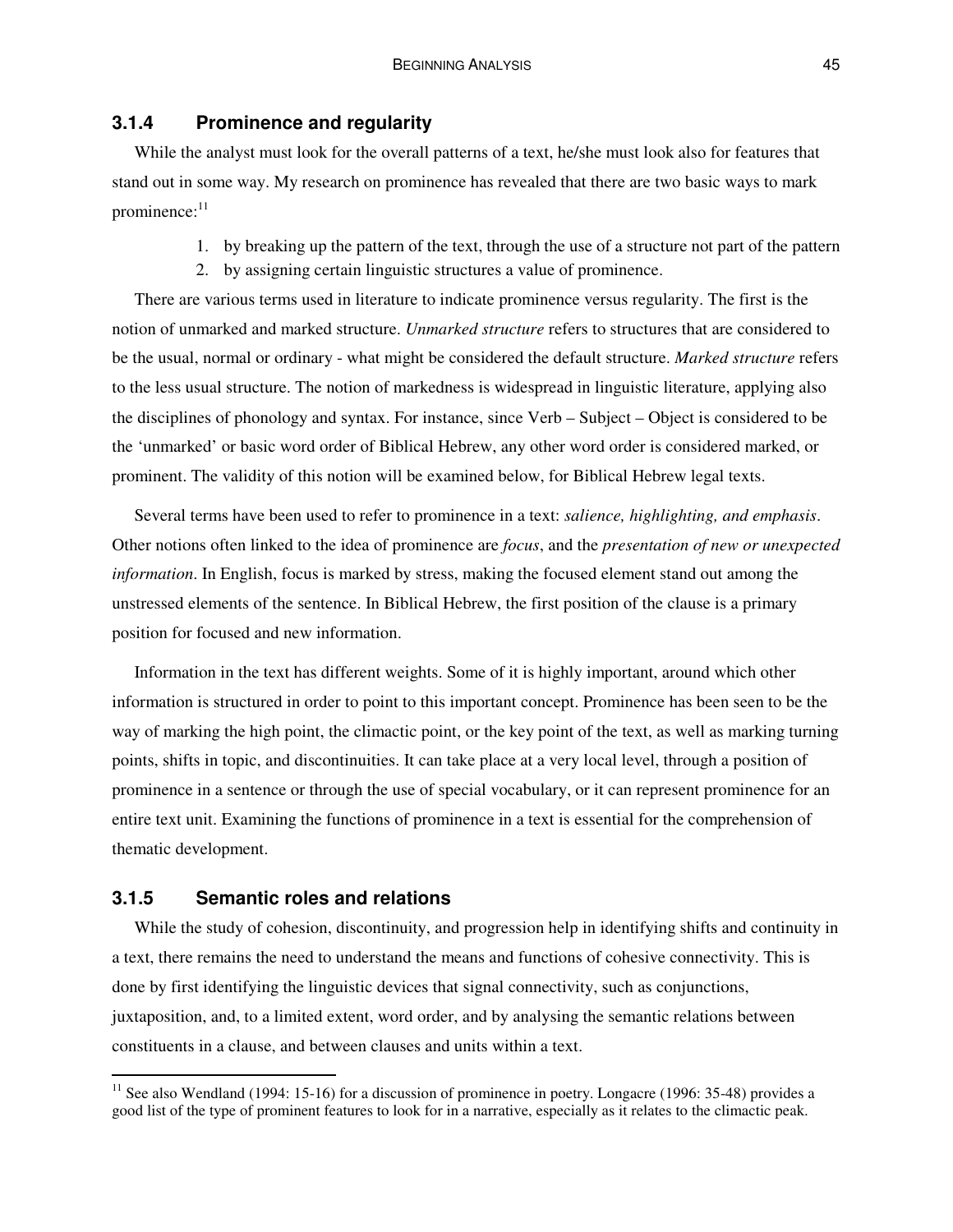### 3.1.4 Prominence and regularity

While the analyst must look for the overall patterns of a text, he/she must look also for features that stand out in some way. My research on prominence has revealed that there are two basic ways to mark prominence:[11]

1. by breaking up the pattern of the text, through the use of a structure not part of the pattern
2. by assigning certain linguistic structures a value of prominence.

There are various terms used in literature to indicate prominence versus regularity. The first is the notion of unmarked and marked structure. *Unmarked structure* refers to structures that are considered to be the usual, normal or ordinary - what might be considered the default structure. *Marked structure* refers to the less usual structure. The notion of markedness is widespread in linguistic literature, applying also the disciplines of phonology and syntax. For instance, since Verb – Subject – Object is considered to be the 'unmarked' or basic word order of Biblical Hebrew, any other word order is considered marked, or prominent. The validity of this notion will be examined below, for Biblical Hebrew legal texts.

Several terms have been used to refer to prominence in a text: *salience, highlighting, and emphasis*. Other notions often linked to the idea of prominence are *focus*, and the *presentation of new or unexpected information*. In English, focus is marked by stress, making the focused element stand out among the unstressed elements of the sentence. In Biblical Hebrew, the first position of the clause is a primary position for focused and new information.

Information in the text has different weights. Some of it is highly important, around which other information is structured in order to point to this important concept. Prominence has been seen to be the way of marking the high point, the climactic point, or the key point of the text, as well as marking turning points, shifts in topic, and discontinuities. It can take place at a very local level, through a position of prominence in a sentence or through the use of special vocabulary, or it can represent prominence for an entire text unit. Examining the functions of prominence in a text is essential for the comprehension of thematic development.

### 3.1.5 Semantic roles and relations

While the study of cohesion, discontinuity, and progression help in identifying shifts and continuity in a text, there remains the need to understand the means and functions of cohesive connectivity. This is done by first identifying the linguistic devices that signal connectivity, such as conjunctions, juxtaposition, and, to a limited extent, word order, and by analysing the semantic relations between constituents in a clause, and between clauses and units within a text.

---

[11] See also Wendland (1994: 15-16) for a discussion of prominence in poetry. Longacre (1996: 35-48) provides a good list of the type of prominent features to look for in a narrative, especially as it relates to the climactic peak.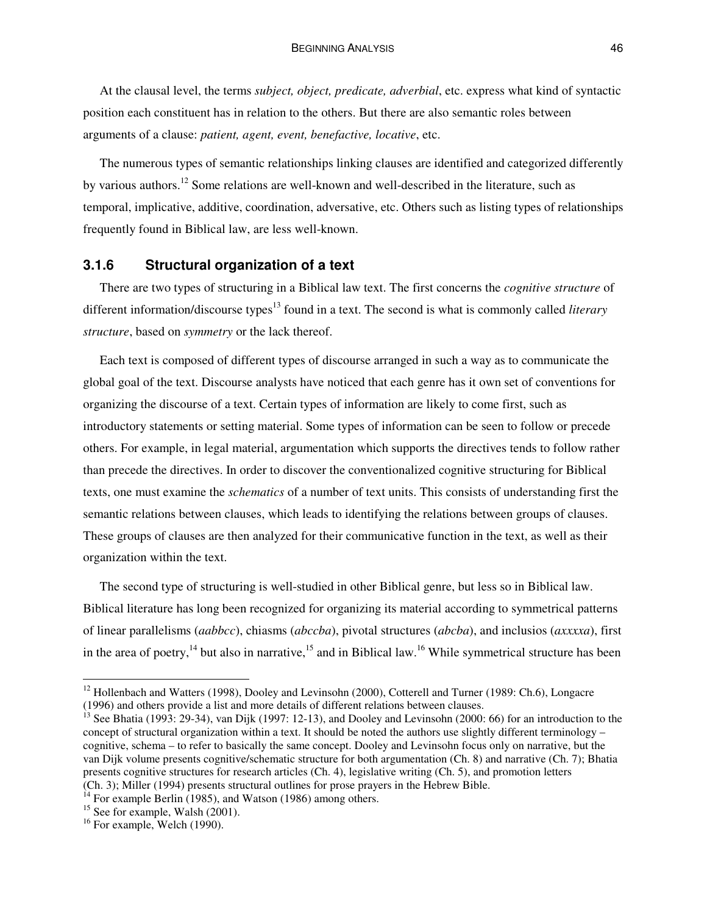At the clausal level, the terms *subject, object, predicate, adverbial*, etc. express what kind of syntactic position each constituent has in relation to the others. But there are also semantic roles between arguments of a clause: *patient, agent, event, benefactive, locative*, etc.

The numerous types of semantic relationships linking clauses are identified and categorized differently by various authors.[12] Some relations are well-known and well-described in the literature, such as temporal, implicative, additive, coordination, adversative, etc. Others such as listing types of relationships frequently found in Biblical law, are less well-known.

### 3.1.6 Structural organization of a text

There are two types of structuring in a Biblical law text. The first concerns the *cognitive structure* of different information/discourse types[13] found in a text. The second is what is commonly called *literary structure*, based on *symmetry* or the lack thereof.

Each text is composed of different types of discourse arranged in such a way as to communicate the global goal of the text. Discourse analysts have noticed that each genre has it own set of conventions for organizing the discourse of a text. Certain types of information are likely to come first, such as introductory statements or setting material. Some types of information can be seen to follow or precede others. For example, in legal material, argumentation which supports the directives tends to follow rather than precede the directives. In order to discover the conventionalized cognitive structuring for Biblical texts, one must examine the *schematics* of a number of text units. This consists of understanding first the semantic relations between clauses, which leads to identifying the relations between groups of clauses. These groups of clauses are then analyzed for their communicative function in the text, as well as their organization within the text.

The second type of structuring is well-studied in other Biblical genre, but less so in Biblical law. Biblical literature has long been recognized for organizing its material according to symmetrical patterns of linear parallelisms (*aabbcc*), chiasms (*abccba*), pivotal structures (*abcba*), and inclusios (*axxxxa*), first in the area of poetry,[14] but also in narrative,[15] and in Biblical law.[16] While symmetrical structure has been

---

[12] Hollenbach and Watters (1998), Dooley and Levinsohn (2000), Cotterell and Turner (1989: Ch.6), Longacre (1996) and others provide a list and more details of different relations between clauses.

[13] See Bhatia (1993: 29-34), van Dijk (1997: 12-13), and Dooley and Levinsohn (2000: 66) for an introduction to the concept of structural organization within a text. It should be noted the authors use slightly different terminology – cognitive, schema – to refer to basically the same concept. Dooley and Levinsohn focus only on narrative, but the van Dijk volume presents cognitive/schematic structure for both argumentation (Ch. 8) and narrative (Ch. 7); Bhatia presents cognitive structures for research articles (Ch. 4), legislative writing (Ch. 5), and promotion letters (Ch. 3); Miller (1994) presents structural outlines for prose prayers in the Hebrew Bible.

[14] For example Berlin (1985), and Watson (1986) among others.

[15] See for example, Walsh (2001).

[16] For example, Welch (1990).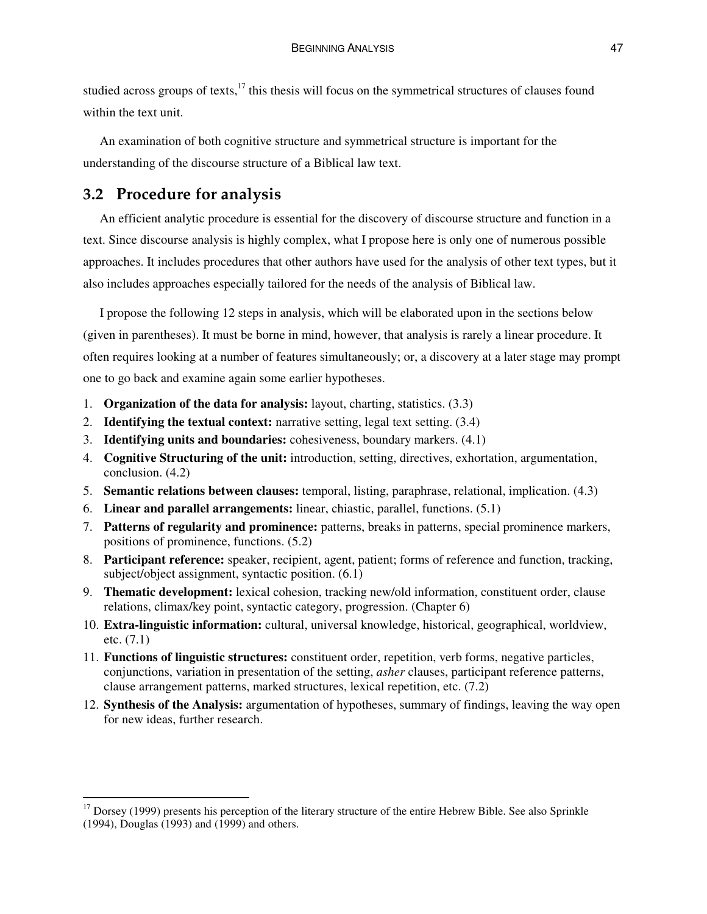studied across groups of texts,[17] this thesis will focus on the symmetrical structures of clauses found within the text unit.

An examination of both cognitive structure and symmetrical structure is important for the understanding of the discourse structure of a Biblical law text.

## 3.2 Procedure for analysis

An efficient analytic procedure is essential for the discovery of discourse structure and function in a text. Since discourse analysis is highly complex, what I propose here is only one of numerous possible approaches. It includes procedures that other authors have used for the analysis of other text types, but it also includes approaches especially tailored for the needs of the analysis of Biblical law.

I propose the following 12 steps in analysis, which will be elaborated upon in the sections below (given in parentheses). It must be borne in mind, however, that analysis is rarely a linear procedure. It often requires looking at a number of features simultaneously; or, a discovery at a later stage may prompt one to go back and examine again some earlier hypotheses.

1. **Organization of the data for analysis:** layout, charting, statistics. (3.3)
2. **Identifying the textual context:** narrative setting, legal text setting. (3.4)
3. **Identifying units and boundaries:** cohesiveness, boundary markers. (4.1)
4. **Cognitive Structuring of the unit:** introduction, setting, directives, exhortation, argumentation, conclusion. (4.2)
5. **Semantic relations between clauses:** temporal, listing, paraphrase, relational, implication. (4.3)
6. **Linear and parallel arrangements:** linear, chiastic, parallel, functions. (5.1)
7. **Patterns of regularity and prominence:** patterns, breaks in patterns, special prominence markers, positions of prominence, functions. (5.2)
8. **Participant reference:** speaker, recipient, agent, patient; forms of reference and function, tracking, subject/object assignment, syntactic position. (6.1)
9. **Thematic development:** lexical cohesion, tracking new/old information, constituent order, clause relations, climax/key point, syntactic category, progression. (Chapter 6)
10. **Extra-linguistic information:** cultural, universal knowledge, historical, geographical, worldview, etc. (7.1)
11. **Functions of linguistic structures:** constituent order, repetition, verb forms, negative particles, conjunctions, variation in presentation of the setting, *asher* clauses, participant reference patterns, clause arrangement patterns, marked structures, lexical repetition, etc. (7.2)
12. **Synthesis of the Analysis:** argumentation of hypotheses, summary of findings, leaving the way open for new ideas, further research.

---

[17] Dorsey (1999) presents his perception of the literary structure of the entire Hebrew Bible. See also Sprinkle (1994), Douglas (1993) and (1999) and others.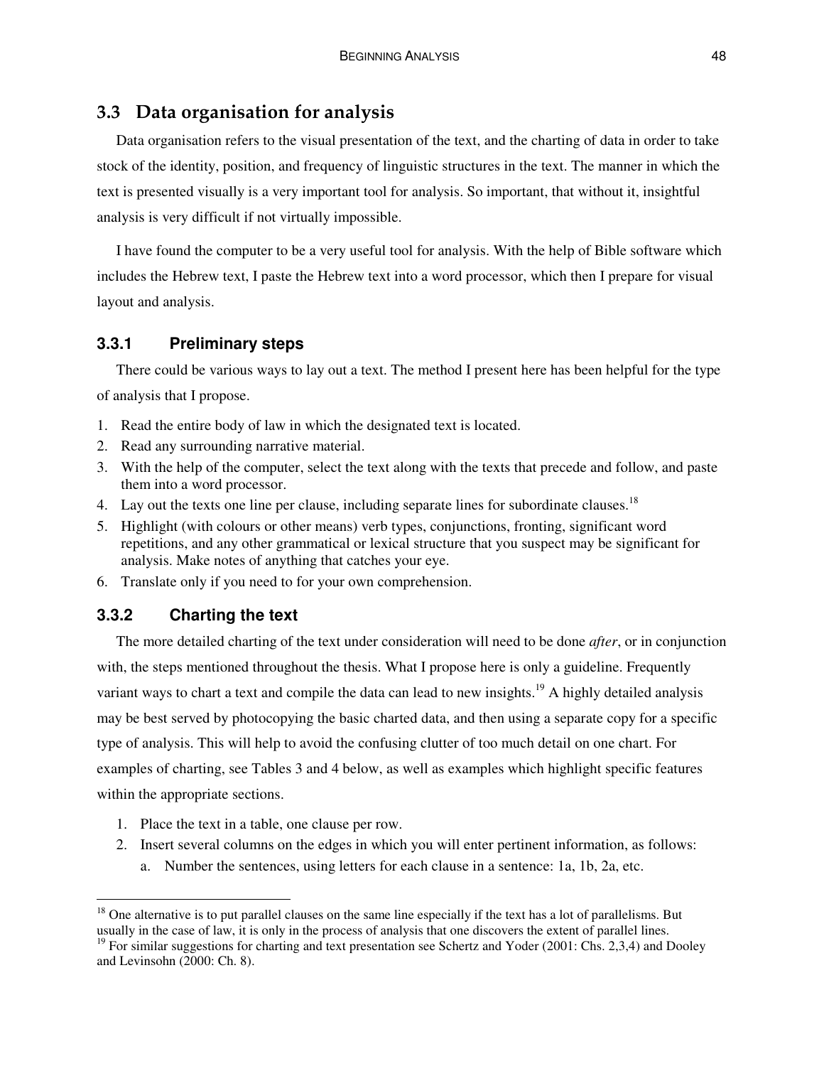## 3.3 Data organisation for analysis

Data organisation refers to the visual presentation of the text, and the charting of data in order to take stock of the identity, position, and frequency of linguistic structures in the text. The manner in which the text is presented visually is a very important tool for analysis. So important, that without it, insightful analysis is very difficult if not virtually impossible.

I have found the computer to be a very useful tool for analysis. With the help of Bible software which includes the Hebrew text, I paste the Hebrew text into a word processor, which then I prepare for visual layout and analysis.

### 3.3.1 Preliminary steps

There could be various ways to lay out a text. The method I present here has been helpful for the type of analysis that I propose.

1. Read the entire body of law in which the designated text is located.
2. Read any surrounding narrative material.
3. With the help of the computer, select the text along with the texts that precede and follow, and paste them into a word processor.
4. Lay out the texts one line per clause, including separate lines for subordinate clauses.[18]
5. Highlight (with colours or other means) verb types, conjunctions, fronting, significant word repetitions, and any other grammatical or lexical structure that you suspect may be significant for analysis. Make notes of anything that catches your eye.
6. Translate only if you need to for your own comprehension.

### 3.3.2 Charting the text

The more detailed charting of the text under consideration will need to be done *after*, or in conjunction with, the steps mentioned throughout the thesis. What I propose here is only a guideline. Frequently variant ways to chart a text and compile the data can lead to new insights.[19] A highly detailed analysis may be best served by photocopying the basic charted data, and then using a separate copy for a specific type of analysis. This will help to avoid the confusing clutter of too much detail on one chart. For examples of charting, see Tables 3 and 4 below, as well as examples which highlight specific features within the appropriate sections.

1. Place the text in a table, one clause per row.
2. Insert several columns on the edges in which you will enter pertinent information, as follows:
    a. Number the sentences, using letters for each clause in a sentence: 1a, 1b, 2a, etc.

---

[18] One alternative is to put parallel clauses on the same line especially if the text has a lot of parallelisms. But usually in the case of law, it is only in the process of analysis that one discovers the extent of parallel lines.

[19] For similar suggestions for charting and text presentation see Schertz and Yoder (2001: Chs. 2,3,4) and Dooley and Levinsohn (2000: Ch. 8).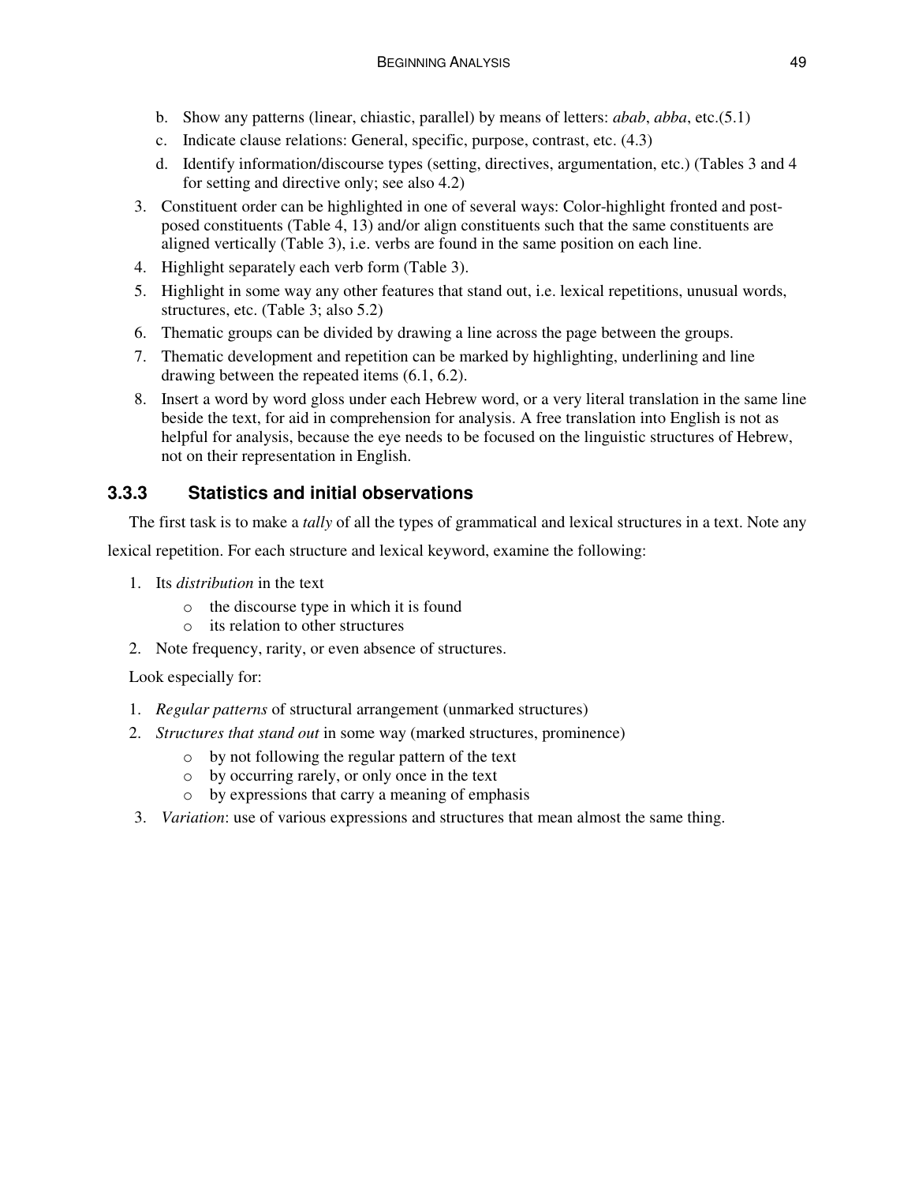b. Show any patterns (linear, chiastic, parallel) by means of letters: *abab*, *abba*, etc.(5.1)
c. Indicate clause relations: General, specific, purpose, contrast, etc. (4.3)
d. Identify information/discourse types (setting, directives, argumentation, etc.) (Tables 3 and 4 for setting and directive only; see also 4.2)

3. Constituent order can be highlighted in one of several ways: Color-highlight fronted and post-posed constituents (Table 4, 13) and/or align constituents such that the same constituents are aligned vertically (Table 3), i.e. verbs are found in the same position on each line.
4. Highlight separately each verb form (Table 3).
5. Highlight in some way any other features that stand out, i.e. lexical repetitions, unusual words, structures, etc. (Table 3; also 5.2)
6. Thematic groups can be divided by drawing a line across the page between the groups.
7. Thematic development and repetition can be marked by highlighting, underlining and line drawing between the repeated items (6.1, 6.2).
8. Insert a word by word gloss under each Hebrew word, or a very literal translation in the same line beside the text, for aid in comprehension for analysis. A free translation into English is not as helpful for analysis, because the eye needs to be focused on the linguistic structures of Hebrew, not on their representation in English.

### 3.3.3 Statistics and initial observations

The first task is to make a *tally* of all the types of grammatical and lexical structures in a text. Note any lexical repetition. For each structure and lexical keyword, examine the following:

1. Its *distribution* in the text
   - the discourse type in which it is found
   - its relation to other structures
2. Note frequency, rarity, or even absence of structures.

Look especially for:

1. *Regular patterns* of structural arrangement (unmarked structures)
2. *Structures that stand out* in some way (marked structures, prominence)
   - by not following the regular pattern of the text
   - by occurring rarely, or only once in the text
   - by expressions that carry a meaning of emphasis
3. *Variation*: use of various expressions and structures that mean almost the same thing.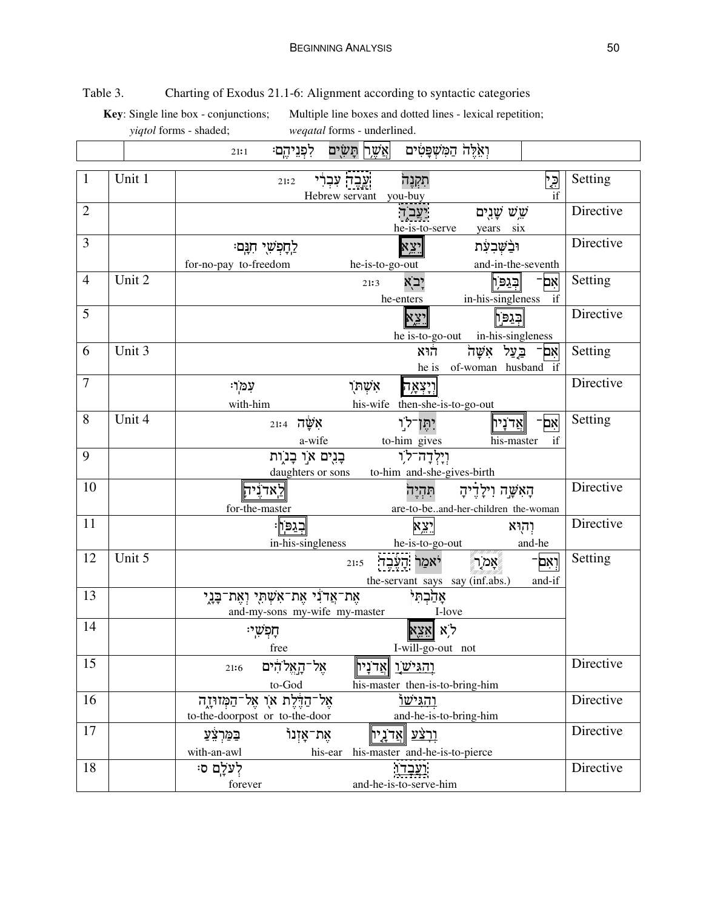Table 3. Charting of Exodus 21.1-6: Alignment according to syntactic categories

**Key**: Single line box - conjunctions; Multiple line boxes and dotted lines - lexical repetition; *yiqtol* forms - shaded; *weqatal* forms - underlined.

| | | וְאֵלֶּה הַמִּשְׁפָּטִים אֲשֶׁר תָּשִׂים לִפְנֵיהֶם׃ 21:1 | |
|---|---|---|---|
| 1 | Unit 1 | כִּי תִקְנֶה עֶבֶד עִבְרִי 21:2<br>if you-buy Hebrew servant | Setting |
| 2 | | שֵׁשׁ שָׁנִים יַעֲבֹד<br>six years he-is-to-serve | Directive |
| 3 | | וּבַשְּׁבִעִת יֵצֵא לַחָפְשִׁי חִנָּם׃<br>and-in-the-seventh he-is-to-go-out to-freedom for-no-pay | Directive |
| 4 | Unit 2 | אִם־בְּגַפּוֹ יָבֹא 21:3<br>if in-his-singleness he-enters | Setting |
| 5 | | בְּגַפּוֹ יֵצֵא<br>in-his-singleness he is-to-go-out | Directive |
| 6 | Unit 3 | אִם־בַּעַל אִשָּׁה הוּא<br>if husband of-woman he is | Setting |
| 7 | | וְיָצְאָה אִשְׁתּוֹ עִמּוֹ׃<br>then-she-is-to-go-out his-wife with-him | Directive |
| 8 | Unit 4 | אִם־אֲדֹנָיו יִתֶּן־לוֹ אִשָּׁה 21:4<br>if his-master gives to-him a-wife | Setting |
| 9 | | וְיָלְדָה־לוֹ בָנִים אוֹ בָנוֹת<br>and-she-gives-birth to-him sons or daughters | |
| 10 | | הָאִשָּׁה וִילָדֶיהָ תִּהְיֶה לַאדֹנֶיהָ<br>the-woman and-her-children are-to-be.. for-the-master | Directive |
| 11 | | וְהוּא יֵצֵא בְגַפּוֹ׃<br>and-he he-is-to-go-out in-his-singleness | Directive |
| 12 | Unit 5 | וְאִם־אָמֹר יֹאמַר הָעֶבֶד 21:5<br>and-if say (inf.abs.) the-servant says | Setting |
| 13 | | אָהַבְתִּי אֶת־אֲדֹנִי אֶת־אִשְׁתִּי וְאֶת־בָּנָי<br>I-love my-master my-wife and-my-sons | |
| 14 | | לֹא אֵצֵא חָפְשִׁי׃<br>not I-will-go-out free | |
| 15 | | וְהִגִּישׁוֹ אֲדֹנָיו אֶל־הָאֱלֹהִים 21:6<br>then-is-to-bring-him his-master to-God | Directive |
| 16 | | וְהִגִּישׁוֹ אֶל־הַדֶּלֶת אוֹ אֶל־הַמְּזוּזָה<br>and-he-is-to-bring-him to-the-door or to-the-doorpost | Directive |
| 17 | | וְרָצַע אֲדֹנָיו אֶת־אָזְנוֹ בַּמַּרְצֵעַ<br>and-he-is-to-pierce his-master his-ear with-an-awl | Directive |
| 18 | | וַעֲבָדוֹ לְעֹלָם ס׃<br>and-he-is-to-serve-him forever | Directive |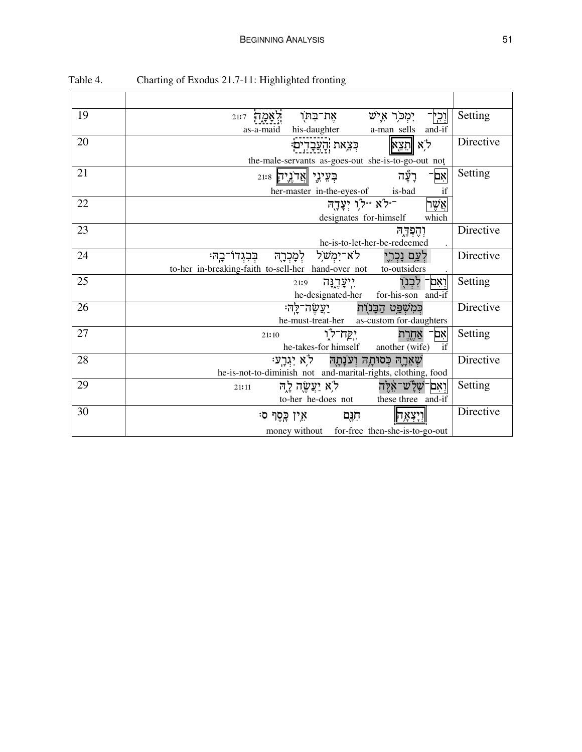Table 4. Charting of Exodus 21.7-11: Highlighted fronting

| | | |
|---|---|---|
| 19 | וְכִֽי־ יִמְכֹּ֥ר אִ֛ישׁ אֶת־בִּתּ֖וֹ לְאָמָ֑ה 21:7<br>and-if a-man sells his-daughter as-a-maid | Setting |
| 20 | לֹ֥א תֵצֵ֖א כְּצֵ֥את הָעֲבָדִֽים׃<br>not she-is-to-go-out as-goes-out the-male-servants | Directive |
| 21 | אִם־ רָעָ֞ה בְּעֵינֵ֧י אֲדֹנֶ֛יהָ 21:8<br>if is-bad in-the-eyes-of her-master | Setting |
| 22 | אֲשֶׁר־לֹ֥א לֹ֥ו יְעָדָ֖הּ<br>which for-himself designates | |
| 23 | וְהֶפְדָּ֑הּ<br>. he-is-to-let-her-be-redeemed | Directive |
| 24 | לְעַ֥ם נָכְרִ֛י לֹא־יִמְשֹׁ֥ל לְמָכְרָ֖הּ בְּבִגְדוֹ־בָֽהּ׃<br>. to-outsiders not hand-over to-sell-her in-breaking-faith to-her | Directive |
| 25 | וְאִם־ לִבְנ֖וֹ יִֽיעָדֶ֑נָּה 21:9<br>and-if for-his-son he-designated-her | Setting |
| 26 | כְּמִשְׁפַּ֥ט הַבָּנ֖וֹת יַעֲשֶׂה־לָּֽהּ׃<br>as-custom for-daughters he-must-treat-her | Directive |
| 27 | אִם־ אַחֶ֖רֶת יִֽקַּֽח־ל֑וֹ 21:10<br>if another (wife) he-takes-for himself | Setting |
| 28 | שְׁאֵרָ֛הּ כְּסוּתָ֥הּ וְעֹנָתָ֖הּ לֹ֥א יִגְרָֽע׃<br>and-marital-rights, clothing, food not he-is-not-to-diminish | Directive |
| 29 | וְאִם־שְׁלָשׁ־אֵ֕לֶּה לֹ֥א יַעֲשֶׂ֖ה לָ֑הּ 21:11<br>and-if three these not he-does to-her | Setting |
| 30 | וְיָצְאָ֥ה חִנָּ֖ם אֵ֥ין כָּֽסֶף׃ ס<br>then-she-is-to-go-out for-free without money | Directive |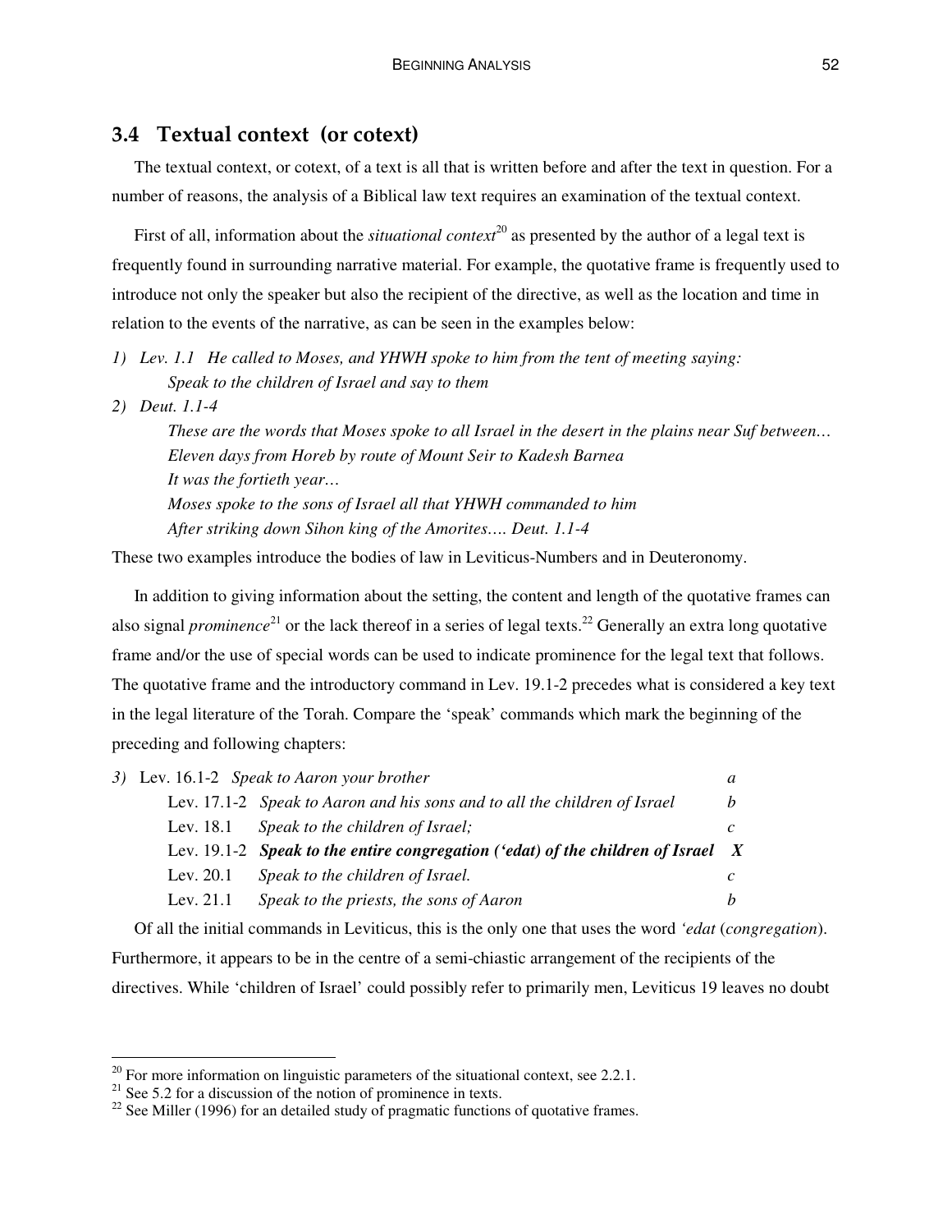## 3.4 Textual context (or cotext)

The textual context, or cotext, of a text is all that is written before and after the text in question. For a number of reasons, the analysis of a Biblical law text requires an examination of the textual context.

First of all, information about the *situational context*[20] as presented by the author of a legal text is frequently found in surrounding narrative material. For example, the quotative frame is frequently used to introduce not only the speaker but also the recipient of the directive, as well as the location and time in relation to the events of the narrative, as can be seen in the examples below:

1) *Lev. 1.1 He called to Moses, and YHWH spoke to him from the tent of meeting saying:*
   *Speak to the children of Israel and say to them*

2) *Deut. 1.1-4*
   *These are the words that Moses spoke to all Israel in the desert in the plains near Suf between…*
   *Eleven days from Horeb by route of Mount Seir to Kadesh Barnea*
   *It was the fortieth year…*
   *Moses spoke to the sons of Israel all that YHWH commanded to him*
   *After striking down Sihon king of the Amorites…. Deut. 1.1-4*

These two examples introduce the bodies of law in Leviticus-Numbers and in Deuteronomy.

In addition to giving information about the setting, the content and length of the quotative frames can also signal *prominence*[21] or the lack thereof in a series of legal texts.[22] Generally an extra long quotative frame and/or the use of special words can be used to indicate prominence for the legal text that follows. The quotative frame and the introductory command in Lev. 19.1-2 precedes what is considered a key text in the legal literature of the Torah. Compare the 'speak' commands which mark the beginning of the preceding and following chapters:

3)

| | | |
|---|---|---|
| Lev. 16.1-2 | *Speak to Aaron your brother* | *a* |
| Lev. 17.1-2 | *Speak to Aaron and his sons and to all the children of Israel* | *b* |
| Lev. 18.1 | *Speak to the children of Israel;* | *c* |
| Lev. 19.1-2 | ***Speak to the entire congregation ('edat) of the children of Israel*** | ***X*** |
| Lev. 20.1 | *Speak to the children of Israel.* | *c* |
| Lev. 21.1 | *Speak to the priests, the sons of Aaron* | *b* |

Of all the initial commands in Leviticus, this is the only one that uses the word *'edat* (*congregation*). Furthermore, it appears to be in the centre of a semi-chiastic arrangement of the recipients of the directives. While 'children of Israel' could possibly refer to primarily men, Leviticus 19 leaves no doubt

[20] For more information on linguistic parameters of the situational context, see 2.2.1.

[21] See 5.2 for a discussion of the notion of prominence in texts.

[22] See Miller (1996) for an detailed study of pragmatic functions of quotative frames.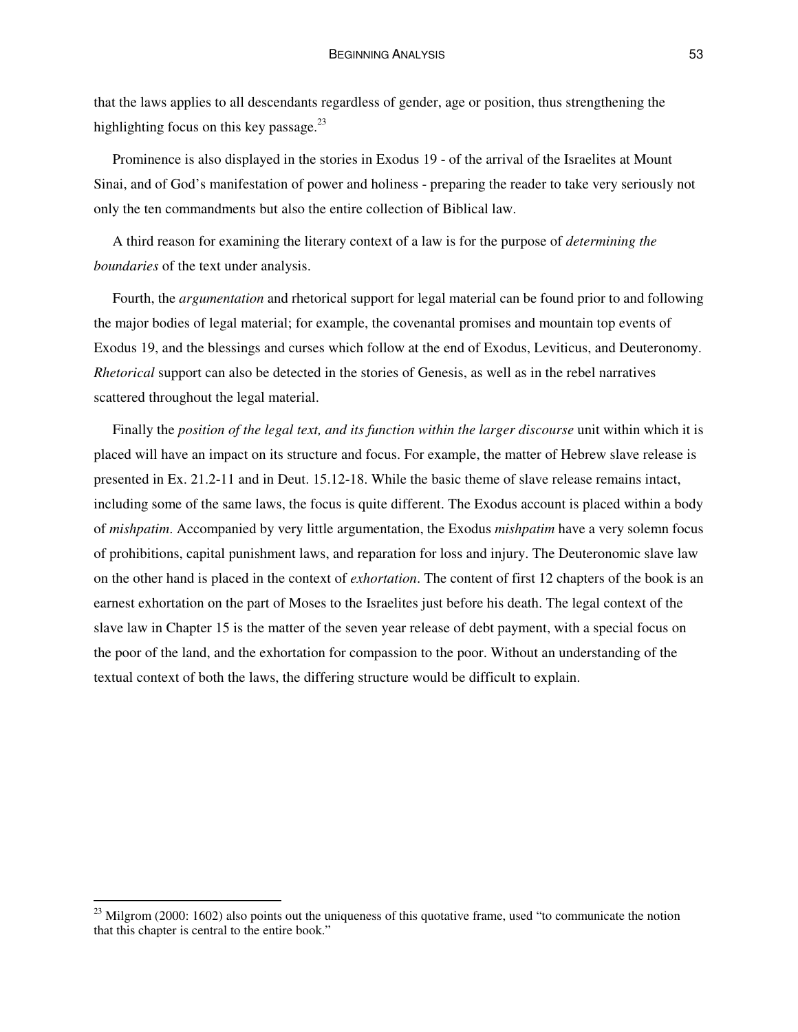that the laws applies to all descendants regardless of gender, age or position, thus strengthening the highlighting focus on this key passage.[23]

Prominence is also displayed in the stories in Exodus 19 - of the arrival of the Israelites at Mount Sinai, and of God's manifestation of power and holiness - preparing the reader to take very seriously not only the ten commandments but also the entire collection of Biblical law.

A third reason for examining the literary context of a law is for the purpose of *determining the boundaries* of the text under analysis.

Fourth, the *argumentation* and rhetorical support for legal material can be found prior to and following the major bodies of legal material; for example, the covenantal promises and mountain top events of Exodus 19, and the blessings and curses which follow at the end of Exodus, Leviticus, and Deuteronomy. *Rhetorical* support can also be detected in the stories of Genesis, as well as in the rebel narratives scattered throughout the legal material.

Finally the *position of the legal text, and its function within the larger discourse* unit within which it is placed will have an impact on its structure and focus. For example, the matter of Hebrew slave release is presented in Ex. 21.2-11 and in Deut. 15.12-18. While the basic theme of slave release remains intact, including some of the same laws, the focus is quite different. The Exodus account is placed within a body of *mishpatim*. Accompanied by very little argumentation, the Exodus *mishpatim* have a very solemn focus of prohibitions, capital punishment laws, and reparation for loss and injury. The Deuteronomic slave law on the other hand is placed in the context of *exhortation*. The content of first 12 chapters of the book is an earnest exhortation on the part of Moses to the Israelites just before his death. The legal context of the slave law in Chapter 15 is the matter of the seven year release of debt payment, with a special focus on the poor of the land, and the exhortation for compassion to the poor. Without an understanding of the textual context of both the laws, the differing structure would be difficult to explain.

---

[23] Milgrom (2000: 1602) also points out the uniqueness of this quotative frame, used "to communicate the notion that this chapter is central to the entire book."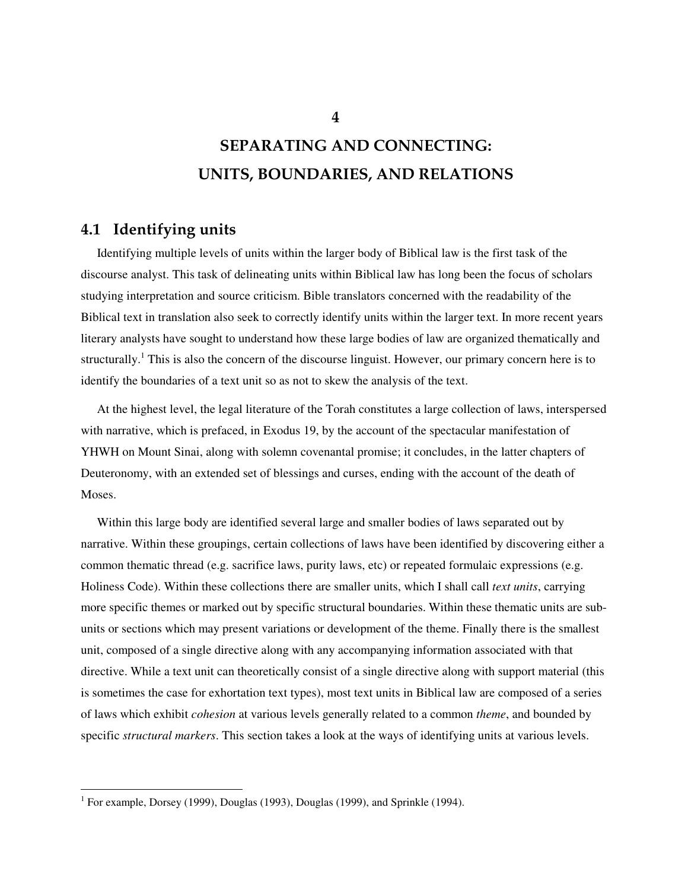# 4

# SEPARATING AND CONNECTING: UNITS, BOUNDARIES, AND RELATIONS

## 4.1 Identifying units

Identifying multiple levels of units within the larger body of Biblical law is the first task of the discourse analyst. This task of delineating units within Biblical law has long been the focus of scholars studying interpretation and source criticism. Bible translators concerned with the readability of the Biblical text in translation also seek to correctly identify units within the larger text. In more recent years literary analysts have sought to understand how these large bodies of law are organized thematically and structurally.[1] This is also the concern of the discourse linguist. However, our primary concern here is to identify the boundaries of a text unit so as not to skew the analysis of the text.

At the highest level, the legal literature of the Torah constitutes a large collection of laws, interspersed with narrative, which is prefaced, in Exodus 19, by the account of the spectacular manifestation of YHWH on Mount Sinai, along with solemn covenantal promise; it concludes, in the latter chapters of Deuteronomy, with an extended set of blessings and curses, ending with the account of the death of Moses.

Within this large body are identified several large and smaller bodies of laws separated out by narrative. Within these groupings, certain collections of laws have been identified by discovering either a common thematic thread (e.g. sacrifice laws, purity laws, etc) or repeated formulaic expressions (e.g. Holiness Code). Within these collections there are smaller units, which I shall call *text units*, carrying more specific themes or marked out by specific structural boundaries. Within these thematic units are sub-units or sections which may present variations or development of the theme. Finally there is the smallest unit, composed of a single directive along with any accompanying information associated with that directive. While a text unit can theoretically consist of a single directive along with support material (this is sometimes the case for exhortation text types), most text units in Biblical law are composed of a series of laws which exhibit *cohesion* at various levels generally related to a common *theme*, and bounded by specific *structural markers*. This section takes a look at the ways of identifying units at various levels.

[1] For example, Dorsey (1999), Douglas (1993), Douglas (1999), and Sprinkle (1994).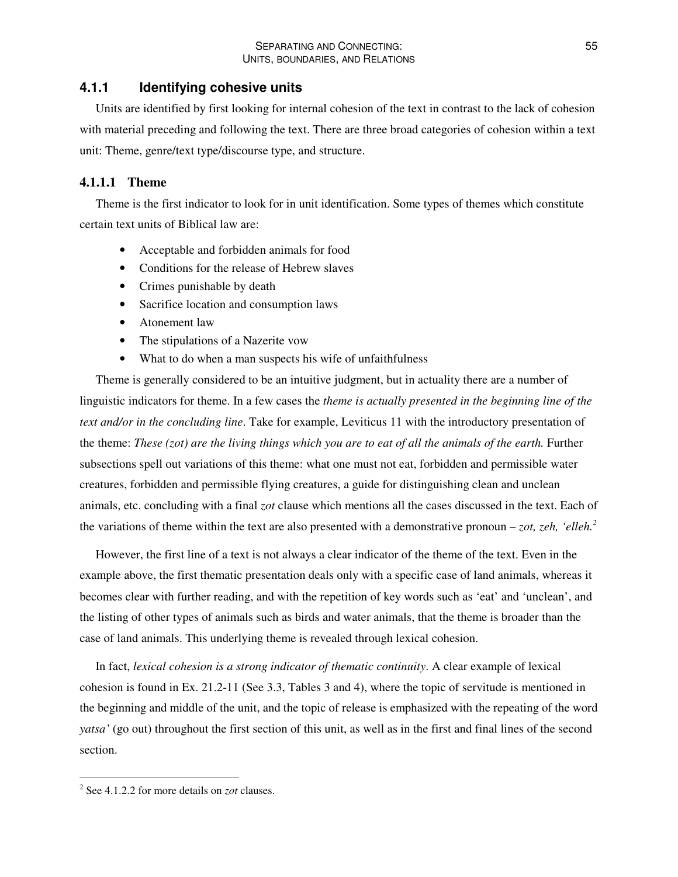### 4.1.1 Identifying cohesive units

Units are identified by first looking for internal cohesion of the text in contrast to the lack of cohesion with material preceding and following the text. There are three broad categories of cohesion within a text unit: Theme, genre/text type/discourse type, and structure.

#### 4.1.1.1 Theme

Theme is the first indicator to look for in unit identification. Some types of themes which constitute certain text units of Biblical law are:

- Acceptable and forbidden animals for food
- Conditions for the release of Hebrew slaves
- Crimes punishable by death
- Sacrifice location and consumption laws
- Atonement law
- The stipulations of a Nazerite vow
- What to do when a man suspects his wife of unfaithfulness

Theme is generally considered to be an intuitive judgment, but in actuality there are a number of linguistic indicators for theme. In a few cases the *theme is actually presented in the beginning line of the text and/or in the concluding line*. Take for example, Leviticus 11 with the introductory presentation of the theme: *These (zot) are the living things which you are to eat of all the animals of the earth.* Further subsections spell out variations of this theme: what one must not eat, forbidden and permissible water creatures, forbidden and permissible flying creatures, a guide for distinguishing clean and unclean animals, etc. concluding with a final *zot* clause which mentions all the cases discussed in the text. Each of the variations of theme within the text are also presented with a demonstrative pronoun – *zot, zeh, 'elleh.*[2]

However, the first line of a text is not always a clear indicator of the theme of the text. Even in the example above, the first thematic presentation deals only with a specific case of land animals, whereas it becomes clear with further reading, and with the repetition of key words such as 'eat' and 'unclean', and the listing of other types of animals such as birds and water animals, that the theme is broader than the case of land animals. This underlying theme is revealed through lexical cohesion.

In fact, *lexical cohesion is a strong indicator of thematic continuity*. A clear example of lexical cohesion is found in Ex. 21.2-11 (See 3.3, Tables 3 and 4), where the topic of servitude is mentioned in the beginning and middle of the unit, and the topic of release is emphasized with the repeating of the word *yatsa'* (go out) throughout the first section of this unit, as well as in the first and final lines of the second section.

---

[2] See 4.1.2.2 for more details on *zot* clauses.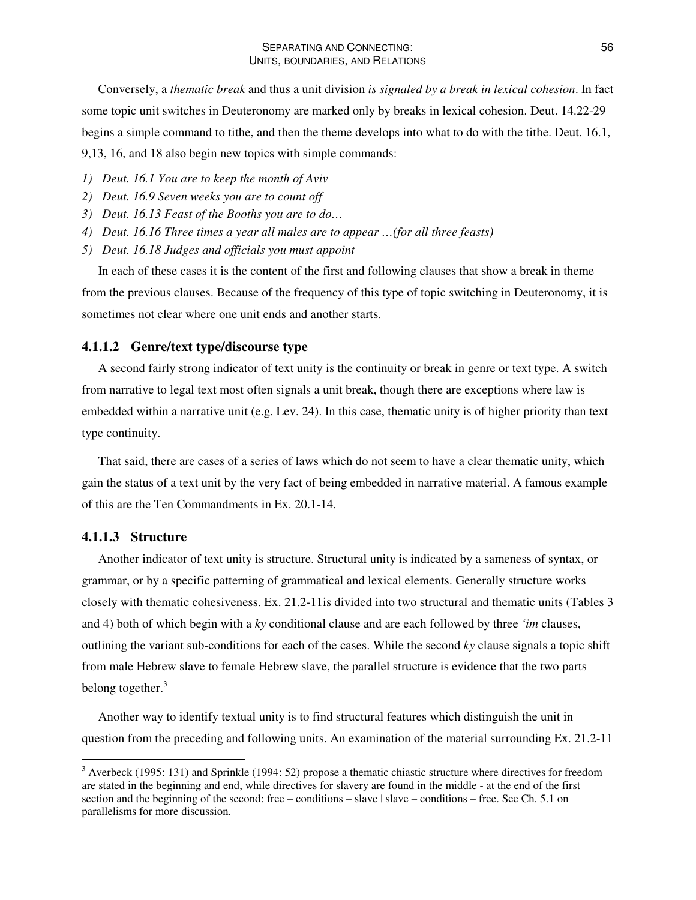Conversely, a *thematic break* and thus a unit division *is signaled by a break in lexical cohesion*. In fact some topic unit switches in Deuteronomy are marked only by breaks in lexical cohesion. Deut. 14.22-29 begins a simple command to tithe, and then the theme develops into what to do with the tithe. Deut. 16.1, 9,13, 16, and 18 also begin new topics with simple commands:

1) *Deut. 16.1 You are to keep the month of Aviv*
2) *Deut. 16.9 Seven weeks you are to count off*
3) *Deut. 16.13 Feast of the Booths you are to do…*
4) *Deut. 16.16 Three times a year all males are to appear …(for all three feasts)*
5) *Deut. 16.18 Judges and officials you must appoint*

In each of these cases it is the content of the first and following clauses that show a break in theme from the previous clauses. Because of the frequency of this type of topic switching in Deuteronomy, it is sometimes not clear where one unit ends and another starts.

#### 4.1.1.2 Genre/text type/discourse type

A second fairly strong indicator of text unity is the continuity or break in genre or text type. A switch from narrative to legal text most often signals a unit break, though there are exceptions where law is embedded within a narrative unit (e.g. Lev. 24). In this case, thematic unity is of higher priority than text type continuity.

That said, there are cases of a series of laws which do not seem to have a clear thematic unity, which gain the status of a text unit by the very fact of being embedded in narrative material. A famous example of this are the Ten Commandments in Ex. 20.1-14.

#### 4.1.1.3 Structure

Another indicator of text unity is structure. Structural unity is indicated by a sameness of syntax, or grammar, or by a specific patterning of grammatical and lexical elements. Generally structure works closely with thematic cohesiveness. Ex. 21.2-11is divided into two structural and thematic units (Tables 3 and 4) both of which begin with a *ky* conditional clause and are each followed by three *'im* clauses, outlining the variant sub-conditions for each of the cases. While the second *ky* clause signals a topic shift from male Hebrew slave to female Hebrew slave, the parallel structure is evidence that the two parts belong together.[3]

Another way to identify textual unity is to find structural features which distinguish the unit in question from the preceding and following units. An examination of the material surrounding Ex. 21.2-11

[3] Averbeck (1995: 131) and Sprinkle (1994: 52) propose a thematic chiastic structure where directives for freedom are stated in the beginning and end, while directives for slavery are found in the middle - at the end of the first section and the beginning of the second: free – conditions – slave | slave – conditions – free. See Ch. 5.1 on parallelisms for more discussion.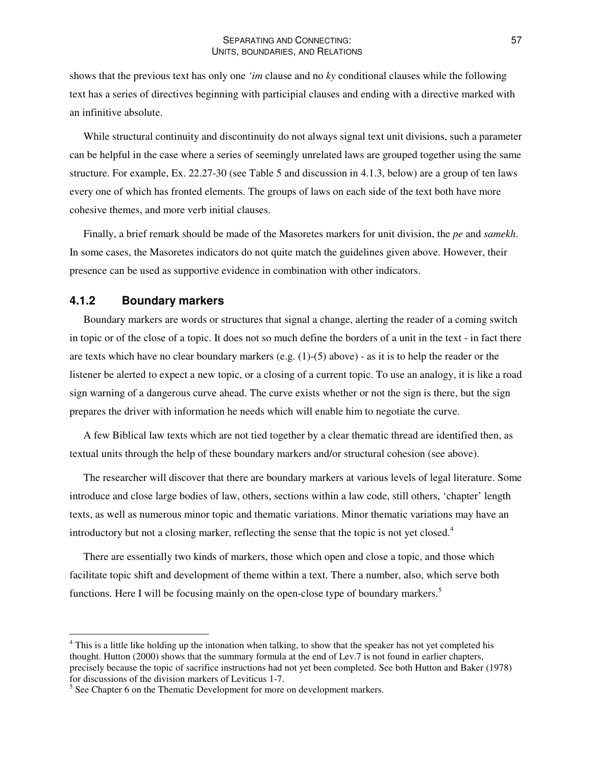shows that the previous text has only one *'im* clause and no *ky* conditional clauses while the following text has a series of directives beginning with participial clauses and ending with a directive marked with an infinitive absolute.

While structural continuity and discontinuity do not always signal text unit divisions, such a parameter can be helpful in the case where a series of seemingly unrelated laws are grouped together using the same structure. For example, Ex. 22.27-30 (see Table 5 and discussion in 4.1.3, below) are a group of ten laws every one of which has fronted elements. The groups of laws on each side of the text both have more cohesive themes, and more verb initial clauses.

Finally, a brief remark should be made of the Masoretes markers for unit division, the *pe* and *samekh*. In some cases, the Masoretes indicators do not quite match the guidelines given above. However, their presence can be used as supportive evidence in combination with other indicators.

### 4.1.2 Boundary markers

Boundary markers are words or structures that signal a change, alerting the reader of a coming switch in topic or of the close of a topic. It does not so much define the borders of a unit in the text - in fact there are texts which have no clear boundary markers (e.g. (1)-(5) above) - as it is to help the reader or the listener be alerted to expect a new topic, or a closing of a current topic. To use an analogy, it is like a road sign warning of a dangerous curve ahead. The curve exists whether or not the sign is there, but the sign prepares the driver with information he needs which will enable him to negotiate the curve.

A few Biblical law texts which are not tied together by a clear thematic thread are identified then, as textual units through the help of these boundary markers and/or structural cohesion (see above).

The researcher will discover that there are boundary markers at various levels of legal literature. Some introduce and close large bodies of law, others, sections within a law code, still others, 'chapter' length texts, as well as numerous minor topic and thematic variations. Minor thematic variations may have an introductory but not a closing marker, reflecting the sense that the topic is not yet closed.[4]

There are essentially two kinds of markers, those which open and close a topic, and those which facilitate topic shift and development of theme within a text. There a number, also, which serve both functions. Here I will be focusing mainly on the open-close type of boundary markers.[5]

---

[4] This is a little like holding up the intonation when talking, to show that the speaker has not yet completed his thought. Hutton (2000) shows that the summary formula at the end of Lev.7 is not found in earlier chapters, precisely because the topic of sacrifice instructions had not yet been completed. See both Hutton and Baker (1978) for discussions of the division markers of Leviticus 1-7.

[5] See Chapter 6 on the Thematic Development for more on development markers.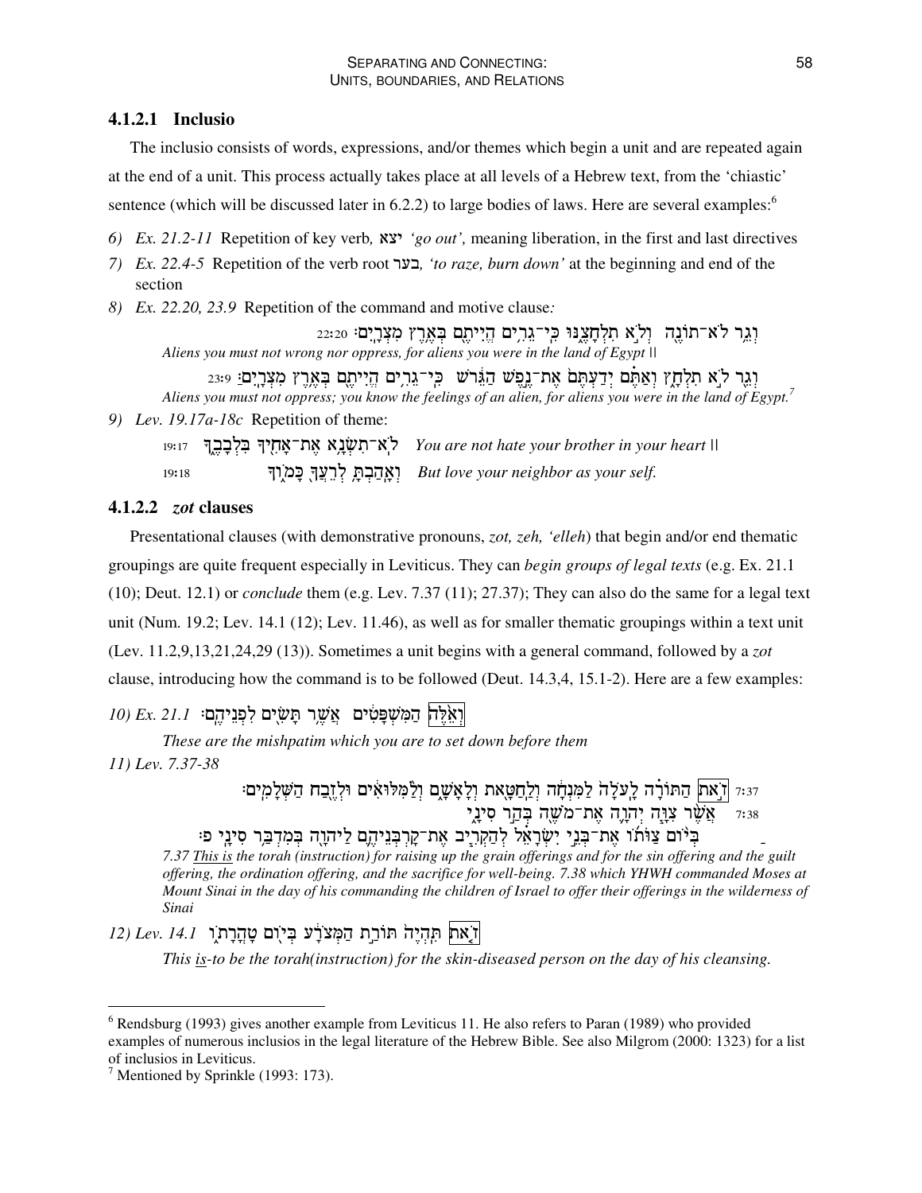### 4.1.2.1 Inclusio

The inclusio consists of words, expressions, and/or themes which begin a unit and are repeated again at the end of a unit. This process actually takes place at all levels of a Hebrew text, from the 'chiastic' sentence (which will be discussed later in 6.2.2) to large bodies of laws. Here are several examples:[6]

6) *Ex. 21.2-11* Repetition of key verb, **יצא** *'go out',* meaning liberation, in the first and last directives

7) *Ex. 22.4-5* Repetition of the verb root **בער**, *'to raze, burn down'* at the beginning and end of the section

8) *Ex. 22.20, 23.9* Repetition of the command and motive clause:

22:20 וְגֵר לֹא־תוֹנֶה וְלֹא תִלְחָצֶנּוּ כִּי־גֵרִים הֱיִיתֶם בְּאֶרֶץ מִצְרָיִם׃

*Aliens you must not wrong nor oppress, for aliens you were in the land of Egypt ||*

23:9 וְגֵר לֹא תִלְחָץ וְאַתֶּם יְדַעְתֶּם אֶת־נֶפֶשׁ הַגֵּר כִּי־גֵרִים הֱיִיתֶם בְּאֶרֶץ מִצְרָיִם׃

*Aliens you must not oppress; you know the feelings of an alien, for aliens you were in the land of Egypt.*[7]

9) *Lev. 19.17a-18c* Repetition of theme:

19:17 לֹא־תִשְׂנָא אֶת־אָחִיךָ בִּלְבָבֶךָ *You are not hate your brother in your heart ||*

19:18 וְאָהַבְתָּ לְרֵעֲךָ כָּמוֹךָ *But love your neighbor as your self.*

### 4.1.2.2 *zot* clauses

Presentational clauses (with demonstrative pronouns, *zot, zeh, 'elleh*) that begin and/or end thematic groupings are quite frequent especially in Leviticus. They can *begin groups of legal texts* (e.g. Ex. 21.1 (10); Deut. 12.1) or *conclude* them (e.g. Lev. 7.37 (11); 27.37); They can also do the same for a legal text unit (Num. 19.2; Lev. 14.1 (12); Lev. 11.46), as well as for smaller thematic groupings within a text unit (Lev. 11.2,9,13,21,24,29 (13)). Sometimes a unit begins with a general command, followed by a *zot* clause, introducing how the command is to be followed (Deut. 14.3,4, 15.1-2). Here are a few examples:

10) *Ex. 21.1* וְאֵלֶּה הַמִּשְׁפָּטִים אֲשֶׁר תָּשִׂים לִפְנֵיהֶם׃

*These are the mishpatim which you are to set down before them*

11) *Lev. 7.37-38*

7:37 זֹאת הַתּוֹרָה לָעֹלָה לַמִּנְחָה וְלַחַטָּאת וְלָאָשָׁם וְלַמִּלּוּאִים וּלְזֶבַח הַשְּׁלָמִים׃

7:38 אֲשֶׁר צִוָּה יְהוָה אֶת־מֹשֶׁה בְּהַר סִינָי בְּיוֹם צַוֺּתוֹ אֶת־בְּנֵי יִשְׂרָאֵל לְהַקְרִיב אֶת־קָרְבְּנֵיהֶם לַיהוָה בְּמִדְבַּר סִינָי פ׃

*7.37 This is the torah (instruction) for raising up the grain offerings and for the sin offering and the guilt offering, the ordination offering, and the sacrifice for well-being. 7.38 which YHWH commanded Moses at Mount Sinai in the day of his commanding the children of Israel to offer their offerings in the wilderness of Sinai*

12) *Lev. 14.1* זֹאת תִּהְיֶה תּוֹרַת הַמְּצֹרָע בְּיוֹם טָהֳרָתוֹ

*This is-to be the torah(instruction) for the skin-diseased person on the day of his cleansing.*

---

[6] Rendsburg (1993) gives another example from Leviticus 11. He also refers to Paran (1989) who provided examples of numerous inclusios in the legal literature of the Hebrew Bible. See also Milgrom (2000: 1323) for a list of inclusios in Leviticus.

[7] Mentioned by Sprinkle (1993: 173).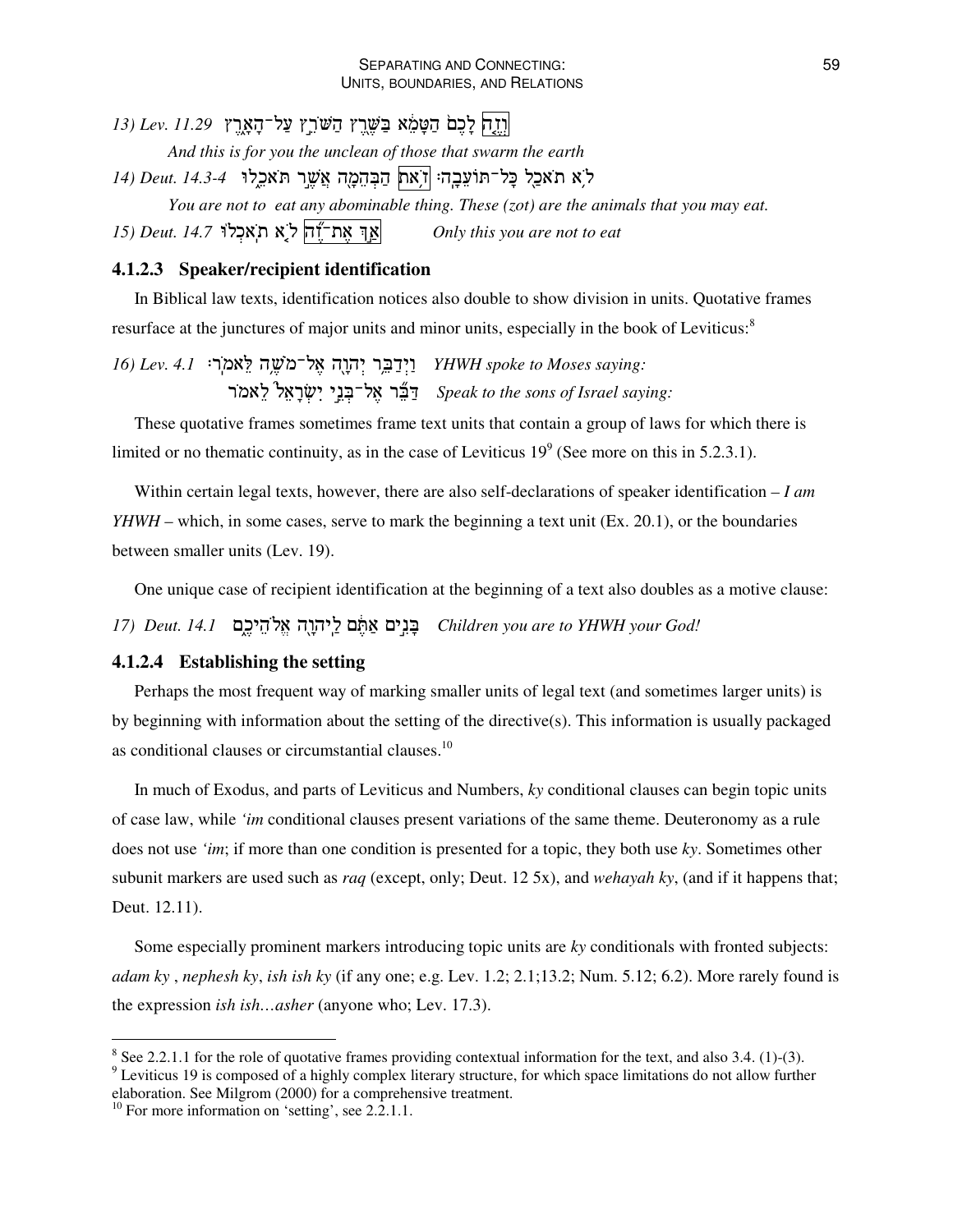13) Lev. 11.29 וְזֶה לָכֶם הַטָּמֵא בַּשֶּׁרֶץ הַשֹּׁרֵץ עַל־הָאָרֶץ

*And this is for you the unclean of those that swarm the earth*

14) Deut. 14.3-4 לֹא תֹאכַל כָּל־תּוֹעֵבָה׃ זֹאת הַבְּהֵמָה אֲשֶׁר תֹּאכֵלוּ

*You are not to eat any abominable thing. These (zot) are the animals that you may eat.*

15) Deut. 14.7 אַךְ אֶת־זֶה לֹא תֹאכְלוּ *Only this you are not to eat*

### 4.1.2.3 Speaker/recipient identification

In Biblical law texts, identification notices also double to show division in units. Quotative frames resurface at the junctures of major units and minor units, especially in the book of Leviticus:[8]

16) Lev. 4.1 וַיְדַבֵּר יְהוָה אֶל־מֹשֶׁה לֵּאמֹר׃ *YHWH spoke to Moses saying:*

דַּבֵּר אֶל־בְּנֵי יִשְׂרָאֵל לֵאמֹר *Speak to the sons of Israel saying:*

These quotative frames sometimes frame text units that contain a group of laws for which there is limited or no thematic continuity, as in the case of Leviticus 19[9] (See more on this in 5.2.3.1).

Within certain legal texts, however, there are also self-declarations of speaker identification – *I am YHWH* – which, in some cases, serve to mark the beginning a text unit (Ex. 20.1), or the boundaries between smaller units (Lev. 19).

One unique case of recipient identification at the beginning of a text also doubles as a motive clause:

17) Deut. 14.1 בָּנִים אַתֶּם לַיהוָה אֱלֹהֵיכֶם *Children you are to YHWH your God!*

### 4.1.2.4 Establishing the setting

Perhaps the most frequent way of marking smaller units of legal text (and sometimes larger units) is by beginning with information about the setting of the directive(s). This information is usually packaged as conditional clauses or circumstantial clauses.[10]

In much of Exodus, and parts of Leviticus and Numbers, *ky* conditional clauses can begin topic units of case law, while *'im* conditional clauses present variations of the same theme. Deuteronomy as a rule does not use *'im*; if more than one condition is presented for a topic, they both use *ky*. Sometimes other subunit markers are used such as *raq* (except, only; Deut. 12 5x), and *wehayah ky*, (and if it happens that; Deut. 12.11).

Some especially prominent markers introducing topic units are *ky* conditionals with fronted subjects: *adam ky* , *nephesh ky*, *ish ish ky* (if any one; e.g. Lev. 1.2; 2.1;13.2; Num. 5.12; 6.2). More rarely found is the expression *ish ish…asher* (anyone who; Lev. 17.3).

---

[8] See 2.2.1.1 for the role of quotative frames providing contextual information for the text, and also 3.4. (1)-(3).

[9] Leviticus 19 is composed of a highly complex literary structure, for which space limitations do not allow further elaboration. See Milgrom (2000) for a comprehensive treatment.

[10] For more information on 'setting', see 2.2.1.1.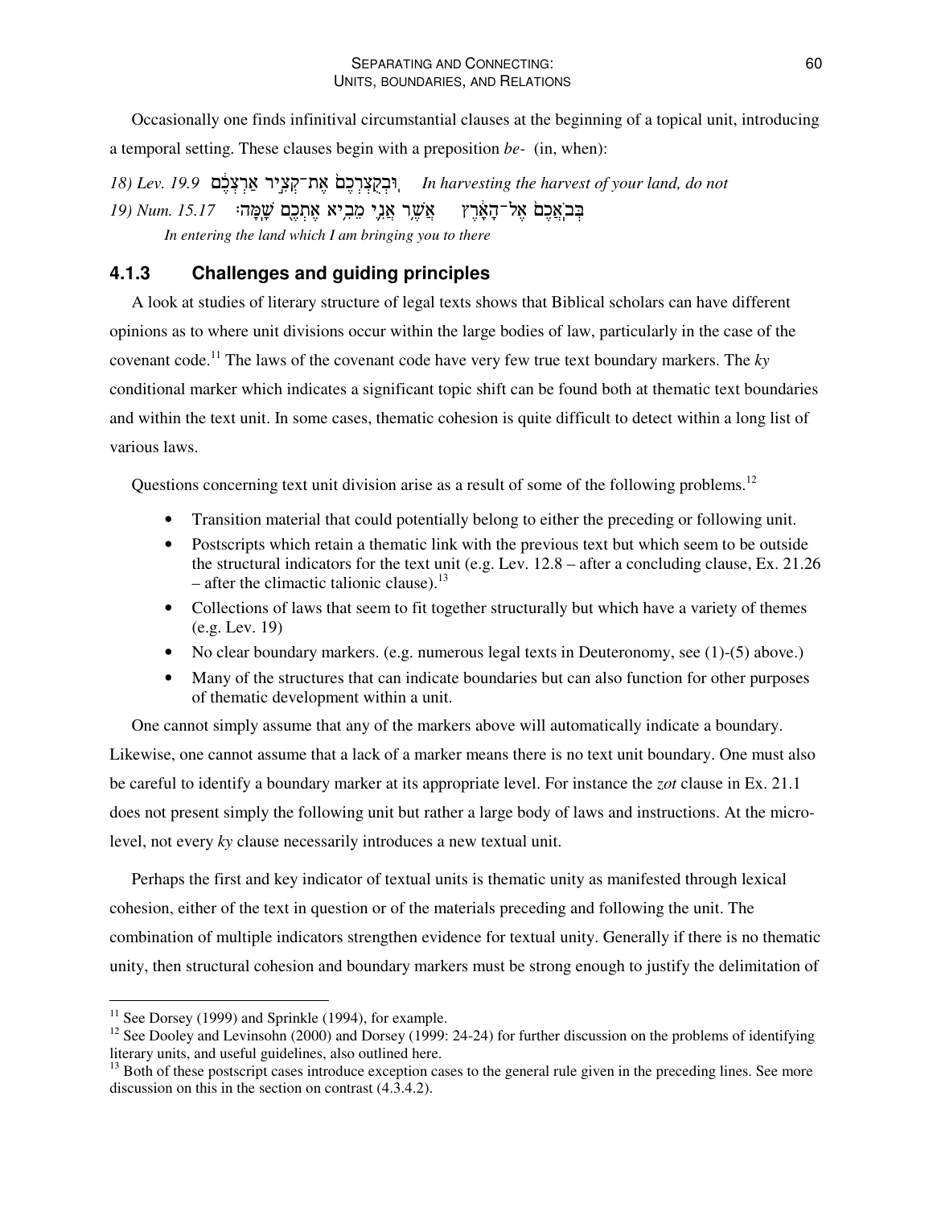Occasionally one finds infinitival circumstantial clauses at the beginning of a topical unit, introducing a temporal setting. These clauses begin with a preposition *be-* (in, when):

*18) Lev. 19.9* וּֽבְקֻצְרְכֶם֙ אֶת־קְצִ֣יר אַרְצְכֶ֔ם *In harvesting the harvest of your land, do not*

*19) Num. 15.17* בְּבֹֽאֲכֶם֙ אֶל־הָאָ֔רֶץ אֲשֶׁ֛ר אֲנִ֥י מֵבִ֛יא אֶתְכֶ֖ם שָֽׁמָּה׃

*In entering the land which I am bringing you to there*

### 4.1.3 Challenges and guiding principles

A look at studies of literary structure of legal texts shows that Biblical scholars can have different opinions as to where unit divisions occur within the large bodies of law, particularly in the case of the covenant code.[11] The laws of the covenant code have very few true text boundary markers. The *ky* conditional marker which indicates a significant topic shift can be found both at thematic text boundaries and within the text unit. In some cases, thematic cohesion is quite difficult to detect within a long list of various laws.

Questions concerning text unit division arise as a result of some of the following problems.[12]

- Transition material that could potentially belong to either the preceding or following unit.
- Postscripts which retain a thematic link with the previous text but which seem to be outside the structural indicators for the text unit (e.g. Lev. 12.8 – after a concluding clause, Ex. 21.26 – after the climactic talionic clause).[13]
- Collections of laws that seem to fit together structurally but which have a variety of themes (e.g. Lev. 19)
- No clear boundary markers. (e.g. numerous legal texts in Deuteronomy, see (1)-(5) above.)
- Many of the structures that can indicate boundaries but can also function for other purposes of thematic development within a unit.

One cannot simply assume that any of the markers above will automatically indicate a boundary. Likewise, one cannot assume that a lack of a marker means there is no text unit boundary. One must also be careful to identify a boundary marker at its appropriate level. For instance the *zot* clause in Ex. 21.1 does not present simply the following unit but rather a large body of laws and instructions. At the micro-level, not every *ky* clause necessarily introduces a new textual unit.

Perhaps the first and key indicator of textual units is thematic unity as manifested through lexical cohesion, either of the text in question or of the materials preceding and following the unit. The combination of multiple indicators strengthen evidence for textual unity. Generally if there is no thematic unity, then structural cohesion and boundary markers must be strong enough to justify the delimitation of

---

[11] See Dorsey (1999) and Sprinkle (1994), for example.

[12] See Dooley and Levinsohn (2000) and Dorsey (1999: 24-24) for further discussion on the problems of identifying literary units, and useful guidelines, also outlined here.

[13] Both of these postscript cases introduce exception cases to the general rule given in the preceding lines. See more discussion on this in the section on contrast (4.3.4.2).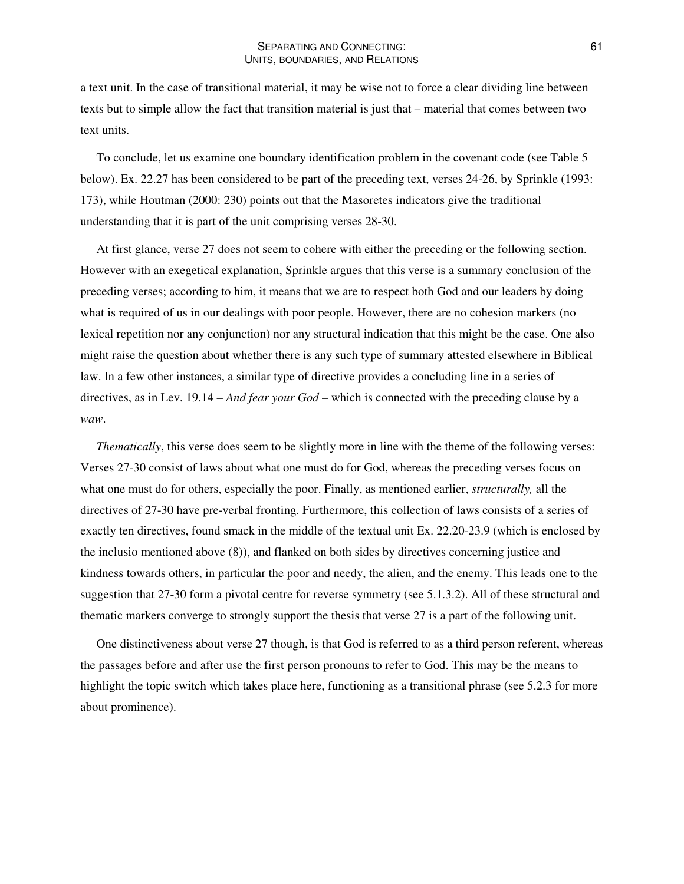a text unit. In the case of transitional material, it may be wise not to force a clear dividing line between texts but to simple allow the fact that transition material is just that – material that comes between two text units.

To conclude, let us examine one boundary identification problem in the covenant code (see Table 5 below). Ex. 22.27 has been considered to be part of the preceding text, verses 24-26, by Sprinkle (1993: 173), while Houtman (2000: 230) points out that the Masoretes indicators give the traditional understanding that it is part of the unit comprising verses 28-30.

At first glance, verse 27 does not seem to cohere with either the preceding or the following section. However with an exegetical explanation, Sprinkle argues that this verse is a summary conclusion of the preceding verses; according to him, it means that we are to respect both God and our leaders by doing what is required of us in our dealings with poor people. However, there are no cohesion markers (no lexical repetition nor any conjunction) nor any structural indication that this might be the case. One also might raise the question about whether there is any such type of summary attested elsewhere in Biblical law. In a few other instances, a similar type of directive provides a concluding line in a series of directives, as in Lev. 19.14 – *And fear your God* – which is connected with the preceding clause by a *waw*.

*Thematically*, this verse does seem to be slightly more in line with the theme of the following verses: Verses 27-30 consist of laws about what one must do for God, whereas the preceding verses focus on what one must do for others, especially the poor. Finally, as mentioned earlier, *structurally,* all the directives of 27-30 have pre-verbal fronting. Furthermore, this collection of laws consists of a series of exactly ten directives, found smack in the middle of the textual unit Ex. 22.20-23.9 (which is enclosed by the inclusio mentioned above (8)), and flanked on both sides by directives concerning justice and kindness towards others, in particular the poor and needy, the alien, and the enemy. This leads one to the suggestion that 27-30 form a pivotal centre for reverse symmetry (see 5.1.3.2). All of these structural and thematic markers converge to strongly support the thesis that verse 27 is a part of the following unit.

One distinctiveness about verse 27 though, is that God is referred to as a third person referent, whereas the passages before and after use the first person pronouns to refer to God. This may be the means to highlight the topic switch which takes place here, functioning as a transitional phrase (see 5.2.3 for more about prominence).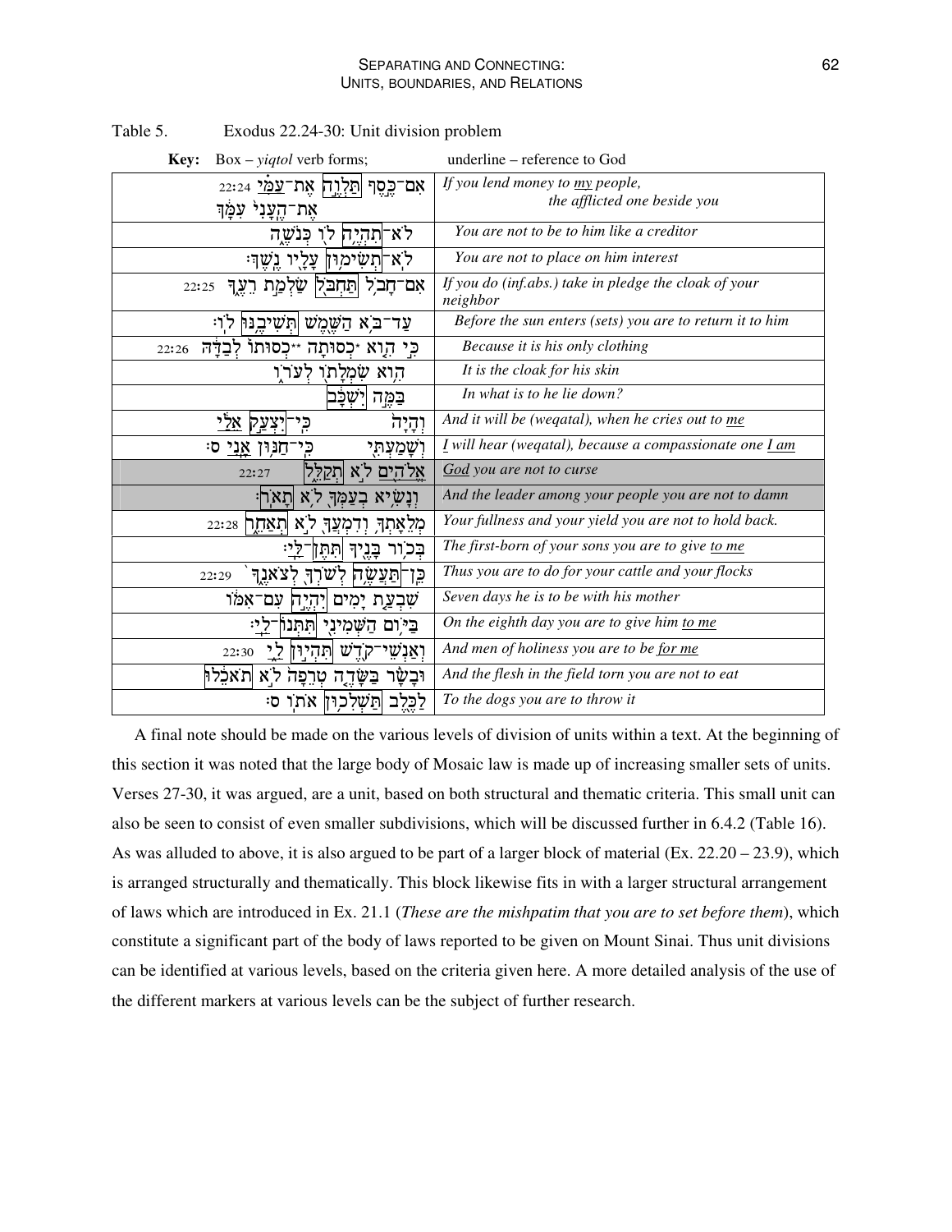Table 5. Exodus 22.24-30: Unit division problem

**Key:** Box – *yiqtol* verb forms; underline – reference to God

| Hebrew | English |
|---|---|
| 22:24 אִם־כֶּסֶף תַּלְוֶה אֶת־עַמִּי אֶת־הֶעָנִי עִמָּךְ | *If you lend money to my people, the afflicted one beside you* |
| לֹא־תִהְיֶה לוֹ כְּנֹשֶׁה | *You are not to be to him like a creditor* |
| לֹא־תְשִׂימוּן עָלָיו נֶשֶׁךְ׃ | *You are not to place on him interest* |
| 22:25 אִם־חָבֹל תַּחְבֹּל שַׂלְמַת רֵעֶךָ | *If you do (inf.abs.) take in pledge the cloak of your neighbor* |
| עַד־בֹּא הַשֶּׁמֶשׁ תְּשִׁיבֶנּוּ לוֹ׃ | *Before the sun enters (sets) you are to return it to him* |
| 22:26 כִּי הִוא כְסוּתֹה כְסוּתוֹ לְבַדָּהּ | *Because it is his only clothing* |
| הִוא שִׂמְלָתוֹ לְעֹרוֹ | *It is the cloak for his skin* |
| בַּמֶּה יִשְׁכָּב | *In what is to he lie down?* |
| וְהָיָה כִּי־יִצְעַק אֵלַי | *And it will be (weqatal), when he cries out to me* |
| וְשָׁמַעְתִּי כִּי־חַנּוּן אָנִי ס׃ | *I will hear (weqatal), because a compassionate one I am* |
| 22:27 אֱלֹהִים לֹא תְקַלֵּל | *God you are not to curse* |
| וְנָשִׂיא בְעַמְּךָ לֹא תָאֹר׃ | *And the leader among your people you are not to damn* |
| 22:28 מְלֵאָתְךָ וְדִמְעֲךָ לֹא תְאַחֵר | *Your fullness and your yield you are not to hold back.* |
| בְּכוֹר בָּנֶיךָ תִּתֶּן־לִי׃ | *The first-born of your sons you are to give to me* |
| 22:29 כֵּן־תַּעֲשֶׂה לְשֹׁרְךָ לְצֹאנֶךָ | *Thus you are to do for your cattle and your flocks* |
| שִׁבְעַת יָמִים יִהְיֶה עִם־אִמּוֹ | *Seven days he is to be with his mother* |
| בַּיּוֹם הַשְּׁמִינִי תִּתְּנוֹ־לִי׃ | *On the eighth day you are to give him to me* |
| 22:30 וְאַנְשֵׁי־קֹדֶשׁ תִּהְיוּן לִי | *And men of holiness you are to be for me* |
| וּבָשָׂר בַּשָּׂדֶה טְרֵפָה לֹא תֹאכֵלוּ | *And the flesh in the field torn you are not to eat* |
| לַכֶּלֶב תַּשְׁלִכוּן אֹתוֹ ס׃ | *To the dogs you are to throw it* |

A final note should be made on the various levels of division of units within a text. At the beginning of this section it was noted that the large body of Mosaic law is made up of increasing smaller sets of units. Verses 27-30, it was argued, are a unit, based on both structural and thematic criteria. This small unit can also be seen to consist of even smaller subdivisions, which will be discussed further in 6.4.2 (Table 16). As was alluded to above, it is also argued to be part of a larger block of material (Ex. 22.20 – 23.9), which is arranged structurally and thematically. This block likewise fits in with a larger structural arrangement of laws which are introduced in Ex. 21.1 (*These are the mishpatim that you are to set before them*), which constitute a significant part of the body of laws reported to be given on Mount Sinai. Thus unit divisions can be identified at various levels, based on the criteria given here. A more detailed analysis of the use of the different markers at various levels can be the subject of further research.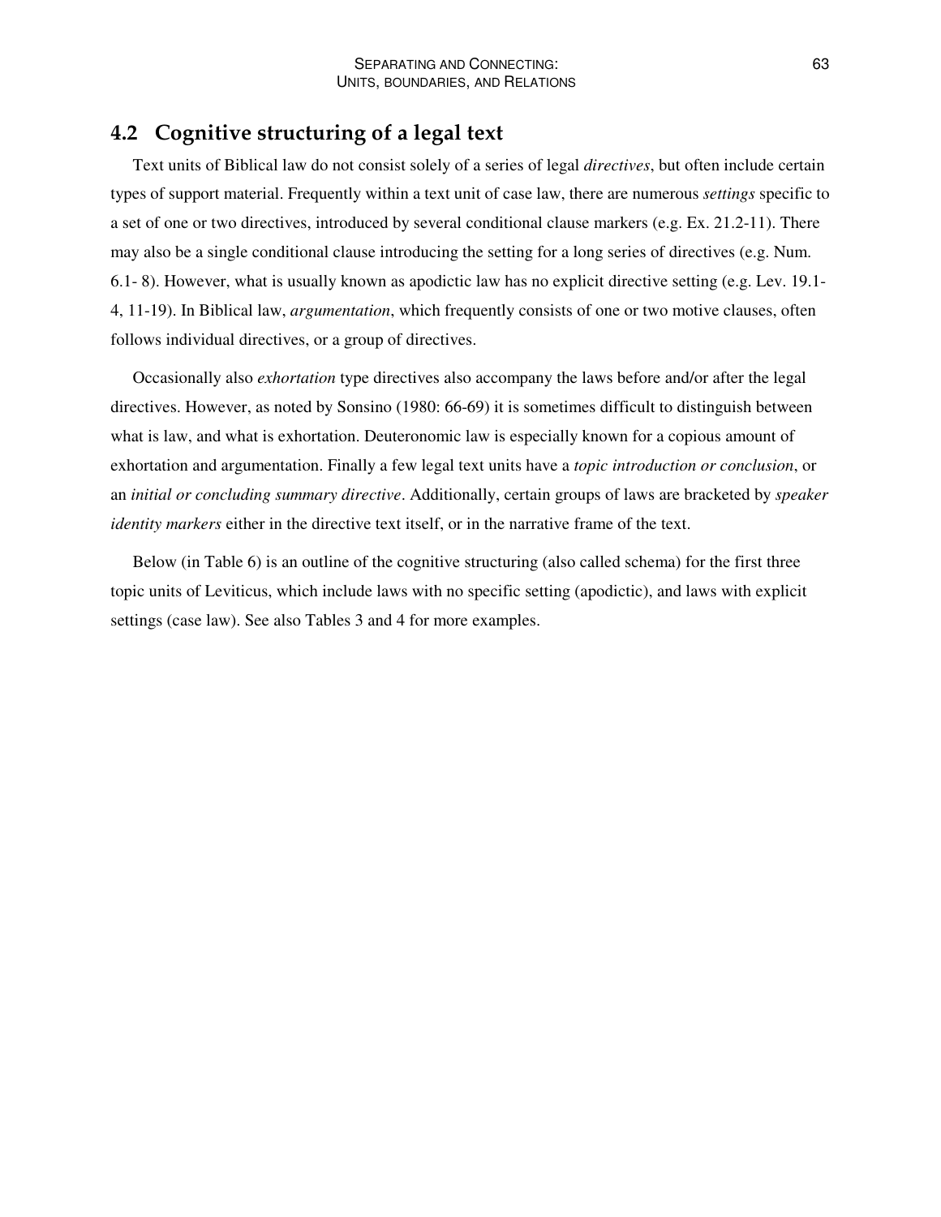## 4.2 Cognitive structuring of a legal text

Text units of Biblical law do not consist solely of a series of legal *directives*, but often include certain types of support material. Frequently within a text unit of case law, there are numerous *settings* specific to a set of one or two directives, introduced by several conditional clause markers (e.g. Ex. 21.2-11). There may also be a single conditional clause introducing the setting for a long series of directives (e.g. Num. 6.1- 8). However, what is usually known as apodictic law has no explicit directive setting (e.g. Lev. 19.1-4, 11-19). In Biblical law, *argumentation*, which frequently consists of one or two motive clauses, often follows individual directives, or a group of directives.

Occasionally also *exhortation* type directives also accompany the laws before and/or after the legal directives. However, as noted by Sonsino (1980: 66-69) it is sometimes difficult to distinguish between what is law, and what is exhortation. Deuteronomic law is especially known for a copious amount of exhortation and argumentation. Finally a few legal text units have a *topic introduction or conclusion*, or an *initial or concluding summary directive*. Additionally, certain groups of laws are bracketed by *speaker identity markers* either in the directive text itself, or in the narrative frame of the text.

Below (in Table 6) is an outline of the cognitive structuring (also called schema) for the first three topic units of Leviticus, which include laws with no specific setting (apodictic), and laws with explicit settings (case law). See also Tables 3 and 4 for more examples.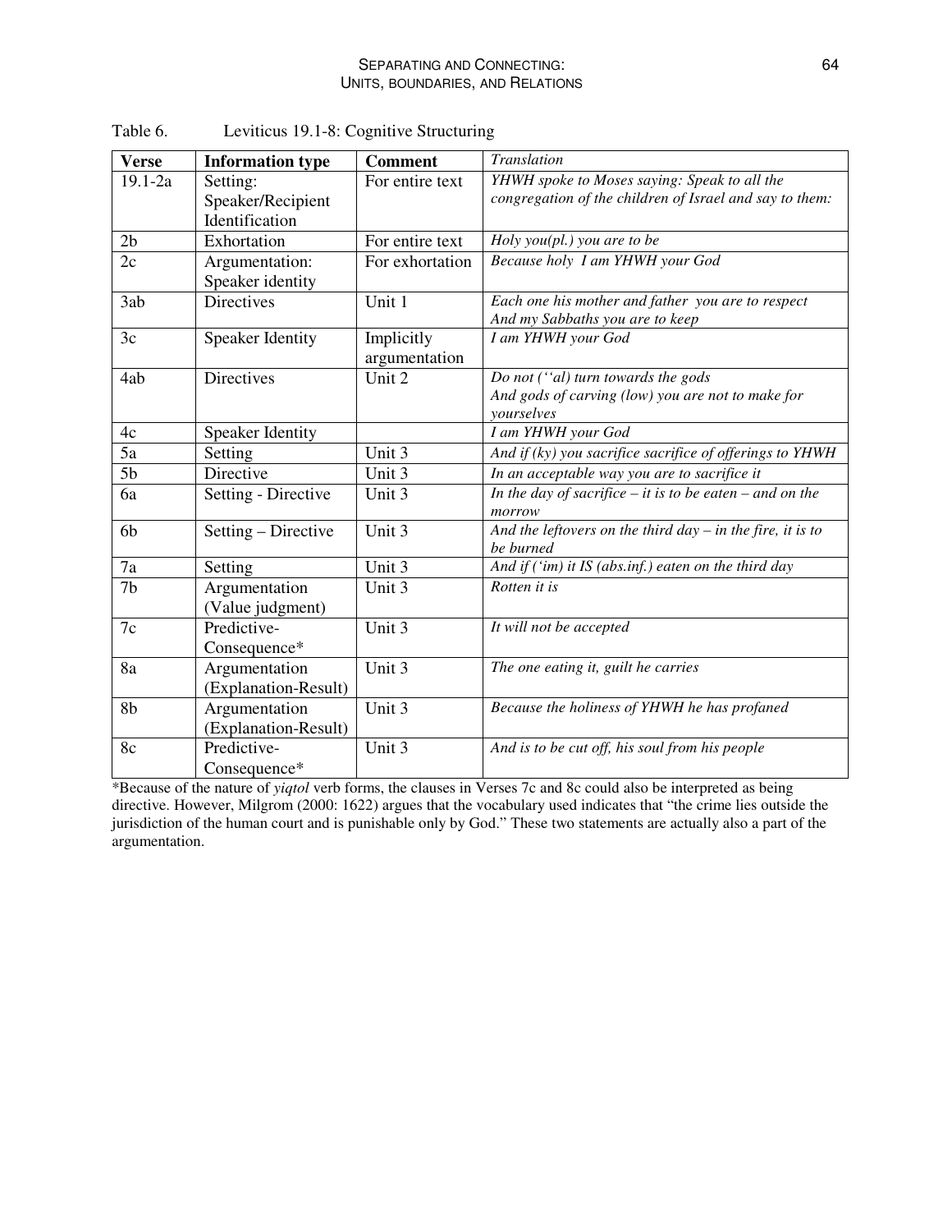Table 6. Leviticus 19.1-8: Cognitive Structuring

| Verse | Information type | Comment | *Translation* |
|---|---|---|---|
| 19.1-2a | Setting: Speaker/Recipient Identification | For entire text | *YHWH spoke to Moses saying: Speak to all the congregation of the children of Israel and say to them:* |
| 2b | Exhortation | For entire text | *Holy you(pl.) you are to be* |
| 2c | Argumentation: Speaker identity | For exhortation | *Because holy I am YHWH your God* |
| 3ab | Directives | Unit 1 | *Each one his mother and father you are to respect*<br>*And my Sabbaths you are to keep* |
| 3c | Speaker Identity | Implicitly argumentation | *I am YHWH your God* |
| 4ab | Directives | Unit 2 | *Do not (''al) turn towards the gods*<br>*And gods of carving (low) you are not to make for yourselves* |
| 4c | Speaker Identity | | *I am YHWH your God* |
| 5a | Setting | Unit 3 | *And if (ky) you sacrifice sacrifice of offerings to YHWH* |
| 5b | Directive | Unit 3 | *In an acceptable way you are to sacrifice it* |
| 6a | Setting - Directive | Unit 3 | *In the day of sacrifice – it is to be eaten – and on the morrow* |
| 6b | Setting – Directive | Unit 3 | *And the leftovers on the third day – in the fire, it is to be burned* |
| 7a | Setting | Unit 3 | *And if ('im) it IS (abs.inf.) eaten on the third day* |
| 7b | Argumentation (Value judgment) | Unit 3 | *Rotten it is* |
| 7c | Predictive-Consequence* | Unit 3 | *It will not be accepted* |
| 8a | Argumentation (Explanation-Result) | Unit 3 | *The one eating it, guilt he carries* |
| 8b | Argumentation (Explanation-Result) | Unit 3 | *Because the holiness of YHWH he has profaned* |
| 8c | Predictive-Consequence* | Unit 3 | *And is to be cut off, his soul from his people* |

*Because of the nature of *yiqtol* verb forms, the clauses in Verses 7c and 8c could also be interpreted as being directive. However, Milgrom (2000: 1622) argues that the vocabulary used indicates that "the crime lies outside the jurisdiction of the human court and is punishable only by God." These two statements are actually also a part of the argumentation.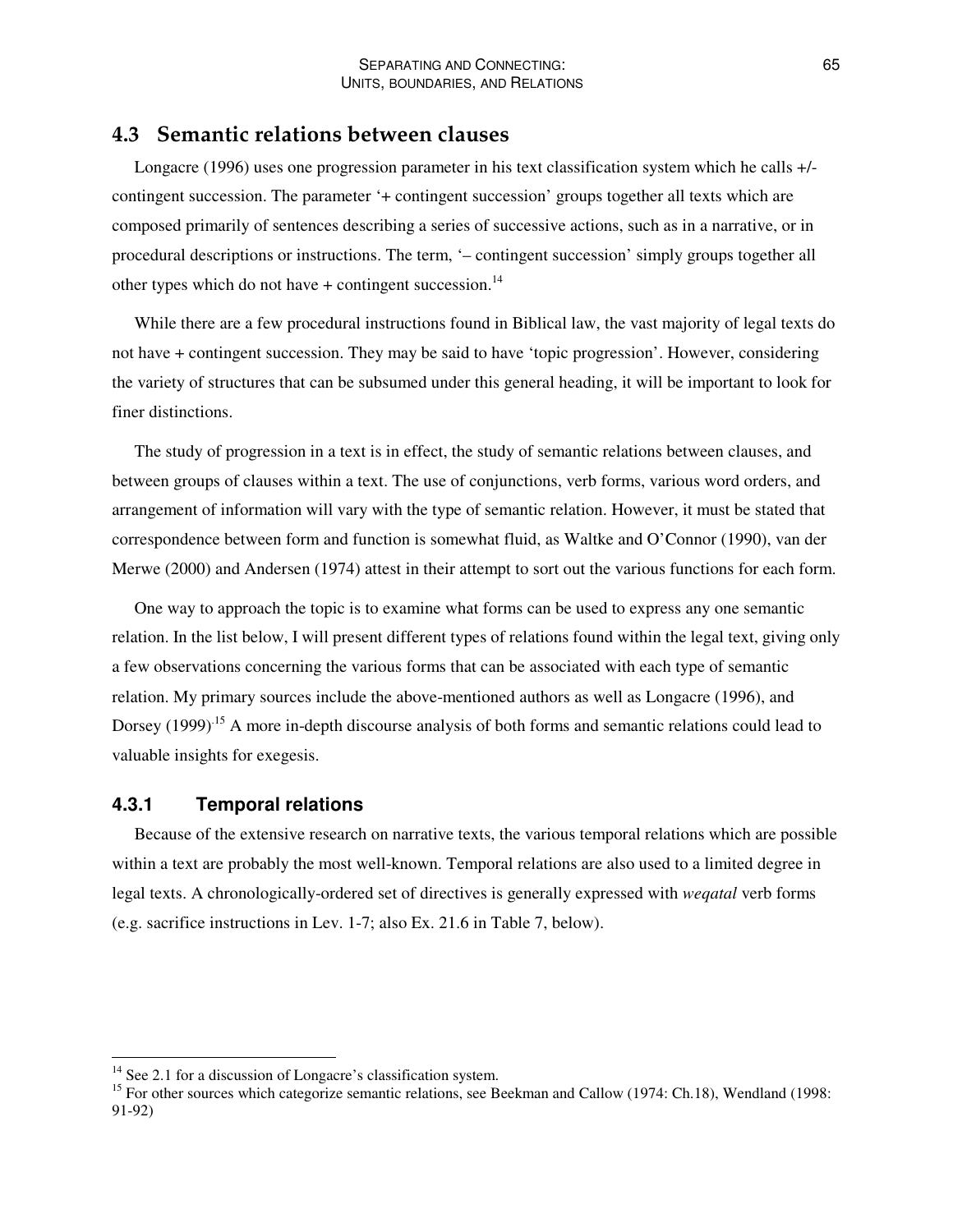## 4.3 Semantic relations between clauses

Longacre (1996) uses one progression parameter in his text classification system which he calls +/- contingent succession. The parameter '+ contingent succession' groups together all texts which are composed primarily of sentences describing a series of successive actions, such as in a narrative, or in procedural descriptions or instructions. The term, '– contingent succession' simply groups together all other types which do not have + contingent succession.[14]

While there are a few procedural instructions found in Biblical law, the vast majority of legal texts do not have + contingent succession. They may be said to have 'topic progression'. However, considering the variety of structures that can be subsumed under this general heading, it will be important to look for finer distinctions.

The study of progression in a text is in effect, the study of semantic relations between clauses, and between groups of clauses within a text. The use of conjunctions, verb forms, various word orders, and arrangement of information will vary with the type of semantic relation. However, it must be stated that correspondence between form and function is somewhat fluid, as Waltke and O'Connor (1990), van der Merwe (2000) and Andersen (1974) attest in their attempt to sort out the various functions for each form.

One way to approach the topic is to examine what forms can be used to express any one semantic relation. In the list below, I will present different types of relations found within the legal text, giving only a few observations concerning the various forms that can be associated with each type of semantic relation. My primary sources include the above-mentioned authors as well as Longacre (1996), and Dorsey (1999).[15] A more in-depth discourse analysis of both forms and semantic relations could lead to valuable insights for exegesis.

### 4.3.1 Temporal relations

Because of the extensive research on narrative texts, the various temporal relations which are possible within a text are probably the most well-known. Temporal relations are also used to a limited degree in legal texts. A chronologically-ordered set of directives is generally expressed with *weqatal* verb forms (e.g. sacrifice instructions in Lev. 1-7; also Ex. 21.6 in Table 7, below).

---

[14] See 2.1 for a discussion of Longacre's classification system.

[15] For other sources which categorize semantic relations, see Beekman and Callow (1974: Ch.18), Wendland (1998: 91-92)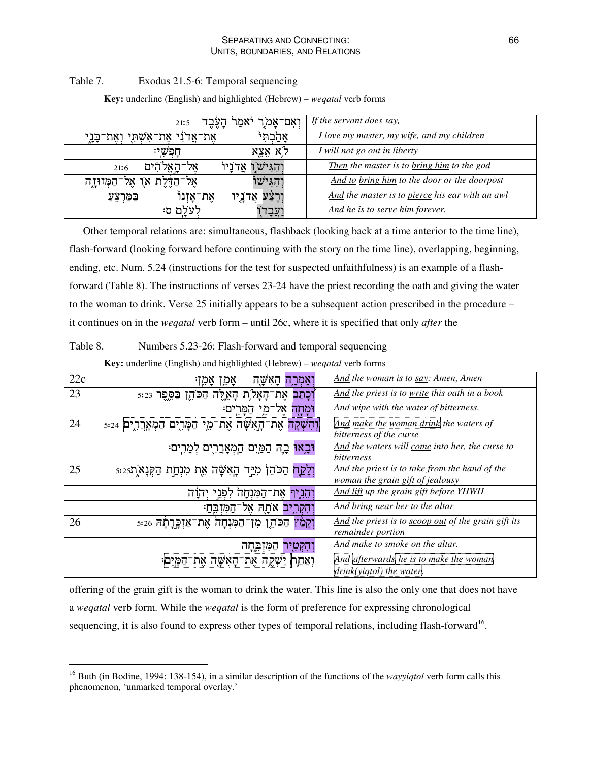Table 7. Exodus 21.5-6: Temporal sequencing

**Key:** underline (English) and highlighted (Hebrew) – *weqatal* verb forms

| | |
|---|---|
| וְאִם־אָמֹ֤ר יֹאמַר֙ הָעֶ֔בֶד 21:5 | *If the servant does say,* |
| אָהַ֙בְתִּי֙ אֶת־אֲדֹנִ֔י אֶת־אִשְׁתִּ֖י וְאֶת־בָּנָ֑י | *I love my master, my wife, and my children* |
| לֹ֥א אֵצֵ֖א חָפְשִֽׁי׃ | *I will not go out in liberty* |
| וְהִגִּישׁ֤וֹ אֲדֹנָיו֙ אֶל־הָ֣אֱלֹהִ֔ים 21:6 | *<u>Then</u> the master is to <u>bring him</u> to the god* |
| וְהִגִּישׁוֹ֙ אֶל־הַדֶּ֔לֶת א֖וֹ אֶל־הַמְּזוּזָ֑ה | *<u>And to</u> <u>bring him</u> to the door or the doorpost* |
| וְרָצַ֨ע אֲדֹנָ֤יו אֶת־אָזְנוֹ֙ בַּמַּרְצֵ֔עַ | *<u>And</u> the master is to <u>pierce</u> his ear with an awl* |
| וַעֲבָד֖וֹ לְעֹלָֽם׃ ס | *And he is to serve him forever.* |

Other temporal relations are: simultaneous, flashback (looking back at a time anterior to the time line), flash-forward (looking forward before continuing with the story on the time line), overlapping, beginning, ending, etc. Num. 5.24 (instructions for the test for suspected unfaithfulness) is an example of a flash-forward (Table 8). The instructions of verses 23-24 have the priest recording the oath and giving the water to the woman to drink. Verse 25 initially appears to be a subsequent action prescribed in the procedure – it continues on in the *weqatal* verb form – until 26c, where it is specified that only *after* the offering of the grain gift is the woman to drink the water. This line is also the only one that does not have a *weqatal* verb form. While the *weqatal* is the form of preference for expressing chronological sequencing, it is also found to express other types of temporal relations, including flash-forward[16].

Table 8. Numbers 5.23-26: Flash-forward and temporal sequencing

**Key:** underline (English) and highlighted (Hebrew) – *weqatal* verb forms

| | | |
|---|---|---|
| 22c | וְאָמְרָ֥ה הָאִשָּׁ֖ה אָמֵ֥ן ׀ אָמֵֽן׃ | *<u>And</u> the woman is to <u>say</u>: Amen, Amen* |
| 23 | וְ֠כָתַב אֶת־הָאָלֹ֥ת הָאֵ֛לֶּה הַכֹּהֵ֖ן בַּסֵּ֑פֶר 5:23 | *<u>And</u> the priest is to <u>write</u> this oath in a book* |
| | וּמָחָ֖ה אֶל־מֵ֥י הַמָּרִֽים׃ | *<u>And wipe</u> with the water of bitterness.* |
| 24 | וְהִשְׁקָה֙ אֶת־הָ֣אִשָּׁ֔ה אֶת־מֵ֥י הַמָּרִ֖ים הַמְאָֽרֲרִ֑ים 5:24 | *<u>And</u> make the woman <u>drink</u> the waters of bitterness of the curse* |
| | וּבָ֥אוּ בָ֛הּ הַמַּ֥יִם הַמְאָֽרֲרִ֖ים לְמָרִֽים׃ | *<u>And</u> the waters will <u>come</u> into her, the curse to bitterness* |
| 25 | וְלָקַ֤ח הַכֹּהֵן֙ מִיַּ֣ד הָֽאִשָּׁ֔ה אֵ֖ת מִנְחַ֣ת הַקְּנָאֹ֑ת 5:25 | *<u>And</u> the priest is to <u>take</u> from the hand of the woman the grain gift of jealousy* |
| | וְהֵנִ֤יף אֶת־הַמִּנְחָה֙ לִפְנֵ֣י יְהוָ֔ה | *<u>And lift</u> up the grain gift before YHWH* |
| | וְהִקְרִ֥יב אֹתָ֖הּ אֶל־הַמִּזְבֵּֽחַ׃ | *<u>And bring</u> near her to the altar* |
| 26 | וְקָמַ֨ץ הַכֹּהֵ֤ן מִן־הַמִּנְחָה֙ אֶת־אַזְכָּ֣רָתָ֔הּ 5:26 | *<u>And</u> the priest is to <u>scoop out</u> of the grain gift its remainder portion* |
| | וְהִקְטִ֖יר הַמִּזְבֵּ֑חָה | *<u>And</u> make to smoke on the altar.* |
| | וְאַחַ֛ר יַשְׁקֶ֥ה אֶת־הָאִשָּׁ֖ה אֶת־הַמָּֽיִם׃ | *And afterwards he is to make the woman drink(yiqtol) the water.* |

[16] Buth (in Bodine, 1994: 138-154), in a similar description of the functions of the *wayyiqtol* verb form calls this phenomenon, 'unmarked temporal overlay.'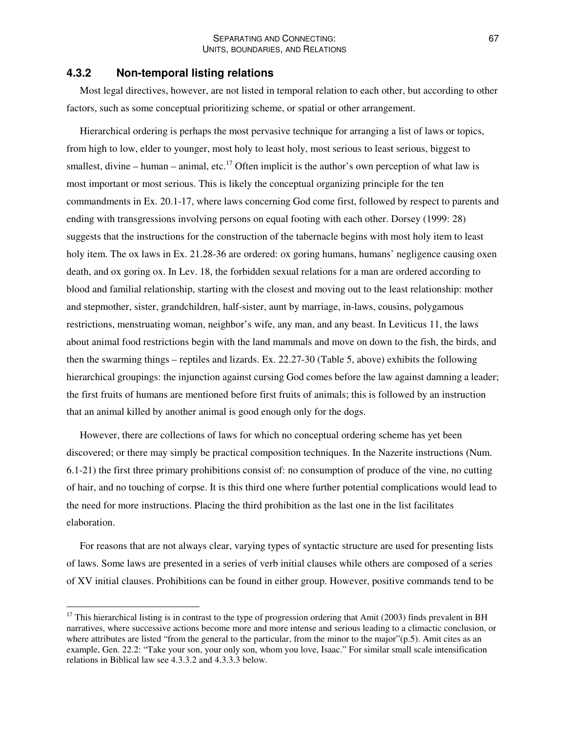### 4.3.2 Non-temporal listing relations

Most legal directives, however, are not listed in temporal relation to each other, but according to other factors, such as some conceptual prioritizing scheme, or spatial or other arrangement.

Hierarchical ordering is perhaps the most pervasive technique for arranging a list of laws or topics, from high to low, elder to younger, most holy to least holy, most serious to least serious, biggest to smallest, divine – human – animal, etc.[17] Often implicit is the author's own perception of what law is most important or most serious. This is likely the conceptual organizing principle for the ten commandments in Ex. 20.1-17, where laws concerning God come first, followed by respect to parents and ending with transgressions involving persons on equal footing with each other. Dorsey (1999: 28) suggests that the instructions for the construction of the tabernacle begins with most holy item to least holy item. The ox laws in Ex. 21.28-36 are ordered: ox goring humans, humans' negligence causing oxen death, and ox goring ox. In Lev. 18, the forbidden sexual relations for a man are ordered according to blood and familial relationship, starting with the closest and moving out to the least relationship: mother and stepmother, sister, grandchildren, half-sister, aunt by marriage, in-laws, cousins, polygamous restrictions, menstruating woman, neighbor's wife, any man, and any beast. In Leviticus 11, the laws about animal food restrictions begin with the land mammals and move on down to the fish, the birds, and then the swarming things – reptiles and lizards. Ex. 22.27-30 (Table 5, above) exhibits the following hierarchical groupings: the injunction against cursing God comes before the law against damning a leader; the first fruits of humans are mentioned before first fruits of animals; this is followed by an instruction that an animal killed by another animal is good enough only for the dogs.

However, there are collections of laws for which no conceptual ordering scheme has yet been discovered; or there may simply be practical composition techniques. In the Nazerite instructions (Num. 6.1-21) the first three primary prohibitions consist of: no consumption of produce of the vine, no cutting of hair, and no touching of corpse. It is this third one where further potential complications would lead to the need for more instructions. Placing the third prohibition as the last one in the list facilitates elaboration.

For reasons that are not always clear, varying types of syntactic structure are used for presenting lists of laws. Some laws are presented in a series of verb initial clauses while others are composed of a series of XV initial clauses. Prohibitions can be found in either group. However, positive commands tend to be

---

[17] This hierarchical listing is in contrast to the type of progression ordering that Amit (2003) finds prevalent in BH narratives, where successive actions become more and more intense and serious leading to a climactic conclusion, or where attributes are listed "from the general to the particular, from the minor to the major"(p.5). Amit cites as an example, Gen. 22.2: "Take your son, your only son, whom you love, Isaac." For similar small scale intensification relations in Biblical law see 4.3.3.2 and 4.3.3.3 below.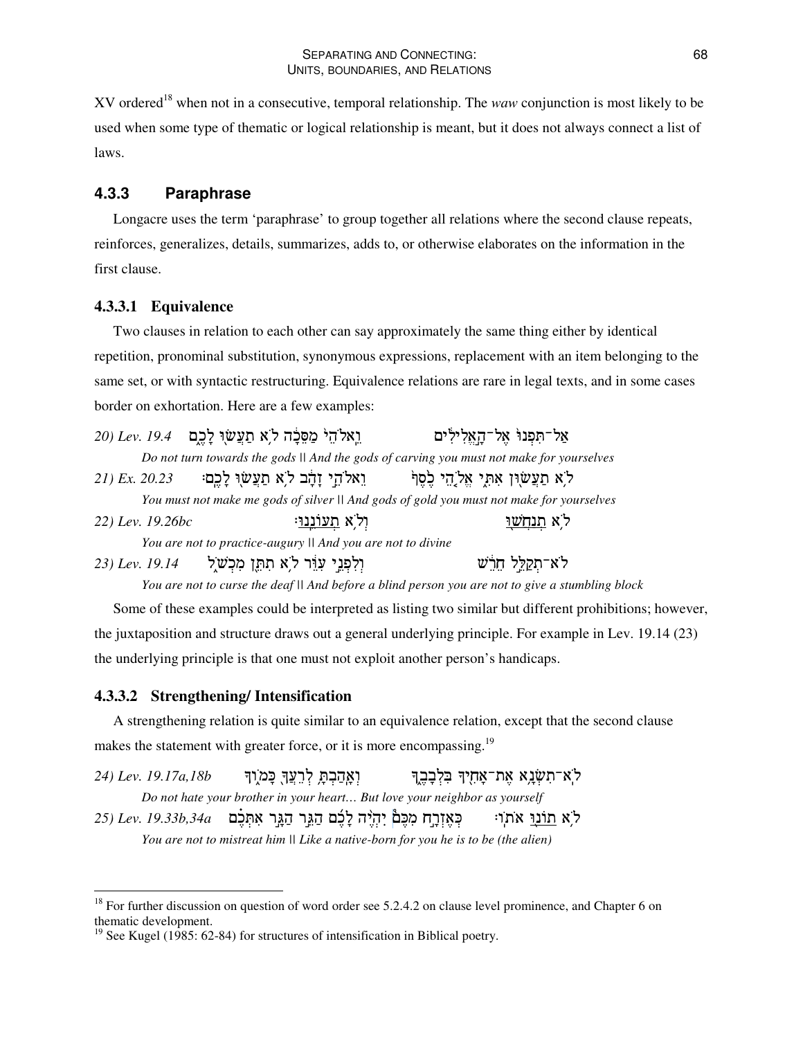XV ordered[18] when not in a consecutive, temporal relationship. The *waw* conjunction is most likely to be used when some type of thematic or logical relationship is meant, but it does not always connect a list of laws.

### 4.3.3 Paraphrase

Longacre uses the term 'paraphrase' to group together all relations where the second clause repeats, reinforces, generalizes, details, summarizes, adds to, or otherwise elaborates on the information in the first clause.

#### 4.3.3.1 Equivalence

Two clauses in relation to each other can say approximately the same thing either by identical repetition, pronominal substitution, synonymous expressions, replacement with an item belonging to the same set, or with syntactic restructuring. Equivalence relations are rare in legal texts, and in some cases border on exhortation. Here are a few examples:

20) *Lev. 19.4* וֵֽאלֹהֵי֙ מַסֵּכָ֔ה לֹ֥א תַעֲשׂ֖וּ לָכֶ֑ם　　　אַל־תִּפְנוּ֙ אֶל־הָ֣אֱלִילִ֔ים

*Do not turn towards the gods || And the gods of carving you must not make for yourselves*

21) *Ex. 20.23* וֵֽאלֹהֵ֣י זָהָ֔ב לֹ֥א תַעֲשׂ֖וּ לָכֶֽם׃　　　לֹ֥א תַעֲשׂ֖וּן אִתִּ֑י אֱלֹ֤הֵי כֶ֙סֶף֙

*You must not make me gods of silver || And gods of gold you must not make for yourselves*

22) *Lev. 19.26bc* וְלֹ֥א תְעוֹנֵֽנוּ׃　　　לֹ֥א תְנַחֲשׁ֖וּ

*You are not to practice-augury || And you are not to divine*

23) *Lev. 19.14* וְלִפְנֵ֣י עִוֵּ֔ר לֹ֥א תִתֵּ֖ן מִכְשֹׁ֑ל　　　לֹא־תְקַלֵּ֣ל חֵרֵ֔שׁ

*You are not to curse the deaf || And before a blind person you are not to give a stumbling block*

Some of these examples could be interpreted as listing two similar but different prohibitions; however, the juxtaposition and structure draws out a general underlying principle. For example in Lev. 19.14 (23) the underlying principle is that one must not exploit another person's handicaps.

#### 4.3.3.2 Strengthening/ Intensification

A strengthening relation is quite similar to an equivalence relation, except that the second clause makes the statement with greater force, or it is more encompassing.[19]

24) *Lev. 19.17a,18b* וְאָהַבְתָּ֥ לְרֵעֲךָ֖ כָּמ֑וֹךָ　　　לֹא־תִשְׂנָ֥א אֶת־אָחִ֖יךָ בִּלְבָבֶ֑ךָ

*Do not hate your brother in your heart… But love your neighbor as yourself*

25) *Lev. 19.33b,34a* כְּאֶזְרָ֣ח מִכֶּם֩ יִהְיֶ֨ה לָכֶ֜ם הַגֵּ֣ר הַגָּ֣ר אִתְּכֶ֗ם　　　לֹ֥א תוֹנ֖וּ אֹתֽוֹ׃

*You are not to mistreat him || Like a native-born for you he is to be (the alien)*

---

[18] For further discussion on question of word order see 5.2.4.2 on clause level prominence, and Chapter 6 on thematic development.

[19] See Kugel (1985: 62-84) for structures of intensification in Biblical poetry.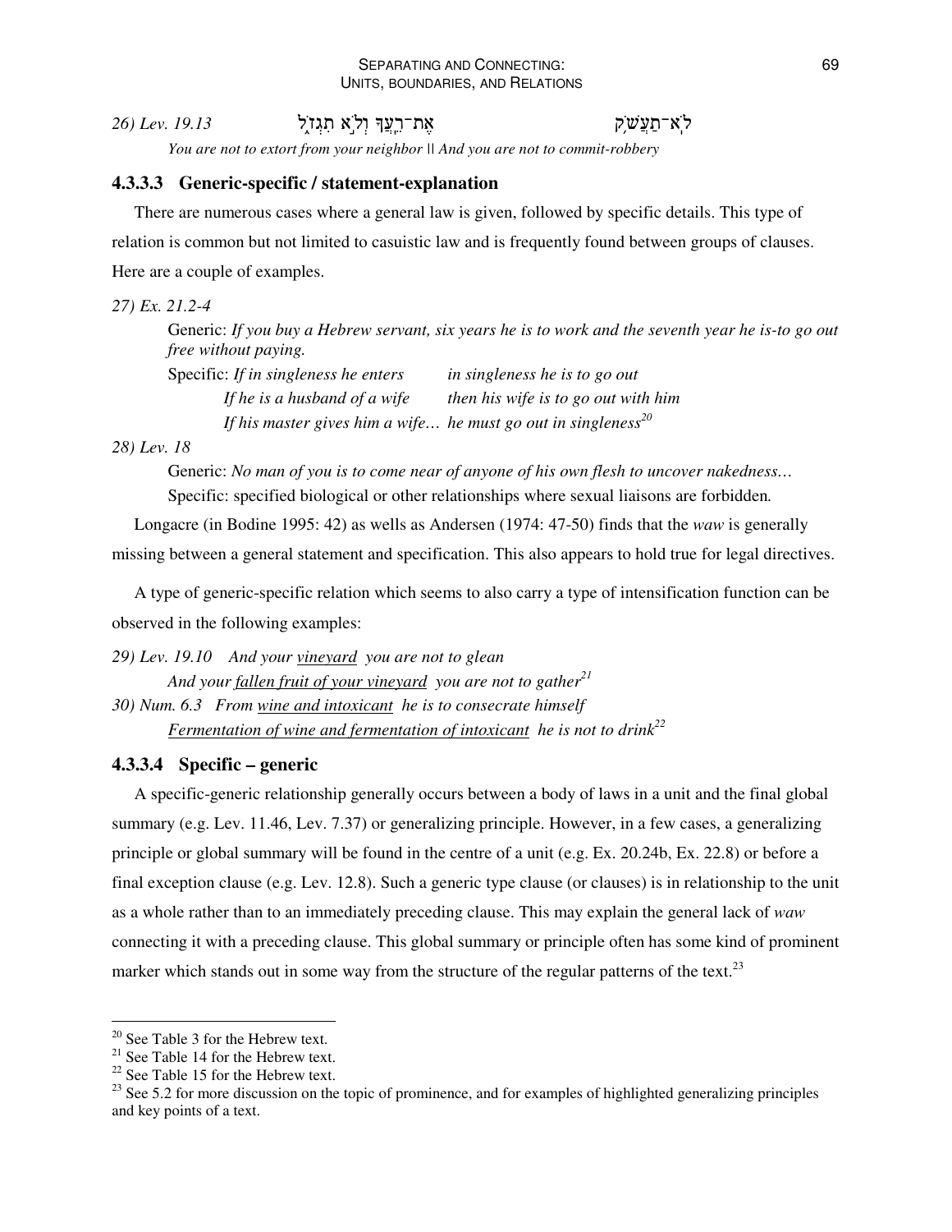*26) Lev. 19.13* אֶת־רֵעֲךָ וְלֹא תִגְזֹל לֹא־תַעֲשֹׁק

*You are not to extort from your neighbor || And you are not to commit-robbery*

### 4.3.3.3 Generic-specific / statement-explanation

There are numerous cases where a general law is given, followed by specific details. This type of relation is common but not limited to casuistic law and is frequently found between groups of clauses. Here are a couple of examples.

*27) Ex. 21.2-4*

Generic: *If you buy a Hebrew servant, six years he is to work and the seventh year he is-to go out free without paying.*

Specific: *If in singleness he enters* — *in singleness he is to go out*

*If he is a husband of a wife* — *then his wife is to go out with him*

*If his master gives him a wife…* — *he must go out in singleness*[20]

*28) Lev. 18*

Generic: *No man of you is to come near of anyone of his own flesh to uncover nakedness…*

Specific: specified biological or other relationships where sexual liaisons are forbidden*.*

Longacre (in Bodine 1995: 42) as wells as Andersen (1974: 47-50) finds that the *waw* is generally missing between a general statement and specification. This also appears to hold true for legal directives.

A type of generic-specific relation which seems to also carry a type of intensification function can be observed in the following examples:

*29) Lev. 19.10 And your vineyard you are not to glean*

*And your fallen fruit of your vineyard you are not to gather*[21]

*30) Num. 6.3 From wine and intoxicant he is to consecrate himself*

*Fermentation of wine and fermentation of intoxicant he is not to drink*[22]

### 4.3.3.4 Specific – generic

A specific-generic relationship generally occurs between a body of laws in a unit and the final global summary (e.g. Lev. 11.46, Lev. 7.37) or generalizing principle. However, in a few cases, a generalizing principle or global summary will be found in the centre of a unit (e.g. Ex. 20.24b, Ex. 22.8) or before a final exception clause (e.g. Lev. 12.8). Such a generic type clause (or clauses) is in relationship to the unit as a whole rather than to an immediately preceding clause. This may explain the general lack of *waw* connecting it with a preceding clause. This global summary or principle often has some kind of prominent marker which stands out in some way from the structure of the regular patterns of the text.[23]

---

[20] See Table 3 for the Hebrew text.

[21] See Table 14 for the Hebrew text.

[22] See Table 15 for the Hebrew text.

[23] See 5.2 for more discussion on the topic of prominence, and for examples of highlighted generalizing principles and key points of a text.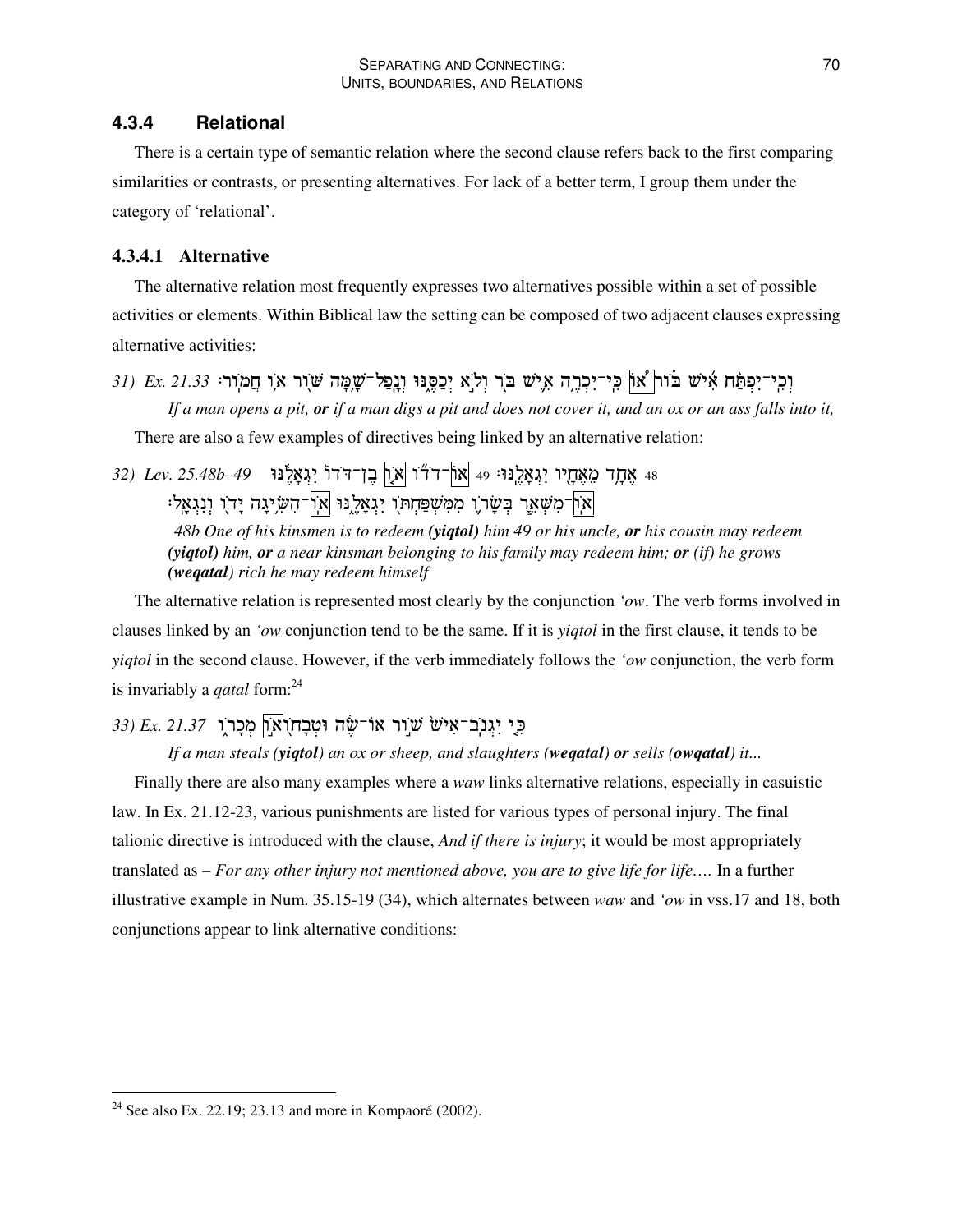### 4.3.4 Relational

There is a certain type of semantic relation where the second clause refers back to the first comparing similarities or contrasts, or presenting alternatives. For lack of a better term, I group them under the category of 'relational'.

#### 4.3.4.1 Alternative

The alternative relation most frequently expresses two alternatives possible within a set of possible activities or elements. Within Biblical law the setting can be composed of two adjacent clauses expressing alternative activities:

31) Ex. 21.33 וְכִֽי־יִפְתַּ֨ח אִ֜ישׁ בּ֗וֹר א֠וֹ כִּֽי־יִכְרֶ֥ה אִ֛ישׁ בֹּ֖ר וְלֹ֣א יְכַסֶּ֑נּוּ וְנָֽפַל־שָׁ֥מָּה שּׁ֖וֹר א֥וֹ חֲמֽוֹר׃

*If a man opens a pit, **or** if a man digs a pit and does not cover it, and an ox or an ass falls into it,*

There are also a few examples of directives being linked by an alternative relation:

32) Lev. 25.48b–49 48 אֶחָ֥ד מֵאֶחָ֖יו יִגְאָלֶֽנּוּ׃ 49 אֽוֹ־דֹד֞וֹ א֣וֹ בֶן־דֹּד֗וֹ יִגְאָלֶ֔נּוּ אֽוֹ־מִשְּׁאֵ֧ר בְּשָׂר֛וֹ מִמִּשְׁפַּחְתּ֖וֹ יִגְאָלֶ֑נּוּ אֽוֹ־הִשִּׂ֥יגָה יָד֖וֹ וְנִגְאָֽל׃

*48b One of his kinsmen is to redeem **(yiqtol)** him 49 or his uncle, **or** his cousin may redeem **(yiqtol)** him, **or** a near kinsman belonging to his family may redeem him; **or** (if) he grows **(weqatal)** rich he may redeem himself*

The alternative relation is represented most clearly by the conjunction *'ow*. The verb forms involved in clauses linked by an *'ow* conjunction tend to be the same. If it is *yiqtol* in the first clause, it tends to be *yiqtol* in the second clause. However, if the verb immediately follows the *'ow* conjunction, the verb form is invariably a *qatal* form:[24]

33) Ex. 21.37 כִּ֤י יִגְנֹֽב־אִישׁ֙ שׁ֣וֹר אוֹ־שֶׂ֔ה וּטְבָח֖וֹ א֣וֹ מְכָר֑וֹ

*If a man steals (**yiqtol**) an ox or sheep, and slaughters (**weqatal**) **or** sells (**owqatal**) it...*

Finally there are also many examples where a *waw* links alternative relations, especially in casuistic law. In Ex. 21.12-23, various punishments are listed for various types of personal injury. The final talionic directive is introduced with the clause, *And if there is injury*; it would be most appropriately translated as – *For any other injury not mentioned above, you are to give life for life*…. In a further illustrative example in Num. 35.15-19 (34), which alternates between *waw* and *'ow* in vss.17 and 18, both conjunctions appear to link alternative conditions:

---

[24] See also Ex. 22.19; 23.13 and more in Kompaoré (2002).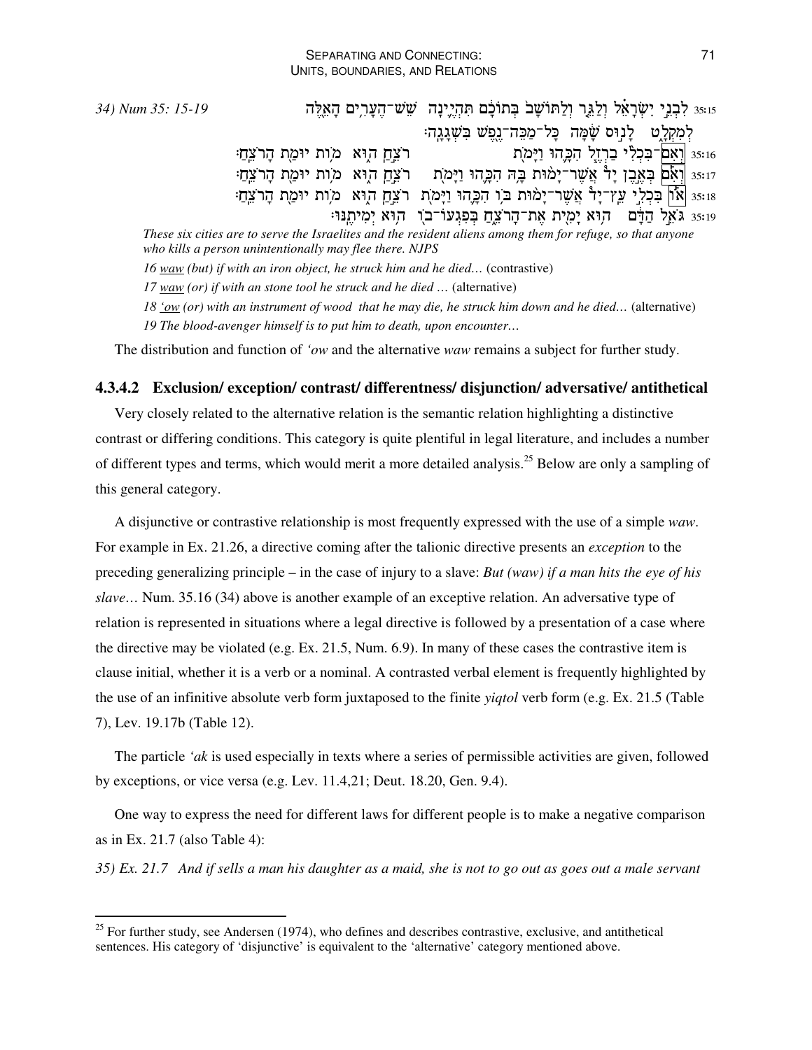*34) Num 35: 15-19*

35:15 לִבְנֵ֨י יִשְׂרָאֵ֜ל וְלַגֵּ֣ר וְלַתּוֹשָׁב֙ בְּתוֹכָ֔ם תִּהְיֶ֛ינָה שֵׁשׁ־הֶעָרִ֥ים הָאֵ֖לֶּה לְמִקְלָ֑ט לָנ֣וּס שָׁ֔מָּה כָּל־מַכֵּה־נֶ֖פֶשׁ בִּשְׁגָגָֽה׃

35:16 וְאִם־בִּכְלִ֨י בַרְזֶ֧ל ׀ הִכָּ֛הוּ וַיָּמֹ֖ת רֹצֵ֣חַ ה֑וּא מ֥וֹת יוּמַ֖ת הָרֹצֵֽחַ׃

35:17 וְאִ֨ם בְּאֶ֤בֶן יָד֙ אֲשֶׁר־יָמ֣וּת בָּ֔הּ הִכָּ֖הוּ וַיָּמֹ֑ת רֹצֵ֣חַ ה֑וּא מ֥וֹת יוּמַ֖ת הָרֹצֵֽחַ׃

35:18 א֡וֹ בִּכְלִ֣י עֵֽץ־יָד֩ אֲשֶׁר־יָמ֨וּת בּ֥וֹ הִכָּ֛הוּ וַיָּמֹ֖ת רֹצֵ֣חַ ה֑וּא מ֥וֹת יוּמַ֖ת הָרֹצֵֽחַ׃

35:19 גֹּאֵ֣ל הַדָּ֔ם ה֥וּא יָמִ֖ית אֶת־הָרֹצֵ֑חַ בְּפִגְעוֹ־ב֖וֹ ה֥וּא יְמִיתֶֽנּוּ׃

*These six cities are to serve the Israelites and the resident aliens among them for refuge, so that anyone who kills a person unintentionally may flee there. NJPS*

*16 waw (but) if with an iron object, he struck him and he died…* (contrastive)

*17 waw (or) if with an stone tool he struck and he died …* (alternative)

*18 'ow (or) with an instrument of wood that he may die, he struck him down and he died…* (alternative)

*19 The blood-avenger himself is to put him to death, upon encounter…*

The distribution and function of *'ow* and the alternative *waw* remains a subject for further study.

### 4.3.4.2 Exclusion/ exception/ contrast/ differentness/ disjunction/ adversative/ antithetical

Very closely related to the alternative relation is the semantic relation highlighting a distinctive contrast or differing conditions. This category is quite plentiful in legal literature, and includes a number of different types and terms, which would merit a more detailed analysis.[25] Below are only a sampling of this general category.

A disjunctive or contrastive relationship is most frequently expressed with the use of a simple *waw*. For example in Ex. 21.26, a directive coming after the talionic directive presents an *exception* to the preceding generalizing principle – in the case of injury to a slave: *But (waw) if a man hits the eye of his slave*… Num. 35.16 (34) above is another example of an exceptive relation. An adversative type of relation is represented in situations where a legal directive is followed by a presentation of a case where the directive may be violated (e.g. Ex. 21.5, Num. 6.9). In many of these cases the contrastive item is clause initial, whether it is a verb or a nominal. A contrasted verbal element is frequently highlighted by the use of an infinitive absolute verb form juxtaposed to the finite *yiqtol* verb form (e.g. Ex. 21.5 (Table 7), Lev. 19.17b (Table 12).

The particle *'ak* is used especially in texts where a series of permissible activities are given, followed by exceptions, or vice versa (e.g. Lev. 11.4,21; Deut. 18.20, Gen. 9.4).

One way to express the need for different laws for different people is to make a negative comparison as in Ex. 21.7 (also Table 4):

*35) Ex. 21.7 And if sells a man his daughter as a maid, she is not to go out as goes out a male servant*

[25] For further study, see Andersen (1974), who defines and describes contrastive, exclusive, and antithetical sentences. His category of 'disjunctive' is equivalent to the 'alternative' category mentioned above.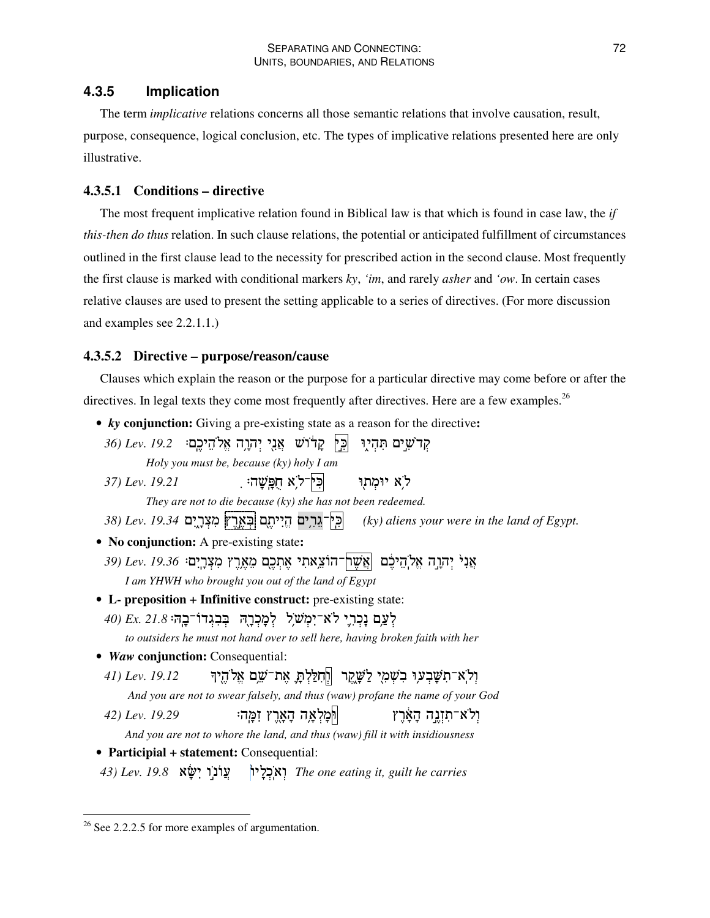### 4.3.5 Implication

The term *implicative* relations concerns all those semantic relations that involve causation, result, purpose, consequence, logical conclusion, etc. The types of implicative relations presented here are only illustrative.

#### 4.3.5.1 Conditions – directive

The most frequent implicative relation found in Biblical law is that which is found in case law, the *if this-then do thus* relation. In such clause relations, the potential or anticipated fulfillment of circumstances outlined in the first clause lead to the necessity for prescribed action in the second clause. Most frequently the first clause is marked with conditional markers *ky*, *'im*, and rarely *asher* and *'ow*. In certain cases relative clauses are used to present the setting applicable to a series of directives. (For more discussion and examples see 2.2.1.1.)

#### 4.3.5.2 Directive – purpose/reason/cause

Clauses which explain the reason or the purpose for a particular directive may come before or after the directives. In legal texts they come most frequently after directives. Here are a few examples.[26]

- ***ky* conjunction:** Giving a pre-existing state as a reason for the directive**:**

  *36) Lev. 19.2* קְדֹשִׁ֣ים תִּהְי֑וּ כִּ֣י קָד֔וֹשׁ אֲנִ֖י יְהוָ֥ה אֱלֹהֵיכֶֽם׃
  
  *Holy you must be, because (ky) holy I am*

  *37) Lev. 19.21* לֹ֥א יוּמְת֖וּ כִּי־לֹ֥א חֻפָּֽשָׁה׃
  
  *They are not to die because (ky) she has not been redeemed.*

  *38) Lev. 19.34* כִּֽי־גֵרִ֥ים הֱיִיתֶ֖ם בְּאֶ֣רֶץ מִצְרָ֑יִם *(ky) aliens your were in the land of Egypt.*

- **No conjunction:** A pre-existing state**:**

  *39) Lev. 19.36* אֲנִי֙ יְהוָ֣ה אֱלֹֽהֵיכֶ֔ם אֲשֶׁר־הוֹצֵ֥אתִי אֶתְכֶ֖ם מֵאֶ֥רֶץ מִצְרָֽיִם׃
  
  *I am YHWH who brought you out of the land of Egypt*

- **L- preposition + Infinitive construct:** pre-existing state:

  *40) Ex. 21.8* לְעַ֥ם נָכְרִ֛י לֹא־יִמְשֹׁ֥ל לְמָכְרָ֖הּ בְּבִגְדוֹ־בָֽהּ׃
  
  *to outsiders he must not hand over to sell here, having broken faith with her*

- ***Waw* conjunction:** Consequential:

  *41) Lev. 19.12* וְלֹֽא־תִשָּׁבְע֥וּ בִשְׁמִ֖י לַשָּׁ֑קֶר וְחִלַּלְתָּ֛ אֶת־שֵׁ֥ם אֱלֹהֶ֖יךָ
  
  *And you are not to swear falsely, and thus (waw) profane the name of your God*

  *42) Lev. 19.29* וְלֹא־תִזְנֶ֣ה הָאָ֔רֶץ וּמָלְאָ֥ה הָאָ֖רֶץ זִמָּֽה׃
  
  *And you are not to whore the land, and thus (waw) fill it with insidiousness*

- **Participial + statement:** Consequential:

  *43) Lev. 19.8* וְאֹֽכְלָיו֙ עֲוֺנ֣וֹ יִשָּׂ֔א *The one eating it, guilt he carries*

[26] See 2.2.2.5 for more examples of argumentation.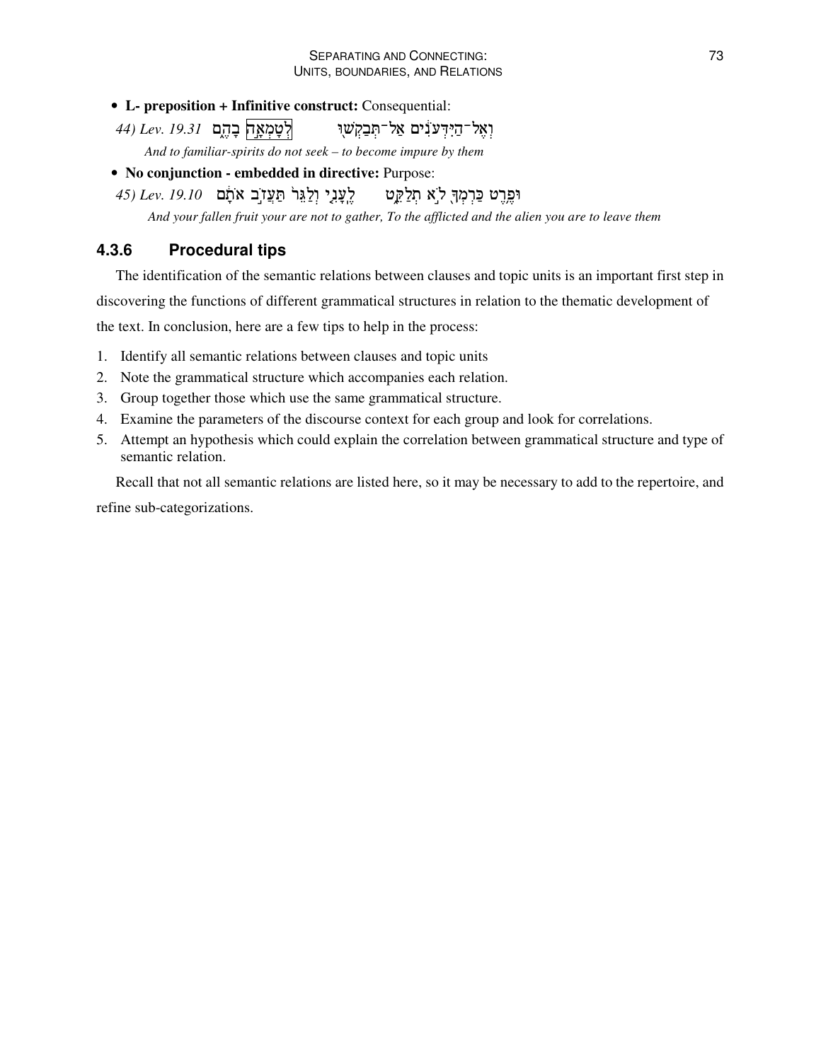- **L- preposition + Infinitive construct:** Consequential:

44) Lev. 19.31 וְאֶל־הַיִּדְּעֹנִים אַל־תְּבַקְשׁוּ לְטָמְאָה בָהֶם

*And to familiar-spirits do not seek – to become impure by them*

- **No conjunction - embedded in directive:** Purpose:

45) Lev. 19.10 וּפֶרֶט כַּרְמְךָ לֹא תְלַקֵּט לֶעָנִי וְלַגֵּר תַּעֲזֹב אֹתָם

*And your fallen fruit your are not to gather, To the afflicted and the alien you are to leave them*

### 4.3.6 Procedural tips

The identification of the semantic relations between clauses and topic units is an important first step in discovering the functions of different grammatical structures in relation to the thematic development of the text. In conclusion, here are a few tips to help in the process:

1. Identify all semantic relations between clauses and topic units
2. Note the grammatical structure which accompanies each relation.
3. Group together those which use the same grammatical structure.
4. Examine the parameters of the discourse context for each group and look for correlations.
5. Attempt an hypothesis which could explain the correlation between grammatical structure and type of semantic relation.

Recall that not all semantic relations are listed here, so it may be necessary to add to the repertoire, and refine sub-categorizations.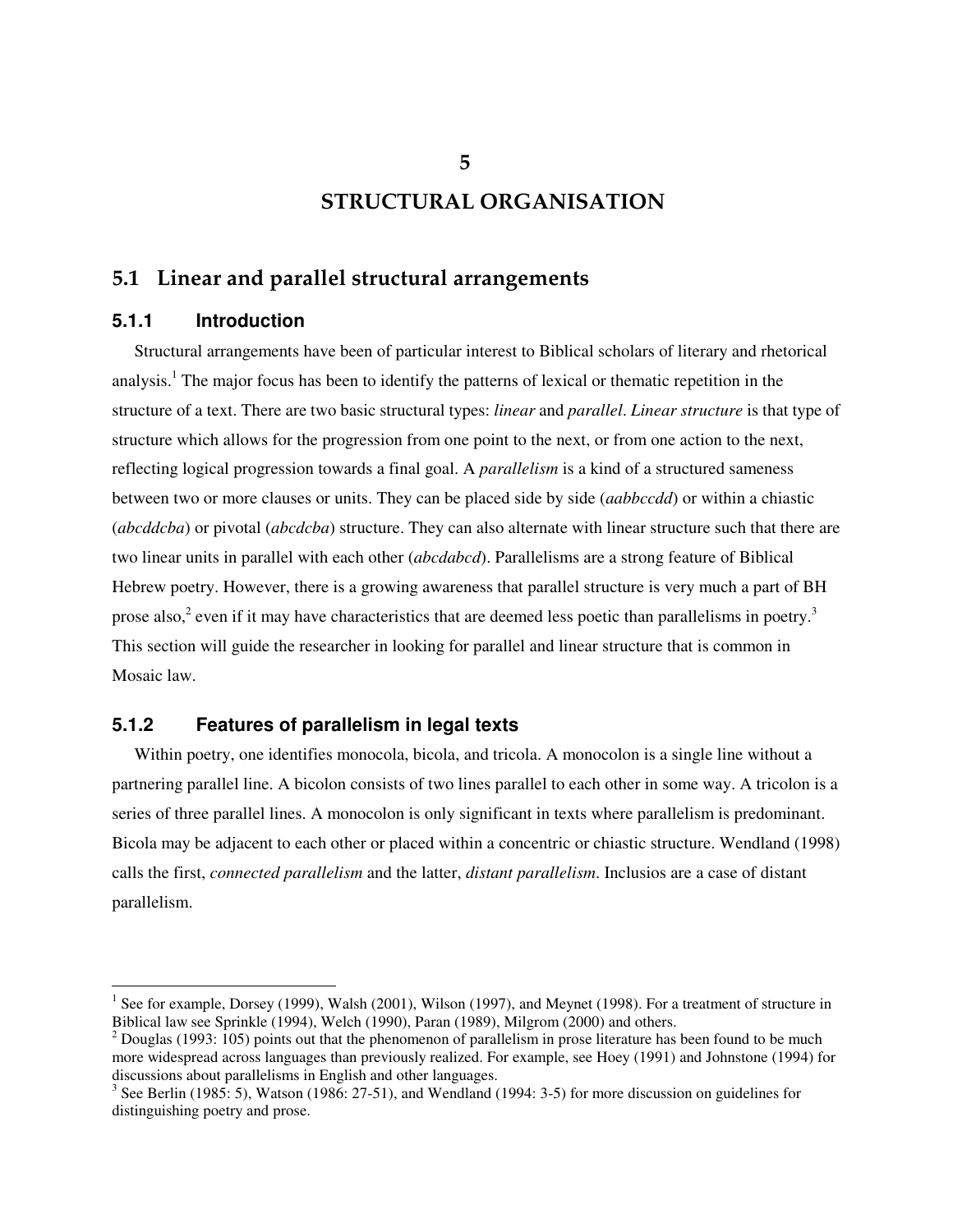# 5

# STRUCTURAL ORGANISATION

## 5.1 Linear and parallel structural arrangements

### 5.1.1 Introduction

Structural arrangements have been of particular interest to Biblical scholars of literary and rhetorical analysis.[1] The major focus has been to identify the patterns of lexical or thematic repetition in the structure of a text. There are two basic structural types: *linear* and *parallel*. *Linear structure* is that type of structure which allows for the progression from one point to the next, or from one action to the next, reflecting logical progression towards a final goal. A *parallelism* is a kind of a structured sameness between two or more clauses or units. They can be placed side by side (*aabbccdd*) or within a chiastic (*abcddcba*) or pivotal (*abcdcba*) structure. They can also alternate with linear structure such that there are two linear units in parallel with each other (*abcdabcd*). Parallelisms are a strong feature of Biblical Hebrew poetry. However, there is a growing awareness that parallel structure is very much a part of BH prose also,[2] even if it may have characteristics that are deemed less poetic than parallelisms in poetry.[3] This section will guide the researcher in looking for parallel and linear structure that is common in Mosaic law.

### 5.1.2 Features of parallelism in legal texts

Within poetry, one identifies monocola, bicola, and tricola. A monocolon is a single line without a partnering parallel line. A bicolon consists of two lines parallel to each other in some way. A tricolon is a series of three parallel lines. A monocolon is only significant in texts where parallelism is predominant. Bicola may be adjacent to each other or placed within a concentric or chiastic structure. Wendland (1998) calls the first, *connected parallelism* and the latter, *distant parallelism*. Inclusios are a case of distant parallelism.

---

[1] See for example, Dorsey (1999), Walsh (2001), Wilson (1997), and Meynet (1998). For a treatment of structure in Biblical law see Sprinkle (1994), Welch (1990), Paran (1989), Milgrom (2000) and others.

[2] Douglas (1993: 105) points out that the phenomenon of parallelism in prose literature has been found to be much more widespread across languages than previously realized. For example, see Hoey (1991) and Johnstone (1994) for discussions about parallelisms in English and other languages.

[3] See Berlin (1985: 5), Watson (1986: 27-51), and Wendland (1994: 3-5) for more discussion on guidelines for distinguishing poetry and prose.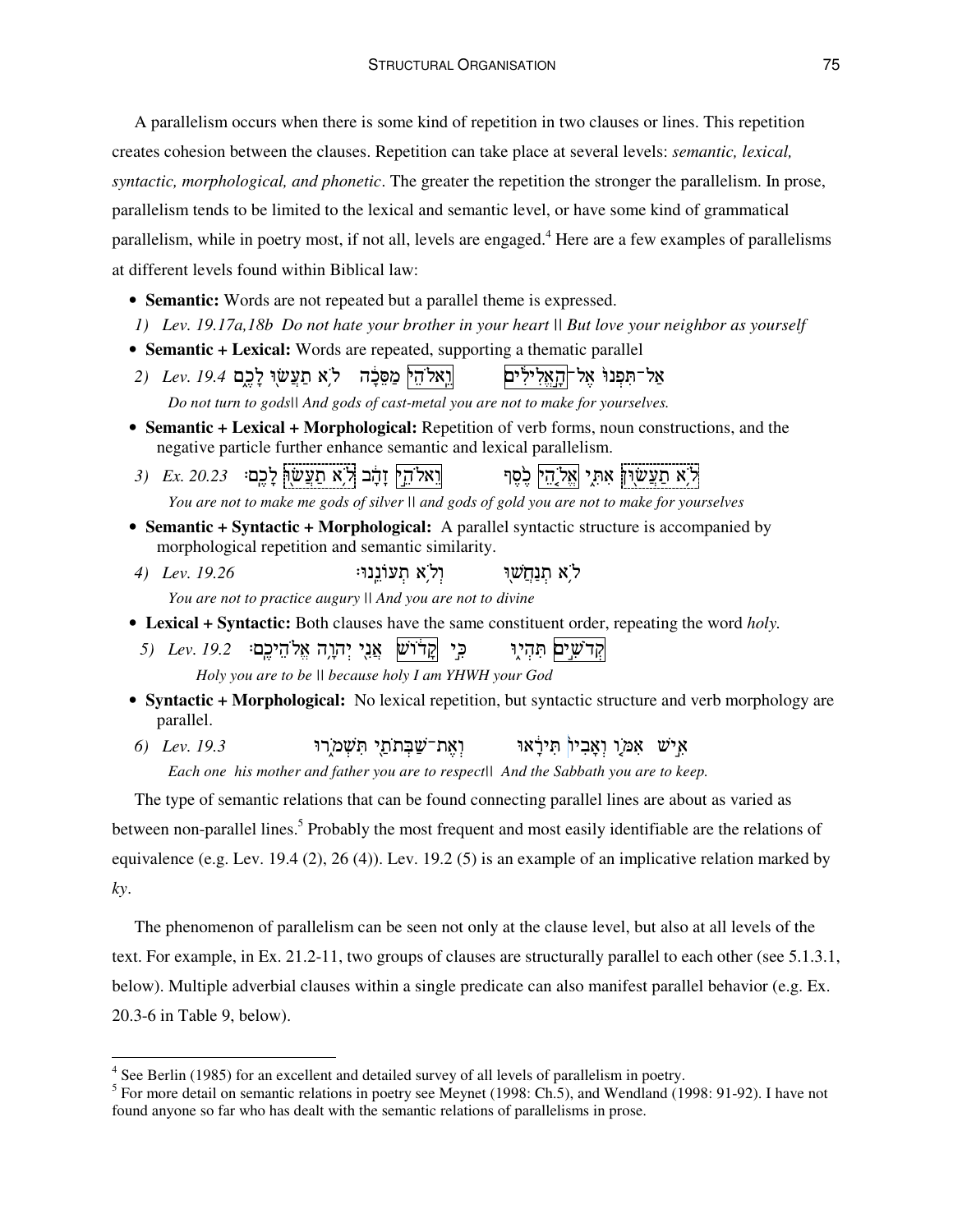A parallelism occurs when there is some kind of repetition in two clauses or lines. This repetition creates cohesion between the clauses. Repetition can take place at several levels: *semantic, lexical, syntactic, morphological, and phonetic*. The greater the repetition the stronger the parallelism. In prose, parallelism tends to be limited to the lexical and semantic level, or have some kind of grammatical parallelism, while in poetry most, if not all, levels are engaged.[4] Here are a few examples of parallelisms at different levels found within Biblical law:

- **Semantic:** Words are not repeated but a parallel theme is expressed.

*1) Lev. 19.17a,18b Do not hate your brother in your heart || But love your neighbor as yourself*

- **Semantic + Lexical:** Words are repeated, supporting a thematic parallel

*2) Lev. 19.4* אַל־תִּפְנוּ֙ אֶל־הָ֣אֱלִילִ֔ם וֵֽאלֹהֵי֙ מַסֵּכָ֔ה לֹ֥א תַעֲשׂ֖וּ לָכֶ֑ם

*Do not turn to gods|| And gods of cast-metal you are not to make for yourselves.*

- **Semantic + Lexical + Morphological:** Repetition of verb forms, noun constructions, and the negative particle further enhance semantic and lexical parallelism.

*3) Ex. 20.23* לֹ֥א תַעֲשׂ֖וּן אִתִּ֑י אֱלֹ֤הֵי כֶ֙סֶף֙ וֵאלֹהֵ֣י זָהָ֔ב לֹ֥א תַעֲשׂ֖וּ לָכֶֽם׃

*You are not to make me gods of silver || and gods of gold you are not to make for yourselves*

- **Semantic + Syntactic + Morphological:** A parallel syntactic structure is accompanied by morphological repetition and semantic similarity.

*4) Lev. 19.26* לֹ֥א תְנַחֲשׁ֖וּ וְלֹ֥א תְעוֹנֵֽנוּ׃

*You are not to practice augury || And you are not to divine*

- **Lexical + Syntactic:** Both clauses have the same constituent order, repeating the word *holy.*

*5) Lev. 19.2* קְדֹשִׁ֣ים תִּהְי֑וּ כִּ֣י קָד֔וֹשׁ אֲנִ֖י יְהוָ֥ה אֱלֹהֵיכֶֽם׃

*Holy you are to be || because holy I am YHWH your God*

- **Syntactic + Morphological:** No lexical repetition, but syntactic structure and verb morphology are parallel.

*6) Lev. 19.3* אִ֣ישׁ אִמּ֤וֹ וְאָבִיו֙ תִּירָ֔אוּ וְאֶת־שַׁבְּתֹתַ֖י תִּשְׁמֹ֑רוּ

*Each one his mother and father you are to respect|| And the Sabbath you are to keep.*

The type of semantic relations that can be found connecting parallel lines are about as varied as between non-parallel lines.[5] Probably the most frequent and most easily identifiable are the relations of equivalence (e.g. Lev. 19.4 (2), 26 (4)). Lev. 19.2 (5) is an example of an implicative relation marked by *ky*.

The phenomenon of parallelism can be seen not only at the clause level, but also at all levels of the text. For example, in Ex. 21.2-11, two groups of clauses are structurally parallel to each other (see 5.1.3.1, below). Multiple adverbial clauses within a single predicate can also manifest parallel behavior (e.g. Ex. 20.3-6 in Table 9, below).

---

[4] See Berlin (1985) for an excellent and detailed survey of all levels of parallelism in poetry.

[5] For more detail on semantic relations in poetry see Meynet (1998: Ch.5), and Wendland (1998: 91-92). I have not found anyone so far who has dealt with the semantic relations of parallelisms in prose.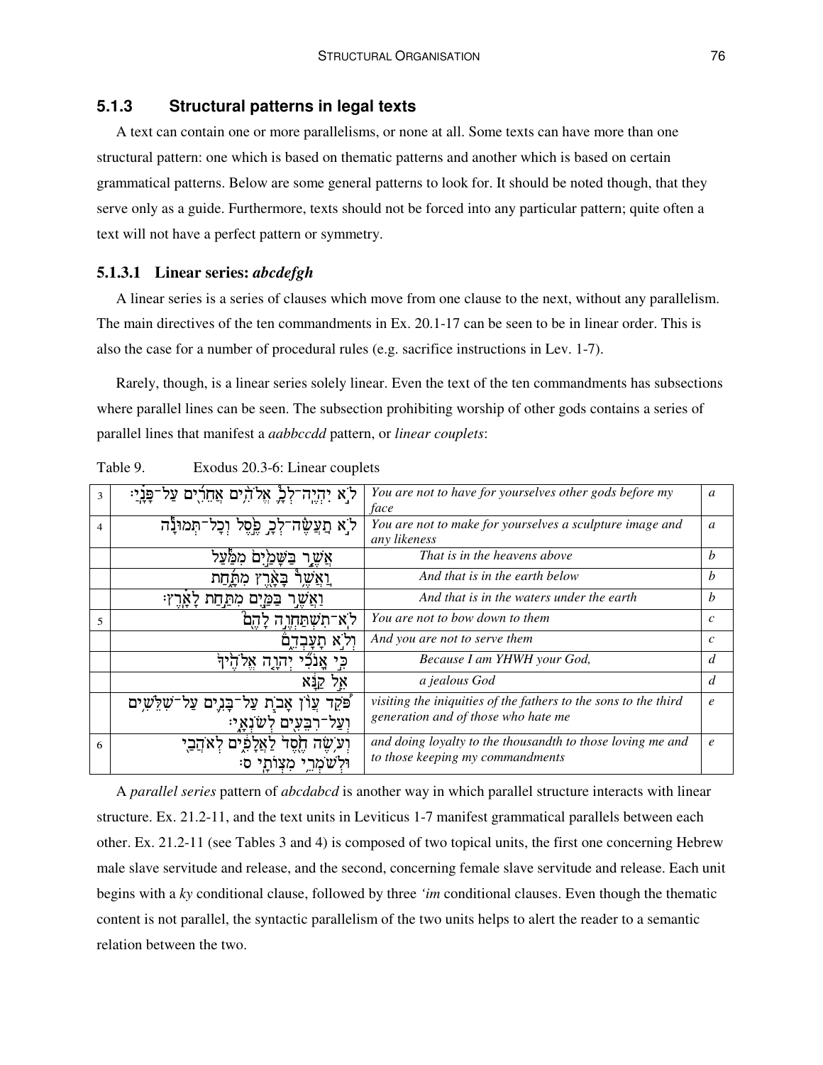### 5.1.3 Structural patterns in legal texts

A text can contain one or more parallelisms, or none at all. Some texts can have more than one structural pattern: one which is based on thematic patterns and another which is based on certain grammatical patterns. Below are some general patterns to look for. It should be noted though, that they serve only as a guide. Furthermore, texts should not be forced into any particular pattern; quite often a text will not have a perfect pattern or symmetry.

#### 5.1.3.1 Linear series: *abcdefgh*

A linear series is a series of clauses which move from one clause to the next, without any parallelism. The main directives of the ten commandments in Ex. 20.1-17 can be seen to be in linear order. This is also the case for a number of procedural rules (e.g. sacrifice instructions in Lev. 1-7).

Rarely, though, is a linear series solely linear. Even the text of the ten commandments has subsections where parallel lines can be seen. The subsection prohibiting worship of other gods contains a series of parallel lines that manifest a *aabbccdd* pattern, or *linear couplets*:

Table 9. Exodus 20.3-6: Linear couplets

| | | | |
|---|---|---|---|
| 3 | לֹ֣א יִהְיֶֽה־לְךָ֛ אֱלֹהִ֥ים אֲחֵרִ֖ים עַל־פָּנָֽיַ׃ | *You are not to have for yourselves other gods before my face* | *a* |
| 4 | לֹ֣א תַֽעֲשֶׂ֨ה־לְךָ֥ פֶ֙סֶל֙ וְכָל־תְּמוּנָ֔ה | *You are not to make for yourselves a sculpture image and any likeness* | *a* |
| | אֲשֶׁ֤ר בַּשָּׁמַ֙יִם֙ מִמַּ֔עַל | *That is in the heavens above* | *b* |
| | וַֽאֲשֶׁ֥ר בָּאָ֖רֶץ מִתָּ֑חַת | *And that is in the earth below* | *b* |
| | וַאֲשֶׁ֥ר בַּמַּ֖יִם מִתַּ֥חַת לָאָֽרֶץ׃ | *And that is in the waters under the earth* | *b* |
| 5 | לֹא־תִשְׁתַּחֲוֶ֥ה לָהֶ֖ם | *You are not to bow down to them* | *c* |
| | וְלֹ֣א תָעָבְדֵ֑ם | *And you are not to serve them* | *c* |
| | כִּ֣י אָֽנֹכִ֞י יְהוָ֤ה אֱלֹהֶ֙יךָ֙ | *Because I am YHWH your God,* | *d* |
| | אֵ֣ל קַנָּ֔א | *a jealous God* | *d* |
| | פֹּ֠קֵד עֲוֺ֨ן אָבֹ֧ת עַל־בָּנִ֛ים עַל־שִׁלֵּשִׁ֥ים וְעַל־רִבֵּעִ֖ים לְשֹׂנְאָֽי׃ | *visiting the iniquities of the fathers to the sons to the third generation and of those who hate me* | *e* |
| 6 | וְעֹ֥שֶׂה חֶ֖סֶד לַאֲלָפִ֑ים לְאֹהֲבַ֖י וּלְשֹׁמְרֵ֥י מִצְוֺתָֽי׃ ס | *and doing loyalty to the thousandth to those loving me and to those keeping my commandments* | *e* |

A *parallel series* pattern of *abcdabcd* is another way in which parallel structure interacts with linear structure. Ex. 21.2-11, and the text units in Leviticus 1-7 manifest grammatical parallels between each other. Ex. 21.2-11 (see Tables 3 and 4) is composed of two topical units, the first one concerning Hebrew male slave servitude and release, and the second, concerning female slave servitude and release. Each unit begins with a *ky* conditional clause, followed by three *'im* conditional clauses. Even though the thematic content is not parallel, the syntactic parallelism of the two units helps to alert the reader to a semantic relation between the two.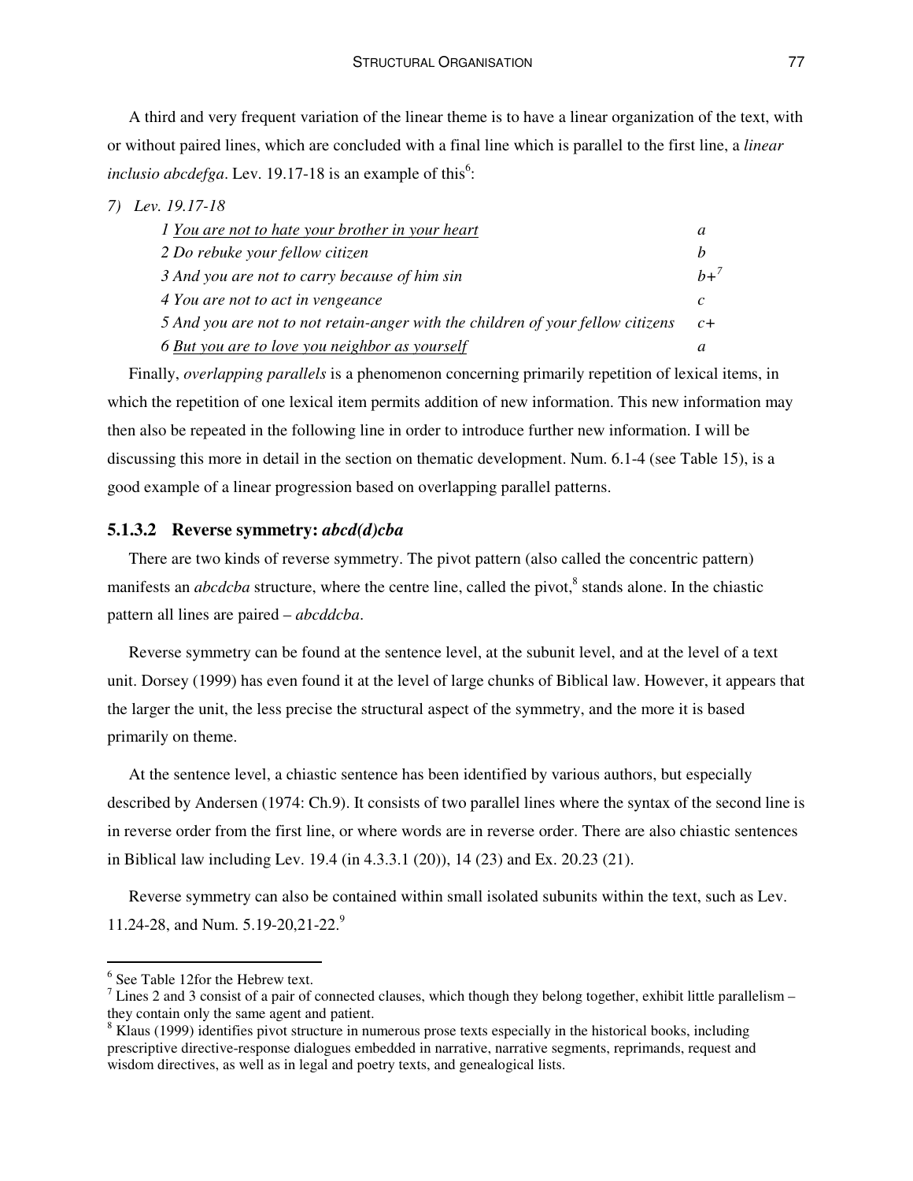A third and very frequent variation of the linear theme is to have a linear organization of the text, with or without paired lines, which are concluded with a final line which is parallel to the first line, a *linear inclusio abcdefga*. Lev. 19.17-18 is an example of this[6]:

*7) Lev. 19.17-18*

| | |
|---|---|
| *1 <u>You are not to hate your brother in your heart</u>* | *a* |
| *2 Do rebuke your fellow citizen* | *b* |
| *3 And you are not to carry because of him sin* | *b+*[7] |
| *4 You are not to act in vengeance* | *c* |
| *5 And you are not to not retain-anger with the children of your fellow citizens* | *c+* |
| *6 <u>But you are to love you neighbor as yourself</u>* | *a* |

Finally, *overlapping parallels* is a phenomenon concerning primarily repetition of lexical items, in which the repetition of one lexical item permits addition of new information. This new information may then also be repeated in the following line in order to introduce further new information. I will be discussing this more in detail in the section on thematic development. Num. 6.1-4 (see Table 15), is a good example of a linear progression based on overlapping parallel patterns.

### 5.1.3.2 Reverse symmetry: *abcd(d)cba*

There are two kinds of reverse symmetry. The pivot pattern (also called the concentric pattern) manifests an *abcdcba* structure, where the centre line, called the pivot,[8] stands alone. In the chiastic pattern all lines are paired – *abcddcba*.

Reverse symmetry can be found at the sentence level, at the subunit level, and at the level of a text unit. Dorsey (1999) has even found it at the level of large chunks of Biblical law. However, it appears that the larger the unit, the less precise the structural aspect of the symmetry, and the more it is based primarily on theme.

At the sentence level, a chiastic sentence has been identified by various authors, but especially described by Andersen (1974: Ch.9). It consists of two parallel lines where the syntax of the second line is in reverse order from the first line, or where words are in reverse order. There are also chiastic sentences in Biblical law including Lev. 19.4 (in 4.3.3.1 (20)), 14 (23) and Ex. 20.23 (21).

Reverse symmetry can also be contained within small isolated subunits within the text, such as Lev. 11.24-28, and Num. 5.19-20,21-22.[9]

---

[6] See Table 12for the Hebrew text.

[7] Lines 2 and 3 consist of a pair of connected clauses, which though they belong together, exhibit little parallelism – they contain only the same agent and patient.

[8] Klaus (1999) identifies pivot structure in numerous prose texts especially in the historical books, including prescriptive directive-response dialogues embedded in narrative, narrative segments, reprimands, request and wisdom directives, as well as in legal and poetry texts, and genealogical lists.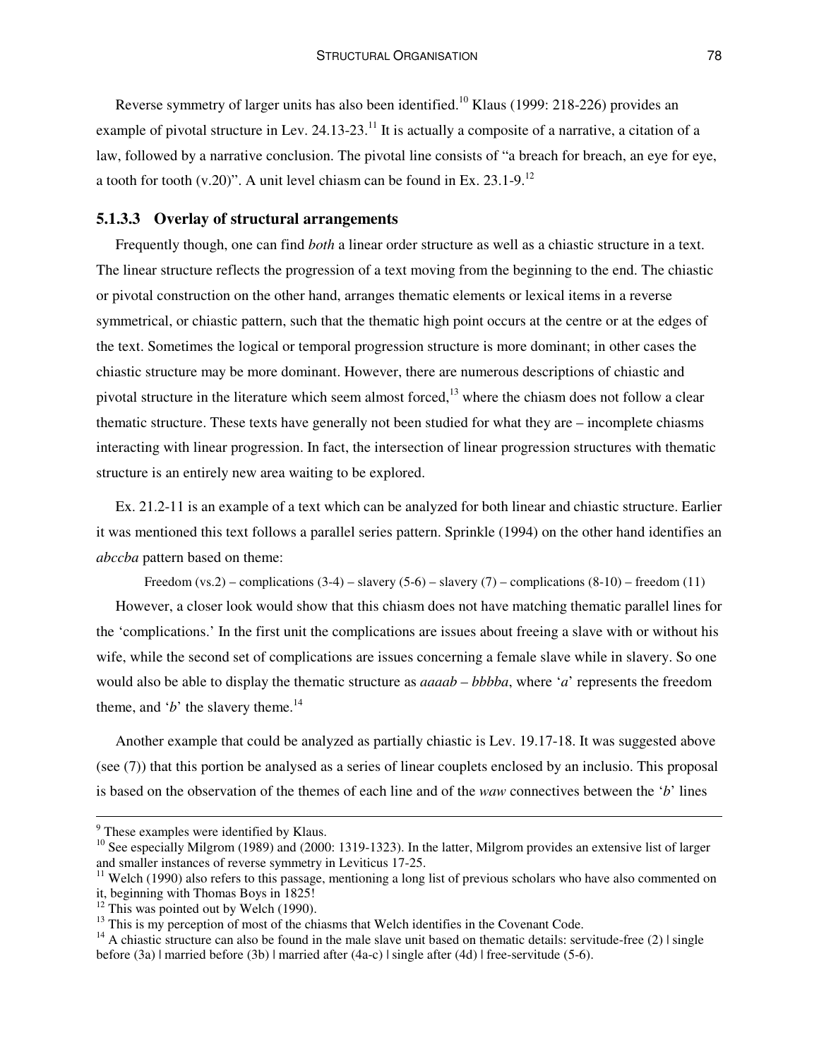Reverse symmetry of larger units has also been identified.[10] Klaus (1999: 218-226) provides an example of pivotal structure in Lev. 24.13-23.[11] It is actually a composite of a narrative, a citation of a law, followed by a narrative conclusion. The pivotal line consists of "a breach for breach, an eye for eye, a tooth for tooth (v.20)". A unit level chiasm can be found in Ex. 23.1-9.[12]

#### 5.1.3.3 Overlay of structural arrangements

Frequently though, one can find *both* a linear order structure as well as a chiastic structure in a text. The linear structure reflects the progression of a text moving from the beginning to the end. The chiastic or pivotal construction on the other hand, arranges thematic elements or lexical items in a reverse symmetrical, or chiastic pattern, such that the thematic high point occurs at the centre or at the edges of the text. Sometimes the logical or temporal progression structure is more dominant; in other cases the chiastic structure may be more dominant. However, there are numerous descriptions of chiastic and pivotal structure in the literature which seem almost forced,[13] where the chiasm does not follow a clear thematic structure. These texts have generally not been studied for what they are – incomplete chiasms interacting with linear progression. In fact, the intersection of linear progression structures with thematic structure is an entirely new area waiting to be explored.

Ex. 21.2-11 is an example of a text which can be analyzed for both linear and chiastic structure. Earlier it was mentioned this text follows a parallel series pattern. Sprinkle (1994) on the other hand identifies an *abccba* pattern based on theme:

Freedom (vs.2) – complications (3-4) – slavery (5-6) – slavery (7) – complications (8-10) – freedom (11)

However, a closer look would show that this chiasm does not have matching thematic parallel lines for the 'complications.' In the first unit the complications are issues about freeing a slave with or without his wife, while the second set of complications are issues concerning a female slave while in slavery. So one would also be able to display the thematic structure as *aaaab – bbbba*, where '*a*' represents the freedom theme, and '*b*' the slavery theme.[14]

Another example that could be analyzed as partially chiastic is Lev. 19.17-18. It was suggested above (see (7)) that this portion be analysed as a series of linear couplets enclosed by an inclusio. This proposal is based on the observation of the themes of each line and of the *waw* connectives between the '*b*' lines

---

[9] These examples were identified by Klaus.

[10] See especially Milgrom (1989) and (2000: 1319-1323). In the latter, Milgrom provides an extensive list of larger and smaller instances of reverse symmetry in Leviticus 17-25.

[11] Welch (1990) also refers to this passage, mentioning a long list of previous scholars who have also commented on it, beginning with Thomas Boys in 1825!

[12] This was pointed out by Welch (1990).

[13] This is my perception of most of the chiasms that Welch identifies in the Covenant Code.

[14] A chiastic structure can also be found in the male slave unit based on thematic details: servitude-free (2) | single before (3a) | married before (3b) | married after (4a-c) | single after (4d) | free-servitude (5-6).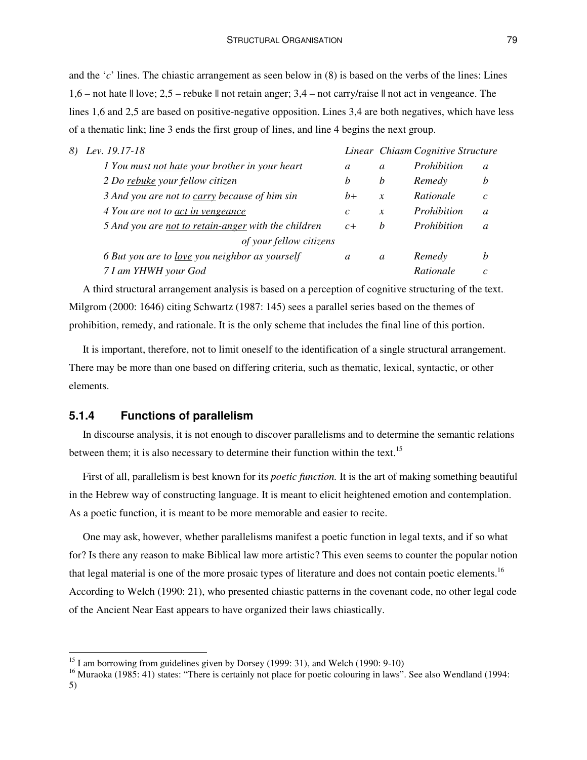and the '*c*' lines. The chiastic arrangement as seen below in (8) is based on the verbs of the lines: Lines 1,6 – not hate ‖ love; 2,5 – rebuke ‖ not retain anger; 3,4 – not carry/raise ‖ not act in vengeance. The lines 1,6 and 2,5 are based on positive-negative opposition. Lines 3,4 are both negatives, which have less of a thematic link; line 3 ends the first group of lines, and line 4 begins the next group.

*8) Lev. 19.17-18*

| | *Linear* | *Chiasm* | *Cognitive Structure* | |
|---|---|---|---|---|
| *1 You must <u>not hate</u> your brother in your heart* | *a* | *a* | *Prohibition* | *a* |
| *2 Do <u>rebuke</u> your fellow citizen* | *b* | *b* | *Remedy* | *b* |
| *3 And you are not to <u>carry</u> because of him sin* | *b+* | *x* | *Rationale* | *c* |
| *4 You are not to <u>act in vengeance</u>* | *c* | *x* | *Prohibition* | *a* |
| *5 And you are <u>not to retain-anger</u> with the children of your fellow citizens* | *c+* | *b* | *Prohibition* | *a* |
| *6 But you are to <u>love</u> you neighbor as yourself* | *a* | *a* | *Remedy* | *b* |
| *7 I am YHWH your God* | | | *Rationale* | *c* |

A third structural arrangement analysis is based on a perception of cognitive structuring of the text. Milgrom (2000: 1646) citing Schwartz (1987: 145) sees a parallel series based on the themes of prohibition, remedy, and rationale. It is the only scheme that includes the final line of this portion.

It is important, therefore, not to limit oneself to the identification of a single structural arrangement. There may be more than one based on differing criteria, such as thematic, lexical, syntactic, or other elements.

### 5.1.4 Functions of parallelism

In discourse analysis, it is not enough to discover parallelisms and to determine the semantic relations between them; it is also necessary to determine their function within the text.[15]

First of all, parallelism is best known for its *poetic function.* It is the art of making something beautiful in the Hebrew way of constructing language. It is meant to elicit heightened emotion and contemplation. As a poetic function, it is meant to be more memorable and easier to recite.

One may ask, however, whether parallelisms manifest a poetic function in legal texts, and if so what for? Is there any reason to make Biblical law more artistic? This even seems to counter the popular notion that legal material is one of the more prosaic types of literature and does not contain poetic elements.[16] According to Welch (1990: 21), who presented chiastic patterns in the covenant code, no other legal code of the Ancient Near East appears to have organized their laws chiastically.

---

[15] I am borrowing from guidelines given by Dorsey (1999: 31), and Welch (1990: 9-10)

[16] Muraoka (1985: 41) states: "There is certainly not place for poetic colouring in laws". See also Wendland (1994: 5)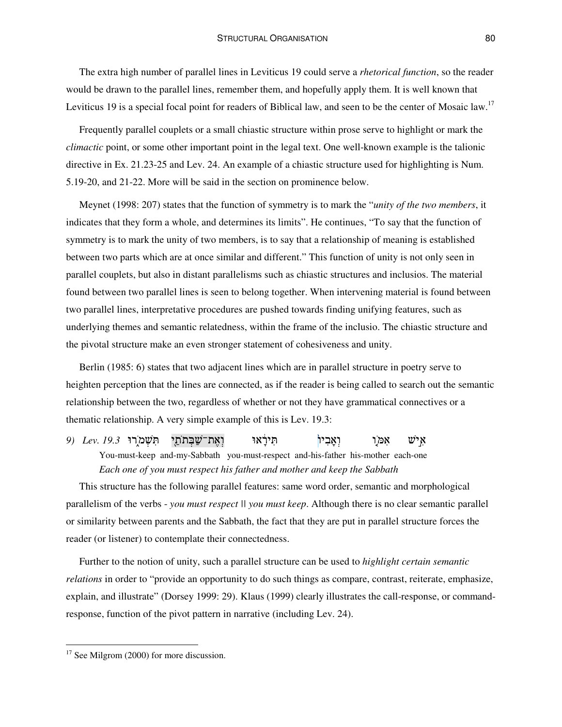The extra high number of parallel lines in Leviticus 19 could serve a *rhetorical function*, so the reader would be drawn to the parallel lines, remember them, and hopefully apply them. It is well known that Leviticus 19 is a special focal point for readers of Biblical law, and seen to be the center of Mosaic law.[17]

Frequently parallel couplets or a small chiastic structure within prose serve to highlight or mark the *climactic* point, or some other important point in the legal text. One well-known example is the talionic directive in Ex. 21.23-25 and Lev. 24. An example of a chiastic structure used for highlighting is Num. 5.19-20, and 21-22. More will be said in the section on prominence below.

Meynet (1998: 207) states that the function of symmetry is to mark the "*unity of the two members*, it indicates that they form a whole, and determines its limits". He continues, "To say that the function of symmetry is to mark the unity of two members, is to say that a relationship of meaning is established between two parts which are at once similar and different." This function of unity is not only seen in parallel couplets, but also in distant parallelisms such as chiastic structures and inclusios. The material found between two parallel lines is seen to belong together. When intervening material is found between two parallel lines, interpretative procedures are pushed towards finding unifying features, such as underlying themes and semantic relatedness, within the frame of the inclusio. The chiastic structure and the pivotal structure make an even stronger statement of cohesiveness and unity.

Berlin (1985: 6) states that two adjacent lines which are in parallel structure in poetry serve to heighten perception that the lines are connected, as if the reader is being called to search out the semantic relationship between the two, regardless of whether or not they have grammatical connectives or a thematic relationship. A very simple example of this is Lev. 19.3:

*9) Lev. 19.3* אִ֣ישׁ אִמּ֤וֹ וְאָבִיו֙ תִּירָ֔אוּ וְאֶת־שַׁבְּתֹתַ֖י תִּשְׁמֹ֑רוּ

You-must-keep and-my-Sabbath you-must-respect and-his-father his-mother each-one

*Each one of you must respect his father and mother and keep the Sabbath*

This structure has the following parallel features: same word order, semantic and morphological parallelism of the verbs - *you must respect* || *you must keep*. Although there is no clear semantic parallel or similarity between parents and the Sabbath, the fact that they are put in parallel structure forces the reader (or listener) to contemplate their connectedness.

Further to the notion of unity, such a parallel structure can be used to *highlight certain semantic relations* in order to "provide an opportunity to do such things as compare, contrast, reiterate, emphasize, explain, and illustrate" (Dorsey 1999: 29). Klaus (1999) clearly illustrates the call-response, or command-response, function of the pivot pattern in narrative (including Lev. 24).

---

[17] See Milgrom (2000) for more discussion.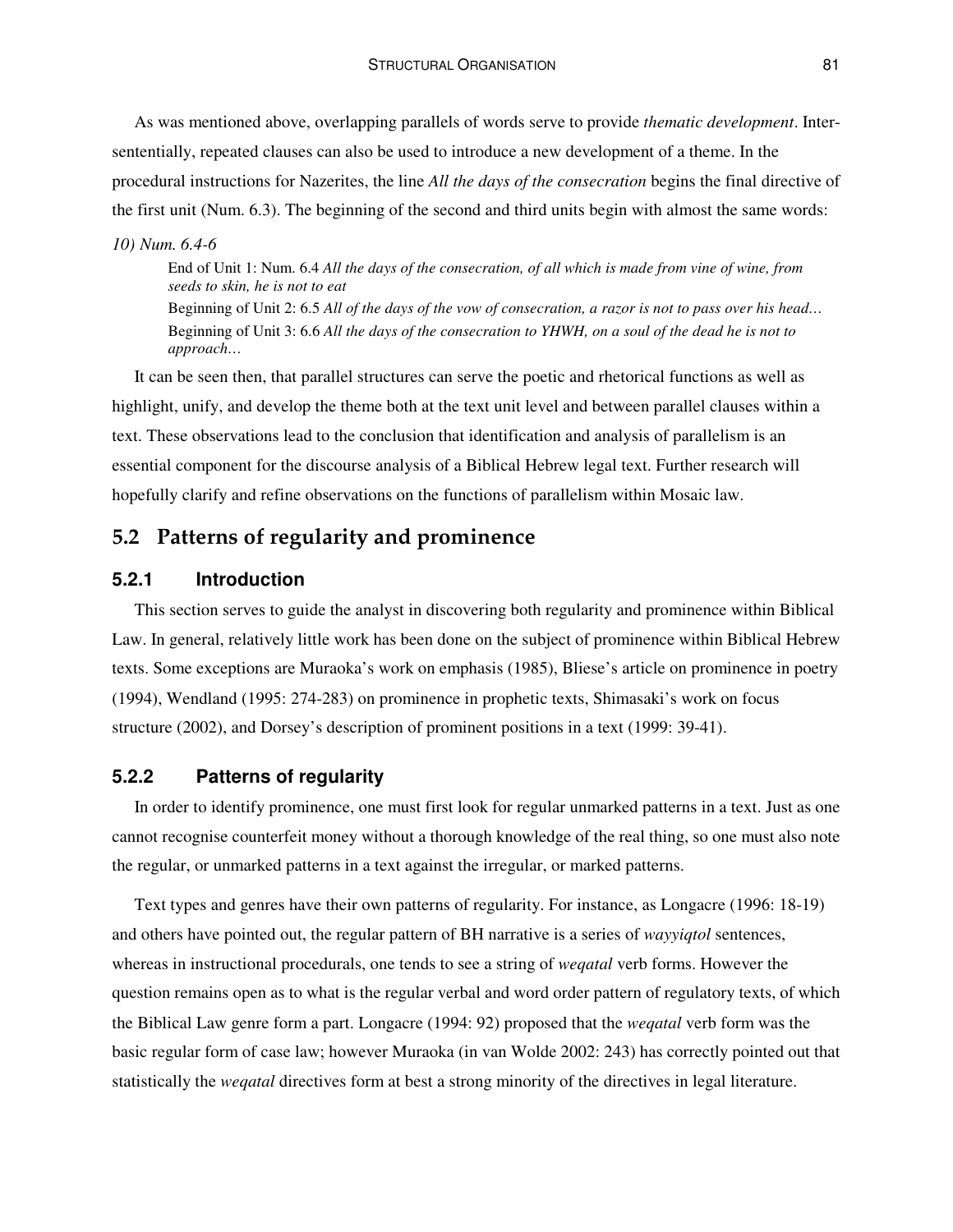As was mentioned above, overlapping parallels of words serve to provide *thematic development*. Inter-sententially, repeated clauses can also be used to introduce a new development of a theme. In the procedural instructions for Nazerites, the line *All the days of the consecration* begins the final directive of the first unit (Num. 6.3). The beginning of the second and third units begin with almost the same words:

*10) Num. 6.4-6*

> End of Unit 1: Num. 6.4 *All the days of the consecration, of all which is made from vine of wine, from seeds to skin, he is not to eat*
>
> Beginning of Unit 2: 6.5 *All of the days of the vow of consecration, a razor is not to pass over his head…*
>
> Beginning of Unit 3: 6.6 *All the days of the consecration to YHWH, on a soul of the dead he is not to approach…*

It can be seen then, that parallel structures can serve the poetic and rhetorical functions as well as highlight, unify, and develop the theme both at the text unit level and between parallel clauses within a text. These observations lead to the conclusion that identification and analysis of parallelism is an essential component for the discourse analysis of a Biblical Hebrew legal text. Further research will hopefully clarify and refine observations on the functions of parallelism within Mosaic law.

## 5.2 Patterns of regularity and prominence

### 5.2.1 Introduction

This section serves to guide the analyst in discovering both regularity and prominence within Biblical Law. In general, relatively little work has been done on the subject of prominence within Biblical Hebrew texts. Some exceptions are Muraoka's work on emphasis (1985), Bliese's article on prominence in poetry (1994), Wendland (1995: 274-283) on prominence in prophetic texts, Shimasaki's work on focus structure (2002), and Dorsey's description of prominent positions in a text (1999: 39-41).

### 5.2.2 Patterns of regularity

In order to identify prominence, one must first look for regular unmarked patterns in a text. Just as one cannot recognise counterfeit money without a thorough knowledge of the real thing, so one must also note the regular, or unmarked patterns in a text against the irregular, or marked patterns.

Text types and genres have their own patterns of regularity. For instance, as Longacre (1996: 18-19) and others have pointed out, the regular pattern of BH narrative is a series of *wayyiqtol* sentences, whereas in instructional procedurals, one tends to see a string of *weqatal* verb forms. However the question remains open as to what is the regular verbal and word order pattern of regulatory texts, of which the Biblical Law genre form a part. Longacre (1994: 92) proposed that the *weqatal* verb form was the basic regular form of case law; however Muraoka (in van Wolde 2002: 243) has correctly pointed out that statistically the *weqatal* directives form at best a strong minority of the directives in legal literature.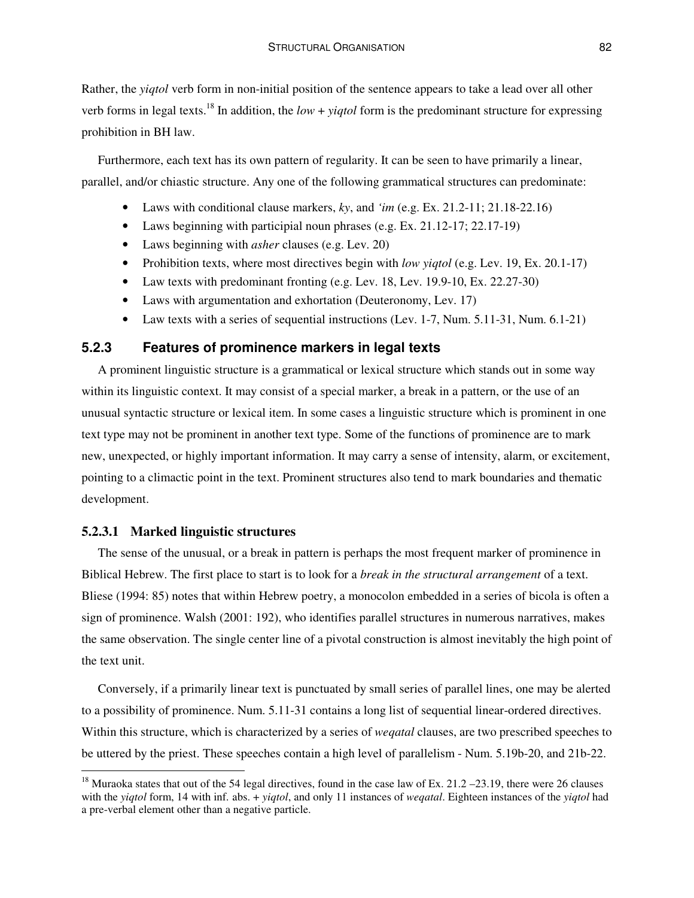Rather, the *yiqtol* verb form in non-initial position of the sentence appears to take a lead over all other verb forms in legal texts.[18] In addition, the *low* + *yiqtol* form is the predominant structure for expressing prohibition in BH law.

Furthermore, each text has its own pattern of regularity. It can be seen to have primarily a linear, parallel, and/or chiastic structure. Any one of the following grammatical structures can predominate:

- Laws with conditional clause markers, *ky*, and *'im* (e.g. Ex. 21.2-11; 21.18-22.16)
- Laws beginning with participial noun phrases (e.g. Ex. 21.12-17; 22.17-19)
- Laws beginning with *asher* clauses (e.g. Lev. 20)
- Prohibition texts, where most directives begin with *low yiqtol* (e.g. Lev. 19, Ex. 20.1-17)
- Law texts with predominant fronting (e.g. Lev. 18, Lev. 19.9-10, Ex. 22.27-30)
- Laws with argumentation and exhortation (Deuteronomy, Lev. 17)
- Law texts with a series of sequential instructions (Lev. 1-7, Num. 5.11-31, Num. 6.1-21)

### 5.2.3 Features of prominence markers in legal texts

A prominent linguistic structure is a grammatical or lexical structure which stands out in some way within its linguistic context. It may consist of a special marker, a break in a pattern, or the use of an unusual syntactic structure or lexical item. In some cases a linguistic structure which is prominent in one text type may not be prominent in another text type. Some of the functions of prominence are to mark new, unexpected, or highly important information. It may carry a sense of intensity, alarm, or excitement, pointing to a climactic point in the text. Prominent structures also tend to mark boundaries and thematic development.

#### 5.2.3.1 Marked linguistic structures

The sense of the unusual, or a break in pattern is perhaps the most frequent marker of prominence in Biblical Hebrew. The first place to start is to look for a *break in the structural arrangement* of a text. Bliese (1994: 85) notes that within Hebrew poetry, a monocolon embedded in a series of bicola is often a sign of prominence. Walsh (2001: 192), who identifies parallel structures in numerous narratives, makes the same observation. The single center line of a pivotal construction is almost inevitably the high point of the text unit.

Conversely, if a primarily linear text is punctuated by small series of parallel lines, one may be alerted to a possibility of prominence. Num. 5.11-31 contains a long list of sequential linear-ordered directives. Within this structure, which is characterized by a series of *weqatal* clauses, are two prescribed speeches to be uttered by the priest. These speeches contain a high level of parallelism - Num. 5.19b-20, and 21b-22.

[18] Muraoka states that out of the 54 legal directives, found in the case law of Ex. 21.2 –23.19, there were 26 clauses with the *yiqtol* form, 14 with inf. abs. + *yiqtol*, and only 11 instances of *weqatal*. Eighteen instances of the *yiqtol* had a pre-verbal element other than a negative particle.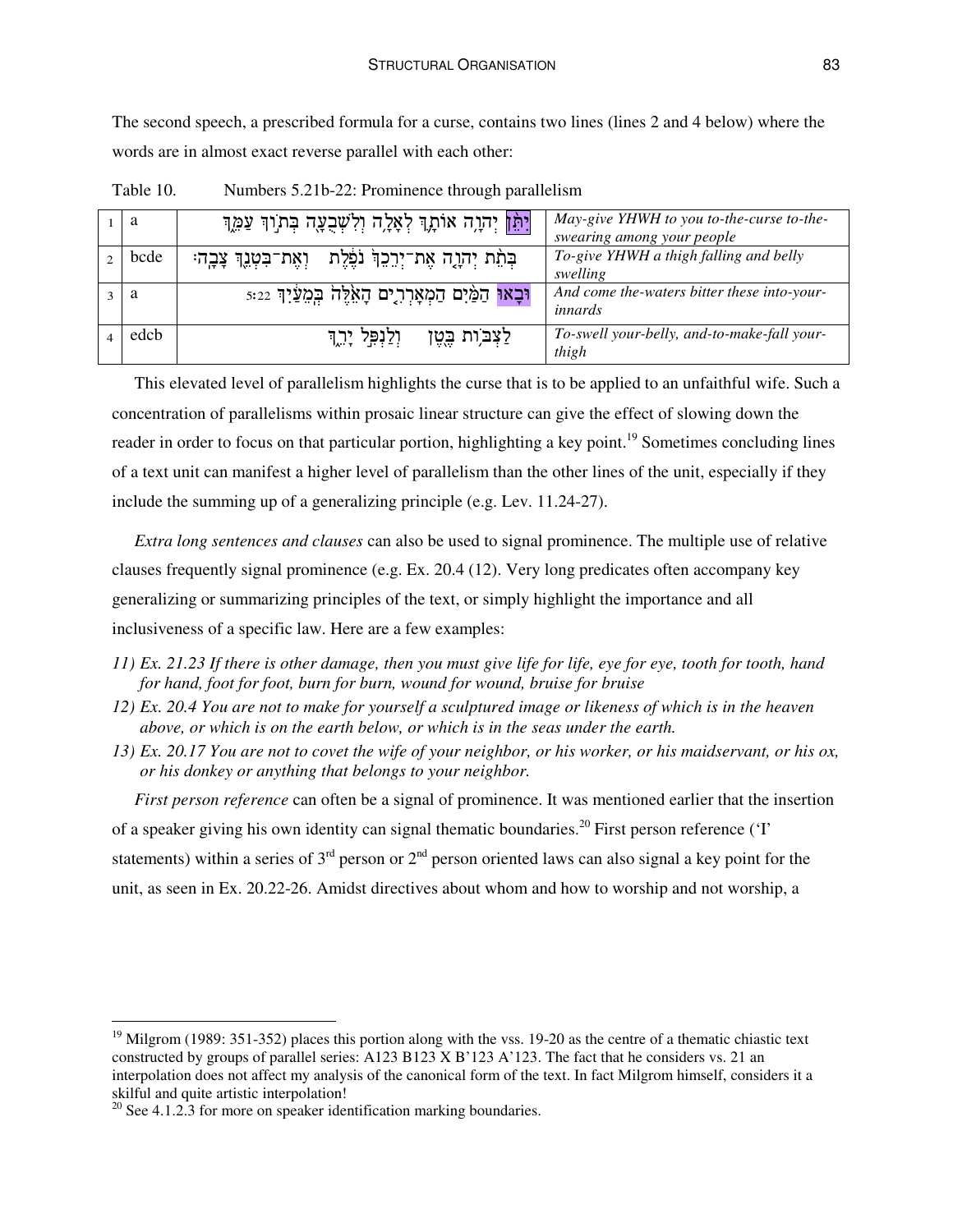The second speech, a prescribed formula for a curse, contains two lines (lines 2 and 4 below) where the words are in almost exact reverse parallel with each other:

Table 10. Numbers 5.21b-22: Prominence through parallelism

| | | | |
|---|---|---|---|
| 1 | a | יִתֵּ֨ן יְהוָ֥ה אוֹתָ֛ךְ לְאָלָ֥ה וְלִשְׁבֻעָ֖ה בְּת֣וֹךְ עַמֵּ֑ךְ | *May-give YHWH to you to-the-curse to-the-swearing among your people* |
| 2 | bcde | בְּתֵ֨ת יְהוָ֤ה אֶת־יְרֵכֵךְ֙ נֹפֶ֔לֶת וְאֶת־בִּטְנֵ֖ךְ צָבָֽה׃ | *To-give YHWH a thigh falling and belly swelling* |
| 3 | a | וּבָ֨אוּ הַמַּ֜יִם הַמְאָרְרִ֤ים הָאֵ֙לֶּה֙ בְּמֵעַ֔יִךְ 5:22 | *And come the-waters bitter these into-your-innards* |
| 4 | edcb | לַצְבּ֥וֹת בֶּ֖טֶן וְלַנְפִּ֣ל יָרֵ֑ךְ | *To-swell your-belly, and-to-make-fall your-thigh* |

This elevated level of parallelism highlights the curse that is to be applied to an unfaithful wife. Such a concentration of parallelisms within prosaic linear structure can give the effect of slowing down the reader in order to focus on that particular portion, highlighting a key point.[19] Sometimes concluding lines of a text unit can manifest a higher level of parallelism than the other lines of the unit, especially if they include the summing up of a generalizing principle (e.g. Lev. 11.24-27).

*Extra long sentences and clauses* can also be used to signal prominence. The multiple use of relative clauses frequently signal prominence (e.g. Ex. 20.4 (12). Very long predicates often accompany key generalizing or summarizing principles of the text, or simply highlight the importance and all inclusiveness of a specific law. Here are a few examples:

*11) Ex. 21.23 If there is other damage, then you must give life for life, eye for eye, tooth for tooth, hand for hand, foot for foot, burn for burn, wound for wound, bruise for bruise*

*12) Ex. 20.4 You are not to make for yourself a sculptured image or likeness of which is in the heaven above, or which is on the earth below, or which is in the seas under the earth.*

*13) Ex. 20.17 You are not to covet the wife of your neighbor, or his worker, or his maidservant, or his ox, or his donkey or anything that belongs to your neighbor.*

*First person reference* can often be a signal of prominence. It was mentioned earlier that the insertion of a speaker giving his own identity can signal thematic boundaries.[20] First person reference ('I' statements) within a series of 3rd person or 2nd person oriented laws can also signal a key point for the unit, as seen in Ex. 20.22-26. Amidst directives about whom and how to worship and not worship, a

---

[19] Milgrom (1989: 351-352) places this portion along with the vss. 19-20 as the centre of a thematic chiastic text constructed by groups of parallel series: A123 B123 X B'123 A'123. The fact that he considers vs. 21 an interpolation does not affect my analysis of the canonical form of the text. In fact Milgrom himself, considers it a skilful and quite artistic interpolation!

[20] See 4.1.2.3 for more on speaker identification marking boundaries.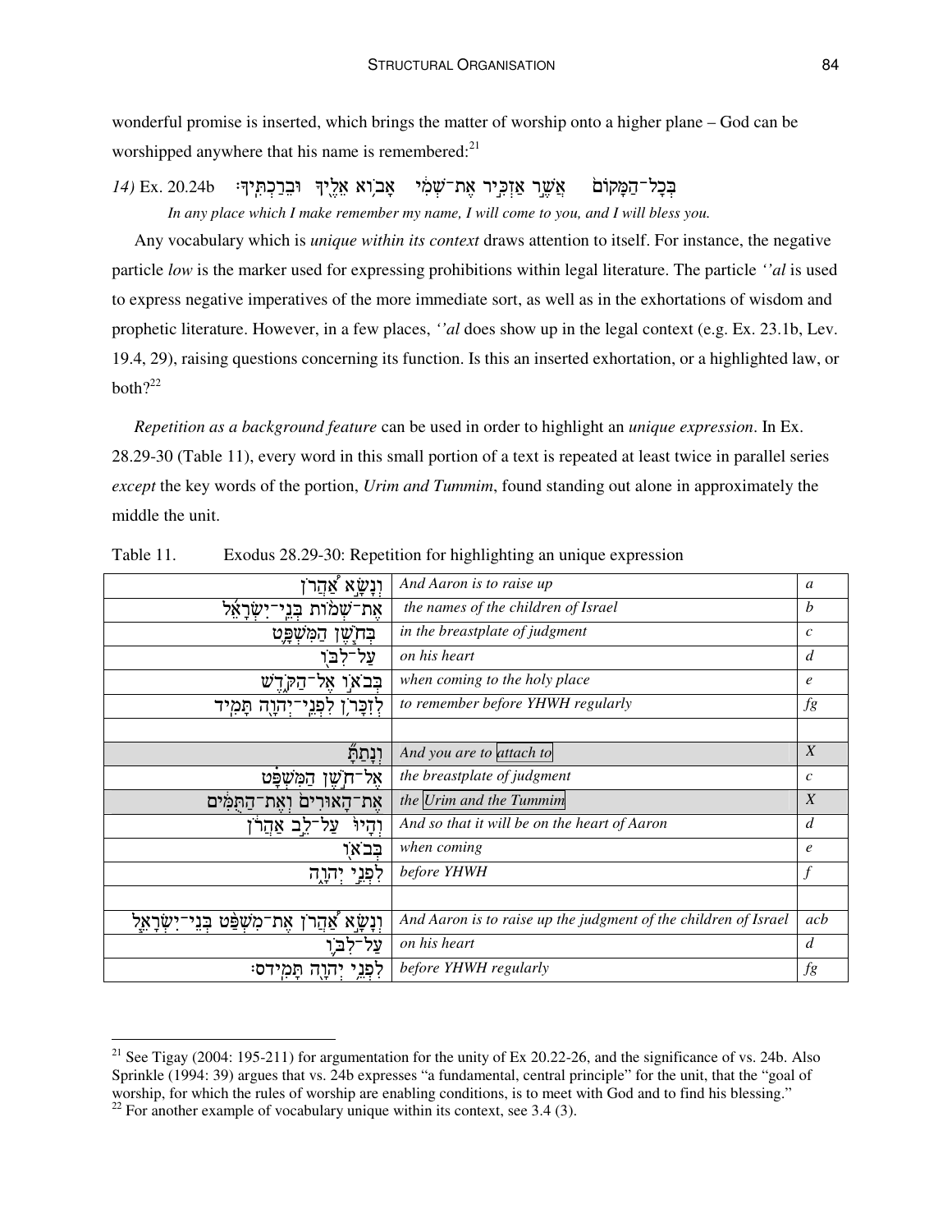wonderful promise is inserted, which brings the matter of worship onto a higher plane – God can be worshipped anywhere that his name is remembered:[21]

*14)* Ex. 20.24b &nbsp; בְּכָל־הַמָּקוֹם אֲשֶׁר אַזְכִּיר אֶת־שְׁמִי אָבוֹא אֵלֶיךָ וּבֵרַכְתִּיךָ׃

*In any place which I make remember my name, I will come to you, and I will bless you.*

Any vocabulary which is *unique within its context* draws attention to itself. For instance, the negative particle *low* is the marker used for expressing prohibitions within legal literature. The particle *''al* is used to express negative imperatives of the more immediate sort, as well as in the exhortations of wisdom and prophetic literature. However, in a few places, *''al* does show up in the legal context (e.g. Ex. 23.1b, Lev. 19.4, 29), raising questions concerning its function. Is this an inserted exhortation, or a highlighted law, or both?[22]

*Repetition as a background feature* can be used in order to highlight an *unique expression*. In Ex. 28.29-30 (Table 11), every word in this small portion of a text is repeated at least twice in parallel series *except* the key words of the portion, *Urim and Tummim*, found standing out alone in approximately the middle the unit.

Table 11. Exodus 28.29-30: Repetition for highlighting an unique expression

| | | |
|---|---|---|
| וְנָשָׂא אַהֲרֹן | *And Aaron is to raise up* | *a* |
| אֶת־שְׁמוֹת בְּנֵי־יִשְׂרָאֵל | *the names of the children of Israel* | *b* |
| בְּחֹשֶׁן הַמִּשְׁפָּט | *in the breastplate of judgment* | *c* |
| עַל־לִבּוֹ | *on his heart* | *d* |
| בְּבֹאוֹ אֶל־הַקֹּדֶשׁ | *when coming to the holy place* | *e* |
| לְזִכָּרֹן לִפְנֵי־יְהוָה תָּמִיד | *to remember before YHWH regularly* | *fg* |
| | | |
| וְנָתַתָּ | *And you are to attach to* | *X* |
| אֶל־חֹשֶׁן הַמִּשְׁפָּט | *the breastplate of judgment* | *c* |
| אֶת־הָאוּרִים וְאֶת־הַתֻּמִּים | *the Urim and the Tummim* | *X* |
| וְהָיוּ עַל־לֵב אַהֲרֹן | *And so that it will be on the heart of Aaron* | *d* |
| בְּבֹאוֹ | *when coming* | *e* |
| לִפְנֵי יְהוָה | *before YHWH* | *f* |
| | | |
| וְנָשָׂא אַהֲרֹן אֶת־מִשְׁפַּט בְּנֵי־יִשְׂרָאֵל | *And Aaron is to raise up the judgment of the children of Israel* | *acb* |
| עַל־לִבּוֹ | *on his heart* | *d* |
| לִפְנֵי יְהוָה תָּמִיד׃ס | *before YHWH regularly* | *fg* |

---

[21] See Tigay (2004: 195-211) for argumentation for the unity of Ex 20.22-26, and the significance of vs. 24b. Also Sprinkle (1994: 39) argues that vs. 24b expresses "a fundamental, central principle" for the unit, that the "goal of worship, for which the rules of worship are enabling conditions, is to meet with God and to find his blessing."

[22] For another example of vocabulary unique within its context, see 3.4 (3).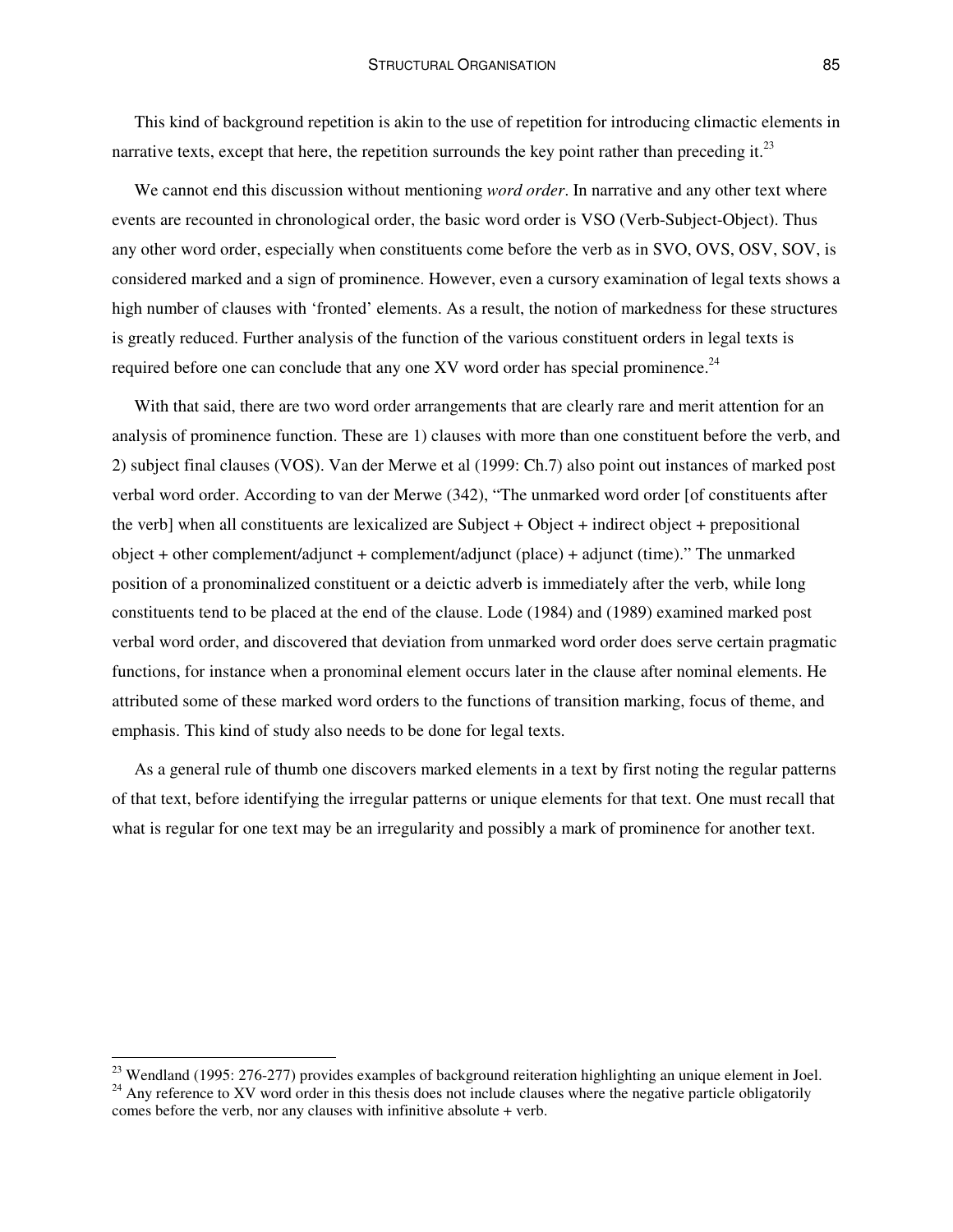This kind of background repetition is akin to the use of repetition for introducing climactic elements in narrative texts, except that here, the repetition surrounds the key point rather than preceding it.[23]

We cannot end this discussion without mentioning *word order*. In narrative and any other text where events are recounted in chronological order, the basic word order is VSO (Verb-Subject-Object). Thus any other word order, especially when constituents come before the verb as in SVO, OVS, OSV, SOV, is considered marked and a sign of prominence. However, even a cursory examination of legal texts shows a high number of clauses with 'fronted' elements. As a result, the notion of markedness for these structures is greatly reduced. Further analysis of the function of the various constituent orders in legal texts is required before one can conclude that any one XV word order has special prominence.[24]

With that said, there are two word order arrangements that are clearly rare and merit attention for an analysis of prominence function. These are 1) clauses with more than one constituent before the verb, and 2) subject final clauses (VOS). Van der Merwe et al (1999: Ch.7) also point out instances of marked post verbal word order. According to van der Merwe (342), "The unmarked word order [of constituents after the verb] when all constituents are lexicalized are Subject + Object + indirect object + prepositional object + other complement/adjunct + complement/adjunct (place) + adjunct (time)." The unmarked position of a pronominalized constituent or a deictic adverb is immediately after the verb, while long constituents tend to be placed at the end of the clause. Lode (1984) and (1989) examined marked post verbal word order, and discovered that deviation from unmarked word order does serve certain pragmatic functions, for instance when a pronominal element occurs later in the clause after nominal elements. He attributed some of these marked word orders to the functions of transition marking, focus of theme, and emphasis. This kind of study also needs to be done for legal texts.

As a general rule of thumb one discovers marked elements in a text by first noting the regular patterns of that text, before identifying the irregular patterns or unique elements for that text. One must recall that what is regular for one text may be an irregularity and possibly a mark of prominence for another text.

---

[23] Wendland (1995: 276-277) provides examples of background reiteration highlighting an unique element in Joel.

[24] Any reference to XV word order in this thesis does not include clauses where the negative particle obligatorily comes before the verb, nor any clauses with infinitive absolute + verb.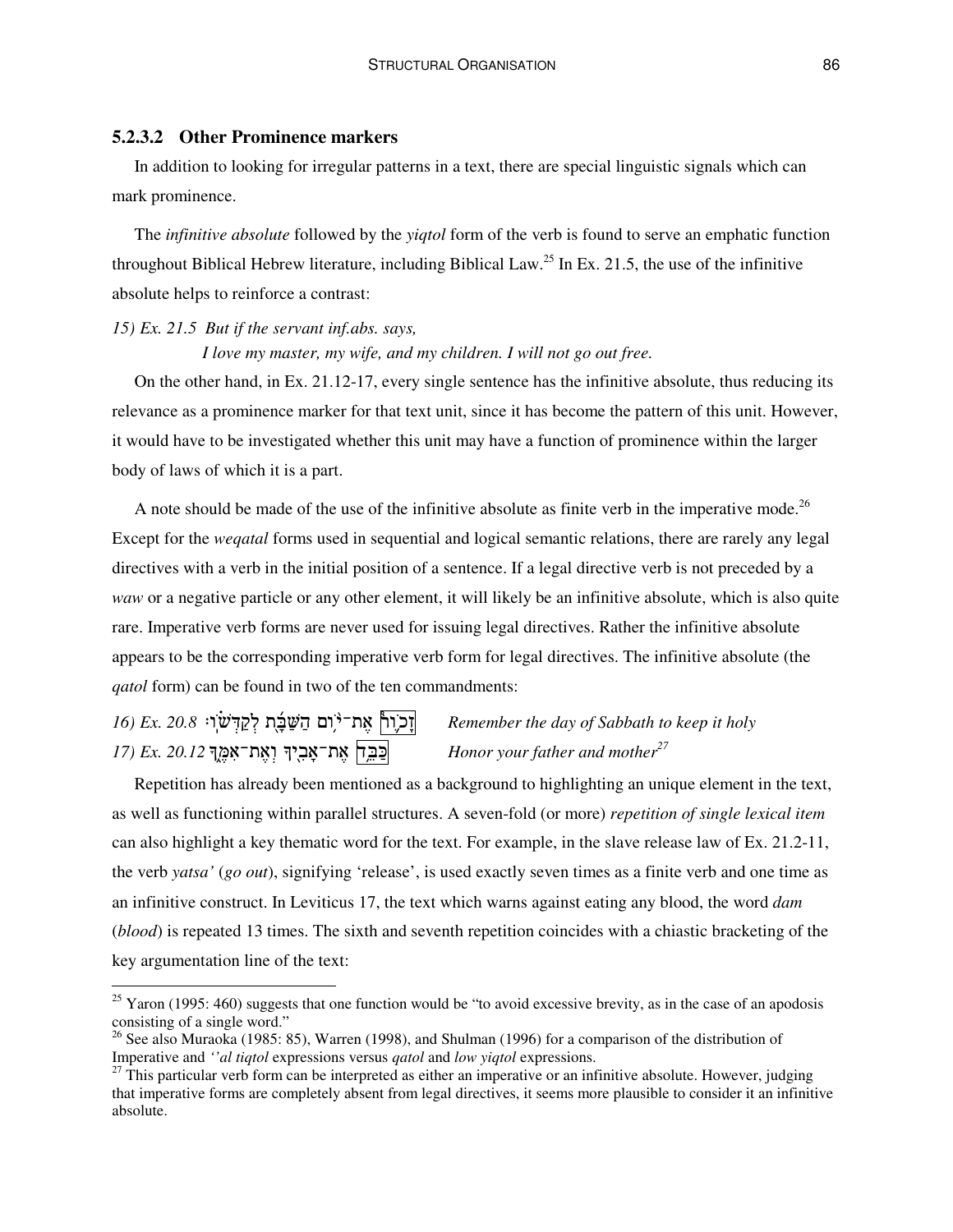#### 5.2.3.2 Other Prominence markers

In addition to looking for irregular patterns in a text, there are special linguistic signals which can mark prominence.

The *infinitive absolute* followed by the *yiqtol* form of the verb is found to serve an emphatic function throughout Biblical Hebrew literature, including Biblical Law.[25] In Ex. 21.5, the use of the infinitive absolute helps to reinforce a contrast:

*15) Ex. 21.5 But if the servant inf.abs. says,*
*I love my master, my wife, and my children. I will not go out free.*

On the other hand, in Ex. 21.12-17, every single sentence has the infinitive absolute, thus reducing its relevance as a prominence marker for that text unit, since it has become the pattern of this unit. However, it would have to be investigated whether this unit may have a function of prominence within the larger body of laws of which it is a part.

A note should be made of the use of the infinitive absolute as finite verb in the imperative mode.[26] Except for the *weqatal* forms used in sequential and logical semantic relations, there are rarely any legal directives with a verb in the initial position of a sentence. If a legal directive verb is not preceded by a *waw* or a negative particle or any other element, it will likely be an infinitive absolute, which is also quite rare. Imperative verb forms are never used for issuing legal directives. Rather the infinitive absolute appears to be the corresponding imperative verb form for legal directives. The infinitive absolute (the *qatol* form) can be found in two of the ten commandments:

*16) Ex. 20.8* זָכ֛וֹר אֶת־י֥וֹם הַשַּׁבָּ֖ת לְקַדְּשֽׁוֹ׃ *Remember the day of Sabbath to keep it holy*
*17) Ex. 20.12* כַּבֵּ֥ד אֶת־אָבִ֖יךָ וְאֶת־אִמֶּ֑ךָ *Honor your father and mother*[27]

Repetition has already been mentioned as a background to highlighting an unique element in the text, as well as functioning within parallel structures. A seven-fold (or more) *repetition of single lexical item* can also highlight a key thematic word for the text. For example, in the slave release law of Ex. 21.2-11, the verb *yatsa'* (*go out*), signifying 'release', is used exactly seven times as a finite verb and one time as an infinitive construct. In Leviticus 17, the text which warns against eating any blood, the word *dam* (*blood*) is repeated 13 times. The sixth and seventh repetition coincides with a chiastic bracketing of the key argumentation line of the text:

---

[25] Yaron (1995: 460) suggests that one function would be "to avoid excessive brevity, as in the case of an apodosis consisting of a single word."

[26] See also Muraoka (1985: 85), Warren (1998), and Shulman (1996) for a comparison of the distribution of Imperative and *''al tiqtol* expressions versus *qatol* and *low yiqtol* expressions.

[27] This particular verb form can be interpreted as either an imperative or an infinitive absolute. However, judging that imperative forms are completely absent from legal directives, it seems more plausible to consider it an infinitive absolute.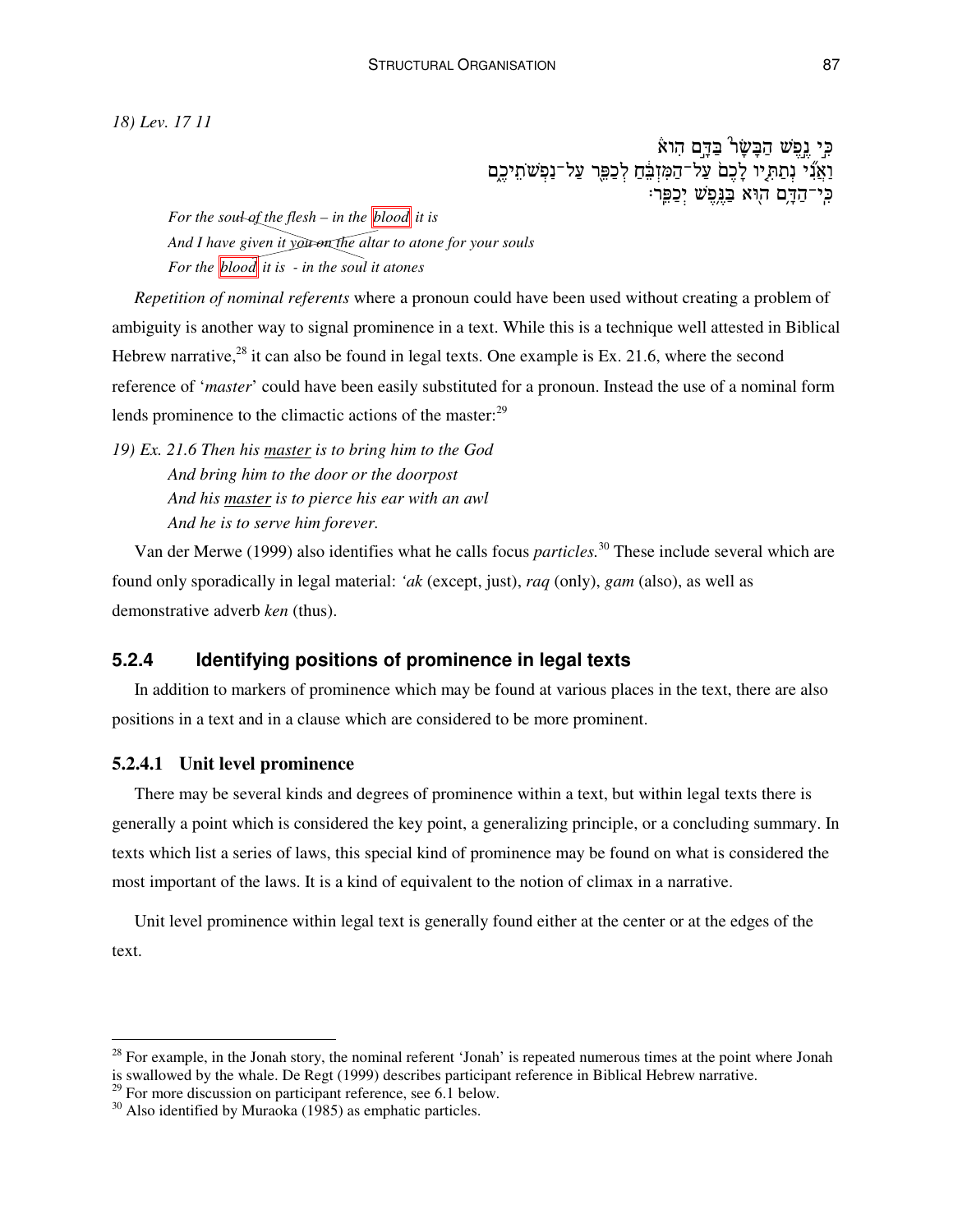*18) Lev. 17 11*

כִּ֣י נֶ֣פֶשׁ הַבָּשָׂר֮ בַּדָּ֣ם הִוא֒
וַאֲנִ֞י נְתַתִּ֤יו לָכֶם֙ עַל־הַמִּזְבֵּ֔חַ לְכַפֵּ֖ר עַל־נַפְשֹׁתֵיכֶ֑ם
כִּֽי־הַדָּ֥ם ה֖וּא בַּנֶּ֥פֶשׁ יְכַפֵּֽר׃

> *For the soul of the flesh – in the blood it is*
> *And I have given it you on the altar to atone for your souls*
> *For the blood it is - in the soul it atones*

*Repetition of nominal referents* where a pronoun could have been used without creating a problem of ambiguity is another way to signal prominence in a text. While this is a technique well attested in Biblical Hebrew narrative,[28] it can also be found in legal texts. One example is Ex. 21.6, where the second reference of '*master*' could have been easily substituted for a pronoun. Instead the use of a nominal form lends prominence to the climactic actions of the master:[29]

*19) Ex. 21.6 Then his master is to bring him to the God*
> *And bring him to the door or the doorpost*
> *And his master is to pierce his ear with an awl*
> *And he is to serve him forever.*

Van der Merwe (1999) also identifies what he calls focus *particles.*[30] These include several which are found only sporadically in legal material: *'ak* (except, just), *raq* (only), *gam* (also), as well as demonstrative adverb *ken* (thus).

### 5.2.4 Identifying positions of prominence in legal texts

In addition to markers of prominence which may be found at various places in the text, there are also positions in a text and in a clause which are considered to be more prominent.

#### 5.2.4.1 Unit level prominence

There may be several kinds and degrees of prominence within a text, but within legal texts there is generally a point which is considered the key point, a generalizing principle, or a concluding summary. In texts which list a series of laws, this special kind of prominence may be found on what is considered the most important of the laws. It is a kind of equivalent to the notion of climax in a narrative.

Unit level prominence within legal text is generally found either at the center or at the edges of the text.

---

[28] For example, in the Jonah story, the nominal referent 'Jonah' is repeated numerous times at the point where Jonah is swallowed by the whale. De Regt (1999) describes participant reference in Biblical Hebrew narrative.

[29] For more discussion on participant reference, see 6.1 below.

[30] Also identified by Muraoka (1985) as emphatic particles.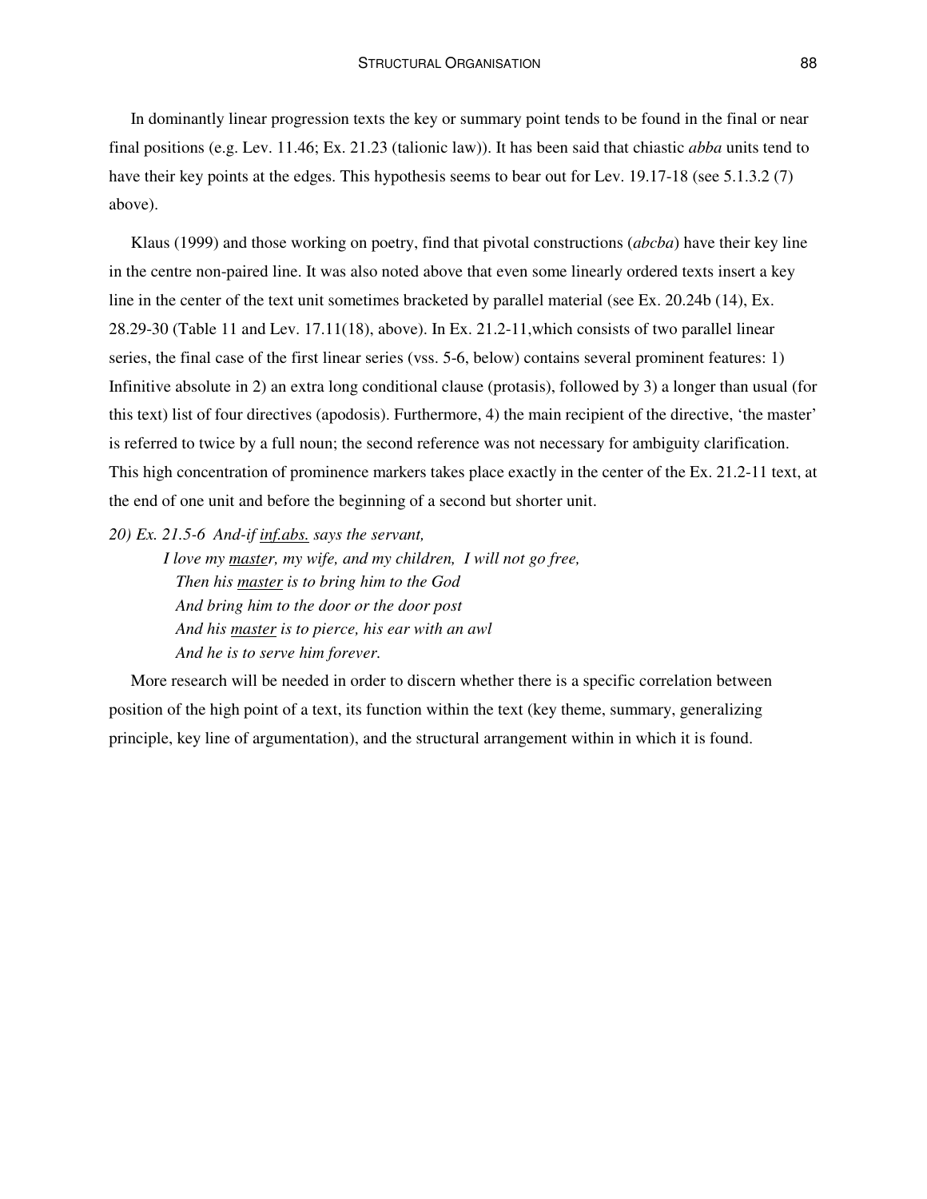In dominantly linear progression texts the key or summary point tends to be found in the final or near final positions (e.g. Lev. 11.46; Ex. 21.23 (talionic law)). It has been said that chiastic *abba* units tend to have their key points at the edges. This hypothesis seems to bear out for Lev. 19.17-18 (see 5.1.3.2 (7) above).

Klaus (1999) and those working on poetry, find that pivotal constructions (*abcba*) have their key line in the centre non-paired line. It was also noted above that even some linearly ordered texts insert a key line in the center of the text unit sometimes bracketed by parallel material (see Ex. 20.24b (14), Ex. 28.29-30 (Table 11 and Lev. 17.11(18), above). In Ex. 21.2-11,which consists of two parallel linear series, the final case of the first linear series (vss. 5-6, below) contains several prominent features: 1) Infinitive absolute in 2) an extra long conditional clause (protasis), followed by 3) a longer than usual (for this text) list of four directives (apodosis). Furthermore, 4) the main recipient of the directive, 'the master' is referred to twice by a full noun; the second reference was not necessary for ambiguity clarification. This high concentration of prominence markers takes place exactly in the center of the Ex. 21.2-11 text, at the end of one unit and before the beginning of a second but shorter unit.

*20) Ex. 21.5-6 And-if <u>inf.abs.</u> says the servant,*
*I love my <u>master</u>, my wife, and my children, I will not go free,*
*Then his <u>master</u> is to bring him to the God*
*And bring him to the door or the door post*
*And his <u>master</u> is to pierce, his ear with an awl*
*And he is to serve him forever.*

More research will be needed in order to discern whether there is a specific correlation between position of the high point of a text, its function within the text (key theme, summary, generalizing principle, key line of argumentation), and the structural arrangement within in which it is found.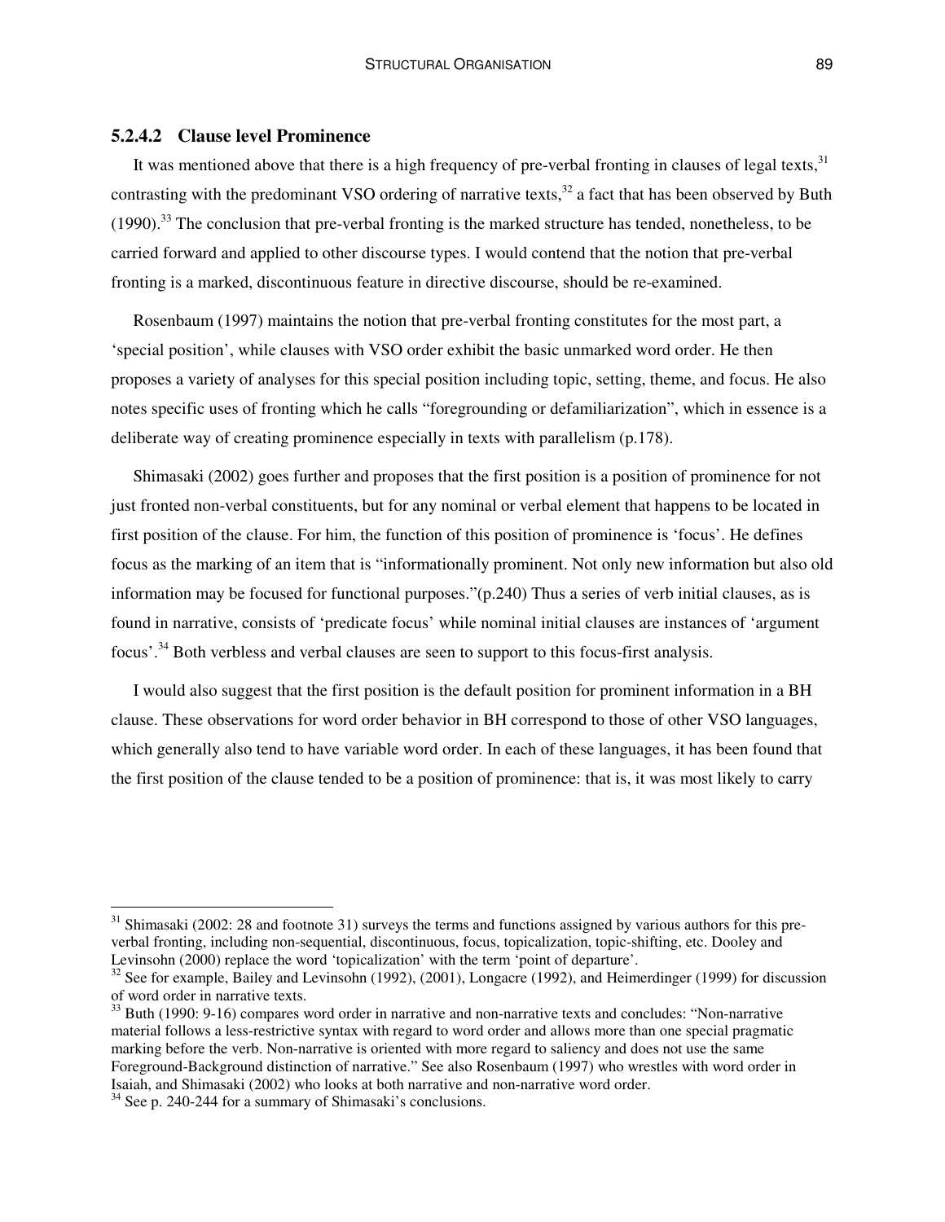#### 5.2.4.2 Clause level Prominence

It was mentioned above that there is a high frequency of pre-verbal fronting in clauses of legal texts,[31] contrasting with the predominant VSO ordering of narrative texts,[32] a fact that has been observed by Buth (1990).[33] The conclusion that pre-verbal fronting is the marked structure has tended, nonetheless, to be carried forward and applied to other discourse types. I would contend that the notion that pre-verbal fronting is a marked, discontinuous feature in directive discourse, should be re-examined.

Rosenbaum (1997) maintains the notion that pre-verbal fronting constitutes for the most part, a 'special position', while clauses with VSO order exhibit the basic unmarked word order. He then proposes a variety of analyses for this special position including topic, setting, theme, and focus. He also notes specific uses of fronting which he calls "foregrounding or defamiliarization", which in essence is a deliberate way of creating prominence especially in texts with parallelism (p.178).

Shimasaki (2002) goes further and proposes that the first position is a position of prominence for not just fronted non-verbal constituents, but for any nominal or verbal element that happens to be located in first position of the clause. For him, the function of this position of prominence is 'focus'. He defines focus as the marking of an item that is "informationally prominent. Not only new information but also old information may be focused for functional purposes."(p.240) Thus a series of verb initial clauses, as is found in narrative, consists of 'predicate focus' while nominal initial clauses are instances of 'argument focus'.[34] Both verbless and verbal clauses are seen to support to this focus-first analysis.

I would also suggest that the first position is the default position for prominent information in a BH clause. These observations for word order behavior in BH correspond to those of other VSO languages, which generally also tend to have variable word order. In each of these languages, it has been found that the first position of the clause tended to be a position of prominence: that is, it was most likely to carry

---

[31] Shimasaki (2002: 28 and footnote 31) surveys the terms and functions assigned by various authors for this pre-verbal fronting, including non-sequential, discontinuous, focus, topicalization, topic-shifting, etc. Dooley and Levinsohn (2000) replace the word 'topicalization' with the term 'point of departure'.

[32] See for example, Bailey and Levinsohn (1992), (2001), Longacre (1992), and Heimerdinger (1999) for discussion of word order in narrative texts.

[33] Buth (1990: 9-16) compares word order in narrative and non-narrative texts and concludes: "Non-narrative material follows a less-restrictive syntax with regard to word order and allows more than one special pragmatic marking before the verb. Non-narrative is oriented with more regard to saliency and does not use the same Foreground-Background distinction of narrative." See also Rosenbaum (1997) who wrestles with word order in Isaiah, and Shimasaki (2002) who looks at both narrative and non-narrative word order.

[34] See p. 240-244 for a summary of Shimasaki's conclusions.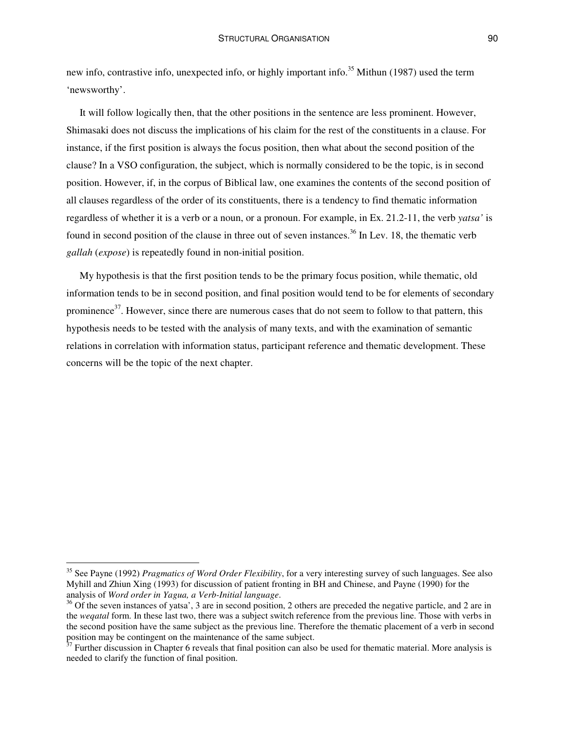new info, contrastive info, unexpected info, or highly important info.[35] Mithun (1987) used the term 'newsworthy'.

It will follow logically then, that the other positions in the sentence are less prominent. However, Shimasaki does not discuss the implications of his claim for the rest of the constituents in a clause. For instance, if the first position is always the focus position, then what about the second position of the clause? In a VSO configuration, the subject, which is normally considered to be the topic, is in second position. However, if, in the corpus of Biblical law, one examines the contents of the second position of all clauses regardless of the order of its constituents, there is a tendency to find thematic information regardless of whether it is a verb or a noun, or a pronoun. For example, in Ex. 21.2-11, the verb *yatsa'* is found in second position of the clause in three out of seven instances.[36] In Lev. 18, the thematic verb *gallah* (*expose*) is repeatedly found in non-initial position.

My hypothesis is that the first position tends to be the primary focus position, while thematic, old information tends to be in second position, and final position would tend to be for elements of secondary prominence[37]. However, since there are numerous cases that do not seem to follow to that pattern, this hypothesis needs to be tested with the analysis of many texts, and with the examination of semantic relations in correlation with information status, participant reference and thematic development. These concerns will be the topic of the next chapter.

---

[35] See Payne (1992) *Pragmatics of Word Order Flexibility*, for a very interesting survey of such languages. See also Myhill and Zhiun Xing (1993) for discussion of patient fronting in BH and Chinese, and Payne (1990) for the analysis of *Word order in Yagua, a Verb-Initial language*.

[36] Of the seven instances of yatsa', 3 are in second position, 2 others are preceded the negative particle, and 2 are in the *weqatal* form. In these last two, there was a subject switch reference from the previous line. Those with verbs in the second position have the same subject as the previous line. Therefore the thematic placement of a verb in second position may be contingent on the maintenance of the same subject.

[37] Further discussion in Chapter 6 reveals that final position can also be used for thematic material. More analysis is needed to clarify the function of final position.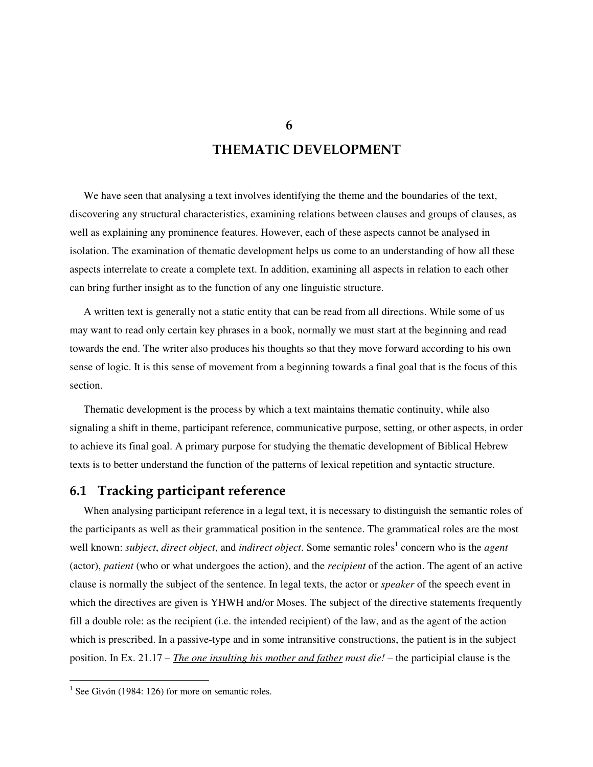# 6

# THEMATIC DEVELOPMENT

We have seen that analysing a text involves identifying the theme and the boundaries of the text, discovering any structural characteristics, examining relations between clauses and groups of clauses, as well as explaining any prominence features. However, each of these aspects cannot be analysed in isolation. The examination of thematic development helps us come to an understanding of how all these aspects interrelate to create a complete text. In addition, examining all aspects in relation to each other can bring further insight as to the function of any one linguistic structure.

A written text is generally not a static entity that can be read from all directions. While some of us may want to read only certain key phrases in a book, normally we must start at the beginning and read towards the end. The writer also produces his thoughts so that they move forward according to his own sense of logic. It is this sense of movement from a beginning towards a final goal that is the focus of this section.

Thematic development is the process by which a text maintains thematic continuity, while also signaling a shift in theme, participant reference, communicative purpose, setting, or other aspects, in order to achieve its final goal. A primary purpose for studying the thematic development of Biblical Hebrew texts is to better understand the function of the patterns of lexical repetition and syntactic structure.

## 6.1 Tracking participant reference

When analysing participant reference in a legal text, it is necessary to distinguish the semantic roles of the participants as well as their grammatical position in the sentence. The grammatical roles are the most well known: *subject*, *direct object*, and *indirect object*. Some semantic roles[1] concern who is the *agent* (actor), *patient* (who or what undergoes the action), and the *recipient* of the action. The agent of an active clause is normally the subject of the sentence. In legal texts, the actor or *speaker* of the speech event in which the directives are given is YHWH and/or Moses. The subject of the directive statements frequently fill a double role: as the recipient (i.e. the intended recipient) of the law, and as the agent of the action which is prescribed. In a passive-type and in some intransitive constructions, the patient is in the subject position. In Ex. 21.17 – ***<u>The one insulting his mother and father</u>*** *must die!* – the participial clause is the

---

[1] See Givón (1984: 126) for more on semantic roles.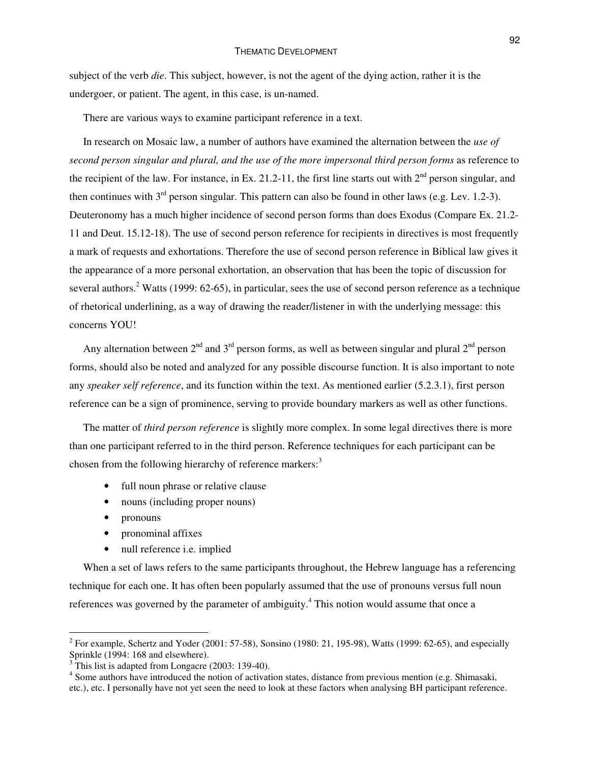subject of the verb *die*. This subject, however, is not the agent of the dying action, rather it is the undergoer, or patient. The agent, in this case, is un-named.

There are various ways to examine participant reference in a text.

In research on Mosaic law, a number of authors have examined the alternation between the *use of second person singular and plural, and the use of the more impersonal third person forms* as reference to the recipient of the law. For instance, in Ex. 21.2-11, the first line starts out with 2nd person singular, and then continues with 3rd person singular. This pattern can also be found in other laws (e.g. Lev. 1.2-3). Deuteronomy has a much higher incidence of second person forms than does Exodus (Compare Ex. 21.2-11 and Deut. 15.12-18). The use of second person reference for recipients in directives is most frequently a mark of requests and exhortations. Therefore the use of second person reference in Biblical law gives it the appearance of a more personal exhortation, an observation that has been the topic of discussion for several authors.[2] Watts (1999: 62-65), in particular, sees the use of second person reference as a technique of rhetorical underlining, as a way of drawing the reader/listener in with the underlying message: this concerns YOU!

Any alternation between 2nd and 3rd person forms, as well as between singular and plural 2nd person forms, should also be noted and analyzed for any possible discourse function. It is also important to note any *speaker self reference*, and its function within the text. As mentioned earlier (5.2.3.1), first person reference can be a sign of prominence, serving to provide boundary markers as well as other functions.

The matter of *third person reference* is slightly more complex. In some legal directives there is more than one participant referred to in the third person. Reference techniques for each participant can be chosen from the following hierarchy of reference markers:[3]

- full noun phrase or relative clause
- nouns (including proper nouns)
- pronouns
- pronominal affixes
- null reference i.e. implied

When a set of laws refers to the same participants throughout, the Hebrew language has a referencing technique for each one. It has often been popularly assumed that the use of pronouns versus full noun references was governed by the parameter of ambiguity.[4] This notion would assume that once a

---

[2] For example, Schertz and Yoder (2001: 57-58), Sonsino (1980: 21, 195-98), Watts (1999: 62-65), and especially Sprinkle (1994: 168 and elsewhere).

[3] This list is adapted from Longacre (2003: 139-40).

[4] Some authors have introduced the notion of activation states, distance from previous mention (e.g. Shimasaki, etc.), etc. I personally have not yet seen the need to look at these factors when analysing BH participant reference.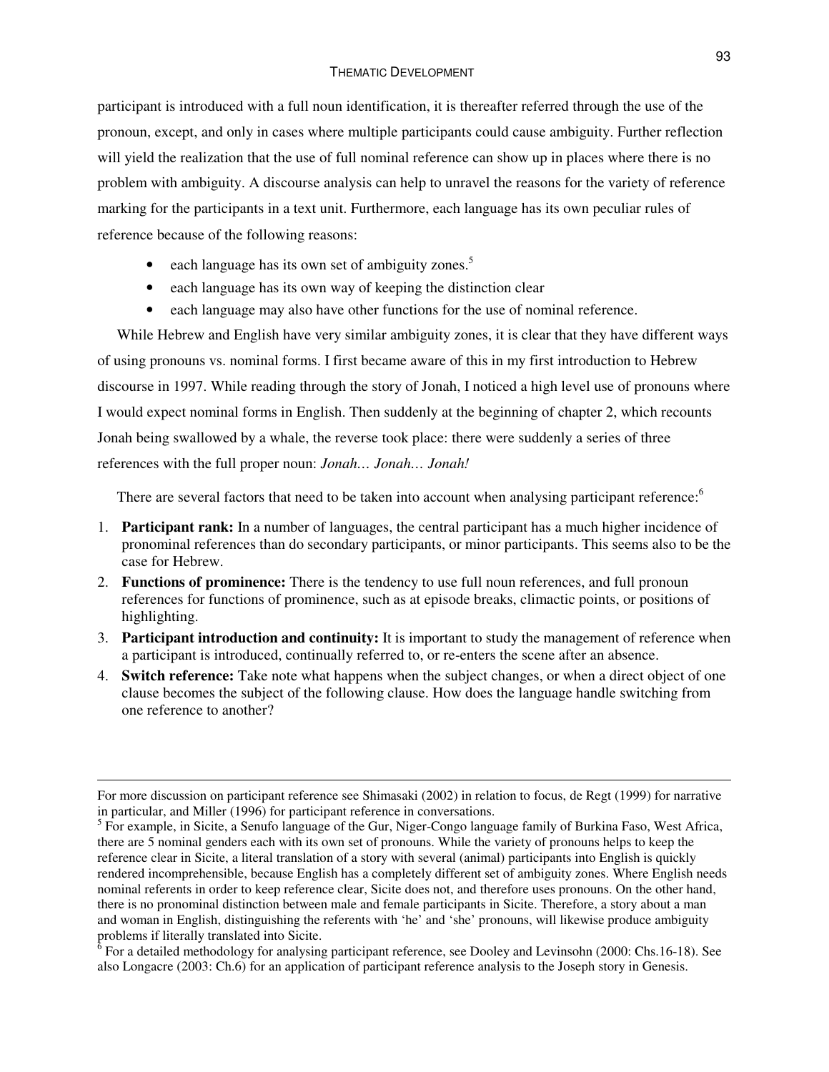participant is introduced with a full noun identification, it is thereafter referred through the use of the pronoun, except, and only in cases where multiple participants could cause ambiguity. Further reflection will yield the realization that the use of full nominal reference can show up in places where there is no problem with ambiguity. A discourse analysis can help to unravel the reasons for the variety of reference marking for the participants in a text unit. Furthermore, each language has its own peculiar rules of reference because of the following reasons:

- each language has its own set of ambiguity zones.[5]
- each language has its own way of keeping the distinction clear
- each language may also have other functions for the use of nominal reference.

While Hebrew and English have very similar ambiguity zones, it is clear that they have different ways of using pronouns vs. nominal forms. I first became aware of this in my first introduction to Hebrew discourse in 1997. While reading through the story of Jonah, I noticed a high level use of pronouns where I would expect nominal forms in English. Then suddenly at the beginning of chapter 2, which recounts Jonah being swallowed by a whale, the reverse took place: there were suddenly a series of three references with the full proper noun: *Jonah… Jonah… Jonah!*

There are several factors that need to be taken into account when analysing participant reference:[6]

1. **Participant rank:** In a number of languages, the central participant has a much higher incidence of pronominal references than do secondary participants, or minor participants. This seems also to be the case for Hebrew.
2. **Functions of prominence:** There is the tendency to use full noun references, and full pronoun references for functions of prominence, such as at episode breaks, climactic points, or positions of highlighting.
3. **Participant introduction and continuity:** It is important to study the management of reference when a participant is introduced, continually referred to, or re-enters the scene after an absence.
4. **Switch reference:** Take note what happens when the subject changes, or when a direct object of one clause becomes the subject of the following clause. How does the language handle switching from one reference to another?

---

For more discussion on participant reference see Shimasaki (2002) in relation to focus, de Regt (1999) for narrative in particular, and Miller (1996) for participant reference in conversations.

[5] For example, in Sicite, a Senufo language of the Gur, Niger-Congo language family of Burkina Faso, West Africa, there are 5 nominal genders each with its own set of pronouns. While the variety of pronouns helps to keep the reference clear in Sicite, a literal translation of a story with several (animal) participants into English is quickly rendered incomprehensible, because English has a completely different set of ambiguity zones. Where English needs nominal referents in order to keep reference clear, Sicite does not, and therefore uses pronouns. On the other hand, there is no pronominal distinction between male and female participants in Sicite. Therefore, a story about a man and woman in English, distinguishing the referents with 'he' and 'she' pronouns, will likewise produce ambiguity problems if literally translated into Sicite.

[6] For a detailed methodology for analysing participant reference, see Dooley and Levinsohn (2000: Chs.16-18). See also Longacre (2003: Ch.6) for an application of participant reference analysis to the Joseph story in Genesis.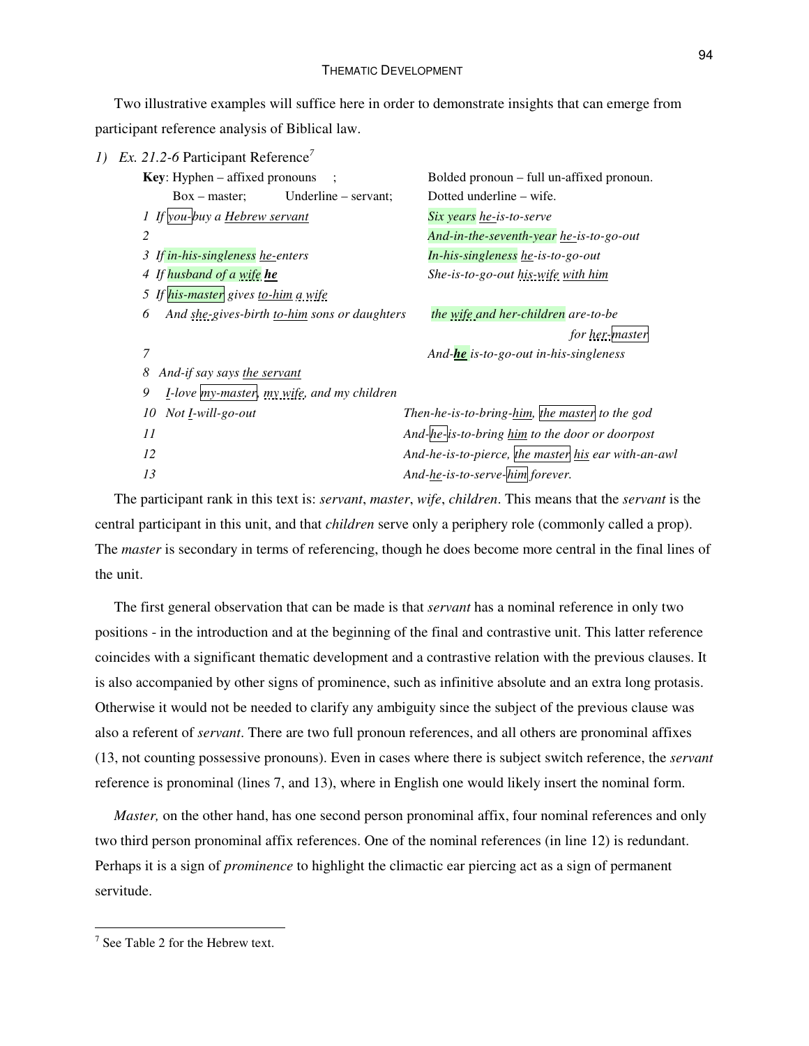Two illustrative examples will suffice here in order to demonstrate insights that can emerge from participant reference analysis of Biblical law.

*1) Ex. 21.2-6* Participant Reference[7]

**Key**: Hyphen – affixed pronouns ; Bolded pronoun – full un-affixed pronoun.
Box – master; Underline – servant; Dotted underline – wife.

| | | |
|---|---|---|
| 1 | *If you-buy a Hebrew servant* | *Six years he-is-to-serve* |
| 2 | | *And-in-the-seventh-year he-is-to-go-out* |
| 3 | *If in-his-singleness he-enters* | *In-his-singleness he-is-to-go-out* |
| 4 | *If husband of a wife **he*** | *She-is-to-go-out his-wife with him* |
| 5 | *If his-master gives to-him a wife* | |
| 6 | *And she-gives-birth to-him sons or daughters* | *the wife and her-children are-to-be for her-master* |
| 7 | | *And-**he** is-to-go-out in-his-singleness* |
| 8 | *And-if say says the servant* | |
| 9 | *I-love my-master, my wife, and my children* | |
| 10 | *Not I-will-go-out* | *Then-he-is-to-bring-him, the master to the god* |
| 11 | | *And-he-is-to-bring him to the door or doorpost* |
| 12 | | *And-he-is-to-pierce, the master his ear with-an-awl* |
| 13 | | *And-he-is-to-serve-him forever.* |

The participant rank in this text is: *servant*, *master*, *wife*, *children*. This means that the *servant* is the central participant in this unit, and that *children* serve only a periphery role (commonly called a prop). The *master* is secondary in terms of referencing, though he does become more central in the final lines of the unit.

The first general observation that can be made is that *servant* has a nominal reference in only two positions - in the introduction and at the beginning of the final and contrastive unit. This latter reference coincides with a significant thematic development and a contrastive relation with the previous clauses. It is also accompanied by other signs of prominence, such as infinitive absolute and an extra long protasis. Otherwise it would not be needed to clarify any ambiguity since the subject of the previous clause was also a referent of *servant*. There are two full pronoun references, and all others are pronominal affixes (13, not counting possessive pronouns). Even in cases where there is subject switch reference, the *servant* reference is pronominal (lines 7, and 13), where in English one would likely insert the nominal form.

*Master,* on the other hand, has one second person pronominal affix, four nominal references and only two third person pronominal affix references. One of the nominal references (in line 12) is redundant. Perhaps it is a sign of *prominence* to highlight the climactic ear piercing act as a sign of permanent servitude.

---

[7] See Table 2 for the Hebrew text.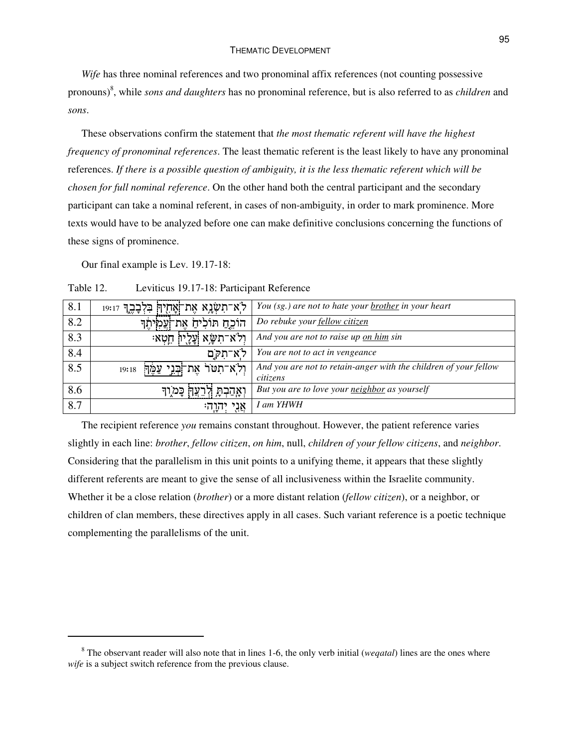*Wife* has three nominal references and two pronominal affix references (not counting possessive pronouns)[8], while *sons and daughters* has no pronominal reference, but is also referred to as *children* and *sons*.

These observations confirm the statement that *the most thematic referent will have the highest frequency of pronominal references*. The least thematic referent is the least likely to have any pronominal references. *If there is a possible question of ambiguity, it is the less thematic referent which will be chosen for full nominal reference*. On the other hand both the central participant and the secondary participant can take a nominal referent, in cases of non-ambiguity, in order to mark prominence. More texts would have to be analyzed before one can make definitive conclusions concerning the functions of these signs of prominence.

Our final example is Lev. 19.17-18:

Table 12. Leviticus 19.17-18: Participant Reference

| | | |
|---|---|---|
| 8.1 | 19:17 לֹא־תִשְׂנָא אֶת־אָחִיךָ בִּלְבָבֶךָ | *You (sg.) are not to hate your brother in your heart* |
| 8.2 | הוֹכֵחַ תּוֹכִיחַ אֶת־עֲמִיתֶךָ | *Do rebuke your fellow citizen* |
| 8.3 | וְלֹא־תִשָּׂא עָלָיו חֵטְא׃ | *And you are not to raise up on him sin* |
| 8.4 | לֹא־תִקֹּם | *You are not to act in vengeance* |
| 8.5 | 19:18 וְלֹא־תִטֹּר אֶת־בְּנֵי עַמֶּךָ | *And you are not to retain-anger with the children of your fellow citizens* |
| 8.6 | וְאָהַבְתָּ לְרֵעֲךָ כָּמוֹךָ | *But you are to love your neighbor as yourself* |
| 8.7 | אֲנִי יְהוָה׃ | *I am YHWH* |

The recipient reference *you* remains constant throughout. However, the patient reference varies slightly in each line: *brother*, *fellow citizen*, *on him*, null, *children of your fellow citizens*, and *neighbor*. Considering that the parallelism in this unit points to a unifying theme, it appears that these slightly different referents are meant to give the sense of all inclusiveness within the Israelite community. Whether it be a close relation (*brother*) or a more distant relation (*fellow citizen*), or a neighbor, or children of clan members, these directives apply in all cases. Such variant reference is a poetic technique complementing the parallelisms of the unit.

[8] The observant reader will also note that in lines 1-6, the only verb initial (*weqatal*) lines are the ones where *wife* is a subject switch reference from the previous clause.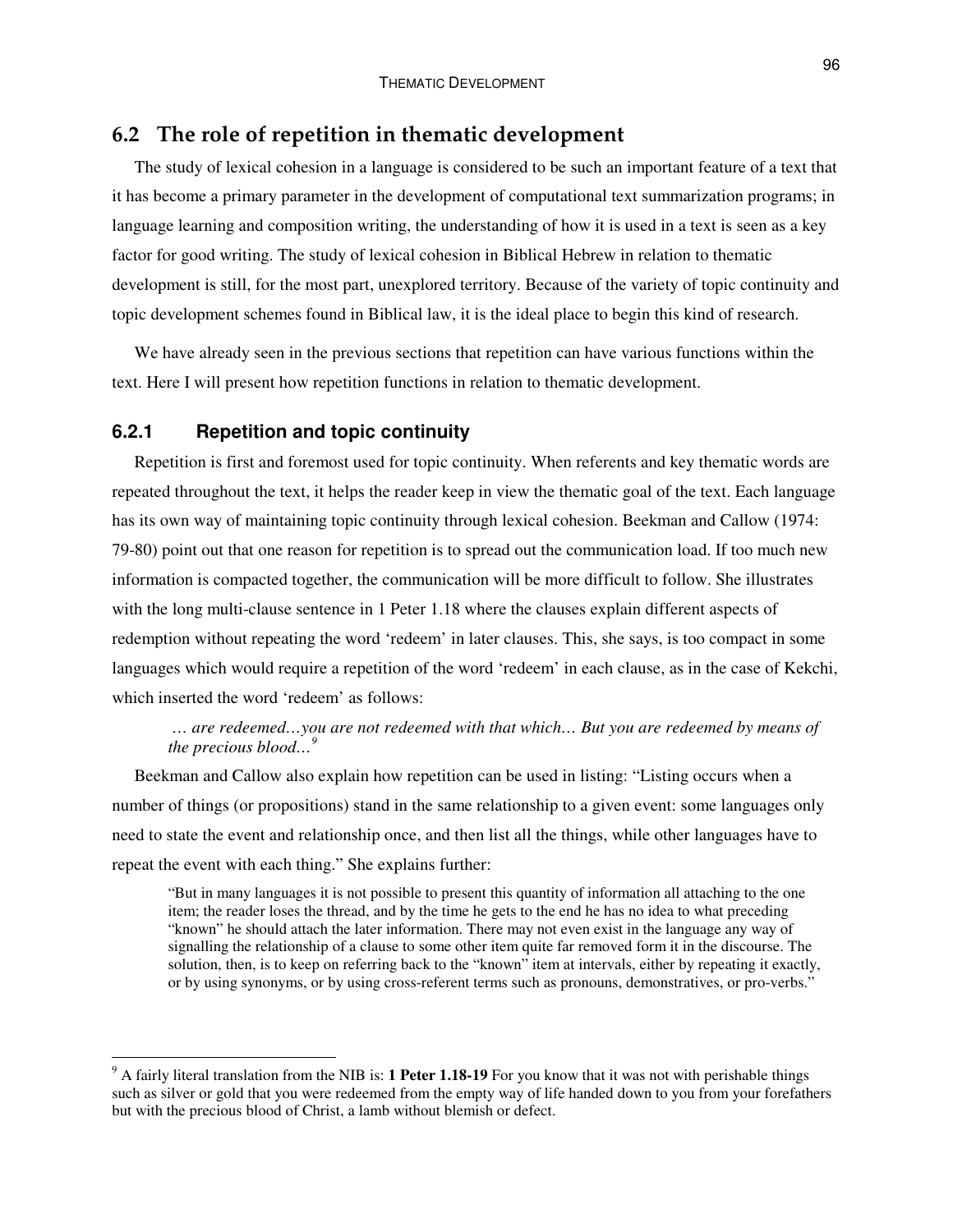## 6.2 The role of repetition in thematic development

The study of lexical cohesion in a language is considered to be such an important feature of a text that it has become a primary parameter in the development of computational text summarization programs; in language learning and composition writing, the understanding of how it is used in a text is seen as a key factor for good writing. The study of lexical cohesion in Biblical Hebrew in relation to thematic development is still, for the most part, unexplored territory. Because of the variety of topic continuity and topic development schemes found in Biblical law, it is the ideal place to begin this kind of research.

We have already seen in the previous sections that repetition can have various functions within the text. Here I will present how repetition functions in relation to thematic development.

### 6.2.1 Repetition and topic continuity

Repetition is first and foremost used for topic continuity. When referents and key thematic words are repeated throughout the text, it helps the reader keep in view the thematic goal of the text. Each language has its own way of maintaining topic continuity through lexical cohesion. Beekman and Callow (1974: 79-80) point out that one reason for repetition is to spread out the communication load. If too much new information is compacted together, the communication will be more difficult to follow. She illustrates with the long multi-clause sentence in 1 Peter 1.18 where the clauses explain different aspects of redemption without repeating the word 'redeem' in later clauses. This, she says, is too compact in some languages which would require a repetition of the word 'redeem' in each clause, as in the case of Kekchi, which inserted the word 'redeem' as follows:

> *… are redeemed…you are not redeemed with that which… But you are redeemed by means of the precious blood…*[9]

Beekman and Callow also explain how repetition can be used in listing: "Listing occurs when a number of things (or propositions) stand in the same relationship to a given event: some languages only need to state the event and relationship once, and then list all the things, while other languages have to repeat the event with each thing." She explains further:

> "But in many languages it is not possible to present this quantity of information all attaching to the one item; the reader loses the thread, and by the time he gets to the end he has no idea to what preceding "known" he should attach the later information. There may not even exist in the language any way of signalling the relationship of a clause to some other item quite far removed form it in the discourse. The solution, then, is to keep on referring back to the "known" item at intervals, either by repeating it exactly, or by using synonyms, or by using cross-referent terms such as pronouns, demonstratives, or pro-verbs."

---

[9] A fairly literal translation from the NIB is: **1 Peter 1.18-19** For you know that it was not with perishable things such as silver or gold that you were redeemed from the empty way of life handed down to you from your forefathers but with the precious blood of Christ, a lamb without blemish or defect.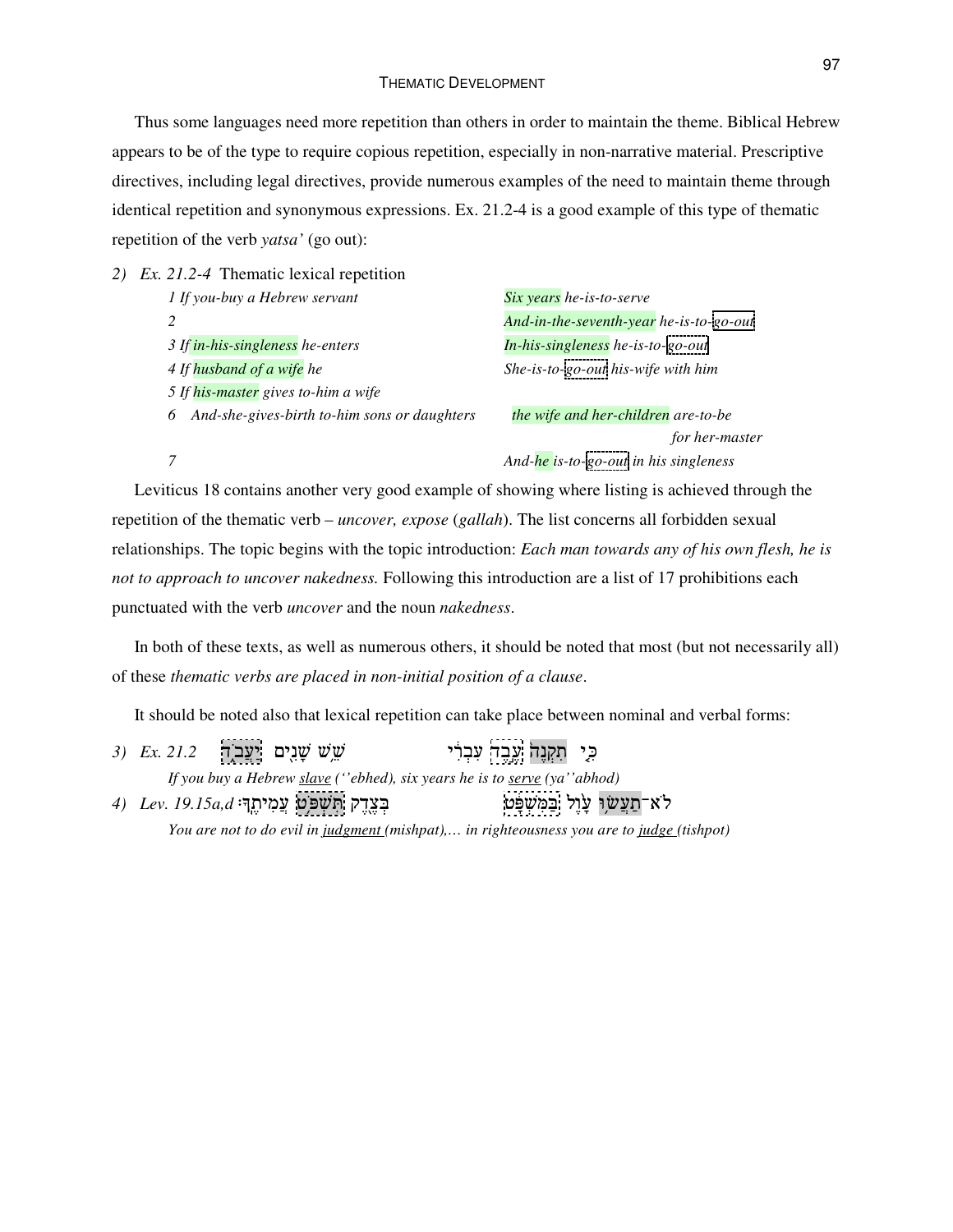Thus some languages need more repetition than others in order to maintain the theme. Biblical Hebrew appears to be of the type to require copious repetition, especially in non-narrative material. Prescriptive directives, including legal directives, provide numerous examples of the need to maintain theme through identical repetition and synonymous expressions. Ex. 21.2-4 is a good example of this type of thematic repetition of the verb *yatsa'* (go out):

2) *Ex. 21.2-4* Thematic lexical repetition

| | |
|---|---|
| *1 If you-buy a Hebrew servant* | *Six years he-is-to-serve* |
| *2* | *And-in-the-seventh-year he-is-to-go-out* |
| *3 If in-his-singleness he-enters* | *In-his-singleness he-is-to-go-out* |
| *4 If husband of a wife he* | *She-is-to-go-out his-wife with him* |
| *5 If his-master gives to-him a wife* | |
| *6 And-she-gives-birth to-him sons or daughters* | *the wife and her-children are-to-be for her-master* |
| *7* | *And-he is-to-go-out in his singleness* |

Leviticus 18 contains another very good example of showing where listing is achieved through the repetition of the thematic verb – *uncover, expose* (*gallah*). The list concerns all forbidden sexual relationships. The topic begins with the topic introduction: *Each man towards any of his own flesh, he is not to approach to uncover nakedness.* Following this introduction are a list of 17 prohibitions each punctuated with the verb *uncover* and the noun *nakedness*.

In both of these texts, as well as numerous others, it should be noted that most (but not necessarily all) of these *thematic verbs are placed in non-initial position of a clause*.

It should be noted also that lexical repetition can take place between nominal and verbal forms:

3) *Ex. 21.2* כִּי תִקְנֶה עֶבֶד עִבְרִי שֵׁשׁ שָׁנִים יַעֲבֹד

*If you buy a Hebrew slave (''ebhed), six years he is to serve (ya''abhod)*

4) *Lev. 19.15a,d* לֹא־תַעֲשׂוּ עָוֶל בַּמִּשְׁפָּט בְּצֶדֶק תִּשְׁפֹּט עֲמִיתֶךָ׃

*You are not to do evil in judgment (mishpat),… in righteousness you are to judge (tishpot)*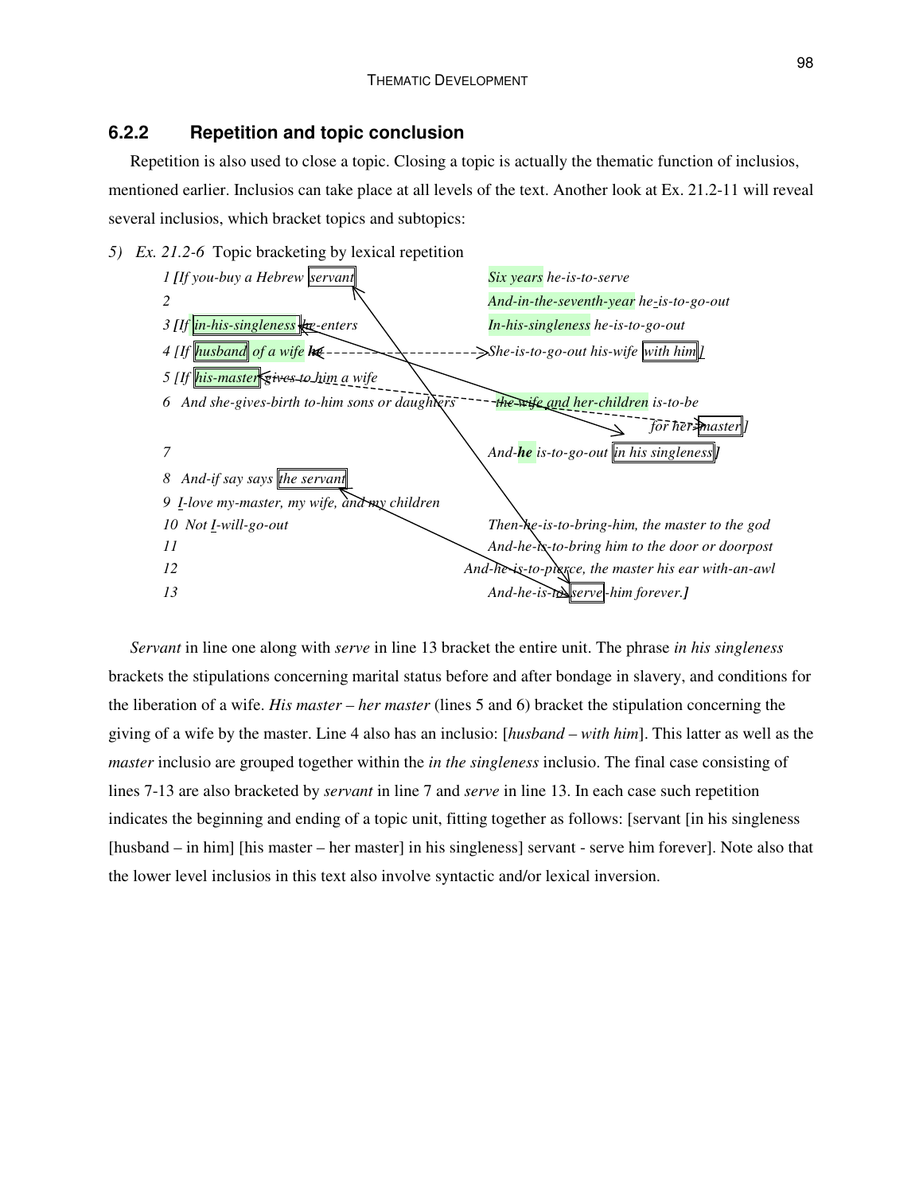### 6.2.2 Repetition and topic conclusion

Repetition is also used to close a topic. Closing a topic is actually the thematic function of inclusios, mentioned earlier. Inclusios can take place at all levels of the text. Another look at Ex. 21.2-11 will reveal several inclusios, which bracket topics and subtopics:

*5) Ex. 21.2-6* Topic bracketing by lexical repetition

| | | |
|---|---|---|
| 1 | *[If you-buy a Hebrew servant* | *Six years he-is-to-serve* |
| 2 | | *And-in-the-seventh-year he-is-to-go-out* |
| 3 | *[If in-his-singleness he-enters* | *In-his-singleness he-is-to-go-out* |
| 4 | *[If husband of a wife he* | *She-is-to-go-out his-wife with him]* |
| 5 | *[If his-master gives to him a wife* | |
| 6 | *And she-gives-birth to-him sons or daughters* | *the-wife and her-children is-to-be for her master]* |
| 7 | | *And-he is-to-go-out in his singleness]* |
| 8 | *And-if say says the servant* | |
| 9 | *I-love my-master, my wife, and my children* | |
| 10 | *Not I-will-go-out* | *Then-he-is-to-bring-him, the master to the god* |
| 11 | | *And-he-is-to-bring him to the door or doorpost* |
| 12 | | *And-he-is-to-pierce, the master his ear with-an-awl* |
| 13 | | *And-he-is-to-serve-him forever.]* |

*Servant* in line one along with *serve* in line 13 bracket the entire unit. The phrase *in his singleness* brackets the stipulations concerning marital status before and after bondage in slavery, and conditions for the liberation of a wife. *His master – her master* (lines 5 and 6) bracket the stipulation concerning the giving of a wife by the master. Line 4 also has an inclusio: [*husband – with him*]. This latter as well as the *master* inclusio are grouped together within the *in the singleness* inclusio. The final case consisting of lines 7-13 are also bracketed by *servant* in line 7 and *serve* in line 13. In each case such repetition indicates the beginning and ending of a topic unit, fitting together as follows: [servant [in his singleness [husband – in him] [his master – her master] in his singleness] servant - serve him forever]. Note also that the lower level inclusios in this text also involve syntactic and/or lexical inversion.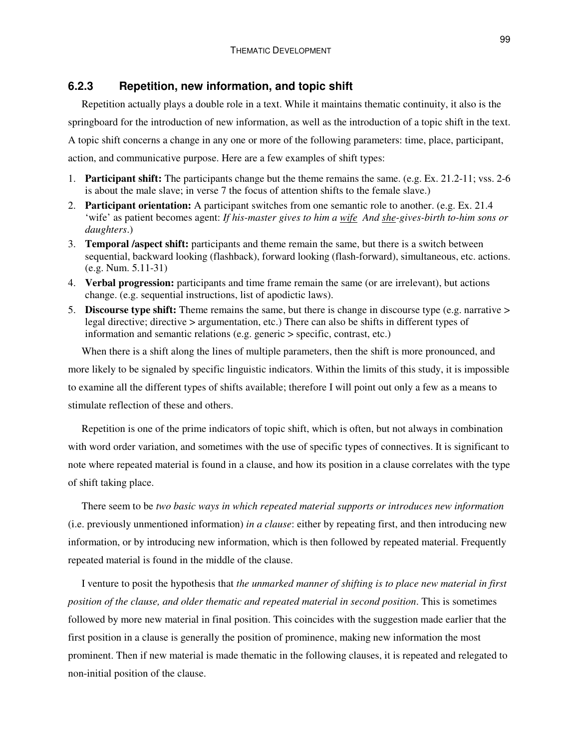### 6.2.3 Repetition, new information, and topic shift

Repetition actually plays a double role in a text. While it maintains thematic continuity, it also is the springboard for the introduction of new information, as well as the introduction of a topic shift in the text. A topic shift concerns a change in any one or more of the following parameters: time, place, participant, action, and communicative purpose. Here are a few examples of shift types:

1. **Participant shift:** The participants change but the theme remains the same. (e.g. Ex. 21.2-11; vss. 2-6 is about the male slave; in verse 7 the focus of attention shifts to the female slave.)
2. **Participant orientation:** A participant switches from one semantic role to another. (e.g. Ex. 21.4 'wife' as patient becomes agent: *If his-master gives to him a* <u>*wife*</u> *And* <u>*she*</u>*-gives-birth to-him sons or daughters*.)
3. **Temporal /aspect shift:** participants and theme remain the same, but there is a switch between sequential, backward looking (flashback), forward looking (flash-forward), simultaneous, etc. actions. (e.g. Num. 5.11-31)
4. **Verbal progression:** participants and time frame remain the same (or are irrelevant), but actions change. (e.g. sequential instructions, list of apodictic laws).
5. **Discourse type shift:** Theme remains the same, but there is change in discourse type (e.g. narrative > legal directive; directive > argumentation, etc.) There can also be shifts in different types of information and semantic relations (e.g. generic > specific, contrast, etc.)

When there is a shift along the lines of multiple parameters, then the shift is more pronounced, and more likely to be signaled by specific linguistic indicators. Within the limits of this study, it is impossible to examine all the different types of shifts available; therefore I will point out only a few as a means to stimulate reflection of these and others.

Repetition is one of the prime indicators of topic shift, which is often, but not always in combination with word order variation, and sometimes with the use of specific types of connectives. It is significant to note where repeated material is found in a clause, and how its position in a clause correlates with the type of shift taking place.

There seem to be *two basic ways in which repeated material supports or introduces new information* (i.e. previously unmentioned information) *in a clause*: either by repeating first, and then introducing new information, or by introducing new information, which is then followed by repeated material. Frequently repeated material is found in the middle of the clause.

I venture to posit the hypothesis that *the unmarked manner of shifting is to place new material in first position of the clause, and older thematic and repeated material in second position*. This is sometimes followed by more new material in final position. This coincides with the suggestion made earlier that the first position in a clause is generally the position of prominence, making new information the most prominent. Then if new material is made thematic in the following clauses, it is repeated and relegated to non-initial position of the clause.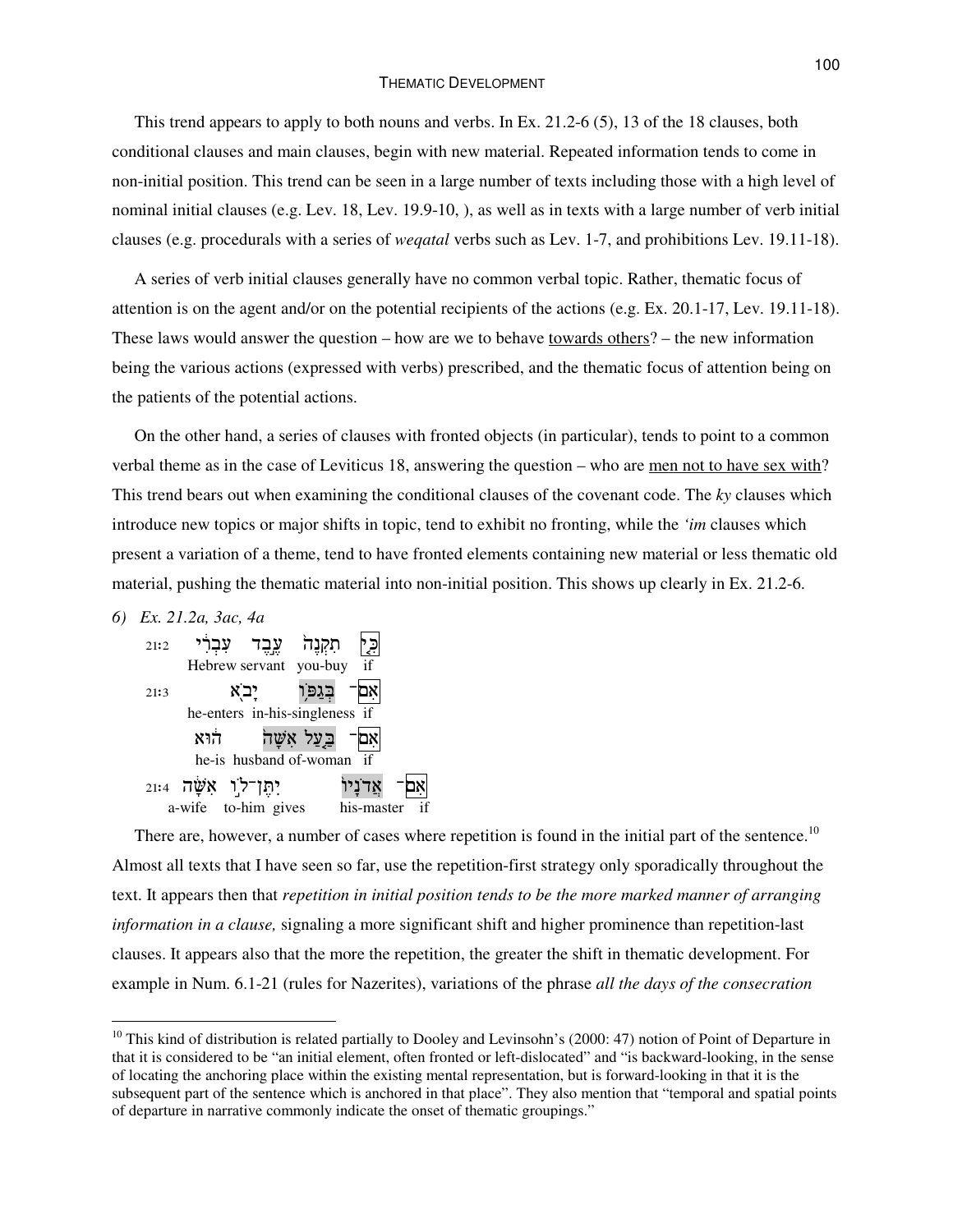This trend appears to apply to both nouns and verbs. In Ex. 21.2-6 (5), 13 of the 18 clauses, both conditional clauses and main clauses, begin with new material. Repeated information tends to come in non-initial position. This trend can be seen in a large number of texts including those with a high level of nominal initial clauses (e.g. Lev. 18, Lev. 19.9-10, ), as well as in texts with a large number of verb initial clauses (e.g. procedurals with a series of *weqatal* verbs such as Lev. 1-7, and prohibitions Lev. 19.11-18).

A series of verb initial clauses generally have no common verbal topic. Rather, thematic focus of attention is on the agent and/or on the potential recipients of the actions (e.g. Ex. 20.1-17, Lev. 19.11-18). These laws would answer the question – how are we to behave towards others? – the new information being the various actions (expressed with verbs) prescribed, and the thematic focus of attention being on the patients of the potential actions.

On the other hand, a series of clauses with fronted objects (in particular), tends to point to a common verbal theme as in the case of Leviticus 18, answering the question – who are men not to have sex with? This trend bears out when examining the conditional clauses of the covenant code. The *ky* clauses which introduce new topics or major shifts in topic, tend to exhibit no fronting, while the *'im* clauses which present a variation of a theme, tend to have fronted elements containing new material or less thematic old material, pushing the thematic material into non-initial position. This shows up clearly in Ex. 21.2-6.

*6) Ex. 21.2a, 3ac, 4a*

| | | | | |
|---|---|---|---|---|
| 21:2 | עִבְרִ֔י | עֶ֣בֶד | תִקְנֶה֙ | כִּ֤י |
| | Hebrew | servant | you-buy | if |
| 21:3 | | יָבֹ֖א | בְּגַפּ֥וֹ | אִם־ |
| | | he-enters | in-his-singleness | if |
| | | ה֔וּא | בַּ֤עַל אִשָּׁה֙ | אִם־ |
| | | he-is | husband of-woman | if |
| 21:4 | אִשָּׁ֔ה | יִתֶּן־ל֣וֹ | אֲדֹנָיו֙ | אִם־ |
| | a-wife | to-him gives | his-master | if |

There are, however, a number of cases where repetition is found in the initial part of the sentence.[10] Almost all texts that I have seen so far, use the repetition-first strategy only sporadically throughout the text. It appears then that *repetition in initial position tends to be the more marked manner of arranging information in a clause,* signaling a more significant shift and higher prominence than repetition-last clauses. It appears also that the more the repetition, the greater the shift in thematic development. For example in Num. 6.1-21 (rules for Nazerites), variations of the phrase *all the days of the consecration*

[10] This kind of distribution is related partially to Dooley and Levinsohn's (2000: 47) notion of Point of Departure in that it is considered to be "an initial element, often fronted or left-dislocated" and "is backward-looking, in the sense of locating the anchoring place within the existing mental representation, but is forward-looking in that it is the subsequent part of the sentence which is anchored in that place". They also mention that "temporal and spatial points of departure in narrative commonly indicate the onset of thematic groupings."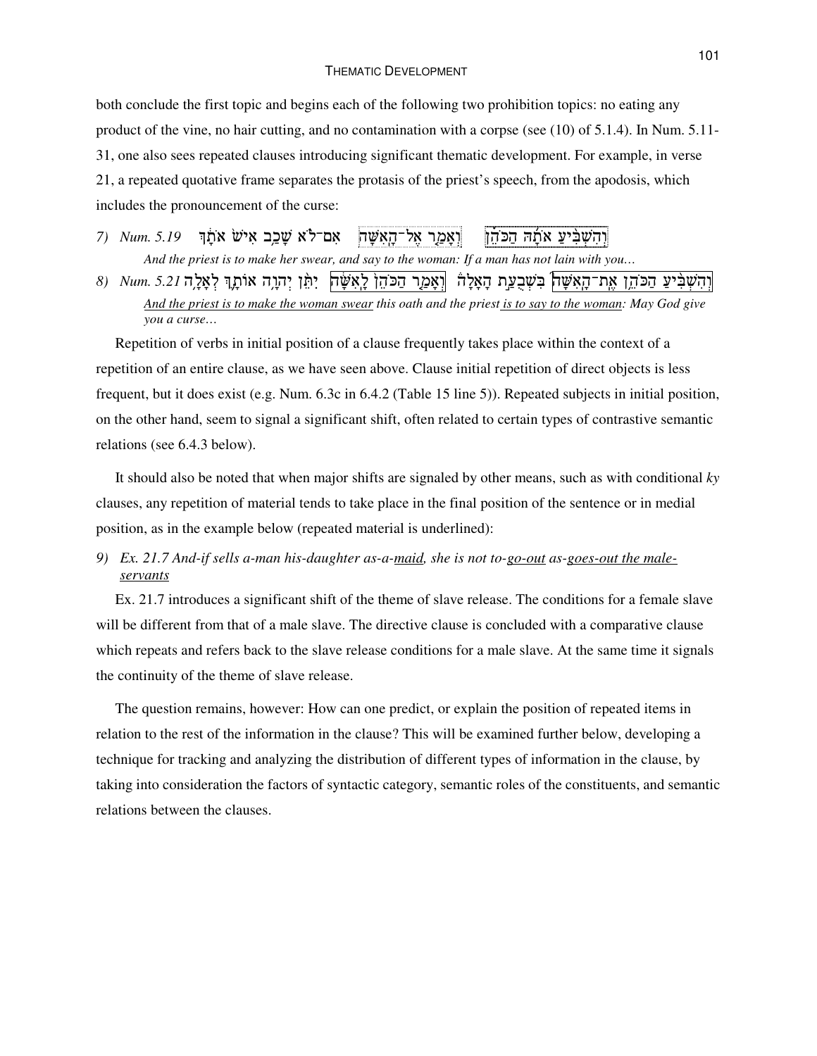both conclude the first topic and begins each of the following two prohibition topics: no eating any product of the vine, no hair cutting, and no contamination with a corpse (see (10) of 5.1.4). In Num. 5.11-31, one also sees repeated clauses introducing significant thematic development. For example, in verse 21, a repeated quotative frame separates the protasis of the priest's speech, from the apodosis, which includes the pronouncement of the curse:

7) *Num. 5.19* וְהִשְׁבִּיעַ אֹתָהּ הַכֹּהֵן וְאָמַר אֶל־הָאִשָּׁה אִם־לֹא שָׁכַב אִישׁ אֹתָךְ

*And the priest is to make her swear, and say to the woman: If a man has not lain with you…*

8) *Num. 5.21* וְהִשְׁבִּיעַ הַכֹּהֵן אֶת־הָאִשָּׁה בִּשְׁבֻעַת הָאָלָה וְאָמַר הַכֹּהֵן לָאִשָּׁה יִתֵּן יְהוָה אוֹתָךְ לְאָלָה

*<u>And the priest is to make the woman swear</u> this oath and the priest <u>is to say to the woman</u>: May God give you a curse…*

Repetition of verbs in initial position of a clause frequently takes place within the context of a repetition of an entire clause, as we have seen above. Clause initial repetition of direct objects is less frequent, but it does exist (e.g. Num. 6.3c in 6.4.2 (Table 15 line 5)). Repeated subjects in initial position, on the other hand, seem to signal a significant shift, often related to certain types of contrastive semantic relations (see 6.4.3 below).

It should also be noted that when major shifts are signaled by other means, such as with conditional *ky* clauses, any repetition of material tends to take place in the final position of the sentence or in medial position, as in the example below (repeated material is underlined):

9) *Ex. 21.7 And-if sells a-man his-daughter as-a-<u>maid</u>, she is not to-<u>go-out</u> as-<u>goes-out the male-servants</u>*

Ex. 21.7 introduces a significant shift of the theme of slave release. The conditions for a female slave will be different from that of a male slave. The directive clause is concluded with a comparative clause which repeats and refers back to the slave release conditions for a male slave. At the same time it signals the continuity of the theme of slave release.

The question remains, however: How can one predict, or explain the position of repeated items in relation to the rest of the information in the clause? This will be examined further below, developing a technique for tracking and analyzing the distribution of different types of information in the clause, by taking into consideration the factors of syntactic category, semantic roles of the constituents, and semantic relations between the clauses.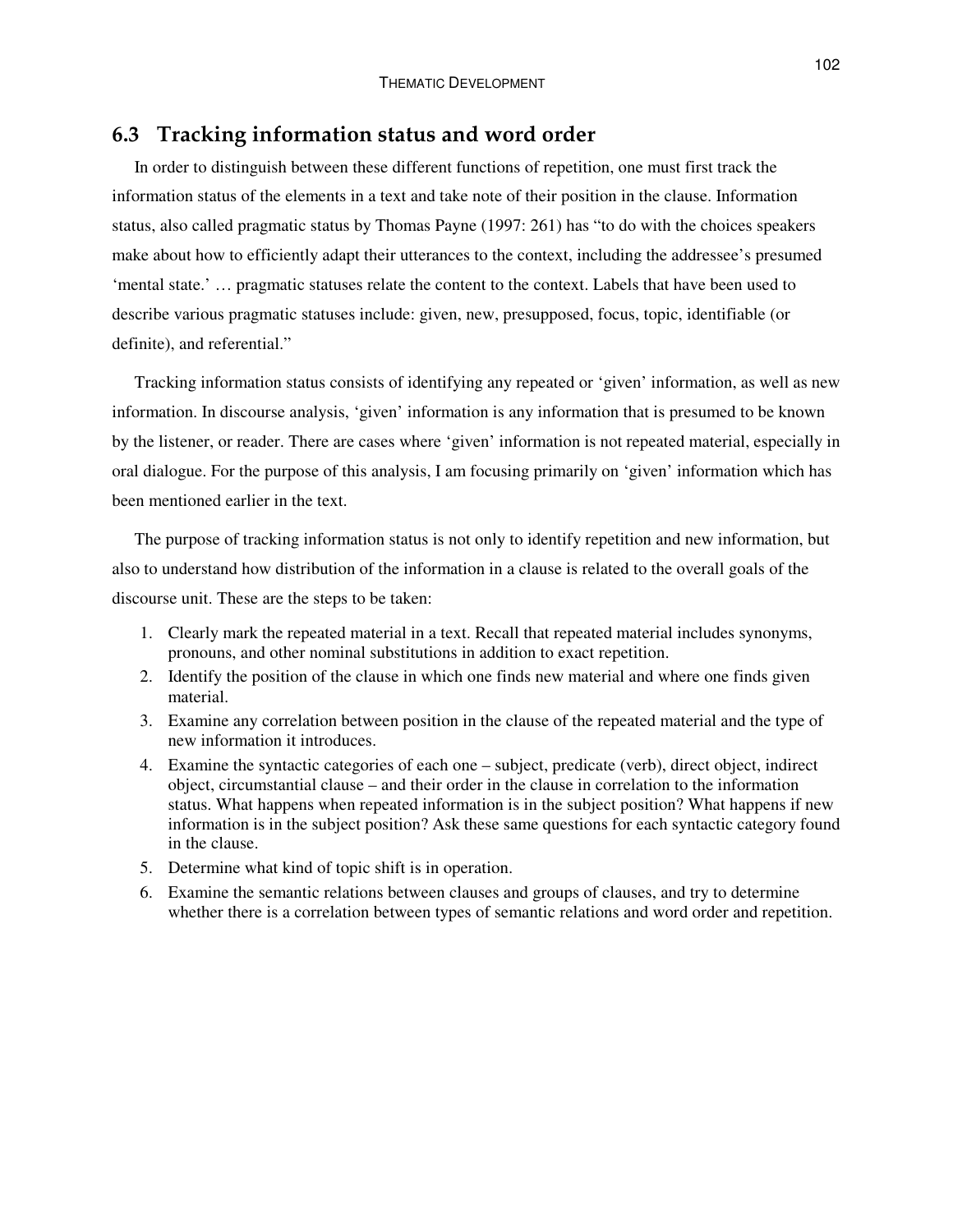## 6.3 Tracking information status and word order

In order to distinguish between these different functions of repetition, one must first track the information status of the elements in a text and take note of their position in the clause. Information status, also called pragmatic status by Thomas Payne (1997: 261) has "to do with the choices speakers make about how to efficiently adapt their utterances to the context, including the addressee's presumed 'mental state.' … pragmatic statuses relate the content to the context. Labels that have been used to describe various pragmatic statuses include: given, new, presupposed, focus, topic, identifiable (or definite), and referential."

Tracking information status consists of identifying any repeated or 'given' information, as well as new information. In discourse analysis, 'given' information is any information that is presumed to be known by the listener, or reader. There are cases where 'given' information is not repeated material, especially in oral dialogue. For the purpose of this analysis, I am focusing primarily on 'given' information which has been mentioned earlier in the text.

The purpose of tracking information status is not only to identify repetition and new information, but also to understand how distribution of the information in a clause is related to the overall goals of the discourse unit. These are the steps to be taken:

1. Clearly mark the repeated material in a text. Recall that repeated material includes synonyms, pronouns, and other nominal substitutions in addition to exact repetition.
2. Identify the position of the clause in which one finds new material and where one finds given material.
3. Examine any correlation between position in the clause of the repeated material and the type of new information it introduces.
4. Examine the syntactic categories of each one – subject, predicate (verb), direct object, indirect object, circumstantial clause – and their order in the clause in correlation to the information status. What happens when repeated information is in the subject position? What happens if new information is in the subject position? Ask these same questions for each syntactic category found in the clause.
5. Determine what kind of topic shift is in operation.
6. Examine the semantic relations between clauses and groups of clauses, and try to determine whether there is a correlation between types of semantic relations and word order and repetition.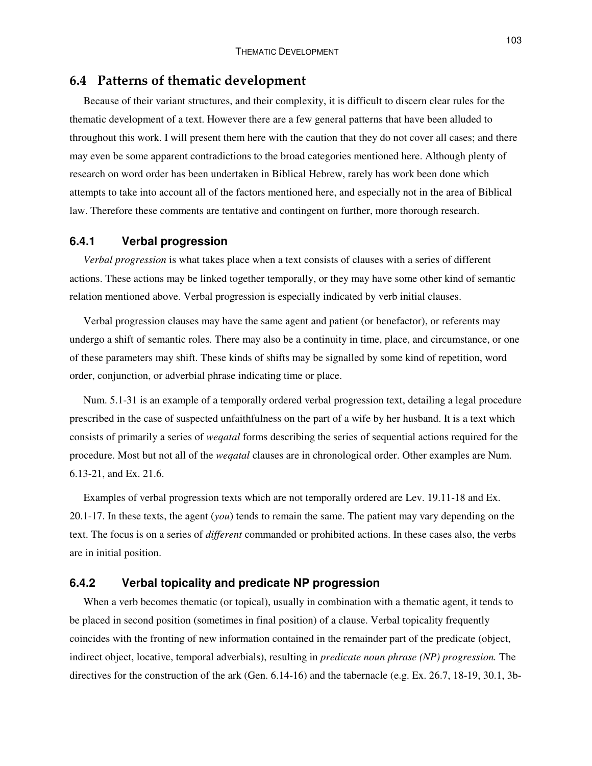## 6.4 Patterns of thematic development

Because of their variant structures, and their complexity, it is difficult to discern clear rules for the thematic development of a text. However there are a few general patterns that have been alluded to throughout this work. I will present them here with the caution that they do not cover all cases; and there may even be some apparent contradictions to the broad categories mentioned here. Although plenty of research on word order has been undertaken in Biblical Hebrew, rarely has work been done which attempts to take into account all of the factors mentioned here, and especially not in the area of Biblical law. Therefore these comments are tentative and contingent on further, more thorough research.

### 6.4.1 Verbal progression

*Verbal progression* is what takes place when a text consists of clauses with a series of different actions. These actions may be linked together temporally, or they may have some other kind of semantic relation mentioned above. Verbal progression is especially indicated by verb initial clauses.

Verbal progression clauses may have the same agent and patient (or benefactor), or referents may undergo a shift of semantic roles. There may also be a continuity in time, place, and circumstance, or one of these parameters may shift. These kinds of shifts may be signalled by some kind of repetition, word order, conjunction, or adverbial phrase indicating time or place.

Num. 5.1-31 is an example of a temporally ordered verbal progression text, detailing a legal procedure prescribed in the case of suspected unfaithfulness on the part of a wife by her husband. It is a text which consists of primarily a series of *weqatal* forms describing the series of sequential actions required for the procedure. Most but not all of the *weqatal* clauses are in chronological order. Other examples are Num. 6.13-21, and Ex. 21.6.

Examples of verbal progression texts which are not temporally ordered are Lev. 19.11-18 and Ex. 20.1-17. In these texts, the agent (*you*) tends to remain the same. The patient may vary depending on the text. The focus is on a series of *different* commanded or prohibited actions. In these cases also, the verbs are in initial position.

### 6.4.2 Verbal topicality and predicate NP progression

When a verb becomes thematic (or topical), usually in combination with a thematic agent, it tends to be placed in second position (sometimes in final position) of a clause. Verbal topicality frequently coincides with the fronting of new information contained in the remainder part of the predicate (object, indirect object, locative, temporal adverbials), resulting in *predicate noun phrase (NP) progression.* The directives for the construction of the ark (Gen. 6.14-16) and the tabernacle (e.g. Ex. 26.7, 18-19, 30.1, 3b-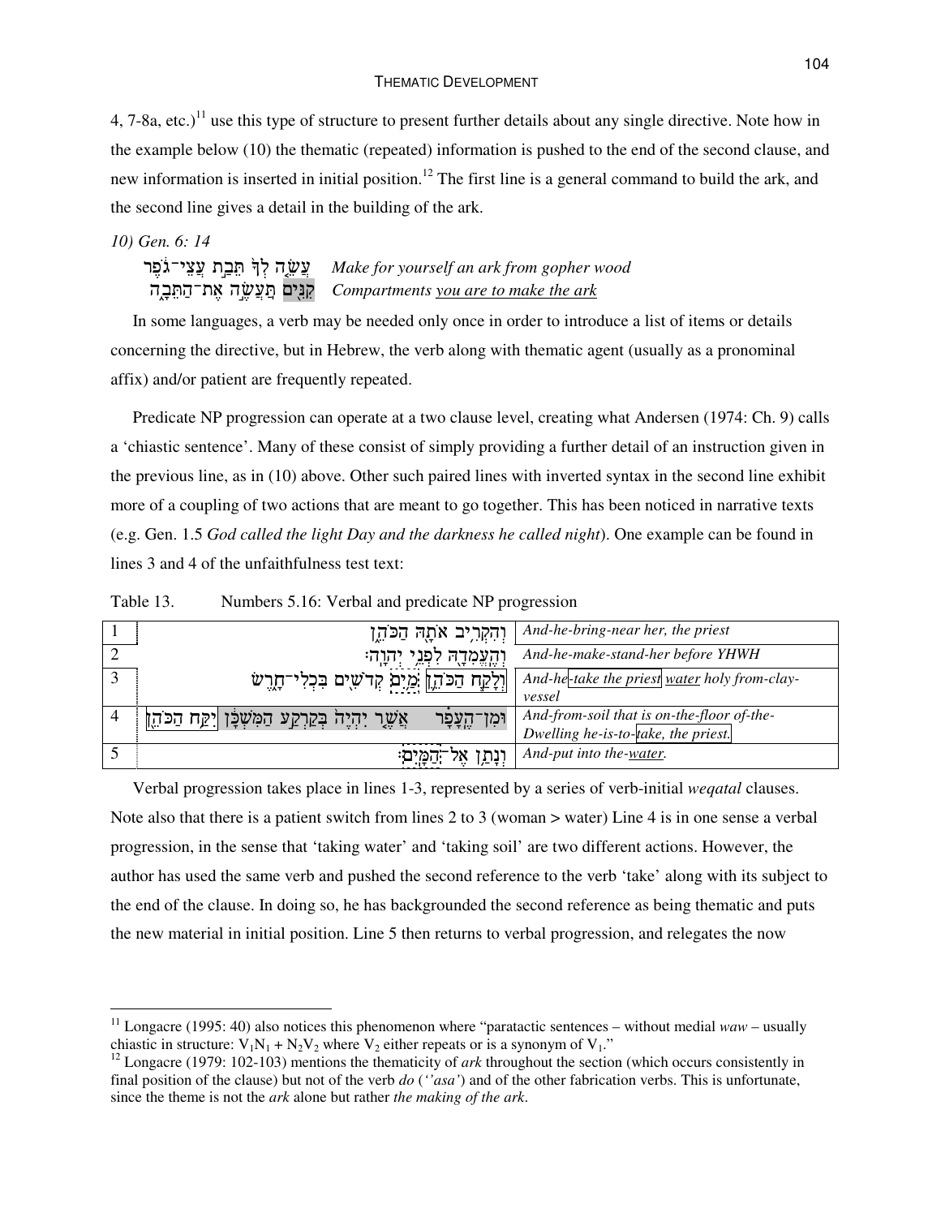4, 7-8a, etc.)[11] use this type of structure to present further details about any single directive. Note how in the example below (10) the thematic (repeated) information is pushed to the end of the second clause, and new information is inserted in initial position.[12] The first line is a general command to build the ark, and the second line gives a detail in the building of the ark.

*10) Gen. 6: 14*

| | |
|---|---|
| עֲשֵׂ֤ה לְךָ֙ תֵּבַ֣ת עֲצֵי־גֹ֔פֶר | *Make for yourself an ark from gopher wood* |
| קִנִּ֖ים תַּעֲשֶׂ֣ה אֶת־הַתֵּבָ֑ה | *Compartments you are to make the ark* |

In some languages, a verb may be needed only once in order to introduce a list of items or details concerning the directive, but in Hebrew, the verb along with thematic agent (usually as a pronominal affix) and/or patient are frequently repeated.

Predicate NP progression can operate at a two clause level, creating what Andersen (1974: Ch. 9) calls a 'chiastic sentence'. Many of these consist of simply providing a further detail of an instruction given in the previous line, as in (10) above. Other such paired lines with inverted syntax in the second line exhibit more of a coupling of two actions that are meant to go together. This has been noticed in narrative texts (e.g. Gen. 1.5 *God called the light Day and the darkness he called night*). One example can be found in lines 3 and 4 of the unfaithfulness test text:

Table 13. Numbers 5.16: Verbal and predicate NP progression

| | | |
|---|---|---|
| 1 | וְהִקְרִ֥יב אֹתָ֖הּ הַכֹּהֵ֑ן | *And-he-bring-near her, the priest* |
| 2 | וְהֶֽעֱמִדָ֖הּ לִפְנֵ֥י יְהוָֽה׃ | *And-he-make-stand-her before YHWH* |
| 3 | וְלָקַ֧ח הַכֹּהֵ֛ן מַ֥יִם קְדֹשִׁ֖ים בִּכְלִי־חָ֑רֶשׂ | *And-he-take the priest water holy from-clay-vessel* |
| 4 | וּמִן־הֶֽעָפָ֗ר אֲשֶׁ֤ר יִהְיֶה֙ בְּקַרְקַ֣ע הַמִּשְׁכָּ֔ן יִקַּ֥ח הַכֹּהֵ֖ן | *And-from-soil that is on-the-floor of-the-Dwelling he-is-to-take, the priest.* |
| 5 | וְנָתַ֥ן אֶל־הַמָּֽיִם׃ | *And-put into the-water.* |

Verbal progression takes place in lines 1-3, represented by a series of verb-initial *weqatal* clauses. Note also that there is a patient switch from lines 2 to 3 (woman > water) Line 4 is in one sense a verbal progression, in the sense that 'taking water' and 'taking soil' are two different actions. However, the author has used the same verb and pushed the second reference to the verb 'take' along with its subject to the end of the clause. In doing so, he has backgrounded the second reference as being thematic and puts the new material in initial position. Line 5 then returns to verbal progression, and relegates the now

---

[11] Longacre (1995: 40) also notices this phenomenon where "paratactic sentences – without medial *waw* – usually chiastic in structure: $V_1N_1 + N_2V_2$ where $V_2$ either repeats or is a synonym of $V_1$."

[12] Longacre (1979: 102-103) mentions the thematicity of *ark* throughout the section (which occurs consistently in final position of the clause) but not of the verb *do* (*''asa'*) and of the other fabrication verbs. This is unfortunate, since the theme is not the *ark* alone but rather *the making of the ark*.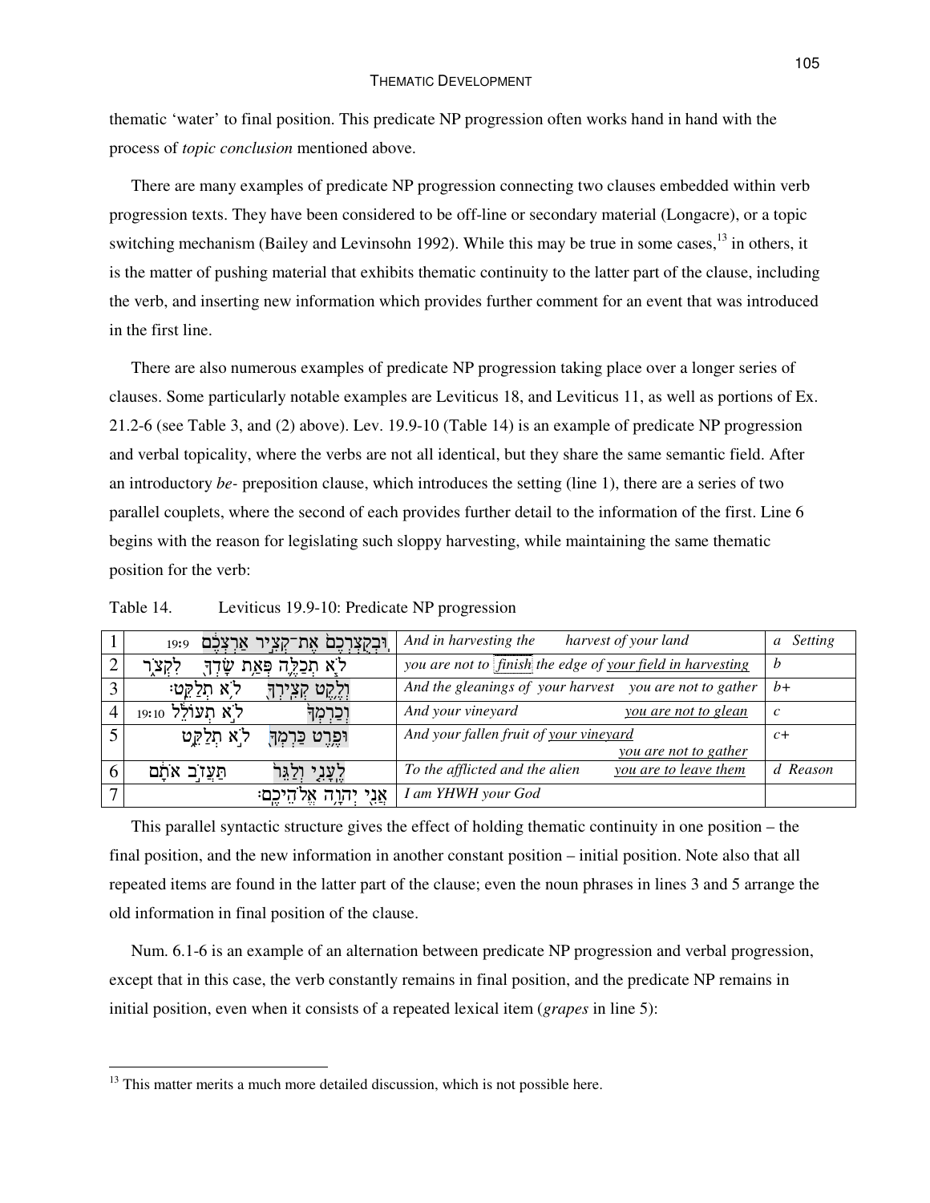thematic 'water' to final position. This predicate NP progression often works hand in hand with the process of *topic conclusion* mentioned above.

There are many examples of predicate NP progression connecting two clauses embedded within verb progression texts. They have been considered to be off-line or secondary material (Longacre), or a topic switching mechanism (Bailey and Levinsohn 1992). While this may be true in some cases,[13] in others, it is the matter of pushing material that exhibits thematic continuity to the latter part of the clause, including the verb, and inserting new information which provides further comment for an event that was introduced in the first line.

There are also numerous examples of predicate NP progression taking place over a longer series of clauses. Some particularly notable examples are Leviticus 18, and Leviticus 11, as well as portions of Ex. 21.2-6 (see Table 3, and (2) above). Lev. 19.9-10 (Table 14) is an example of predicate NP progression and verbal topicality, where the verbs are not all identical, but they share the same semantic field. After an introductory *be-* preposition clause, which introduces the setting (line 1), there are a series of two parallel couplets, where the second of each provides further detail to the information of the first. Line 6 begins with the reason for legislating such sloppy harvesting, while maintaining the same thematic position for the verb:

Table 14. Leviticus 19.9-10: Predicate NP progression

| | | | |
|---|---|---|---|
| 1 | 19:9 וּבְקֻצְרְכֶם֙ אֶת־קְצִ֣יר אַרְצְכֶ֔ם | *And in harvesting the harvest of your land* | *a Setting* |
| 2 | לֹ֧א תְכַלֶּ֛ה פְּאַ֥ת שָׂדְךָ֖ לִקְצֹ֑ר | *you are not to finish the edge of your field in harvesting* | *b* |
| 3 | וְלֶ֥קֶט קְצִירְךָ֖ לֹ֥א תְלַקֵּֽט׃ | *And the gleanings of your harvest you are not to gather* | *b+* |
| 4 | וְכַרְמְךָ֙ לֹ֣א תְעוֹלֵ֔ל 19:10 | *And your vineyard you are not to glean* | *c* |
| 5 | וּפֶ֥רֶט כַּרְמְךָ֖ לֹ֣א תְלַקֵּ֑ט | *And your fallen fruit of your vineyard you are not to gather* | *c+* |
| 6 | לֶֽעָנִ֤י וְלַגֵּר֙ תַּעֲזֹ֣ב אֹתָ֔ם | *To the afflicted and the alien you are to leave them* | *d Reason* |
| 7 | אֲנִ֖י יְהוָ֥ה אֱלֹהֵיכֶֽם׃ | *I am YHWH your God* | |

This parallel syntactic structure gives the effect of holding thematic continuity in one position – the final position, and the new information in another constant position – initial position. Note also that all repeated items are found in the latter part of the clause; even the noun phrases in lines 3 and 5 arrange the old information in final position of the clause.

Num. 6.1-6 is an example of an alternation between predicate NP progression and verbal progression, except that in this case, the verb constantly remains in final position, and the predicate NP remains in initial position, even when it consists of a repeated lexical item (*grapes* in line 5):

[13] This matter merits a much more detailed discussion, which is not possible here.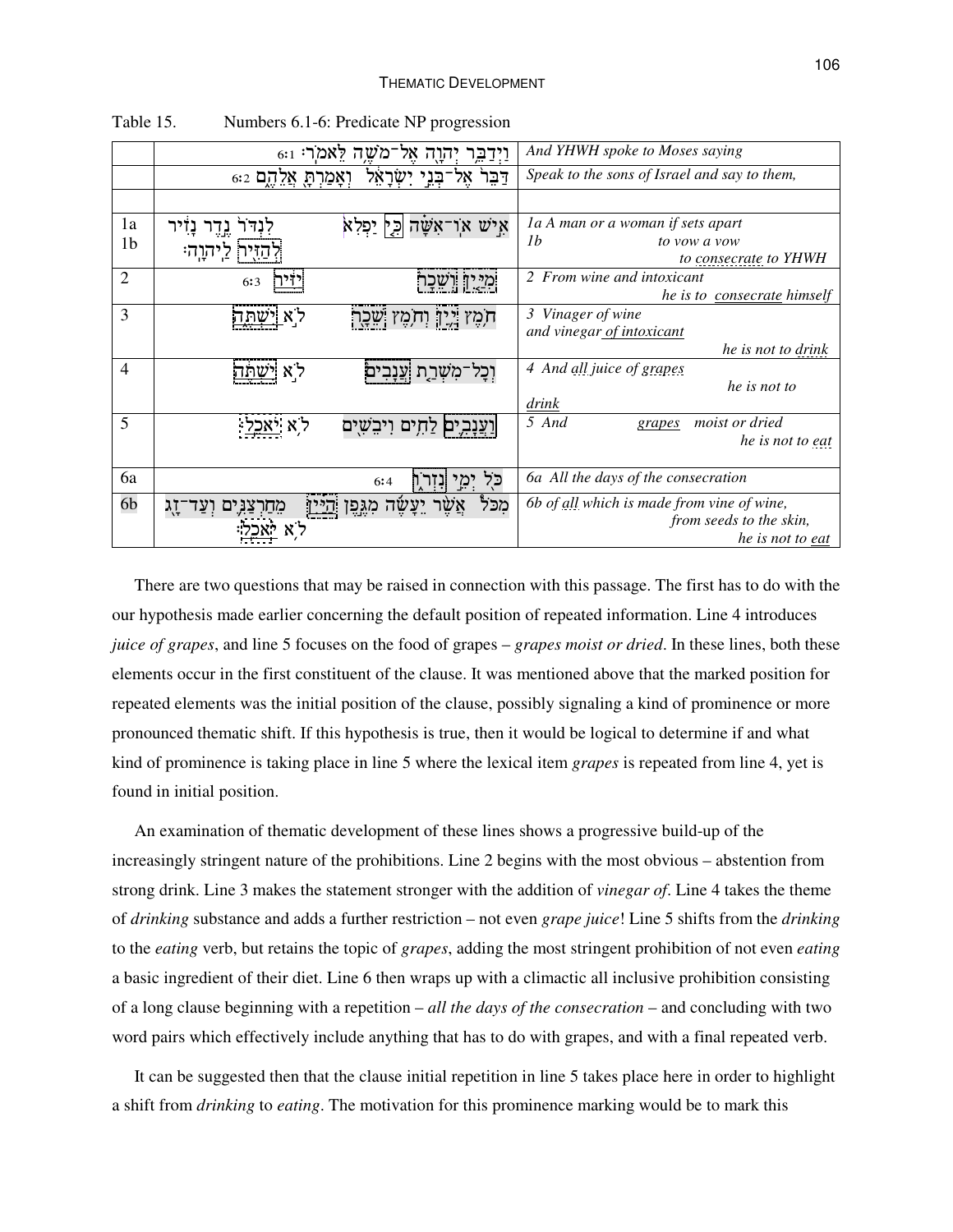Table 15. Numbers 6.1-6: Predicate NP progression

| | | |
|---|---|---|
| | וַיְדַבֵּר יְהוָה אֶל־מֹשֶׁה לֵּאמֹר׃ 6:1 | *And YHWH spoke to Moses saying* |
| | דַּבֵּר אֶל־בְּנֵי יִשְׂרָאֵל וְאָמַרְתָּ אֲלֵהֶם 6:2 | *Speak to the sons of Israel and say to them,* |
| | | |
| 1a<br>1b | אִישׁ אוֹ־אִשָּׁה כִּי יַפְלִא לִנְדֹּר נֶדֶר נָזִיר<br>לְהַזִּיר לַיהוָה׃ | *1a A man or a woman if sets apart*<br>*1b to vow a vow*<br>*to consecrate to YHWH* |
| 2 | מִיַּיִן וְשֵׁכָר יַזִּיר 6:3 | *2 From wine and intoxicant*<br>*he is to consecrate himself* |
| 3 | חֹמֶץ יַיִן וְחֹמֶץ שֵׁכָר לֹא יִשְׁתֶּה | *3 Vinager of wine*<br>*and vinegar of intoxicant*<br>*he is not to drink* |
| 4 | וְכָל־מִשְׁרַת עֲנָבִים לֹא יִשְׁתֶּה | *4 And all juice of grapes*<br>*he is not to drink* |
| 5 | וַעֲנָבִים לַחִים וִיבֵשִׁים לֹא יֹאכֵל׃ | *5 And grapes moist or dried*<br>*he is not to eat* |
| 6a | כֹּל יְמֵי נִזְרוֹ 6:4 | *6a All the days of the consecration* |
| 6b | מִכֹּל אֲשֶׁר יֵעָשֶׂה מִגֶּפֶן הַיַּיִן מֵחַרְצַנִּים וְעַד־זָג<br>לֹא יֹאכֵל׃ | *6b of all which is made from vine of wine,*<br>*from seeds to the skin,*<br>*he is not to eat* |

There are two questions that may be raised in connection with this passage. The first has to do with the our hypothesis made earlier concerning the default position of repeated information. Line 4 introduces *juice of grapes*, and line 5 focuses on the food of grapes – *grapes moist or dried*. In these lines, both these elements occur in the first constituent of the clause. It was mentioned above that the marked position for repeated elements was the initial position of the clause, possibly signaling a kind of prominence or more pronounced thematic shift. If this hypothesis is true, then it would be logical to determine if and what kind of prominence is taking place in line 5 where the lexical item *grapes* is repeated from line 4, yet is found in initial position.

An examination of thematic development of these lines shows a progressive build-up of the increasingly stringent nature of the prohibitions. Line 2 begins with the most obvious – abstention from strong drink. Line 3 makes the statement stronger with the addition of *vinegar of*. Line 4 takes the theme of *drinking* substance and adds a further restriction – not even *grape juice*! Line 5 shifts from the *drinking* to the *eating* verb, but retains the topic of *grapes*, adding the most stringent prohibition of not even *eating* a basic ingredient of their diet. Line 6 then wraps up with a climactic all inclusive prohibition consisting of a long clause beginning with a repetition – *all the days of the consecration* – and concluding with two word pairs which effectively include anything that has to do with grapes, and with a final repeated verb.

It can be suggested then that the clause initial repetition in line 5 takes place here in order to highlight a shift from *drinking* to *eating*. The motivation for this prominence marking would be to mark this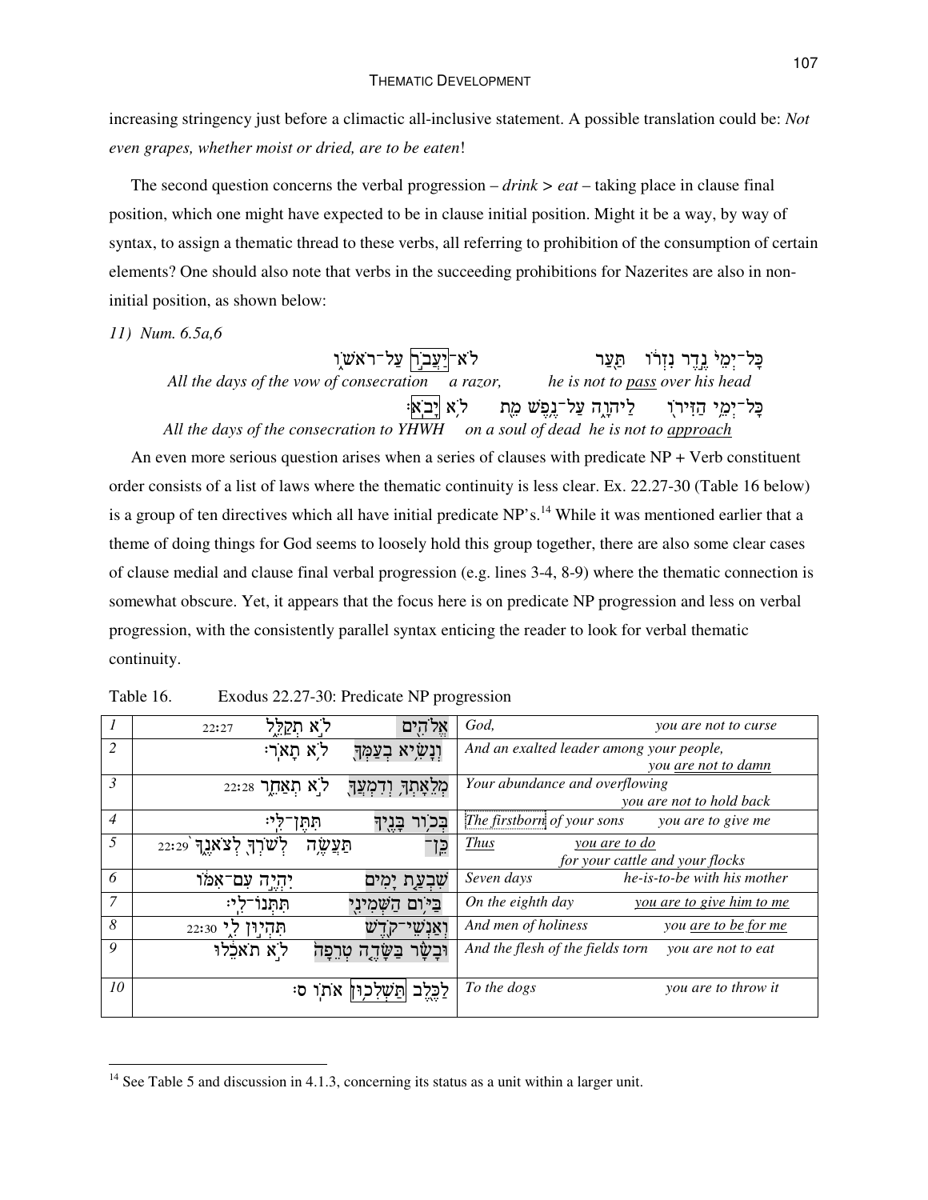increasing stringency just before a climactic all-inclusive statement. A possible translation could be: *Not even grapes, whether moist or dried, are to be eaten*!

The second question concerns the verbal progression – *drink* > *eat* – taking place in clause final position, which one might have expected to be in clause initial position. Might it be a way, by way of syntax, to assign a thematic thread to these verbs, all referring to prohibition of the consumption of certain elements? One should also note that verbs in the succeeding prohibitions for Nazerites are also in non-initial position, as shown below:

*11) Num. 6.5a,6*

כָּל־יְמֵי֙ נֶ֣דֶר נִזְר֔וֹ תַּ֖עַר לֹא־יַעֲבֹ֣ר עַל־רֹאשׁ֑וֹ

*All the days of the vow of consecration a razor, he is not to* <u>*pass*</u> *over his head*

כָּל־יְמֵ֥י הַזִּירֹ֖ו לַיהוָ֑ה עַל־נֶ֥פֶשׁ מֵ֖ת לֹ֥א יָבֹֽא׃

*All the days of the consecration to YHWH on a soul of dead he is not to* <u>*approach*</u>

An even more serious question arises when a series of clauses with predicate NP + Verb constituent order consists of a list of laws where the thematic continuity is less clear. Ex. 22.27-30 (Table 16 below) is a group of ten directives which all have initial predicate NP's.[14] While it was mentioned earlier that a theme of doing things for God seems to loosely hold this group together, there are also some clear cases of clause medial and clause final verbal progression (e.g. lines 3-4, 8-9) where the thematic connection is somewhat obscure. Yet, it appears that the focus here is on predicate NP progression and less on verbal progression, with the consistently parallel syntax enticing the reader to look for verbal thematic continuity.

Table 16. Exodus 22.27-30: Predicate NP progression

| | Hebrew | English |
|---|---|---|
| *1* | 22:27 אֱלֹהִ֖ים לֹ֣א תְקַלֵּ֑ל | God, *you are not to curse* |
| *2* | וְנָשִׂ֥יא בְעַמְּךָ֖ לֹ֥א תָאֹֽר׃ | And an exalted leader among your people, *you* <u>*are not to damn*</u> |
| *3* | 22:28 מְלֵאָתְךָ֥ וְדִמְעֲךָ֖ לֹ֣א תְאַחֵ֑ר | Your abundance and overflowing *you are not to hold back* |
| *4* | בְּכ֥וֹר בָּנֶ֖יךָ תִּתֶּן־לִּֽי׃ | The firstborn of your sons *you are to give me* |
| *5* | 22:29 כֵּֽן־תַּעֲשֶׂ֥ה לְשֹׁרְךָ֖ לְצֹאנֶ֑ךָ | <u>Thus</u> <u>*you are to do*</u> *for your cattle and your flocks* |
| *6* | שִׁבְעַ֤ת יָמִים֙ יִהְיֶ֣ה עִם־אִמּ֔וֹ | Seven days *he-is-to-be with his mother* |
| *7* | בַּיּ֥וֹם הַשְּׁמִינִ֖י תִּתְּנוֹ־לִֽי׃ | On the eighth day <u>*you are to give him to me*</u> |
| *8* | 22:30 וְאַנְשֵׁי־קֹ֖דֶשׁ תִּהְי֣וּן לִ֑י | And men of holiness *you* <u>*are to be for me*</u> |
| *9* | וּבָשָׂ֨ר בַּשָּׂדֶ֤ה טְרֵפָה֙ לֹ֣א תֹאכֵ֔לוּ | And the flesh of the fields torn *you are not to eat* |
| *10* | לַכֶּ֖לֶב תַּשְׁלִכ֥וּן אֹתֽוֹ׃ ס | To the dogs *you are to throw it* |

[14] See Table 5 and discussion in 4.1.3, concerning its status as a unit within a larger unit.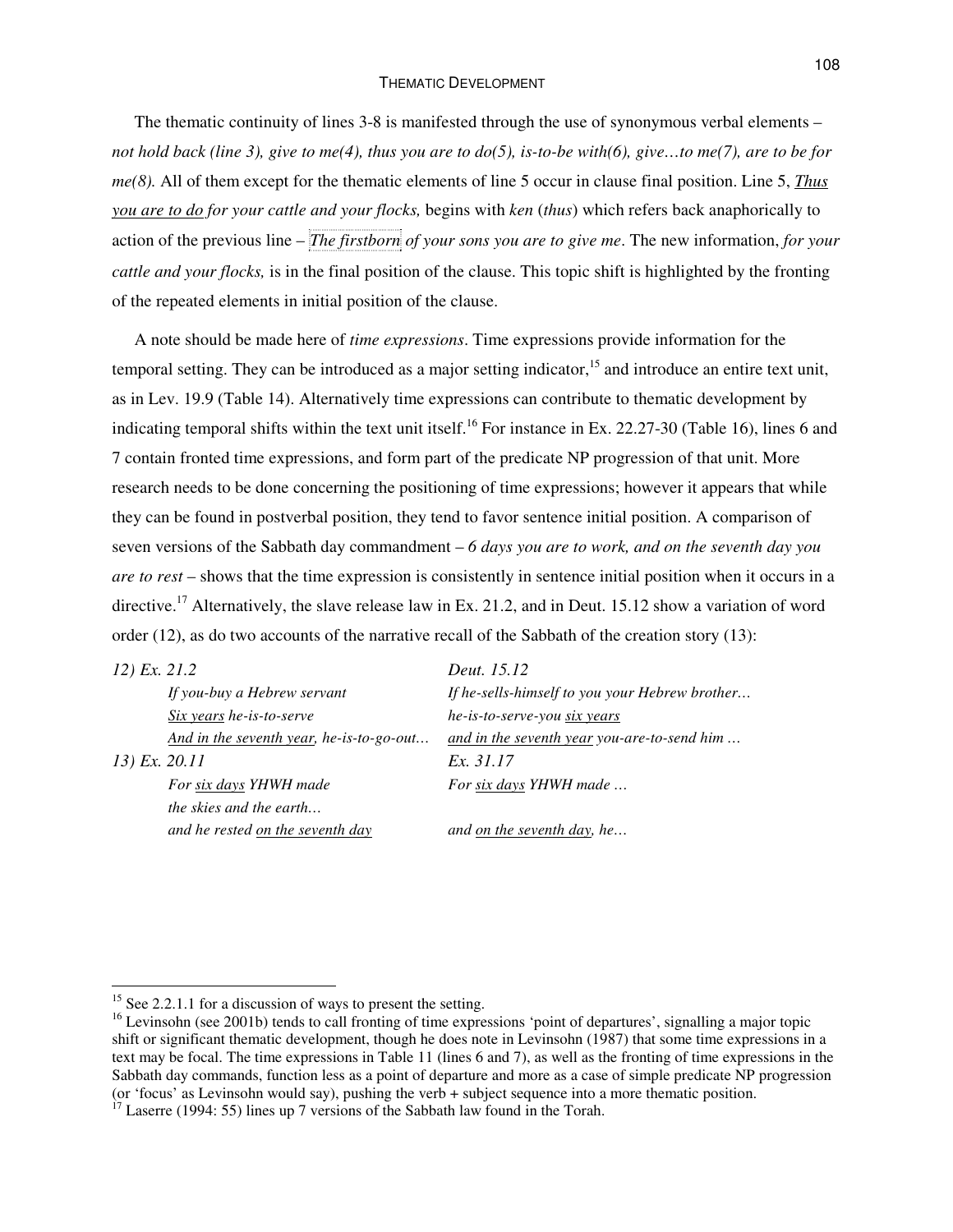The thematic continuity of lines 3-8 is manifested through the use of synonymous verbal elements – *not hold back (line 3), give to me(4), thus you are to do(5), is-to-be with(6), give…to me(7), are to be for me(8).* All of them except for the thematic elements of line 5 occur in clause final position. Line 5, *Thus you are to do for your cattle and your flocks,* begins with *ken* (*thus*) which refers back anaphorically to action of the previous line – *The firstborn of your sons you are to give me*. The new information, *for your cattle and your flocks,* is in the final position of the clause. This topic shift is highlighted by the fronting of the repeated elements in initial position of the clause.

A note should be made here of *time expressions*. Time expressions provide information for the temporal setting. They can be introduced as a major setting indicator,[15] and introduce an entire text unit, as in Lev. 19.9 (Table 14). Alternatively time expressions can contribute to thematic development by indicating temporal shifts within the text unit itself.[16] For instance in Ex. 22.27-30 (Table 16), lines 6 and 7 contain fronted time expressions, and form part of the predicate NP progression of that unit. More research needs to be done concerning the positioning of time expressions; however it appears that while they can be found in postverbal position, they tend to favor sentence initial position. A comparison of seven versions of the Sabbath day commandment – *6 days you are to work, and on the seventh day you are to rest* – shows that the time expression is consistently in sentence initial position when it occurs in a directive.[17] Alternatively, the slave release law in Ex. 21.2, and in Deut. 15.12 show a variation of word order (12), as do two accounts of the narrative recall of the Sabbath of the creation story (13):

| | |
|---|---|
| *12) Ex. 21.2* | *Deut. 15.12* |
| *If you-buy a Hebrew servant* | *If he-sells-himself to you your Hebrew brother…* |
| *Six years he-is-to-serve* | *he-is-to-serve-you six years* |
| *And in the seventh year, he-is-to-go-out…* | *and in the seventh year you-are-to-send him …* |
| *13) Ex. 20.11* | *Ex. 31.17* |
| *For six days YHWH made* | *For six days YHWH made …* |
| *the skies and the earth…* | |
| *and he rested on the seventh day* | *and on the seventh day, he…* |

---

[15] See 2.2.1.1 for a discussion of ways to present the setting.

[16] Levinsohn (see 2001b) tends to call fronting of time expressions 'point of departures', signalling a major topic shift or significant thematic development, though he does note in Levinsohn (1987) that some time expressions in a text may be focal. The time expressions in Table 11 (lines 6 and 7), as well as the fronting of time expressions in the Sabbath day commands, function less as a point of departure and more as a case of simple predicate NP progression (or 'focus' as Levinsohn would say), pushing the verb + subject sequence into a more thematic position.

[17] Laserre (1994: 55) lines up 7 versions of the Sabbath law found in the Torah.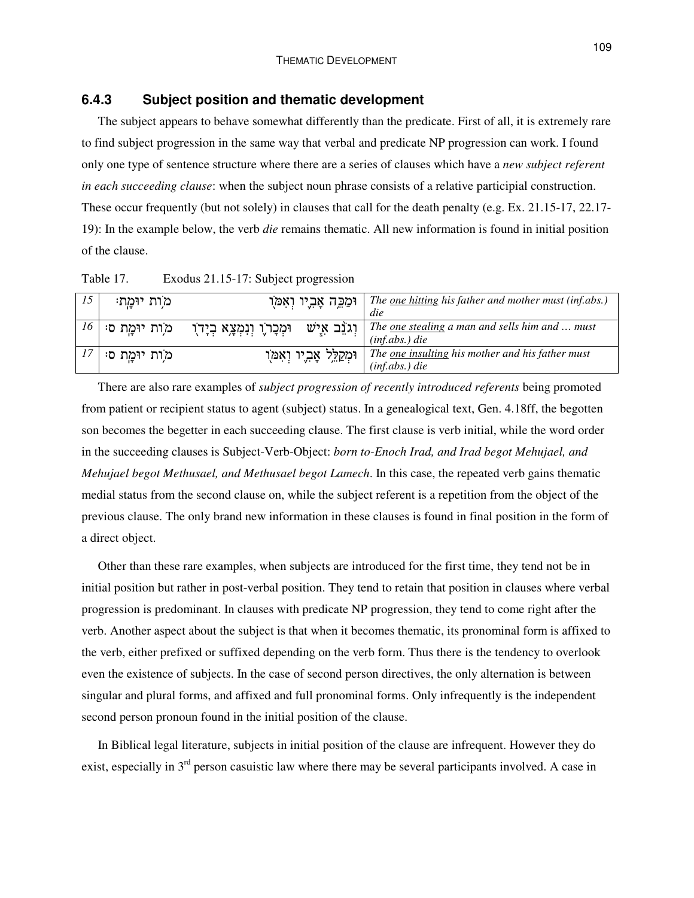### 6.4.3 Subject position and thematic development

The subject appears to behave somewhat differently than the predicate. First of all, it is extremely rare to find subject progression in the same way that verbal and predicate NP progression can work. I found only one type of sentence structure where there are a series of clauses which have a *new subject referent in each succeeding clause*: when the subject noun phrase consists of a relative participial construction. These occur frequently (but not solely) in clauses that call for the death penalty (e.g. Ex. 21.15-17, 22.17-19): In the example below, the verb *die* remains thematic. All new information is found in initial position of the clause.

Table 17. Exodus 21.15-17: Subject progression

| | | | |
|---|---|---|---|
| 15 | מֹ֥ות יוּמָֽת׃ | וּמַכֵּ֥ה אָבִ֛יו וְאִמֹּ֖ו | The <u>one hitting</u> his father and mother must (inf.abs.) die |
| 16 | מֹ֥ות יוּמָֽת׃ ס | וְגֹנֵ֨ב אִ֧ישׁ וּמְכָרֹ֛ו וְנִמְצָ֥א בְיָדֹ֖ו | The <u>one stealing</u> a man and sells him and … must (inf.abs.) die |
| 17 | מֹ֥ות יוּמָֽת׃ ס | וּמְקַלֵּ֥ל אָבִ֛יו וְאִמֹּ֖ו | The <u>one insulting</u> his mother and his father must (inf.abs.) die |

There are also rare examples of *subject progression of recently introduced referents* being promoted from patient or recipient status to agent (subject) status. In a genealogical text, Gen. 4.18ff, the begotten son becomes the begetter in each succeeding clause. The first clause is verb initial, while the word order in the succeeding clauses is Subject-Verb-Object: *born to-Enoch Irad, and Irad begot Mehujael, and Mehujael begot Methusael, and Methusael begot Lamech*. In this case, the repeated verb gains thematic medial status from the second clause on, while the subject referent is a repetition from the object of the previous clause. The only brand new information in these clauses is found in final position in the form of a direct object.

Other than these rare examples, when subjects are introduced for the first time, they tend not be in initial position but rather in post-verbal position. They tend to retain that position in clauses where verbal progression is predominant. In clauses with predicate NP progression, they tend to come right after the verb. Another aspect about the subject is that when it becomes thematic, its pronominal form is affixed to the verb, either prefixed or suffixed depending on the verb form. Thus there is the tendency to overlook even the existence of subjects. In the case of second person directives, the only alternation is between singular and plural forms, and affixed and full pronominal forms. Only infrequently is the independent second person pronoun found in the initial position of the clause.

In Biblical legal literature, subjects in initial position of the clause are infrequent. However they do exist, especially in 3rd person casuistic law where there may be several participants involved. A case in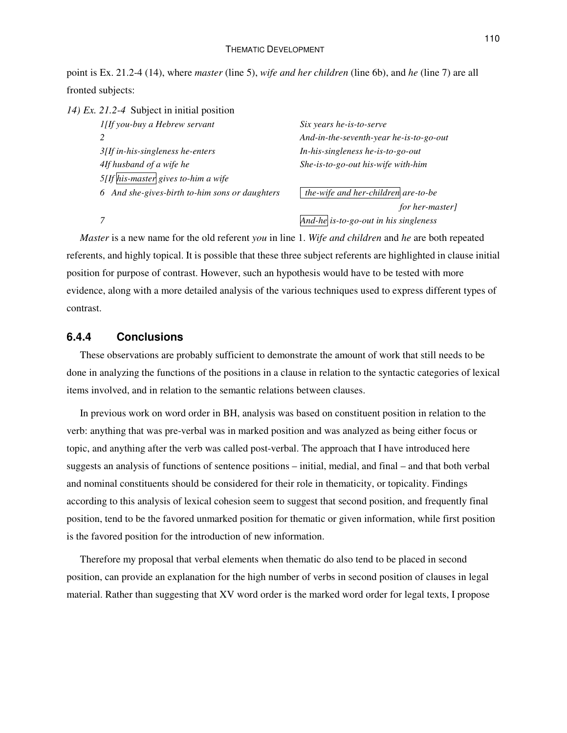point is Ex. 21.2-4 (14), where *master* (line 5), *wife and her children* (line 6b), and *he* (line 7) are all fronted subjects:

*14) Ex. 21.2-4* Subject in initial position

| | |
|---|---|
| *1[If you-buy a Hebrew servant* | *Six years he-is-to-serve* |
| *2* | *And-in-the-seventh-year he-is-to-go-out* |
| *3[If in-his-singleness he-enters* | *In-his-singleness he-is-to-go-out* |
| *4If husband of a wife he* | *She-is-to-go-out his-wife with-him* |
| *5[If his-master gives to-him a wife* | |
| *6 And she-gives-birth to-him sons or daughters* | *the-wife and her-children are-to-be for her-master]* |
| *7* | *And-he is-to-go-out in his singleness* |

*Master* is a new name for the old referent *you* in line 1. *Wife and children* and *he* are both repeated referents, and highly topical. It is possible that these three subject referents are highlighted in clause initial position for purpose of contrast. However, such an hypothesis would have to be tested with more evidence, along with a more detailed analysis of the various techniques used to express different types of contrast.

### 6.4.4 Conclusions

These observations are probably sufficient to demonstrate the amount of work that still needs to be done in analyzing the functions of the positions in a clause in relation to the syntactic categories of lexical items involved, and in relation to the semantic relations between clauses.

In previous work on word order in BH, analysis was based on constituent position in relation to the verb: anything that was pre-verbal was in marked position and was analyzed as being either focus or topic, and anything after the verb was called post-verbal. The approach that I have introduced here suggests an analysis of functions of sentence positions – initial, medial, and final – and that both verbal and nominal constituents should be considered for their role in thematicity, or topicality. Findings according to this analysis of lexical cohesion seem to suggest that second position, and frequently final position, tend to be the favored unmarked position for thematic or given information, while first position is the favored position for the introduction of new information.

Therefore my proposal that verbal elements when thematic do also tend to be placed in second position, can provide an explanation for the high number of verbs in second position of clauses in legal material. Rather than suggesting that XV word order is the marked word order for legal texts, I propose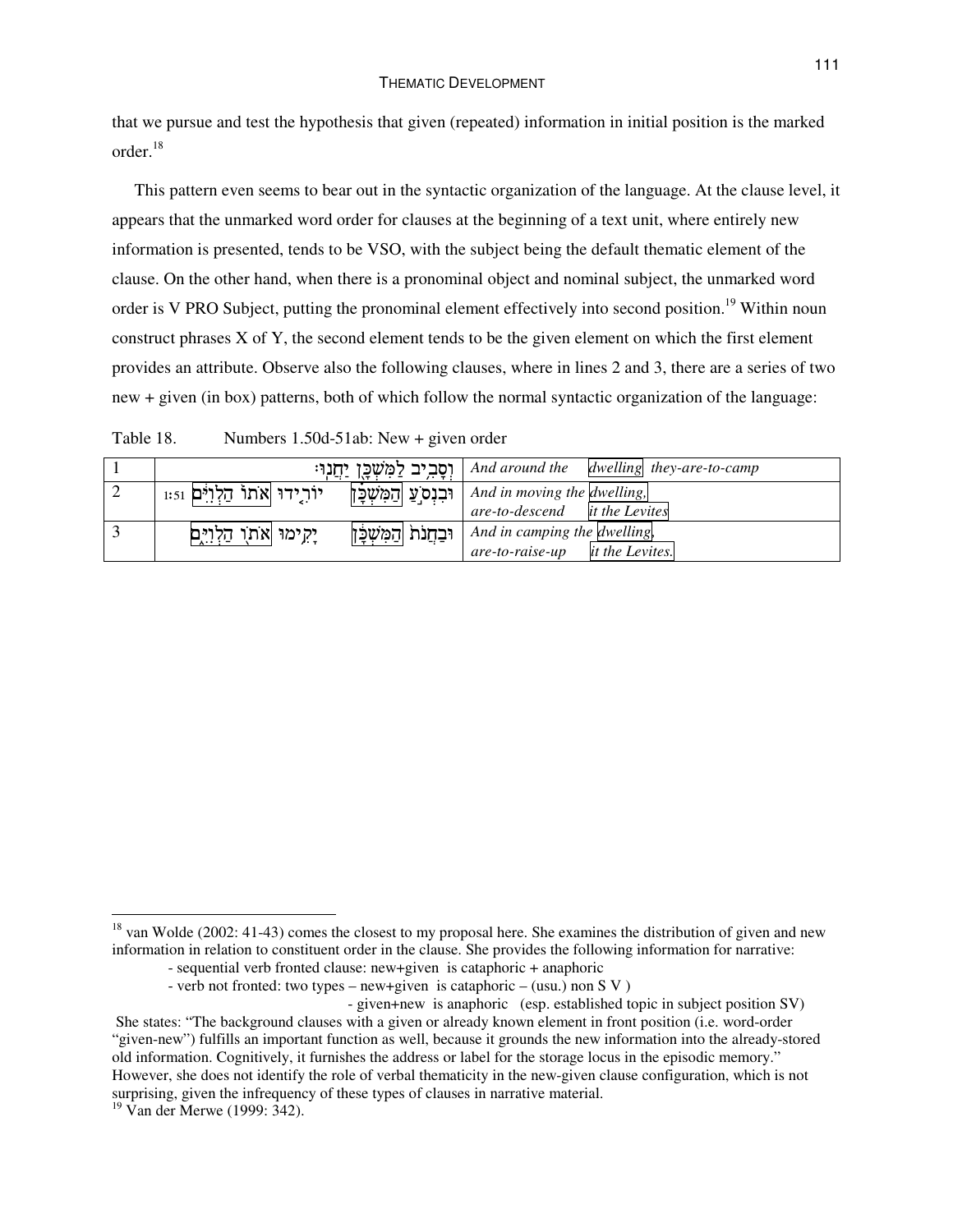that we pursue and test the hypothesis that given (repeated) information in initial position is the marked order.[18]

This pattern even seems to bear out in the syntactic organization of the language. At the clause level, it appears that the unmarked word order for clauses at the beginning of a text unit, where entirely new information is presented, tends to be VSO, with the subject being the default thematic element of the clause. On the other hand, when there is a pronominal object and nominal subject, the unmarked word order is V PRO Subject, putting the pronominal element effectively into second position.[19] Within noun construct phrases X of Y, the second element tends to be the given element on which the first element provides an attribute. Observe also the following clauses, where in lines 2 and 3, there are a series of two new + given (in box) patterns, both of which follow the normal syntactic organization of the language:

Table 18. Numbers 1.50d-51ab: New + given order

| | | |
|---|---|---|
| 1 | וְסָבִ֥יב לַמִּשְׁכָּ֖ן יַחֲנֽוּ׃ | *And around the dwelling they-are-to-camp* |
| 2 | וּבִנְסֹ֣עַ הַמִּשְׁכָּ֗ן יוֹרִ֤ידוּ אֹתוֹ֙ הַלְוִיִּ֔ם 1:51 | *And in moving the dwelling,* <br> *are-to-descend it the Levites* |
| 3 | וּבַחֲנֹת֙ הַמִּשְׁכָּ֔ן יָקִ֥ימוּ אֹת֖וֹ הַלְוִיִּ֑ם | *And in camping the dwelling,* <br> *are-to-raise-up it the Levites.* |

---

[18] van Wolde (2002: 41-43) comes the closest to my proposal here. She examines the distribution of given and new information in relation to constituent order in the clause. She provides the following information for narrative:

- sequential verb fronted clause: new+given is cataphoric + anaphoric
- verb not fronted: two types – new+given is cataphoric – (usu.) non S V )
  - given+new is anaphoric (esp. established topic in subject position SV)

She states: "The background clauses with a given or already known element in front position (i.e. word-order "given-new") fulfills an important function as well, because it grounds the new information into the already-stored old information. Cognitively, it furnishes the address or label for the storage locus in the episodic memory." However, she does not identify the role of verbal thematicity in the new-given clause configuration, which is not surprising, given the infrequency of these types of clauses in narrative material.

[19] Van der Merwe (1999: 342).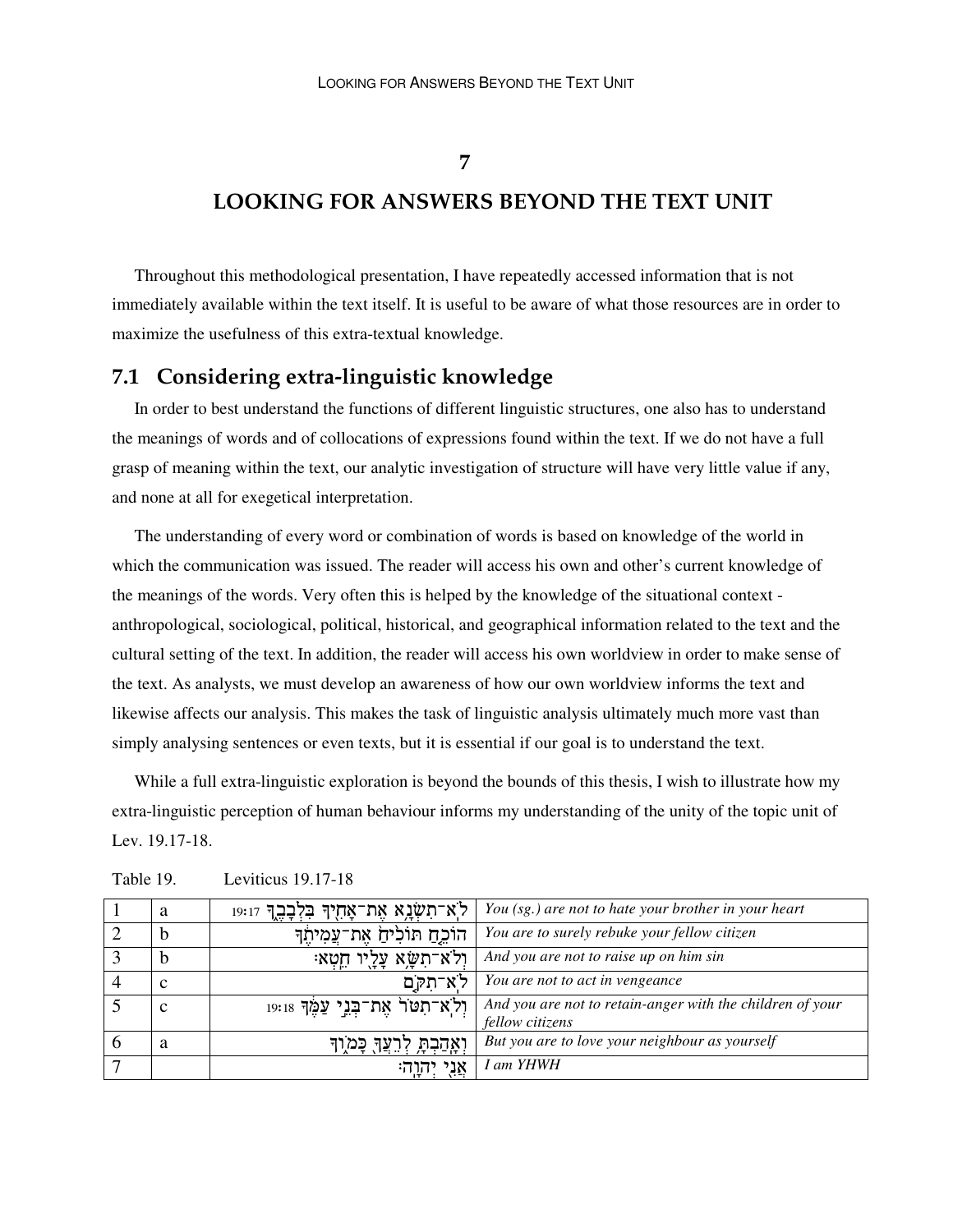# 7

# LOOKING FOR ANSWERS BEYOND THE TEXT UNIT

Throughout this methodological presentation, I have repeatedly accessed information that is not immediately available within the text itself. It is useful to be aware of what those resources are in order to maximize the usefulness of this extra-textual knowledge.

## 7.1 Considering extra-linguistic knowledge

In order to best understand the functions of different linguistic structures, one also has to understand the meanings of words and of collocations of expressions found within the text. If we do not have a full grasp of meaning within the text, our analytic investigation of structure will have very little value if any, and none at all for exegetical interpretation.

The understanding of every word or combination of words is based on knowledge of the world in which the communication was issued. The reader will access his own and other's current knowledge of the meanings of the words. Very often this is helped by the knowledge of the situational context - anthropological, sociological, political, historical, and geographical information related to the text and the cultural setting of the text. In addition, the reader will access his own worldview in order to make sense of the text. As analysts, we must develop an awareness of how our own worldview informs the text and likewise affects our analysis. This makes the task of linguistic analysis ultimately much more vast than simply analysing sentences or even texts, but it is essential if our goal is to understand the text.

While a full extra-linguistic exploration is beyond the bounds of this thesis, I wish to illustrate how my extra-linguistic perception of human behaviour informs my understanding of the unity of the topic unit of Lev. 19.17-18.

Table 19. Leviticus 19.17-18

| | | | |
|---|---|---|---|
| 1 | a | 19:17 לֹא־תִשְׂנָא אֶת־אָחִיךָ בִּלְבָבֶךָ | *You (sg.) are not to hate your brother in your heart* |
| 2 | b | הוֹכֵחַ תּוֹכִיחַ אֶת־עֲמִיתֶךָ | *You are to surely rebuke your fellow citizen* |
| 3 | b | וְלֹא־תִשָּׂא עָלָיו חֵטְא׃ | *And you are not to raise up on him sin* |
| 4 | c | לֹא־תִקֹּם | *You are not to act in vengeance* |
| 5 | c | 19:18 וְלֹא־תִטֹּר אֶת־בְּנֵי עַמֶּךָ | *And you are not to retain-anger with the children of your fellow citizens* |
| 6 | a | וְאָהַבְתָּ לְרֵעֲךָ כָּמוֹךָ | *But you are to love your neighbour as yourself* |
| 7 | | אֲנִי יְהוָה׃ | *I am YHWH* |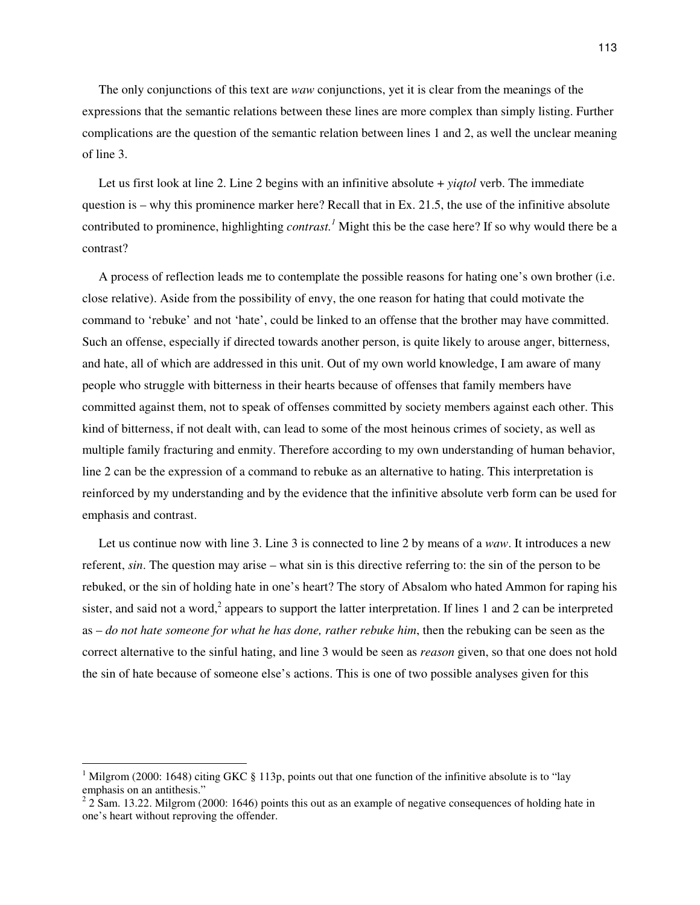The only conjunctions of this text are *waw* conjunctions, yet it is clear from the meanings of the expressions that the semantic relations between these lines are more complex than simply listing. Further complications are the question of the semantic relation between lines 1 and 2, as well the unclear meaning of line 3.

Let us first look at line 2. Line 2 begins with an infinitive absolute + *yiqtol* verb. The immediate question is – why this prominence marker here? Recall that in Ex. 21.5, the use of the infinitive absolute contributed to prominence, highlighting *contrast.*[1] Might this be the case here? If so why would there be a contrast?

A process of reflection leads me to contemplate the possible reasons for hating one's own brother (i.e. close relative). Aside from the possibility of envy, the one reason for hating that could motivate the command to 'rebuke' and not 'hate', could be linked to an offense that the brother may have committed. Such an offense, especially if directed towards another person, is quite likely to arouse anger, bitterness, and hate, all of which are addressed in this unit. Out of my own world knowledge, I am aware of many people who struggle with bitterness in their hearts because of offenses that family members have committed against them, not to speak of offenses committed by society members against each other. This kind of bitterness, if not dealt with, can lead to some of the most heinous crimes of society, as well as multiple family fracturing and enmity. Therefore according to my own understanding of human behavior, line 2 can be the expression of a command to rebuke as an alternative to hating. This interpretation is reinforced by my understanding and by the evidence that the infinitive absolute verb form can be used for emphasis and contrast.

Let us continue now with line 3. Line 3 is connected to line 2 by means of a *waw*. It introduces a new referent, *sin*. The question may arise – what sin is this directive referring to: the sin of the person to be rebuked, or the sin of holding hate in one's heart? The story of Absalom who hated Ammon for raping his sister, and said not a word,[2] appears to support the latter interpretation. If lines 1 and 2 can be interpreted as – *do not hate someone for what he has done, rather rebuke him*, then the rebuking can be seen as the correct alternative to the sinful hating, and line 3 would be seen as *reason* given, so that one does not hold the sin of hate because of someone else's actions. This is one of two possible analyses given for this

---

[1] Milgrom (2000: 1648) citing GKC § 113p, points out that one function of the infinitive absolute is to "lay emphasis on an antithesis."

[2] 2 Sam. 13.22. Milgrom (2000: 1646) points this out as an example of negative consequences of holding hate in one's heart without reproving the offender.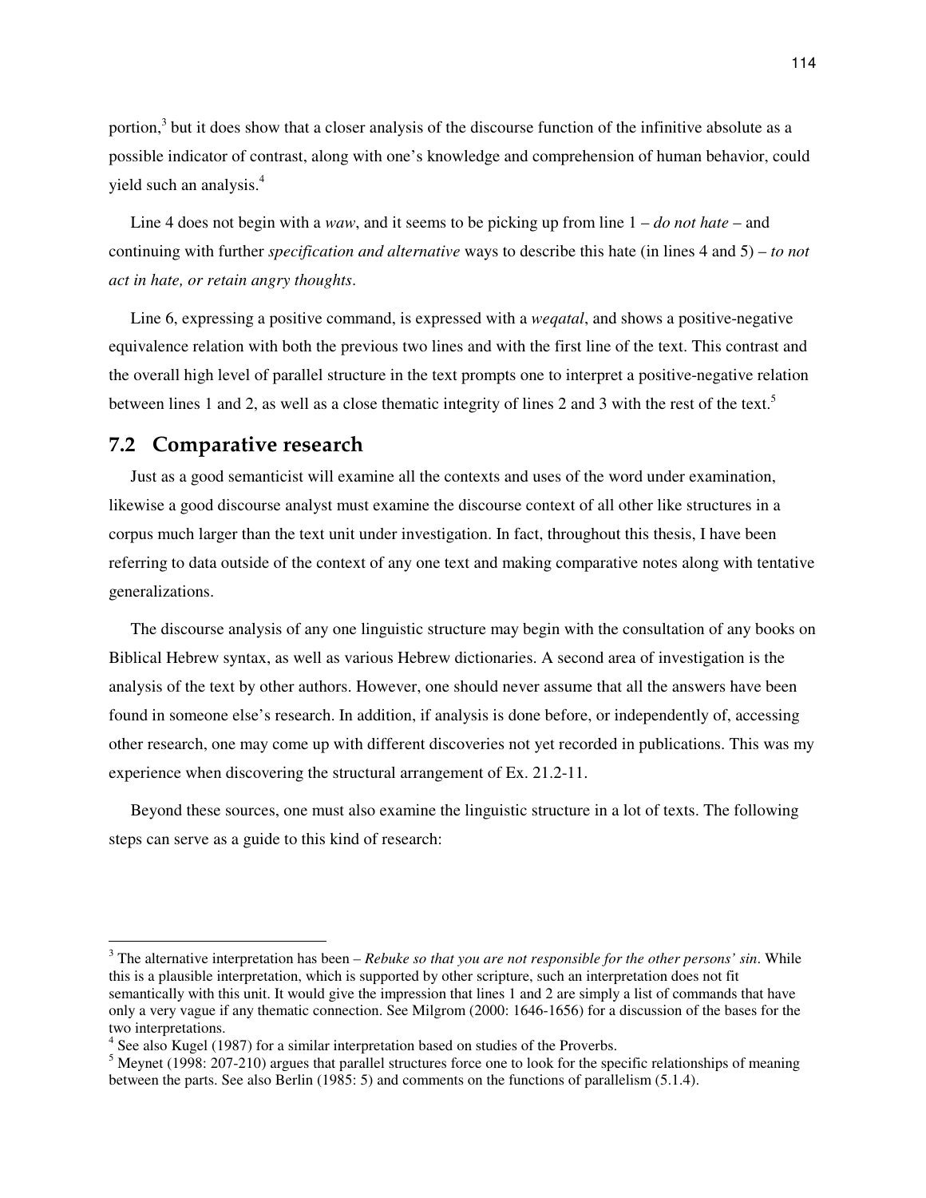portion,[3] but it does show that a closer analysis of the discourse function of the infinitive absolute as a possible indicator of contrast, along with one's knowledge and comprehension of human behavior, could yield such an analysis.[4]

Line 4 does not begin with a *waw*, and it seems to be picking up from line 1 – *do not hate* – and continuing with further *specification and alternative* ways to describe this hate (in lines 4 and 5) – *to not act in hate, or retain angry thoughts*.

Line 6, expressing a positive command, is expressed with a *weqatal*, and shows a positive-negative equivalence relation with both the previous two lines and with the first line of the text. This contrast and the overall high level of parallel structure in the text prompts one to interpret a positive-negative relation between lines 1 and 2, as well as a close thematic integrity of lines 2 and 3 with the rest of the text.[5]

## 7.2 Comparative research

Just as a good semanticist will examine all the contexts and uses of the word under examination, likewise a good discourse analyst must examine the discourse context of all other like structures in a corpus much larger than the text unit under investigation. In fact, throughout this thesis, I have been referring to data outside of the context of any one text and making comparative notes along with tentative generalizations.

The discourse analysis of any one linguistic structure may begin with the consultation of any books on Biblical Hebrew syntax, as well as various Hebrew dictionaries. A second area of investigation is the analysis of the text by other authors. However, one should never assume that all the answers have been found in someone else's research. In addition, if analysis is done before, or independently of, accessing other research, one may come up with different discoveries not yet recorded in publications. This was my experience when discovering the structural arrangement of Ex. 21.2-11.

Beyond these sources, one must also examine the linguistic structure in a lot of texts. The following steps can serve as a guide to this kind of research:

---

[3] The alternative interpretation has been – *Rebuke so that you are not responsible for the other persons' sin*. While this is a plausible interpretation, which is supported by other scripture, such an interpretation does not fit semantically with this unit. It would give the impression that lines 1 and 2 are simply a list of commands that have only a very vague if any thematic connection. See Milgrom (2000: 1646-1656) for a discussion of the bases for the two interpretations.

[4] See also Kugel (1987) for a similar interpretation based on studies of the Proverbs.

[5] Meynet (1998: 207-210) argues that parallel structures force one to look for the specific relationships of meaning between the parts. See also Berlin (1985: 5) and comments on the functions of parallelism (5.1.4).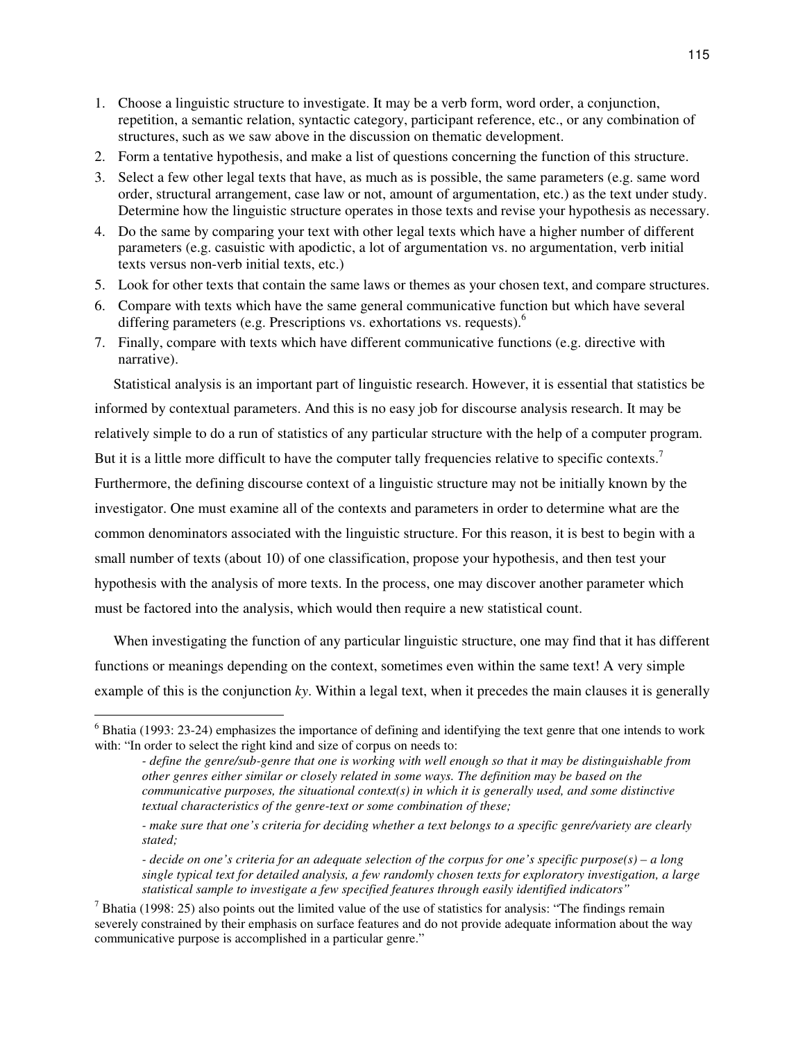1. Choose a linguistic structure to investigate. It may be a verb form, word order, a conjunction, repetition, a semantic relation, syntactic category, participant reference, etc., or any combination of structures, such as we saw above in the discussion on thematic development.
2. Form a tentative hypothesis, and make a list of questions concerning the function of this structure.
3. Select a few other legal texts that have, as much as is possible, the same parameters (e.g. same word order, structural arrangement, case law or not, amount of argumentation, etc.) as the text under study. Determine how the linguistic structure operates in those texts and revise your hypothesis as necessary.
4. Do the same by comparing your text with other legal texts which have a higher number of different parameters (e.g. casuistic with apodictic, a lot of argumentation vs. no argumentation, verb initial texts versus non-verb initial texts, etc.)
5. Look for other texts that contain the same laws or themes as your chosen text, and compare structures.
6. Compare with texts which have the same general communicative function but which have several differing parameters (e.g. Prescriptions vs. exhortations vs. requests).[6]
7. Finally, compare with texts which have different communicative functions (e.g. directive with narrative).

Statistical analysis is an important part of linguistic research. However, it is essential that statistics be informed by contextual parameters. And this is no easy job for discourse analysis research. It may be relatively simple to do a run of statistics of any particular structure with the help of a computer program. But it is a little more difficult to have the computer tally frequencies relative to specific contexts.[7] Furthermore, the defining discourse context of a linguistic structure may not be initially known by the investigator. One must examine all of the contexts and parameters in order to determine what are the common denominators associated with the linguistic structure. For this reason, it is best to begin with a small number of texts (about 10) of one classification, propose your hypothesis, and then test your hypothesis with the analysis of more texts. In the process, one may discover another parameter which must be factored into the analysis, which would then require a new statistical count.

When investigating the function of any particular linguistic structure, one may find that it has different functions or meanings depending on the context, sometimes even within the same text! A very simple example of this is the conjunction *ky*. Within a legal text, when it precedes the main clauses it is generally

---

[6] Bhatia (1993: 23-24) emphasizes the importance of defining and identifying the text genre that one intends to work with: "In order to select the right kind and size of corpus on needs to:

> *- define the genre/sub-genre that one is working with well enough so that it may be distinguishable from other genres either similar or closely related in some ways. The definition may be based on the communicative purposes, the situational context(s) in which it is generally used, and some distinctive textual characteristics of the genre-text or some combination of these;*
>
> *- make sure that one's criteria for deciding whether a text belongs to a specific genre/variety are clearly stated;*
>
> *- decide on one's criteria for an adequate selection of the corpus for one's specific purpose(s) – a long single typical text for detailed analysis, a few randomly chosen texts for exploratory investigation, a large statistical sample to investigate a few specified features through easily identified indicators"*

[7] Bhatia (1998: 25) also points out the limited value of the use of statistics for analysis: "The findings remain severely constrained by their emphasis on surface features and do not provide adequate information about the way communicative purpose is accomplished in a particular genre."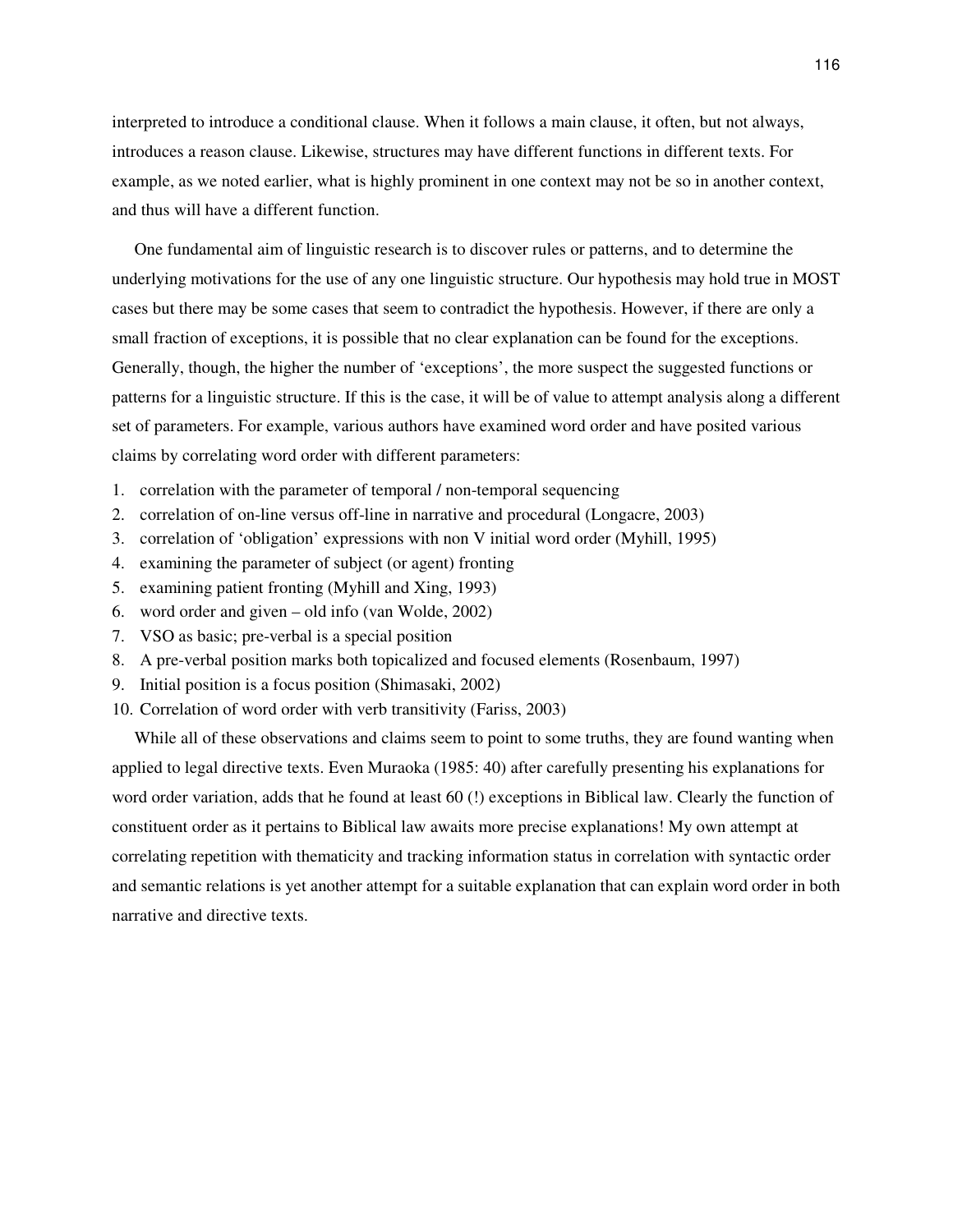interpreted to introduce a conditional clause. When it follows a main clause, it often, but not always, introduces a reason clause. Likewise, structures may have different functions in different texts. For example, as we noted earlier, what is highly prominent in one context may not be so in another context, and thus will have a different function.

One fundamental aim of linguistic research is to discover rules or patterns, and to determine the underlying motivations for the use of any one linguistic structure. Our hypothesis may hold true in MOST cases but there may be some cases that seem to contradict the hypothesis. However, if there are only a small fraction of exceptions, it is possible that no clear explanation can be found for the exceptions. Generally, though, the higher the number of 'exceptions', the more suspect the suggested functions or patterns for a linguistic structure. If this is the case, it will be of value to attempt analysis along a different set of parameters. For example, various authors have examined word order and have posited various claims by correlating word order with different parameters:

1. correlation with the parameter of temporal / non-temporal sequencing
2. correlation of on-line versus off-line in narrative and procedural (Longacre, 2003)
3. correlation of 'obligation' expressions with non V initial word order (Myhill, 1995)
4. examining the parameter of subject (or agent) fronting
5. examining patient fronting (Myhill and Xing, 1993)
6. word order and given – old info (van Wolde, 2002)
7. VSO as basic; pre-verbal is a special position
8. A pre-verbal position marks both topicalized and focused elements (Rosenbaum, 1997)
9. Initial position is a focus position (Shimasaki, 2002)
10. Correlation of word order with verb transitivity (Fariss, 2003)

While all of these observations and claims seem to point to some truths, they are found wanting when applied to legal directive texts. Even Muraoka (1985: 40) after carefully presenting his explanations for word order variation, adds that he found at least 60 (!) exceptions in Biblical law. Clearly the function of constituent order as it pertains to Biblical law awaits more precise explanations! My own attempt at correlating repetition with thematicity and tracking information status in correlation with syntactic order and semantic relations is yet another attempt for a suitable explanation that can explain word order in both narrative and directive texts.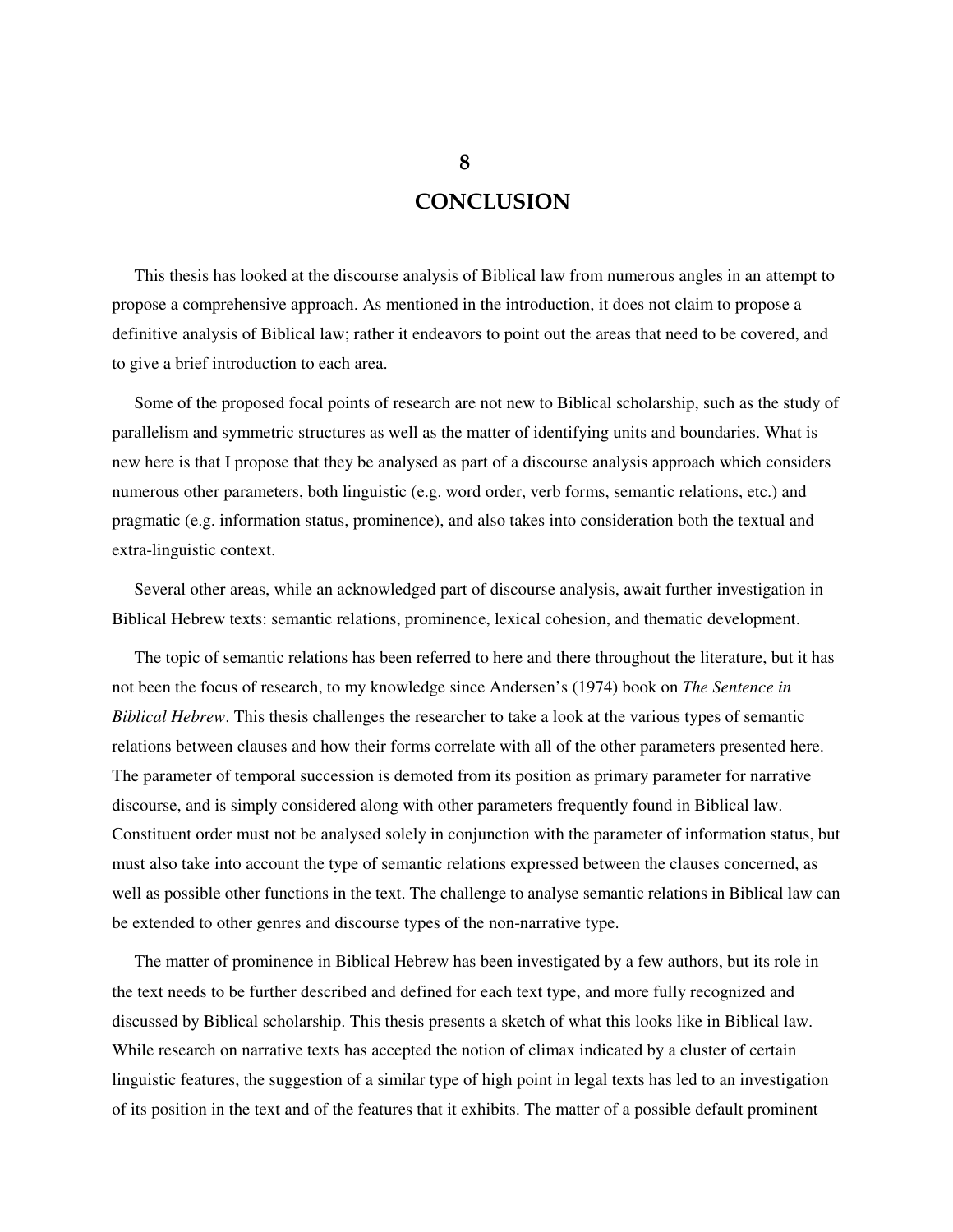# 8

# CONCLUSION

This thesis has looked at the discourse analysis of Biblical law from numerous angles in an attempt to propose a comprehensive approach. As mentioned in the introduction, it does not claim to propose a definitive analysis of Biblical law; rather it endeavors to point out the areas that need to be covered, and to give a brief introduction to each area.

Some of the proposed focal points of research are not new to Biblical scholarship, such as the study of parallelism and symmetric structures as well as the matter of identifying units and boundaries. What is new here is that I propose that they be analysed as part of a discourse analysis approach which considers numerous other parameters, both linguistic (e.g. word order, verb forms, semantic relations, etc.) and pragmatic (e.g. information status, prominence), and also takes into consideration both the textual and extra-linguistic context.

Several other areas, while an acknowledged part of discourse analysis, await further investigation in Biblical Hebrew texts: semantic relations, prominence, lexical cohesion, and thematic development.

The topic of semantic relations has been referred to here and there throughout the literature, but it has not been the focus of research, to my knowledge since Andersen's (1974) book on *The Sentence in Biblical Hebrew*. This thesis challenges the researcher to take a look at the various types of semantic relations between clauses and how their forms correlate with all of the other parameters presented here. The parameter of temporal succession is demoted from its position as primary parameter for narrative discourse, and is simply considered along with other parameters frequently found in Biblical law. Constituent order must not be analysed solely in conjunction with the parameter of information status, but must also take into account the type of semantic relations expressed between the clauses concerned, as well as possible other functions in the text. The challenge to analyse semantic relations in Biblical law can be extended to other genres and discourse types of the non-narrative type.

The matter of prominence in Biblical Hebrew has been investigated by a few authors, but its role in the text needs to be further described and defined for each text type, and more fully recognized and discussed by Biblical scholarship. This thesis presents a sketch of what this looks like in Biblical law. While research on narrative texts has accepted the notion of climax indicated by a cluster of certain linguistic features, the suggestion of a similar type of high point in legal texts has led to an investigation of its position in the text and of the features that it exhibits. The matter of a possible default prominent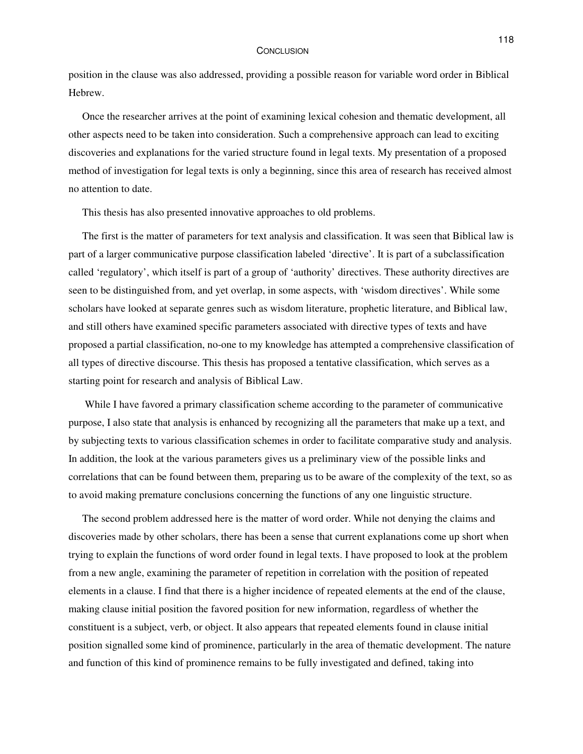position in the clause was also addressed, providing a possible reason for variable word order in Biblical Hebrew.

Once the researcher arrives at the point of examining lexical cohesion and thematic development, all other aspects need to be taken into consideration. Such a comprehensive approach can lead to exciting discoveries and explanations for the varied structure found in legal texts. My presentation of a proposed method of investigation for legal texts is only a beginning, since this area of research has received almost no attention to date.

This thesis has also presented innovative approaches to old problems.

The first is the matter of parameters for text analysis and classification. It was seen that Biblical law is part of a larger communicative purpose classification labeled 'directive'. It is part of a subclassification called 'regulatory', which itself is part of a group of 'authority' directives. These authority directives are seen to be distinguished from, and yet overlap, in some aspects, with 'wisdom directives'. While some scholars have looked at separate genres such as wisdom literature, prophetic literature, and Biblical law, and still others have examined specific parameters associated with directive types of texts and have proposed a partial classification, no-one to my knowledge has attempted a comprehensive classification of all types of directive discourse. This thesis has proposed a tentative classification, which serves as a starting point for research and analysis of Biblical Law.

While I have favored a primary classification scheme according to the parameter of communicative purpose, I also state that analysis is enhanced by recognizing all the parameters that make up a text, and by subjecting texts to various classification schemes in order to facilitate comparative study and analysis. In addition, the look at the various parameters gives us a preliminary view of the possible links and correlations that can be found between them, preparing us to be aware of the complexity of the text, so as to avoid making premature conclusions concerning the functions of any one linguistic structure.

The second problem addressed here is the matter of word order. While not denying the claims and discoveries made by other scholars, there has been a sense that current explanations come up short when trying to explain the functions of word order found in legal texts. I have proposed to look at the problem from a new angle, examining the parameter of repetition in correlation with the position of repeated elements in a clause. I find that there is a higher incidence of repeated elements at the end of the clause, making clause initial position the favored position for new information, regardless of whether the constituent is a subject, verb, or object. It also appears that repeated elements found in clause initial position signalled some kind of prominence, particularly in the area of thematic development. The nature and function of this kind of prominence remains to be fully investigated and defined, taking into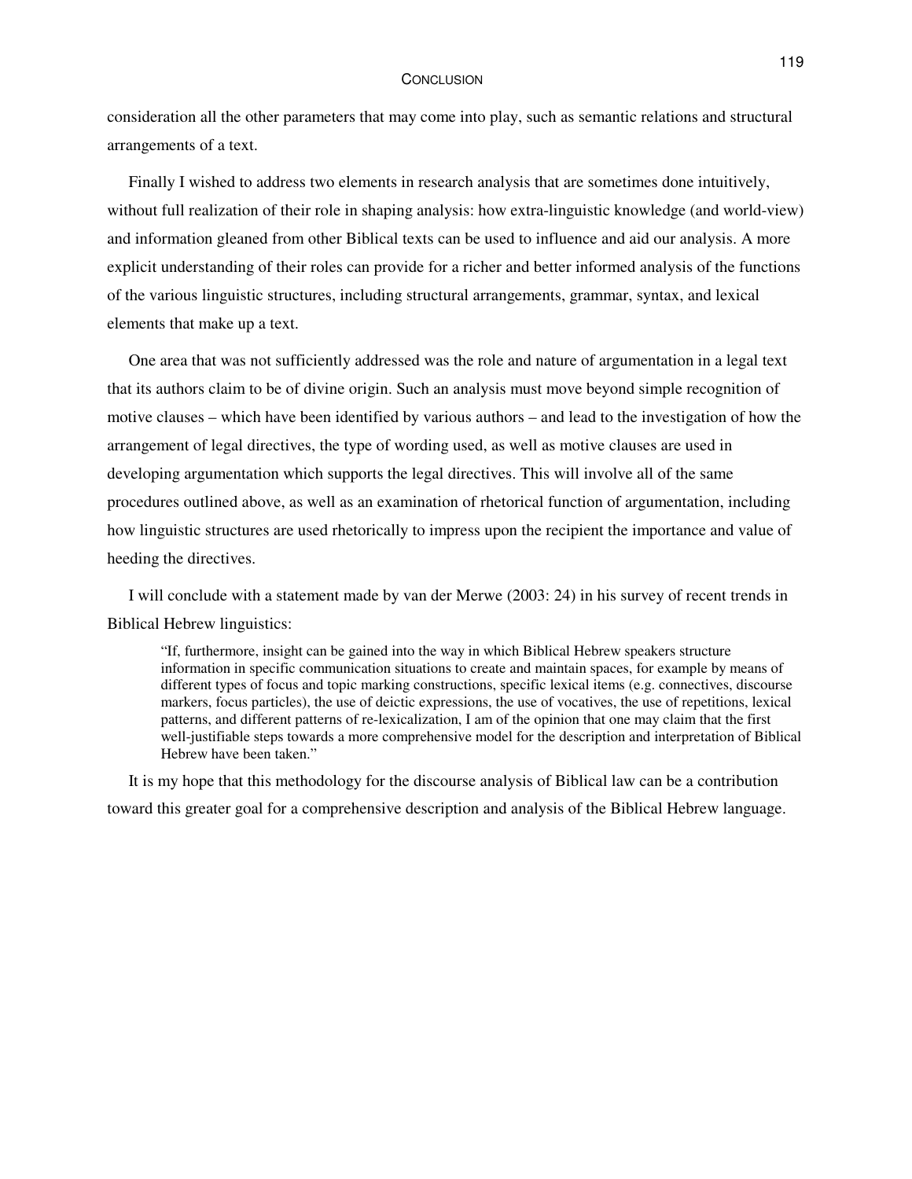consideration all the other parameters that may come into play, such as semantic relations and structural arrangements of a text.

Finally I wished to address two elements in research analysis that are sometimes done intuitively, without full realization of their role in shaping analysis: how extra-linguistic knowledge (and world-view) and information gleaned from other Biblical texts can be used to influence and aid our analysis. A more explicit understanding of their roles can provide for a richer and better informed analysis of the functions of the various linguistic structures, including structural arrangements, grammar, syntax, and lexical elements that make up a text.

One area that was not sufficiently addressed was the role and nature of argumentation in a legal text that its authors claim to be of divine origin. Such an analysis must move beyond simple recognition of motive clauses – which have been identified by various authors – and lead to the investigation of how the arrangement of legal directives, the type of wording used, as well as motive clauses are used in developing argumentation which supports the legal directives. This will involve all of the same procedures outlined above, as well as an examination of rhetorical function of argumentation, including how linguistic structures are used rhetorically to impress upon the recipient the importance and value of heeding the directives.

I will conclude with a statement made by van der Merwe (2003: 24) in his survey of recent trends in Biblical Hebrew linguistics:

> "If, furthermore, insight can be gained into the way in which Biblical Hebrew speakers structure information in specific communication situations to create and maintain spaces, for example by means of different types of focus and topic marking constructions, specific lexical items (e.g. connectives, discourse markers, focus particles), the use of deictic expressions, the use of vocatives, the use of repetitions, lexical patterns, and different patterns of re-lexicalization, I am of the opinion that one may claim that the first well-justifiable steps towards a more comprehensive model for the description and interpretation of Biblical Hebrew have been taken."

It is my hope that this methodology for the discourse analysis of Biblical law can be a contribution toward this greater goal for a comprehensive description and analysis of the Biblical Hebrew language.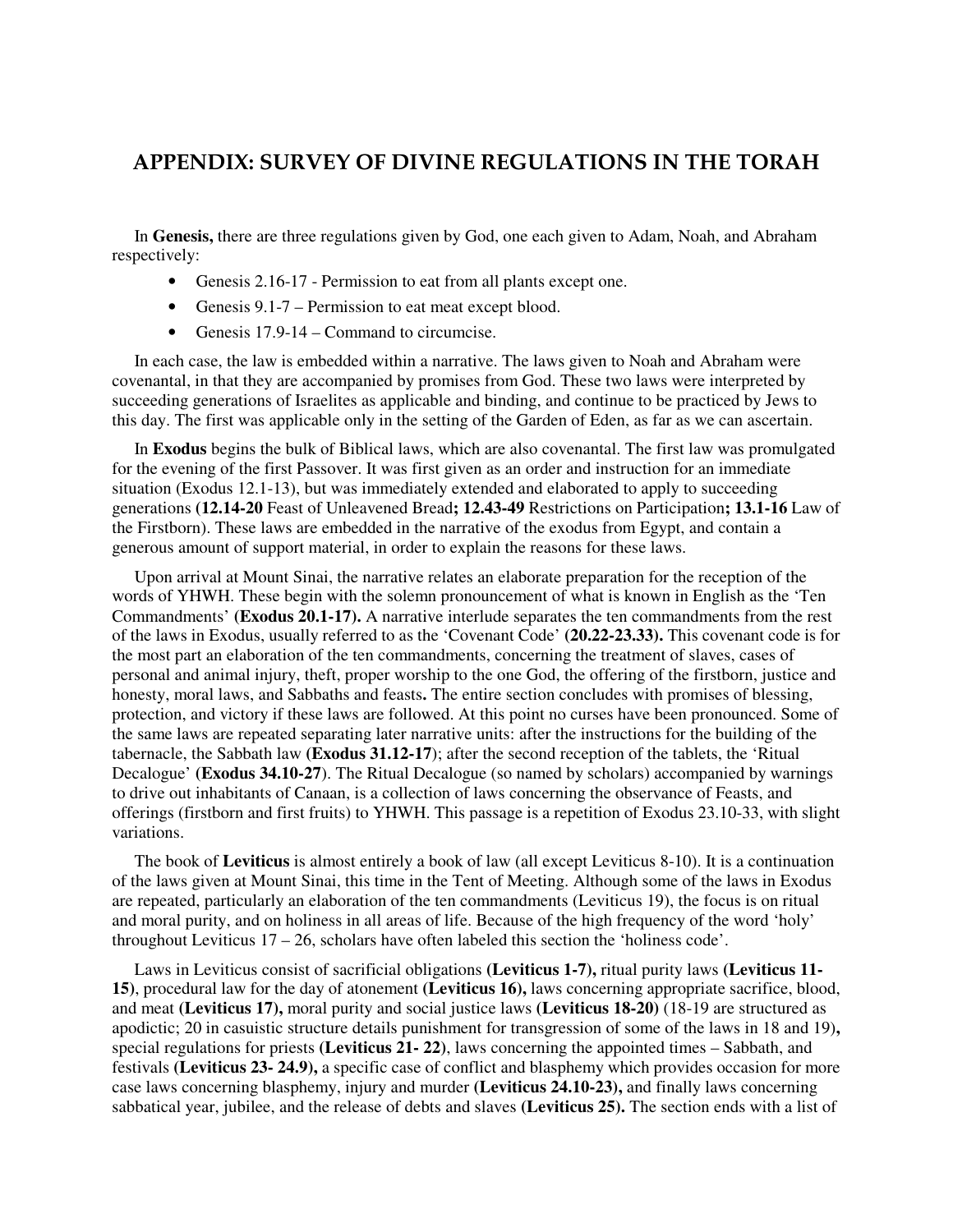## APPENDIX: SURVEY OF DIVINE REGULATIONS IN THE TORAH

In **Genesis,** there are three regulations given by God, one each given to Adam, Noah, and Abraham respectively:

- Genesis 2.16-17 - Permission to eat from all plants except one.
- Genesis 9.1-7 – Permission to eat meat except blood.
- Genesis 17.9-14 – Command to circumcise.

In each case, the law is embedded within a narrative. The laws given to Noah and Abraham were covenantal, in that they are accompanied by promises from God. These two laws were interpreted by succeeding generations of Israelites as applicable and binding, and continue to be practiced by Jews to this day. The first was applicable only in the setting of the Garden of Eden, as far as we can ascertain.

In **Exodus** begins the bulk of Biblical laws, which are also covenantal. The first law was promulgated for the evening of the first Passover. It was first given as an order and instruction for an immediate situation (Exodus 12.1-13), but was immediately extended and elaborated to apply to succeeding generations **(12.14-20** Feast of Unleavened Bread**; 12.43-49** Restrictions on Participation**; 13.1-16** Law of the Firstborn). These laws are embedded in the narrative of the exodus from Egypt, and contain a generous amount of support material, in order to explain the reasons for these laws.

Upon arrival at Mount Sinai, the narrative relates an elaborate preparation for the reception of the words of YHWH. These begin with the solemn pronouncement of what is known in English as the 'Ten Commandments' **(Exodus 20.1-17).** A narrative interlude separates the ten commandments from the rest of the laws in Exodus, usually referred to as the 'Covenant Code' **(20.22-23.33).** This covenant code is for the most part an elaboration of the ten commandments, concerning the treatment of slaves, cases of personal and animal injury, theft, proper worship to the one God, the offering of the firstborn, justice and honesty, moral laws, and Sabbaths and feasts**.** The entire section concludes with promises of blessing, protection, and victory if these laws are followed. At this point no curses have been pronounced. Some of the same laws are repeated separating later narrative units: after the instructions for the building of the tabernacle, the Sabbath law **(Exodus 31.12-17**); after the second reception of the tablets, the 'Ritual Decalogue' (**Exodus 34.10-27**). The Ritual Decalogue (so named by scholars) accompanied by warnings to drive out inhabitants of Canaan, is a collection of laws concerning the observance of Feasts, and offerings (firstborn and first fruits) to YHWH. This passage is a repetition of Exodus 23.10-33, with slight variations.

The book of **Leviticus** is almost entirely a book of law (all except Leviticus 8-10). It is a continuation of the laws given at Mount Sinai, this time in the Tent of Meeting. Although some of the laws in Exodus are repeated, particularly an elaboration of the ten commandments (Leviticus 19), the focus is on ritual and moral purity, and on holiness in all areas of life. Because of the high frequency of the word 'holy' throughout Leviticus 17 – 26, scholars have often labeled this section the 'holiness code'.

Laws in Leviticus consist of sacrificial obligations **(Leviticus 1-7),** ritual purity laws (**Leviticus 11-15**), procedural law for the day of atonement **(Leviticus 16),** laws concerning appropriate sacrifice, blood, and meat **(Leviticus 17),** moral purity and social justice laws **(Leviticus 18-20)** (18-19 are structured as apodictic; 20 in casuistic structure details punishment for transgression of some of the laws in 18 and 19**),** special regulations for priests **(Leviticus 21- 22)**, laws concerning the appointed times – Sabbath, and festivals **(Leviticus 23- 24.9),** a specific case of conflict and blasphemy which provides occasion for more case laws concerning blasphemy, injury and murder **(Leviticus 24.10-23),** and finally laws concerning sabbatical year, jubilee, and the release of debts and slaves **(Leviticus 25).** The section ends with a list of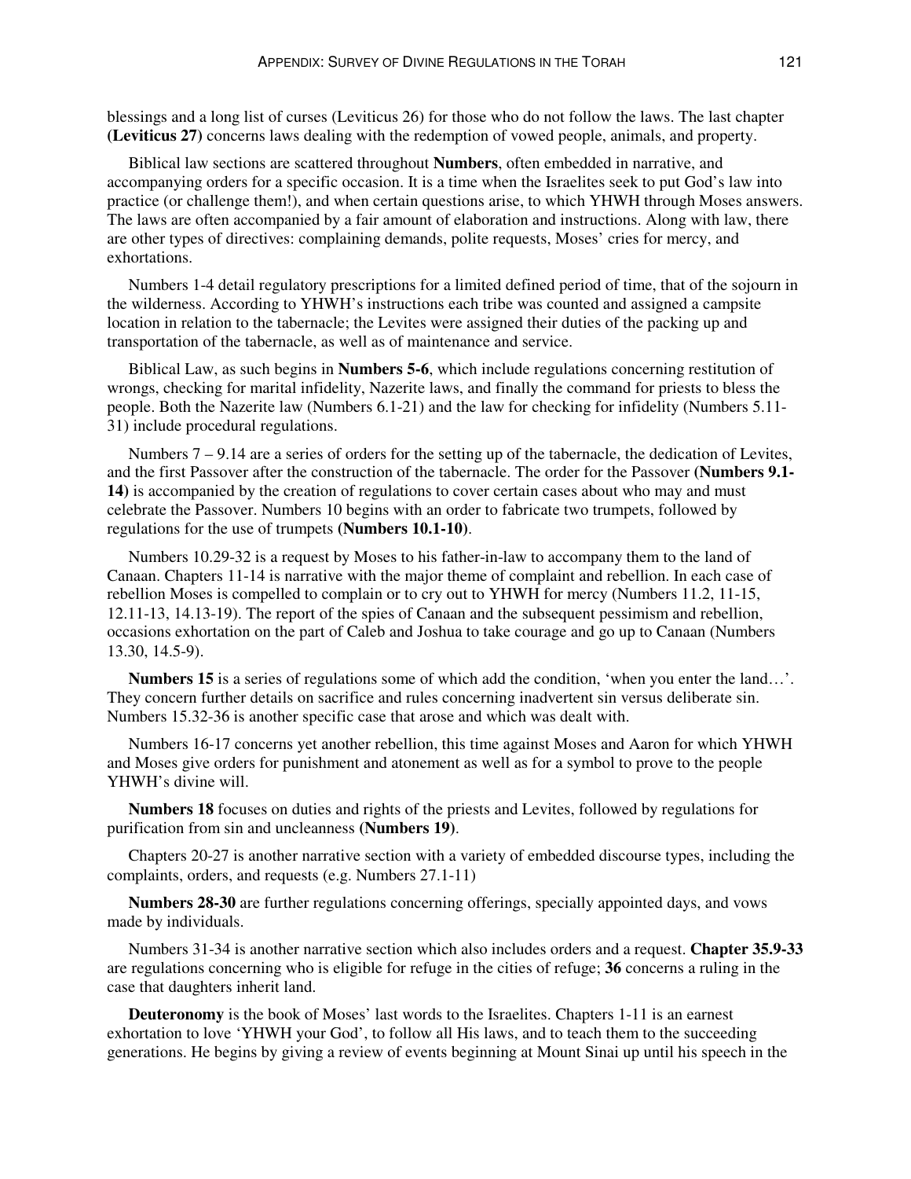blessings and a long list of curses (Leviticus 26) for those who do not follow the laws. The last chapter **(Leviticus 27)** concerns laws dealing with the redemption of vowed people, animals, and property.

Biblical law sections are scattered throughout **Numbers**, often embedded in narrative, and accompanying orders for a specific occasion. It is a time when the Israelites seek to put God's law into practice (or challenge them!), and when certain questions arise, to which YHWH through Moses answers. The laws are often accompanied by a fair amount of elaboration and instructions. Along with law, there are other types of directives: complaining demands, polite requests, Moses' cries for mercy, and exhortations.

Numbers 1-4 detail regulatory prescriptions for a limited defined period of time, that of the sojourn in the wilderness. According to YHWH's instructions each tribe was counted and assigned a campsite location in relation to the tabernacle; the Levites were assigned their duties of the packing up and transportation of the tabernacle, as well as of maintenance and service.

Biblical Law, as such begins in **Numbers 5-6**, which include regulations concerning restitution of wrongs, checking for marital infidelity, Nazerite laws, and finally the command for priests to bless the people. Both the Nazerite law (Numbers 6.1-21) and the law for checking for infidelity (Numbers 5.11-31) include procedural regulations.

Numbers 7 – 9.14 are a series of orders for the setting up of the tabernacle, the dedication of Levites, and the first Passover after the construction of the tabernacle. The order for the Passover **(Numbers 9.1-14)** is accompanied by the creation of regulations to cover certain cases about who may and must celebrate the Passover. Numbers 10 begins with an order to fabricate two trumpets, followed by regulations for the use of trumpets **(Numbers 10.1-10)**.

Numbers 10.29-32 is a request by Moses to his father-in-law to accompany them to the land of Canaan. Chapters 11-14 is narrative with the major theme of complaint and rebellion. In each case of rebellion Moses is compelled to complain or to cry out to YHWH for mercy (Numbers 11.2, 11-15, 12.11-13, 14.13-19). The report of the spies of Canaan and the subsequent pessimism and rebellion, occasions exhortation on the part of Caleb and Joshua to take courage and go up to Canaan (Numbers 13.30, 14.5-9).

**Numbers 15** is a series of regulations some of which add the condition, 'when you enter the land…'. They concern further details on sacrifice and rules concerning inadvertent sin versus deliberate sin. Numbers 15.32-36 is another specific case that arose and which was dealt with.

Numbers 16-17 concerns yet another rebellion, this time against Moses and Aaron for which YHWH and Moses give orders for punishment and atonement as well as for a symbol to prove to the people YHWH's divine will.

**Numbers 18** focuses on duties and rights of the priests and Levites, followed by regulations for purification from sin and uncleanness **(Numbers 19)**.

Chapters 20-27 is another narrative section with a variety of embedded discourse types, including the complaints, orders, and requests (e.g. Numbers 27.1-11)

**Numbers 28-30** are further regulations concerning offerings, specially appointed days, and vows made by individuals.

Numbers 31-34 is another narrative section which also includes orders and a request. **Chapter 35.9-33** are regulations concerning who is eligible for refuge in the cities of refuge; **36** concerns a ruling in the case that daughters inherit land.

**Deuteronomy** is the book of Moses' last words to the Israelites. Chapters 1-11 is an earnest exhortation to love 'YHWH your God', to follow all His laws, and to teach them to the succeeding generations. He begins by giving a review of events beginning at Mount Sinai up until his speech in the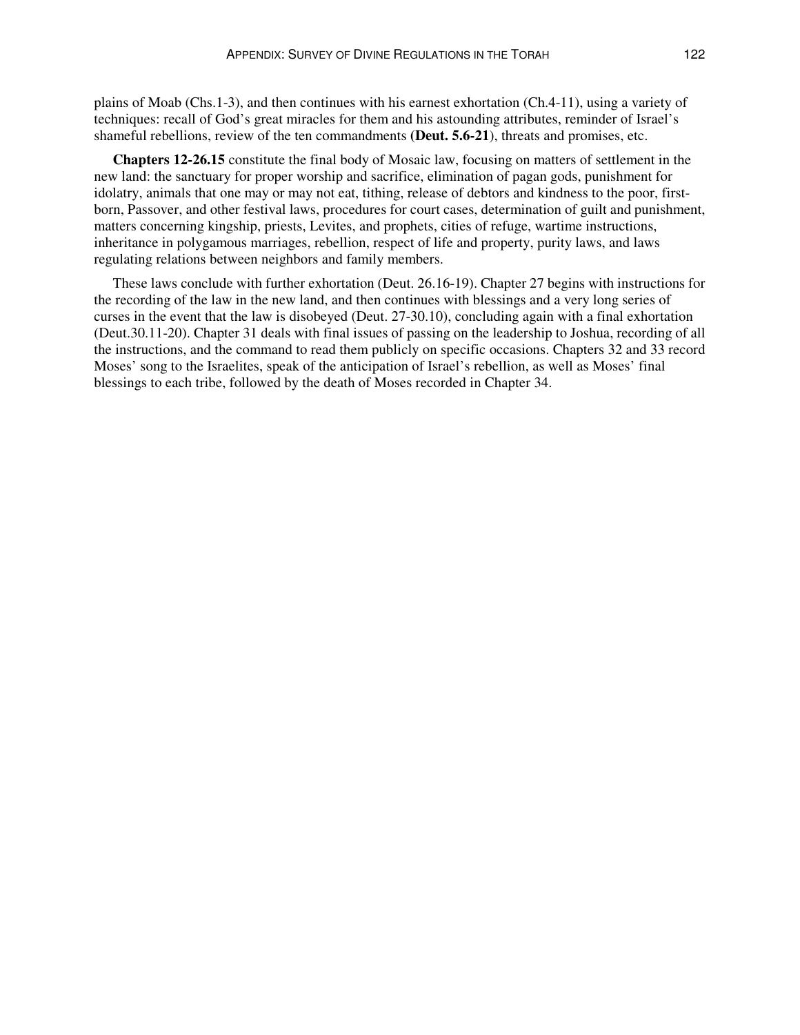plains of Moab (Chs.1-3), and then continues with his earnest exhortation (Ch.4-11), using a variety of techniques: recall of God's great miracles for them and his astounding attributes, reminder of Israel's shameful rebellions, review of the ten commandments **(Deut. 5.6-21)**, threats and promises, etc.

**Chapters 12-26.15** constitute the final body of Mosaic law, focusing on matters of settlement in the new land: the sanctuary for proper worship and sacrifice, elimination of pagan gods, punishment for idolatry, animals that one may or may not eat, tithing, release of debtors and kindness to the poor, first-born, Passover, and other festival laws, procedures for court cases, determination of guilt and punishment, matters concerning kingship, priests, Levites, and prophets, cities of refuge, wartime instructions, inheritance in polygamous marriages, rebellion, respect of life and property, purity laws, and laws regulating relations between neighbors and family members.

These laws conclude with further exhortation (Deut. 26.16-19). Chapter 27 begins with instructions for the recording of the law in the new land, and then continues with blessings and a very long series of curses in the event that the law is disobeyed (Deut. 27-30.10), concluding again with a final exhortation (Deut.30.11-20). Chapter 31 deals with final issues of passing on the leadership to Joshua, recording of all the instructions, and the command to read them publicly on specific occasions. Chapters 32 and 33 record Moses' song to the Israelites, speak of the anticipation of Israel's rebellion, as well as Moses' final blessings to each tribe, followed by the death of Moses recorded in Chapter 34.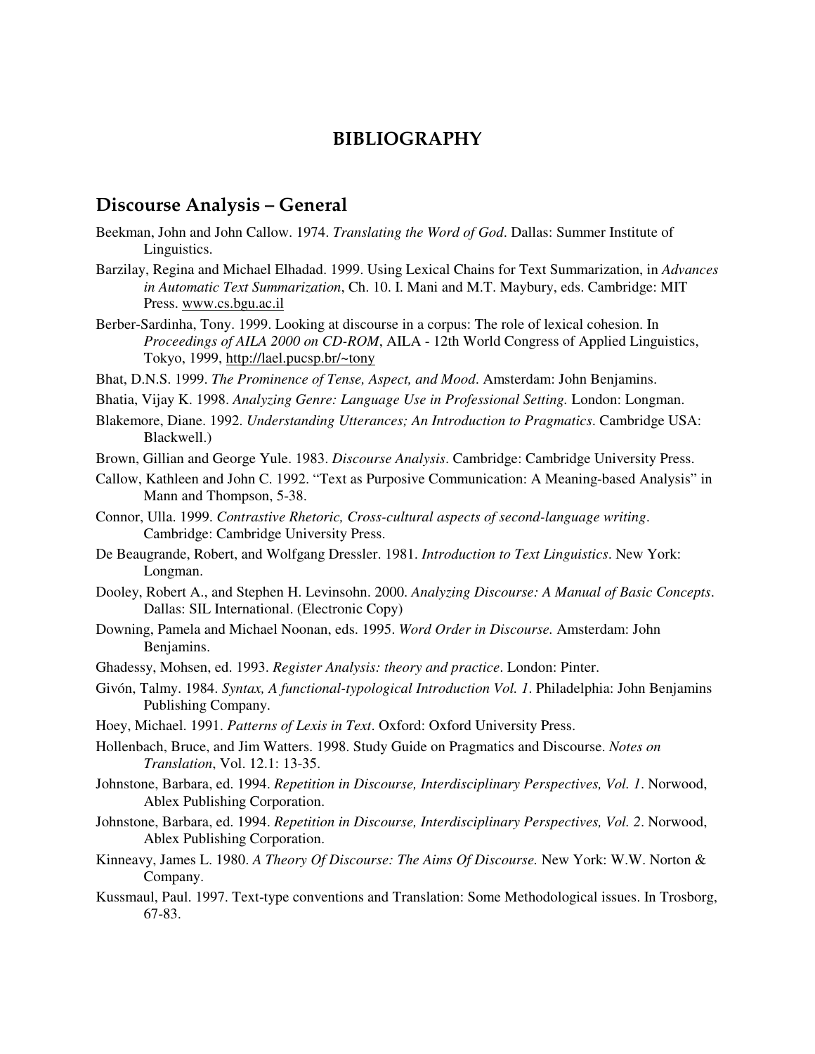# BIBLIOGRAPHY

## Discourse Analysis – General

Beekman, John and John Callow. 1974. *Translating the Word of God*. Dallas: Summer Institute of Linguistics.

Barzilay, Regina and Michael Elhadad. 1999. Using Lexical Chains for Text Summarization, in *Advances in Automatic Text Summarization*, Ch. 10. I. Mani and M.T. Maybury, eds. Cambridge: MIT Press. www.cs.bgu.ac.il

Berber-Sardinha, Tony. 1999. Looking at discourse in a corpus: The role of lexical cohesion. In *Proceedings of AILA 2000 on CD-ROM*, AILA - 12th World Congress of Applied Linguistics, Tokyo, 1999, http://lael.pucsp.br/~tony

Bhat, D.N.S. 1999. *The Prominence of Tense, Aspect, and Mood*. Amsterdam: John Benjamins.

Bhatia, Vijay K. 1998. *Analyzing Genre: Language Use in Professional Setting.* London: Longman.

Blakemore, Diane. 1992. *Understanding Utterances; An Introduction to Pragmatics*. Cambridge USA: Blackwell.)

Brown, Gillian and George Yule. 1983. *Discourse Analysis*. Cambridge: Cambridge University Press.

Callow, Kathleen and John C. 1992. "Text as Purposive Communication: A Meaning-based Analysis" in Mann and Thompson, 5-38.

Connor, Ulla. 1999. *Contrastive Rhetoric, Cross-cultural aspects of second-language writing*. Cambridge: Cambridge University Press.

De Beaugrande, Robert, and Wolfgang Dressler. 1981. *Introduction to Text Linguistics*. New York: Longman.

Dooley, Robert A., and Stephen H. Levinsohn. 2000. *Analyzing Discourse: A Manual of Basic Concepts*. Dallas: SIL International. (Electronic Copy)

Downing, Pamela and Michael Noonan, eds. 1995. *Word Order in Discourse.* Amsterdam: John Benjamins.

Ghadessy, Mohsen, ed. 1993. *Register Analysis: theory and practice*. London: Pinter.

Givón, Talmy. 1984. *Syntax, A functional-typological Introduction Vol. 1*. Philadelphia: John Benjamins Publishing Company.

Hoey, Michael. 1991. *Patterns of Lexis in Text*. Oxford: Oxford University Press.

Hollenbach, Bruce, and Jim Watters. 1998. Study Guide on Pragmatics and Discourse. *Notes on Translation*, Vol. 12.1: 13-35.

Johnstone, Barbara, ed. 1994. *Repetition in Discourse, Interdisciplinary Perspectives, Vol. 1*. Norwood, Ablex Publishing Corporation.

Johnstone, Barbara, ed. 1994. *Repetition in Discourse, Interdisciplinary Perspectives, Vol. 2*. Norwood, Ablex Publishing Corporation.

Kinneavy, James L. 1980. *A Theory Of Discourse: The Aims Of Discourse.* New York: W.W. Norton & Company.

Kussmaul, Paul. 1997. Text-type conventions and Translation: Some Methodological issues. In Trosborg, 67-83.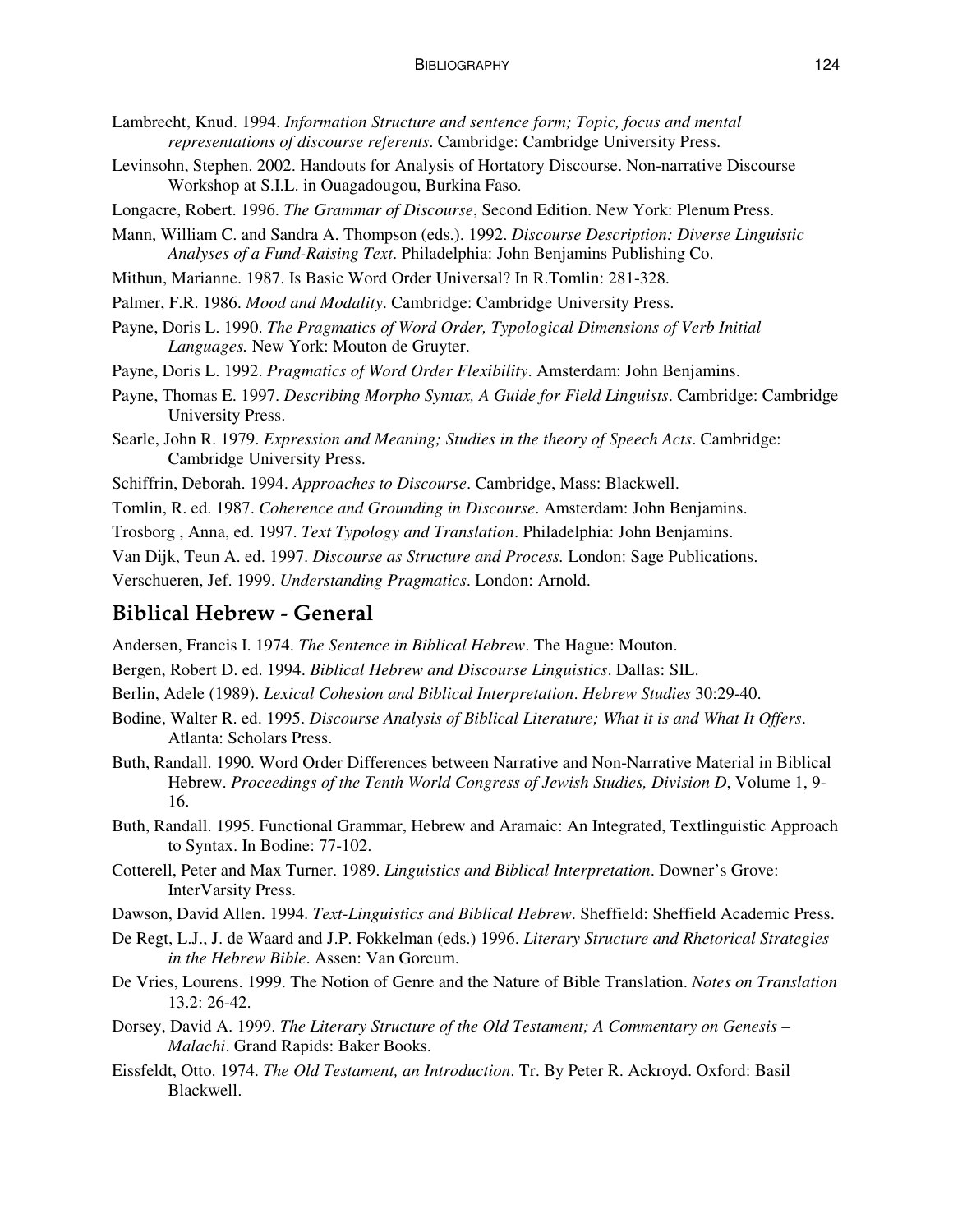Lambrecht, Knud. 1994. *Information Structure and sentence form; Topic, focus and mental representations of discourse referents*. Cambridge: Cambridge University Press.

Levinsohn, Stephen. 2002. Handouts for Analysis of Hortatory Discourse. Non-narrative Discourse Workshop at S.I.L. in Ouagadougou, Burkina Faso.

Longacre, Robert. 1996. *The Grammar of Discourse*, Second Edition. New York: Plenum Press.

Mann, William C. and Sandra A. Thompson (eds.). 1992. *Discourse Description: Diverse Linguistic Analyses of a Fund-Raising Text*. Philadelphia: John Benjamins Publishing Co.

Mithun, Marianne. 1987. Is Basic Word Order Universal? In R.Tomlin: 281-328.

Palmer, F.R. 1986. *Mood and Modality*. Cambridge: Cambridge University Press.

Payne, Doris L. 1990. *The Pragmatics of Word Order, Typological Dimensions of Verb Initial Languages.* New York: Mouton de Gruyter.

Payne, Doris L. 1992. *Pragmatics of Word Order Flexibility*. Amsterdam: John Benjamins.

Payne, Thomas E. 1997. *Describing Morpho Syntax, A Guide for Field Linguists*. Cambridge: Cambridge University Press.

Searle, John R. 1979. *Expression and Meaning; Studies in the theory of Speech Acts*. Cambridge: Cambridge University Press.

Schiffrin, Deborah. 1994. *Approaches to Discourse*. Cambridge, Mass: Blackwell.

Tomlin, R. ed. 1987. *Coherence and Grounding in Discourse*. Amsterdam: John Benjamins.

Trosborg , Anna, ed. 1997. *Text Typology and Translation*. Philadelphia: John Benjamins.

Van Dijk, Teun A. ed. 1997. *Discourse as Structure and Process.* London: Sage Publications.

Verschueren, Jef. 1999. *Understanding Pragmatics*. London: Arnold.

## Biblical Hebrew - General

Andersen, Francis I. 1974. *The Sentence in Biblical Hebrew*. The Hague: Mouton.

Bergen, Robert D. ed. 1994. *Biblical Hebrew and Discourse Linguistics*. Dallas: SIL.

Berlin, Adele (1989). *Lexical Cohesion and Biblical Interpretation*. *Hebrew Studies* 30:29-40.

Bodine, Walter R. ed. 1995. *Discourse Analysis of Biblical Literature; What it is and What It Offers*. Atlanta: Scholars Press.

Buth, Randall. 1990. Word Order Differences between Narrative and Non-Narrative Material in Biblical Hebrew. *Proceedings of the Tenth World Congress of Jewish Studies, Division D*, Volume 1, 9-16.

Buth, Randall. 1995. Functional Grammar, Hebrew and Aramaic: An Integrated, Textlinguistic Approach to Syntax. In Bodine: 77-102.

Cotterell, Peter and Max Turner. 1989. *Linguistics and Biblical Interpretation*. Downer's Grove: InterVarsity Press.

Dawson, David Allen. 1994. *Text-Linguistics and Biblical Hebrew*. Sheffield: Sheffield Academic Press.

De Regt, L.J., J. de Waard and J.P. Fokkelman (eds.) 1996. *Literary Structure and Rhetorical Strategies in the Hebrew Bible*. Assen: Van Gorcum.

De Vries, Lourens. 1999. The Notion of Genre and the Nature of Bible Translation. *Notes on Translation* 13.2: 26-42.

Dorsey, David A. 1999. *The Literary Structure of the Old Testament; A Commentary on Genesis – Malachi*. Grand Rapids: Baker Books.

Eissfeldt, Otto. 1974. *The Old Testament, an Introduction*. Tr. By Peter R. Ackroyd. Oxford: Basil Blackwell.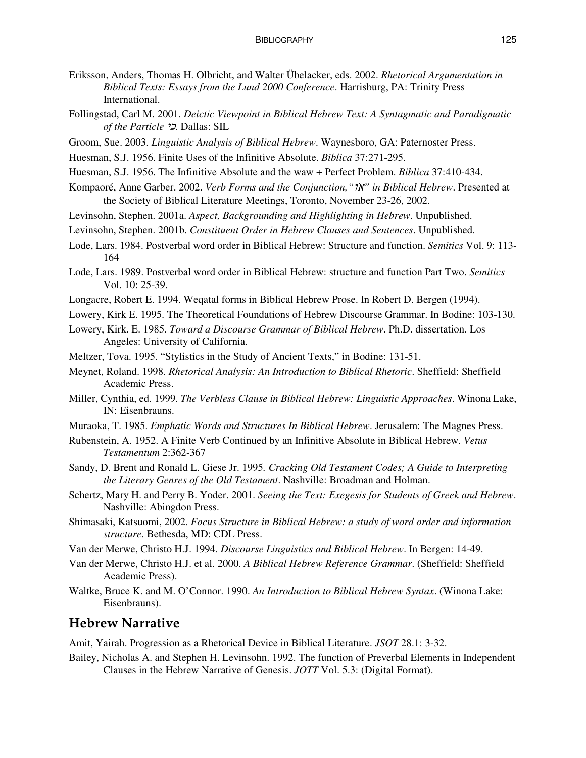Eriksson, Anders, Thomas H. Olbricht, and Walter Übelacker, eds. 2002. *Rhetorical Argumentation in Biblical Texts: Essays from the Lund 2000 Conference*. Harrisburg, PA: Trinity Press International.

Follingstad, Carl M. 2001. *Deictic Viewpoint in Biblical Hebrew Text: A Syntagmatic and Paradigmatic of the Particle כי*. Dallas: SIL

Groom, Sue. 2003. *Linguistic Analysis of Biblical Hebrew*. Waynesboro, GA: Paternoster Press.

Huesman, S.J. 1956. Finite Uses of the Infinitive Absolute. *Biblica* 37:271-295.

Huesman, S.J. 1956. The Infinitive Absolute and the waw + Perfect Problem. *Biblica* 37:410-434.

Kompaoré, Anne Garber. 2002. *Verb Forms and the Conjunction,"או" in Biblical Hebrew*. Presented at the Society of Biblical Literature Meetings, Toronto, November 23-26, 2002.

Levinsohn, Stephen. 2001a. *Aspect, Backgrounding and Highlighting in Hebrew*. Unpublished.

Levinsohn, Stephen. 2001b. *Constituent Order in Hebrew Clauses and Sentences*. Unpublished.

Lode, Lars. 1984. Postverbal word order in Biblical Hebrew: Structure and function. *Semitics* Vol. 9: 113-164

Lode, Lars. 1989. Postverbal word order in Biblical Hebrew: structure and function Part Two. *Semitics* Vol. 10: 25-39.

Longacre, Robert E. 1994. Weqatal forms in Biblical Hebrew Prose. In Robert D. Bergen (1994).

Lowery, Kirk E. 1995. The Theoretical Foundations of Hebrew Discourse Grammar. In Bodine: 103-130.

Lowery, Kirk. E. 1985. *Toward a Discourse Grammar of Biblical Hebrew*. Ph.D. dissertation. Los Angeles: University of California.

Meltzer, Tova. 1995. "Stylistics in the Study of Ancient Texts," in Bodine: 131-51.

Meynet, Roland. 1998. *Rhetorical Analysis: An Introduction to Biblical Rhetoric*. Sheffield: Sheffield Academic Press.

Miller, Cynthia, ed. 1999. *The Verbless Clause in Biblical Hebrew: Linguistic Approaches*. Winona Lake, IN: Eisenbrauns.

Muraoka, T. 1985. *Emphatic Words and Structures In Biblical Hebrew*. Jerusalem: The Magnes Press.

Rubenstein, A. 1952. A Finite Verb Continued by an Infinitive Absolute in Biblical Hebrew. *Vetus Testamentum* 2:362-367

Sandy, D. Brent and Ronald L. Giese Jr. 1995*. Cracking Old Testament Codes; A Guide to Interpreting the Literary Genres of the Old Testament*. Nashville: Broadman and Holman.

Schertz, Mary H. and Perry B. Yoder. 2001. *Seeing the Text: Exegesis for Students of Greek and Hebrew*. Nashville: Abingdon Press.

Shimasaki, Katsuomi, 2002. *Focus Structure in Biblical Hebrew: a study of word order and information structure*. Bethesda, MD: CDL Press.

Van der Merwe, Christo H.J. 1994. *Discourse Linguistics and Biblical Hebrew*. In Bergen: 14-49.

Van der Merwe, Christo H.J. et al. 2000. *A Biblical Hebrew Reference Grammar*. (Sheffield: Sheffield Academic Press).

Waltke, Bruce K. and M. O'Connor. 1990. *An Introduction to Biblical Hebrew Syntax*. (Winona Lake: Eisenbrauns).

## Hebrew Narrative

Amit, Yairah. Progression as a Rhetorical Device in Biblical Literature. *JSOT* 28.1: 3-32.

Bailey, Nicholas A. and Stephen H. Levinsohn. 1992. The function of Preverbal Elements in Independent Clauses in the Hebrew Narrative of Genesis. *JOTT* Vol. 5.3: (Digital Format).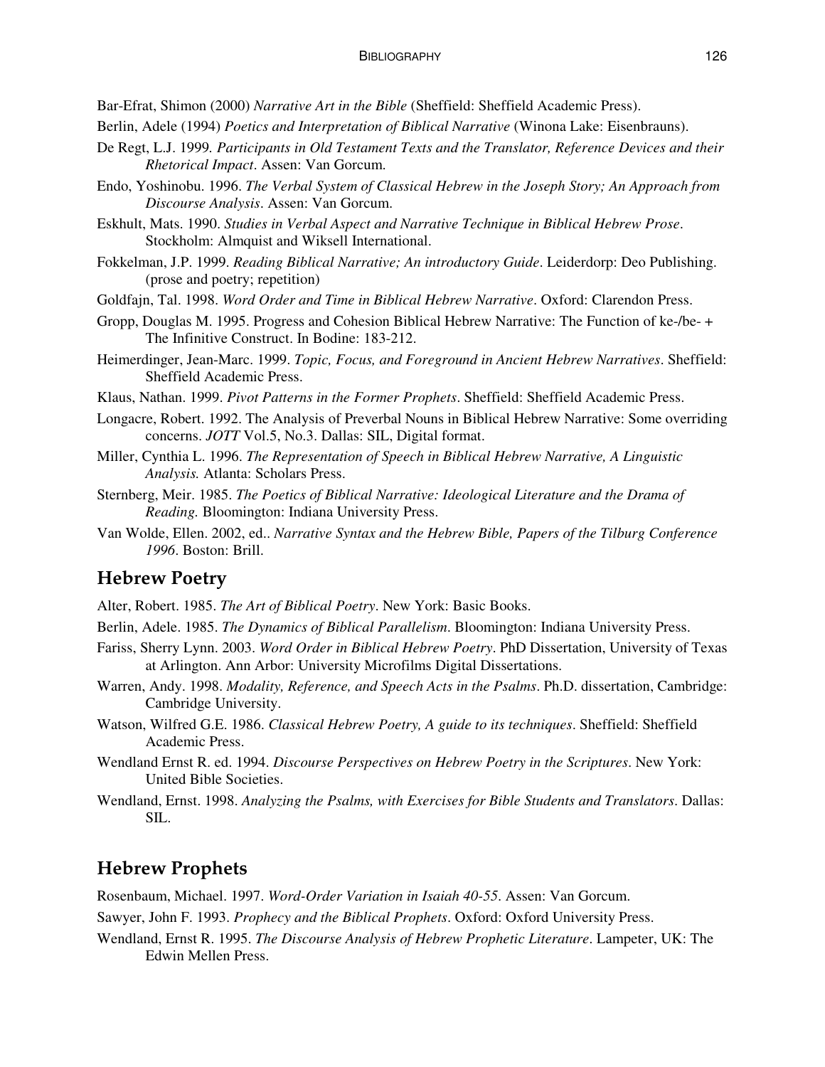Bar-Efrat, Shimon (2000) *Narrative Art in the Bible* (Sheffield: Sheffield Academic Press).

Berlin, Adele (1994) *Poetics and Interpretation of Biblical Narrative* (Winona Lake: Eisenbrauns).

De Regt, L.J. 1999. *Participants in Old Testament Texts and the Translator, Reference Devices and their Rhetorical Impact*. Assen: Van Gorcum.

Endo, Yoshinobu. 1996. *The Verbal System of Classical Hebrew in the Joseph Story; An Approach from Discourse Analysis*. Assen: Van Gorcum.

Eskhult, Mats. 1990. *Studies in Verbal Aspect and Narrative Technique in Biblical Hebrew Prose*. Stockholm: Almquist and Wiksell International.

Fokkelman, J.P. 1999. *Reading Biblical Narrative; An introductory Guide*. Leiderdorp: Deo Publishing. (prose and poetry; repetition)

Goldfajn, Tal. 1998. *Word Order and Time in Biblical Hebrew Narrative*. Oxford: Clarendon Press.

Gropp, Douglas M. 1995. Progress and Cohesion Biblical Hebrew Narrative: The Function of ke-/be- + The Infinitive Construct. In Bodine: 183-212.

Heimerdinger, Jean-Marc. 1999. *Topic, Focus, and Foreground in Ancient Hebrew Narratives*. Sheffield: Sheffield Academic Press.

Klaus, Nathan. 1999. *Pivot Patterns in the Former Prophets*. Sheffield: Sheffield Academic Press.

Longacre, Robert. 1992. The Analysis of Preverbal Nouns in Biblical Hebrew Narrative: Some overriding concerns. *JOTT* Vol.5, No.3. Dallas: SIL, Digital format.

Miller, Cynthia L. 1996. *The Representation of Speech in Biblical Hebrew Narrative, A Linguistic Analysis.* Atlanta: Scholars Press.

Sternberg, Meir. 1985. *The Poetics of Biblical Narrative: Ideological Literature and the Drama of Reading.* Bloomington: Indiana University Press.

Van Wolde, Ellen. 2002, ed.. *Narrative Syntax and the Hebrew Bible, Papers of the Tilburg Conference 1996*. Boston: Brill.

## Hebrew Poetry

Alter, Robert. 1985. *The Art of Biblical Poetry*. New York: Basic Books.

Berlin, Adele. 1985. *The Dynamics of Biblical Parallelism*. Bloomington: Indiana University Press.

Fariss, Sherry Lynn. 2003. *Word Order in Biblical Hebrew Poetry*. PhD Dissertation, University of Texas at Arlington. Ann Arbor: University Microfilms Digital Dissertations.

Warren, Andy. 1998. *Modality, Reference, and Speech Acts in the Psalms*. Ph.D. dissertation, Cambridge: Cambridge University.

Watson, Wilfred G.E. 1986. *Classical Hebrew Poetry, A guide to its techniques*. Sheffield: Sheffield Academic Press.

Wendland Ernst R. ed. 1994. *Discourse Perspectives on Hebrew Poetry in the Scriptures*. New York: United Bible Societies.

Wendland, Ernst. 1998. *Analyzing the Psalms, with Exercises for Bible Students and Translators*. Dallas: SIL.

## Hebrew Prophets

Rosenbaum, Michael. 1997. *Word-Order Variation in Isaiah 40-55*. Assen: Van Gorcum.

Sawyer, John F. 1993. *Prophecy and the Biblical Prophets*. Oxford: Oxford University Press.

Wendland, Ernst R. 1995. *The Discourse Analysis of Hebrew Prophetic Literature*. Lampeter, UK: The Edwin Mellen Press.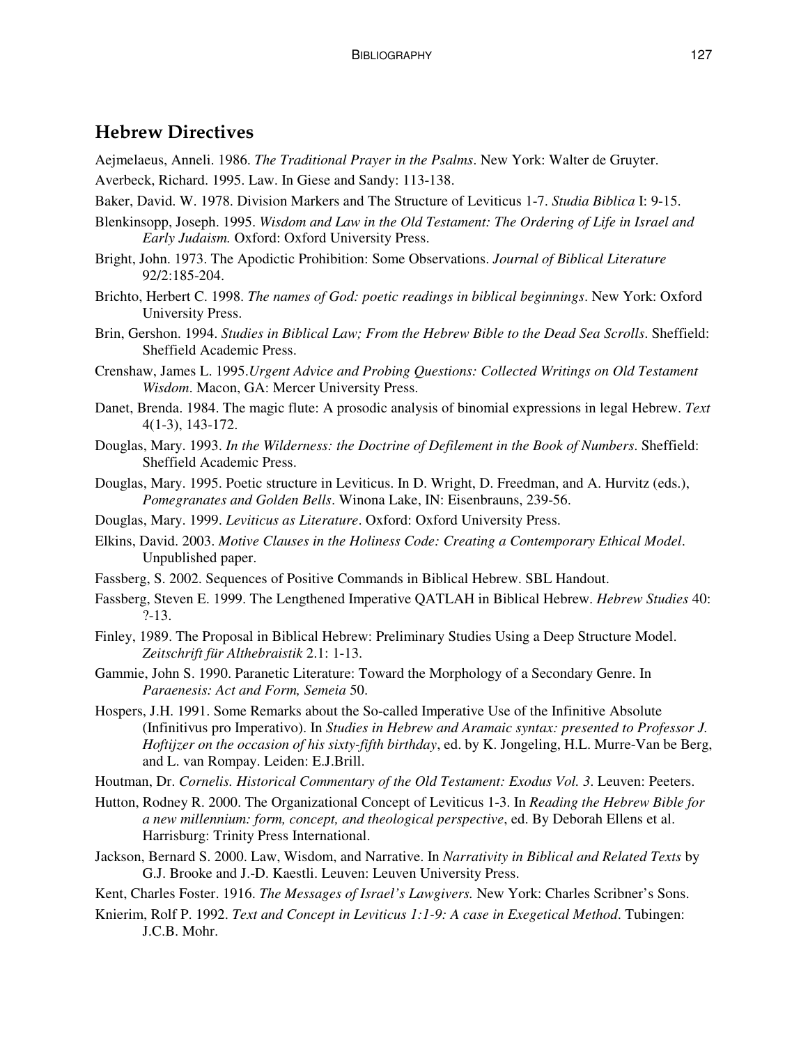## Hebrew Directives

Aejmelaeus, Anneli. 1986. *The Traditional Prayer in the Psalms*. New York: Walter de Gruyter.

Averbeck, Richard. 1995. Law. In Giese and Sandy: 113-138.

Baker, David. W. 1978. Division Markers and The Structure of Leviticus 1-7. *Studia Biblica* I: 9-15.

Blenkinsopp, Joseph. 1995. *Wisdom and Law in the Old Testament: The Ordering of Life in Israel and Early Judaism.* Oxford: Oxford University Press.

Bright, John. 1973. The Apodictic Prohibition: Some Observations. *Journal of Biblical Literature* 92/2:185-204.

Brichto, Herbert C. 1998. *The names of God: poetic readings in biblical beginnings*. New York: Oxford University Press.

Brin, Gershon. 1994. *Studies in Biblical Law; From the Hebrew Bible to the Dead Sea Scrolls*. Sheffield: Sheffield Academic Press.

Crenshaw, James L. 1995.*Urgent Advice and Probing Questions: Collected Writings on Old Testament Wisdom*. Macon, GA: Mercer University Press.

Danet, Brenda. 1984. The magic flute: A prosodic analysis of binomial expressions in legal Hebrew. *Text* 4(1-3), 143-172.

Douglas, Mary. 1993. *In the Wilderness: the Doctrine of Defilement in the Book of Numbers*. Sheffield: Sheffield Academic Press.

Douglas, Mary. 1995. Poetic structure in Leviticus. In D. Wright, D. Freedman, and A. Hurvitz (eds.), *Pomegranates and Golden Bells*. Winona Lake, IN: Eisenbrauns, 239-56.

Douglas, Mary. 1999. *Leviticus as Literature*. Oxford: Oxford University Press.

Elkins, David. 2003. *Motive Clauses in the Holiness Code: Creating a Contemporary Ethical Model*. Unpublished paper.

Fassberg, S. 2002. Sequences of Positive Commands in Biblical Hebrew. SBL Handout.

Fassberg, Steven E. 1999. The Lengthened Imperative QATLAH in Biblical Hebrew. *Hebrew Studies* 40: ?-13.

Finley, 1989. The Proposal in Biblical Hebrew: Preliminary Studies Using a Deep Structure Model. *Zeitschrift für Althebraistik* 2.1: 1-13.

Gammie, John S. 1990. Paranetic Literature: Toward the Morphology of a Secondary Genre. In *Paraenesis: Act and Form, Semeia* 50.

Hospers, J.H. 1991. Some Remarks about the So-called Imperative Use of the Infinitive Absolute (Infinitivus pro Imperativo). In *Studies in Hebrew and Aramaic syntax: presented to Professor J. Hoftijzer on the occasion of his sixty-fifth birthday*, ed. by K. Jongeling, H.L. Murre-Van be Berg, and L. van Rompay. Leiden: E.J.Brill.

Houtman, Dr. *Cornelis. Historical Commentary of the Old Testament: Exodus Vol. 3*. Leuven: Peeters.

Hutton, Rodney R. 2000. The Organizational Concept of Leviticus 1-3. In *Reading the Hebrew Bible for a new millennium: form, concept, and theological perspective*, ed. By Deborah Ellens et al. Harrisburg: Trinity Press International.

Jackson, Bernard S. 2000. Law, Wisdom, and Narrative. In *Narrativity in Biblical and Related Texts* by G.J. Brooke and J.-D. Kaestli. Leuven: Leuven University Press.

Kent, Charles Foster. 1916. *The Messages of Israel's Lawgivers.* New York: Charles Scribner's Sons.

Knierim, Rolf P. 1992. *Text and Concept in Leviticus 1:1-9: A case in Exegetical Method*. Tubingen: J.C.B. Mohr.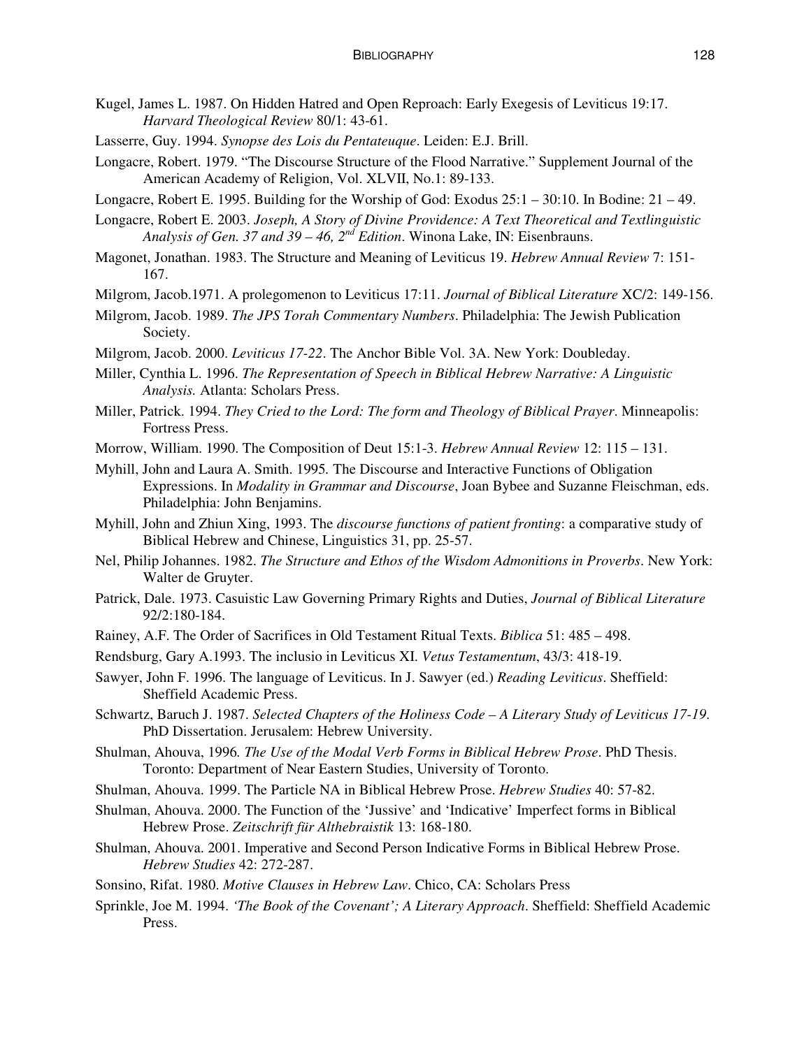Kugel, James L. 1987. On Hidden Hatred and Open Reproach: Early Exegesis of Leviticus 19:17. *Harvard Theological Review* 80/1: 43-61.

Lasserre, Guy. 1994. *Synopse des Lois du Pentateuque*. Leiden: E.J. Brill.

Longacre, Robert. 1979. "The Discourse Structure of the Flood Narrative." Supplement Journal of the American Academy of Religion, Vol. XLVII, No.1: 89-133.

Longacre, Robert E. 1995. Building for the Worship of God: Exodus 25:1 – 30:10. In Bodine: 21 – 49.

Longacre, Robert E. 2003. *Joseph, A Story of Divine Providence: A Text Theoretical and Textlinguistic Analysis of Gen. 37 and 39 – 46, 2nd Edition*. Winona Lake, IN: Eisenbrauns.

Magonet, Jonathan. 1983. The Structure and Meaning of Leviticus 19. *Hebrew Annual Review* 7: 151-167.

Milgrom, Jacob.1971. A prolegomenon to Leviticus 17:11. *Journal of Biblical Literature* XC/2: 149-156.

Milgrom, Jacob. 1989. *The JPS Torah Commentary Numbers*. Philadelphia: The Jewish Publication Society.

Milgrom, Jacob. 2000. *Leviticus 17-22*. The Anchor Bible Vol. 3A. New York: Doubleday.

Miller, Cynthia L. 1996. *The Representation of Speech in Biblical Hebrew Narrative: A Linguistic Analysis.* Atlanta: Scholars Press.

Miller, Patrick. 1994. *They Cried to the Lord: The form and Theology of Biblical Prayer*. Minneapolis: Fortress Press.

Morrow, William. 1990. The Composition of Deut 15:1-3. *Hebrew Annual Review* 12: 115 – 131.

Myhill, John and Laura A. Smith. 1995. The Discourse and Interactive Functions of Obligation Expressions. In *Modality in Grammar and Discourse*, Joan Bybee and Suzanne Fleischman, eds. Philadelphia: John Benjamins.

Myhill, John and Zhiun Xing, 1993. The *discourse functions of patient fronting*: a comparative study of Biblical Hebrew and Chinese, Linguistics 31, pp. 25-57.

Nel, Philip Johannes. 1982. *The Structure and Ethos of the Wisdom Admonitions in Proverbs*. New York: Walter de Gruyter.

Patrick, Dale. 1973. Casuistic Law Governing Primary Rights and Duties, *Journal of Biblical Literature* 92/2:180-184.

Rainey, A.F. The Order of Sacrifices in Old Testament Ritual Texts. *Biblica* 51: 485 – 498.

Rendsburg, Gary A.1993. The inclusio in Leviticus XI. *Vetus Testamentum*, 43/3: 418-19.

Sawyer, John F. 1996. The language of Leviticus. In J. Sawyer (ed.) *Reading Leviticus*. Sheffield: Sheffield Academic Press.

Schwartz, Baruch J. 1987. *Selected Chapters of the Holiness Code – A Literary Study of Leviticus 17-19*. PhD Dissertation. Jerusalem: Hebrew University.

Shulman, Ahouva, 1996. *The Use of the Modal Verb Forms in Biblical Hebrew Prose*. PhD Thesis. Toronto: Department of Near Eastern Studies, University of Toronto.

Shulman, Ahouva. 1999. The Particle NA in Biblical Hebrew Prose. *Hebrew Studies* 40: 57-82.

Shulman, Ahouva. 2000. The Function of the 'Jussive' and 'Indicative' Imperfect forms in Biblical Hebrew Prose. *Zeitschrift für Althebraistik* 13: 168-180.

Shulman, Ahouva. 2001. Imperative and Second Person Indicative Forms in Biblical Hebrew Prose. *Hebrew Studies* 42: 272-287.

Sonsino, Rifat. 1980. *Motive Clauses in Hebrew Law*. Chico, CA: Scholars Press

Sprinkle, Joe M. 1994. *'The Book of the Covenant'; A Literary Approach*. Sheffield: Sheffield Academic Press.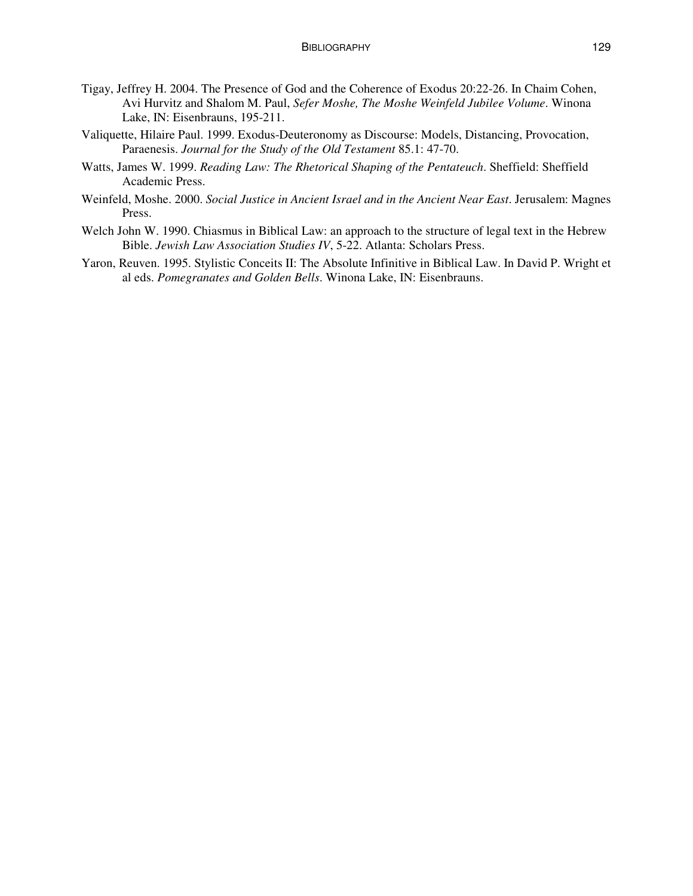Tigay, Jeffrey H. 2004. The Presence of God and the Coherence of Exodus 20:22-26. In Chaim Cohen, Avi Hurvitz and Shalom M. Paul, *Sefer Moshe, The Moshe Weinfeld Jubilee Volume*. Winona Lake, IN: Eisenbrauns, 195-211.

Valiquette, Hilaire Paul. 1999. Exodus-Deuteronomy as Discourse: Models, Distancing, Provocation, Paraenesis. *Journal for the Study of the Old Testament* 85.1: 47-70.

Watts, James W. 1999. *Reading Law: The Rhetorical Shaping of the Pentateuch*. Sheffield: Sheffield Academic Press.

Weinfeld, Moshe. 2000. *Social Justice in Ancient Israel and in the Ancient Near East*. Jerusalem: Magnes Press.

Welch John W. 1990. Chiasmus in Biblical Law: an approach to the structure of legal text in the Hebrew Bible. *Jewish Law Association Studies IV*, 5-22. Atlanta: Scholars Press.

Yaron, Reuven. 1995. Stylistic Conceits II: The Absolute Infinitive in Biblical Law. In David P. Wright et al eds. *Pomegranates and Golden Bells*. Winona Lake, IN: Eisenbrauns.